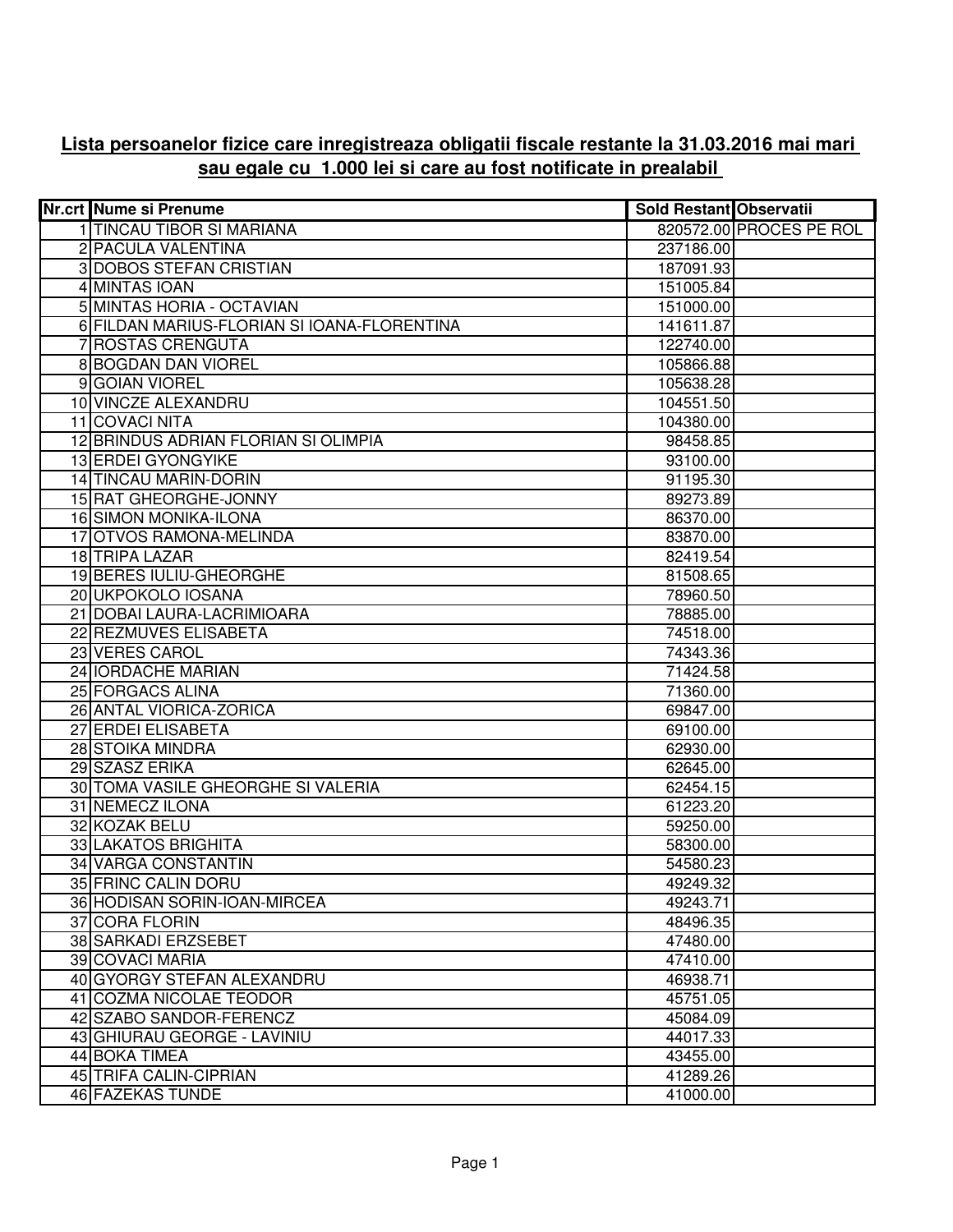**Lista persoanelor fizice care inregistreaza obligatii fiscale restante la 31.03.2016 mai mari sau egale cu 1.000 lei si care au fost notificate in prealabil**

| Nr.crt | Nume si Prenume | Sold Restant | Observatii |
|---|---|---|---|
| 1 | TINCAU TIBOR SI MARIANA | 820572.00 | PROCES PE ROL |
| 2 | PACULA VALENTINA | 237186.00 | |
| 3 | DOBOS STEFAN CRISTIAN | 187091.93 | |
| 4 | MINTAS IOAN | 151005.84 | |
| 5 | MINTAS HORIA - OCTAVIAN | 151000.00 | |
| 6 | FILDAN MARIUS-FLORIAN SI IOANA-FLORENTINA | 141611.87 | |
| 7 | ROSTAS CRENGUTA | 122740.00 | |
| 8 | BOGDAN DAN VIOREL | 105866.88 | |
| 9 | GOIAN VIOREL | 105638.28 | |
| 10 | VINCZE ALEXANDRU | 104551.50 | |
| 11 | COVACI NITA | 104380.00 | |
| 12 | BRINDUS ADRIAN FLORIAN SI OLIMPIA | 98458.85 | |
| 13 | ERDEI GYONGYIKE | 93100.00 | |
| 14 | TINCAU MARIN-DORIN | 91195.30 | |
| 15 | RAT GHEORGHE-JONNY | 89273.89 | |
| 16 | SIMON MONIKA-ILONA | 86370.00 | |
| 17 | OTVOS RAMONA-MELINDA | 83870.00 | |
| 18 | TRIPA LAZAR | 82419.54 | |
| 19 | BERES IULIU-GHEORGHE | 81508.65 | |
| 20 | UKPOKOLO IOSANA | 78960.50 | |
| 21 | DOBAI LAURA-LACRIMIOARA | 78885.00 | |
| 22 | REZMUVES ELISABETA | 74518.00 | |
| 23 | VERES CAROL | 74343.36 | |
| 24 | IORDACHE MARIAN | 71424.58 | |
| 25 | FORGACS ALINA | 71360.00 | |
| 26 | ANTAL VIORICA-ZORICA | 69847.00 | |
| 27 | ERDEI ELISABETA | 69100.00 | |
| 28 | STOIKA MINDRA | 62930.00 | |
| 29 | SZASZ ERIKA | 62645.00 | |
| 30 | TOMA VASILE GHEORGHE SI VALERIA | 62454.15 | |
| 31 | NEMECZ ILONA | 61223.20 | |
| 32 | KOZAK BELU | 59250.00 | |
| 33 | LAKATOS BRIGHITA | 58300.00 | |
| 34 | VARGA CONSTANTIN | 54580.23 | |
| 35 | FRINC CALIN DORU | 49249.32 | |
| 36 | HODISAN SORIN-IOAN-MIRCEA | 49243.71 | |
| 37 | CORA FLORIN | 48496.35 | |
| 38 | SARKADI ERZSEBET | 47480.00 | |
| 39 | COVACI MARIA | 47410.00 | |
| 40 | GYORGY STEFAN ALEXANDRU | 46938.71 | |
| 41 | COZMA NICOLAE TEODOR | 45751.05 | |
| 42 | SZABO SANDOR-FERENCZ | 45084.09 | |
| 43 | GHIURAU GEORGE - LAVINIU | 44017.33 | |
| 44 | BOKA TIMEA | 43455.00 | |
| 45 | TRIFA CALIN-CIPRIAN | 41289.26 | |
| 46 | FAZEKAS TUNDE | 41000.00 | |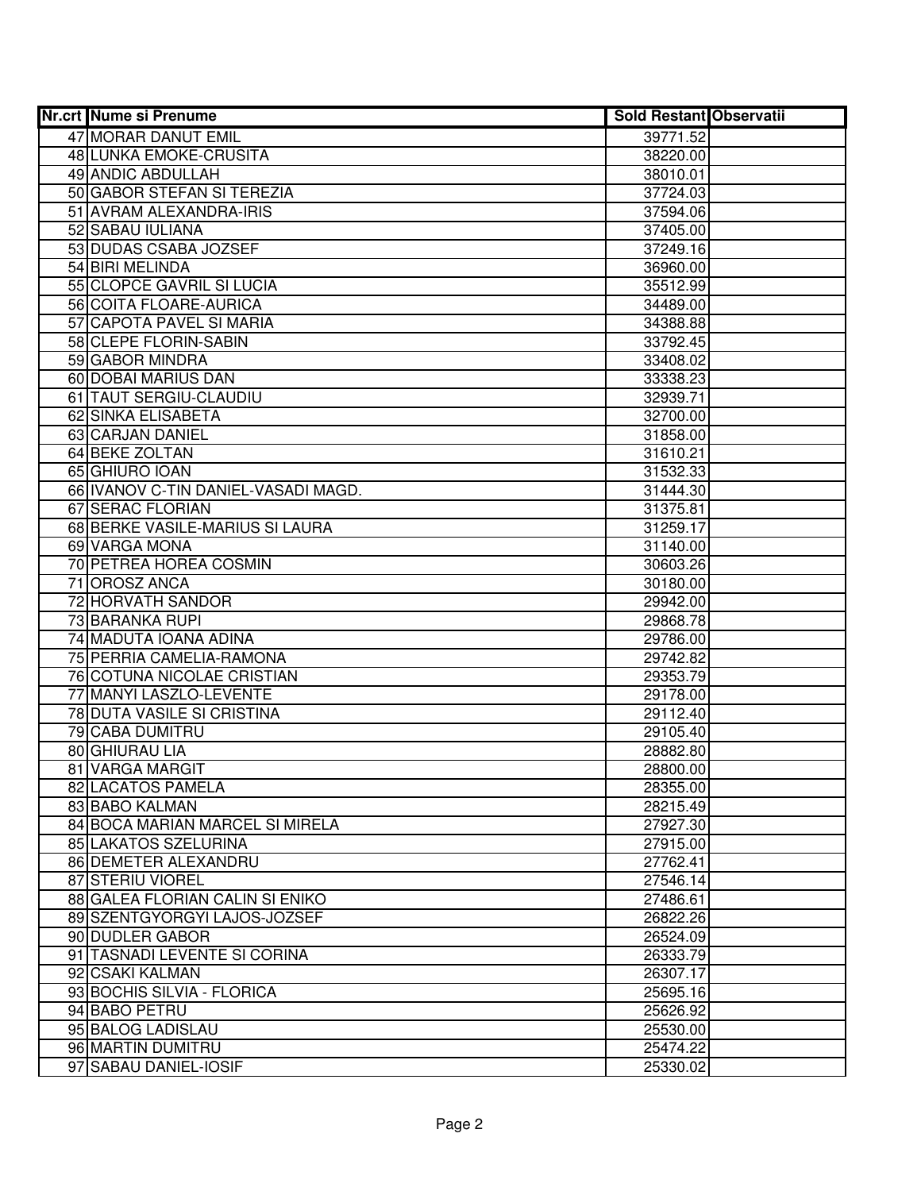| Nr.crt | Nume si Prenume | Sold Restant | Observatii |
|---|---|---|---|
| 47 | MORAR DANUT EMIL | 39771.52 | |
| 48 | LUNKA EMOKE-CRUSITA | 38220.00 | |
| 49 | ANDIC ABDULLAH | 38010.01 | |
| 50 | GABOR STEFAN SI TEREZIA | 37724.03 | |
| 51 | AVRAM ALEXANDRA-IRIS | 37594.06 | |
| 52 | SABAU IULIANA | 37405.00 | |
| 53 | DUDAS CSABA JOZSEF | 37249.16 | |
| 54 | BIRI MELINDA | 36960.00 | |
| 55 | CLOPCE GAVRIL SI LUCIA | 35512.99 | |
| 56 | COITA FLOARE-AURICA | 34489.00 | |
| 57 | CAPOTA PAVEL SI MARIA | 34388.88 | |
| 58 | CLEPE FLORIN-SABIN | 33792.45 | |
| 59 | GABOR MINDRA | 33408.02 | |
| 60 | DOBAI MARIUS DAN | 33338.23 | |
| 61 | TAUT SERGIU-CLAUDIU | 32939.71 | |
| 62 | SINKA ELISABETA | 32700.00 | |
| 63 | CARJAN DANIEL | 31858.00 | |
| 64 | BEKE ZOLTAN | 31610.21 | |
| 65 | GHIURO IOAN | 31532.33 | |
| 66 | IVANOV C-TIN DANIEL-VASADI MAGD. | 31444.30 | |
| 67 | SERAC FLORIAN | 31375.81 | |
| 68 | BERKE VASILE-MARIUS SI LAURA | 31259.17 | |
| 69 | VARGA MONA | 31140.00 | |
| 70 | PETREA HOREA COSMIN | 30603.26 | |
| 71 | OROSZ ANCA | 30180.00 | |
| 72 | HORVATH SANDOR | 29942.00 | |
| 73 | BARANKA RUPI | 29868.78 | |
| 74 | MADUTA IOANA ADINA | 29786.00 | |
| 75 | PERRIA CAMELIA-RAMONA | 29742.82 | |
| 76 | COTUNA NICOLAE CRISTIAN | 29353.79 | |
| 77 | MANYI LASZLO-LEVENTE | 29178.00 | |
| 78 | DUTA VASILE SI CRISTINA | 29112.40 | |
| 79 | CABA DUMITRU | 29105.40 | |
| 80 | GHIURAU LIA | 28882.80 | |
| 81 | VARGA MARGIT | 28800.00 | |
| 82 | LACATOS PAMELA | 28355.00 | |
| 83 | BABO KALMAN | 28215.49 | |
| 84 | BOCA MARIAN MARCEL SI MIRELA | 27927.30 | |
| 85 | LAKATOS SZELURINA | 27915.00 | |
| 86 | DEMETER ALEXANDRU | 27762.41 | |
| 87 | STERIU VIOREL | 27546.14 | |
| 88 | GALEA FLORIAN CALIN SI ENIKO | 27486.61 | |
| 89 | SZENTGYORGYI LAJOS-JOZSEF | 26822.26 | |
| 90 | DUDLER GABOR | 26524.09 | |
| 91 | TASNADI LEVENTE SI CORINA | 26333.79 | |
| 92 | CSAKI KALMAN | 26307.17 | |
| 93 | BOCHIS SILVIA - FLORICA | 25695.16 | |
| 94 | BABO PETRU | 25626.92 | |
| 95 | BALOG LADISLAU | 25530.00 | |
| 96 | MARTIN DUMITRU | 25474.22 | |
| 97 | SABAU DANIEL-IOSIF | 25330.02 | |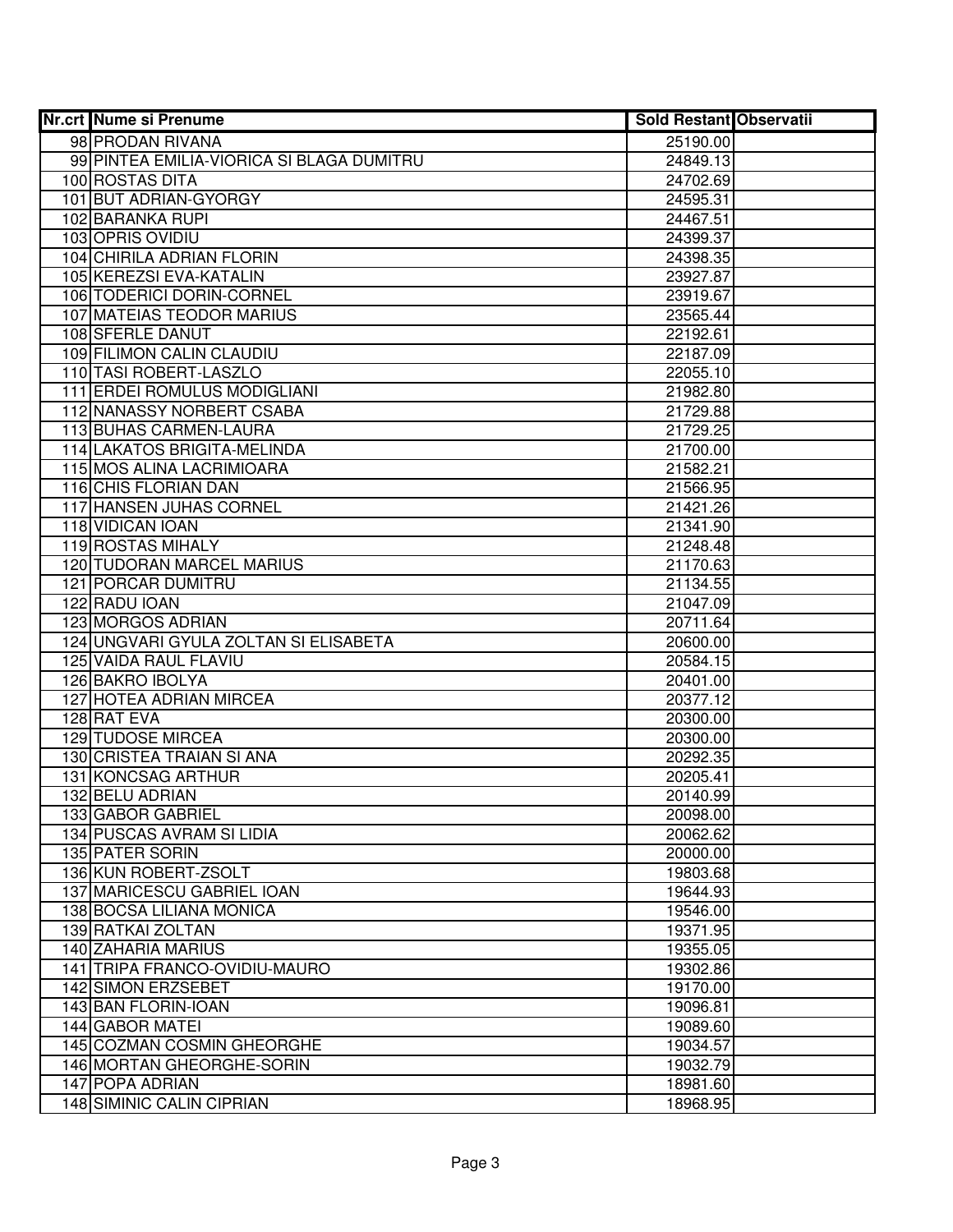| Nr.crt | Nume si Prenume | Sold Restant | Observatii |
|---|---|---|---|
| 98 | PRODAN RIVANA | 25190.00 | |
| 99 | PINTEA EMILIA-VIORICA SI BLAGA DUMITRU | 24849.13 | |
| 100 | ROSTAS DITA | 24702.69 | |
| 101 | BUT ADRIAN-GYORGY | 24595.31 | |
| 102 | BARANKA RUPI | 24467.51 | |
| 103 | OPRIS OVIDIU | 24399.37 | |
| 104 | CHIRILA ADRIAN FLORIN | 24398.35 | |
| 105 | KEREZSI EVA-KATALIN | 23927.87 | |
| 106 | TODERICI DORIN-CORNEL | 23919.67 | |
| 107 | MATEIAS TEODOR MARIUS | 23565.44 | |
| 108 | SFERLE DANUT | 22192.61 | |
| 109 | FILIMON CALIN CLAUDIU | 22187.09 | |
| 110 | TASI ROBERT-LASZLO | 22055.10 | |
| 111 | ERDEI ROMULUS MODIGLIANI | 21982.80 | |
| 112 | NANASSY NORBERT CSABA | 21729.88 | |
| 113 | BUHAS CARMEN-LAURA | 21729.25 | |
| 114 | LAKATOS BRIGITA-MELINDA | 21700.00 | |
| 115 | MOS ALINA LACRIMIOARA | 21582.21 | |
| 116 | CHIS FLORIAN DAN | 21566.95 | |
| 117 | HANSEN JUHAS CORNEL | 21421.26 | |
| 118 | VIDICAN IOAN | 21341.90 | |
| 119 | ROSTAS MIHALY | 21248.48 | |
| 120 | TUDORAN MARCEL MARIUS | 21170.63 | |
| 121 | PORCAR DUMITRU | 21134.55 | |
| 122 | RADU IOAN | 21047.09 | |
| 123 | MORGOS ADRIAN | 20711.64 | |
| 124 | UNGVARI GYULA ZOLTAN SI ELISABETA | 20600.00 | |
| 125 | VAIDA RAUL FLAVIU | 20584.15 | |
| 126 | BAKRO IBOLYA | 20401.00 | |
| 127 | HOTEA ADRIAN MIRCEA | 20377.12 | |
| 128 | RAT EVA | 20300.00 | |
| 129 | TUDOSE MIRCEA | 20300.00 | |
| 130 | CRISTEA TRAIAN SI ANA | 20292.35 | |
| 131 | KONCSAG ARTHUR | 20205.41 | |
| 132 | BELU ADRIAN | 20140.99 | |
| 133 | GABOR GABRIEL | 20098.00 | |
| 134 | PUSCAS AVRAM SI LIDIA | 20062.62 | |
| 135 | PATER SORIN | 20000.00 | |
| 136 | KUN ROBERT-ZSOLT | 19803.68 | |
| 137 | MARICESCU GABRIEL IOAN | 19644.93 | |
| 138 | BOCSA LILIANA MONICA | 19546.00 | |
| 139 | RATKAI ZOLTAN | 19371.95 | |
| 140 | ZAHARIA MARIUS | 19355.05 | |
| 141 | TRIPA FRANCO-OVIDIU-MAURO | 19302.86 | |
| 142 | SIMON ERZSEBET | 19170.00 | |
| 143 | BAN FLORIN-IOAN | 19096.81 | |
| 144 | GABOR MATEI | 19089.60 | |
| 145 | COZMAN COSMIN GHEORGHE | 19034.57 | |
| 146 | MORTAN GHEORGHE-SORIN | 19032.79 | |
| 147 | POPA ADRIAN | 18981.60 | |
| 148 | SIMINIC CALIN CIPRIAN | 18968.95 | |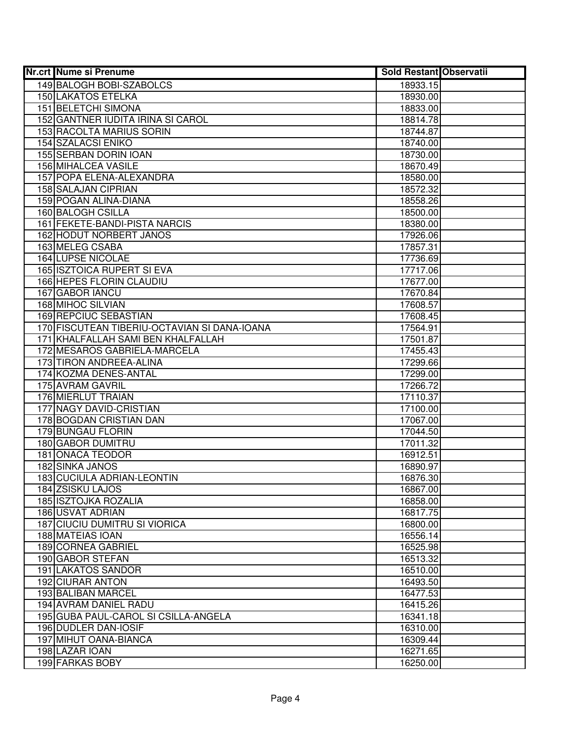| Nr.crt | Nume si Prenume | Sold Restant | Observatii |
|---|---|---|---|
| 149 | BALOGH BOBI-SZABOLCS | 18933.15 | |
| 150 | LAKATOS ETELKA | 18930.00 | |
| 151 | BELETCHI SIMONA | 18833.00 | |
| 152 | GANTNER IUDITA IRINA SI CAROL | 18814.78 | |
| 153 | RACOLTA MARIUS SORIN | 18744.87 | |
| 154 | SZALACSI ENIKO | 18740.00 | |
| 155 | SERBAN DORIN IOAN | 18730.00 | |
| 156 | MIHALCEA VASILE | 18670.49 | |
| 157 | POPA ELENA-ALEXANDRA | 18580.00 | |
| 158 | SALAJAN CIPRIAN | 18572.32 | |
| 159 | POGAN ALINA-DIANA | 18558.26 | |
| 160 | BALOGH CSILLA | 18500.00 | |
| 161 | FEKETE-BANDI-PISTA NARCIS | 18380.00 | |
| 162 | HODUT NORBERT JANOS | 17926.06 | |
| 163 | MELEG CSABA | 17857.31 | |
| 164 | LUPSE NICOLAE | 17736.69 | |
| 165 | ISZTOICA RUPERT SI EVA | 17717.06 | |
| 166 | HEPES FLORIN CLAUDIU | 17677.00 | |
| 167 | GABOR IANCU | 17670.84 | |
| 168 | MIHOC SILVIAN | 17608.57 | |
| 169 | REPCIUC SEBASTIAN | 17608.45 | |
| 170 | FISCUTEAN TIBERIU-OCTAVIAN SI DANA-IOANA | 17564.91 | |
| 171 | KHALFALLAH SAMI BEN KHALFALLAH | 17501.87 | |
| 172 | MESAROS GABRIELA-MARCELA | 17455.43 | |
| 173 | TIRON ANDREEA-ALINA | 17299.66 | |
| 174 | KOZMA DENES-ANTAL | 17299.00 | |
| 175 | AVRAM GAVRIL | 17266.72 | |
| 176 | MIERLUT TRAIAN | 17110.37 | |
| 177 | NAGY DAVID-CRISTIAN | 17100.00 | |
| 178 | BOGDAN CRISTIAN DAN | 17067.00 | |
| 179 | BUNGAU FLORIN | 17044.50 | |
| 180 | GABOR DUMITRU | 17011.32 | |
| 181 | ONACA TEODOR | 16912.51 | |
| 182 | SINKA JANOS | 16890.97 | |
| 183 | CUCIULA ADRIAN-LEONTIN | 16876.30 | |
| 184 | ZSISKU LAJOS | 16867.00 | |
| 185 | ISZTOJKA ROZALIA | 16858.00 | |
| 186 | USVAT ADRIAN | 16817.75 | |
| 187 | CIUCIU DUMITRU SI VIORICA | 16800.00 | |
| 188 | MATEIAS IOAN | 16556.14 | |
| 189 | CORNEA GABRIEL | 16525.98 | |
| 190 | GABOR STEFAN | 16513.32 | |
| 191 | LAKATOS SANDOR | 16510.00 | |
| 192 | CIURAR ANTON | 16493.50 | |
| 193 | BALIBAN MARCEL | 16477.53 | |
| 194 | AVRAM DANIEL RADU | 16415.26 | |
| 195 | GUBA PAUL-CAROL SI CSILLA-ANGELA | 16341.18 | |
| 196 | DUDLER DAN-IOSIF | 16310.00 | |
| 197 | MIHUT OANA-BIANCA | 16309.44 | |
| 198 | LAZAR IOAN | 16271.65 | |
| 199 | FARKAS BOBY | 16250.00 | |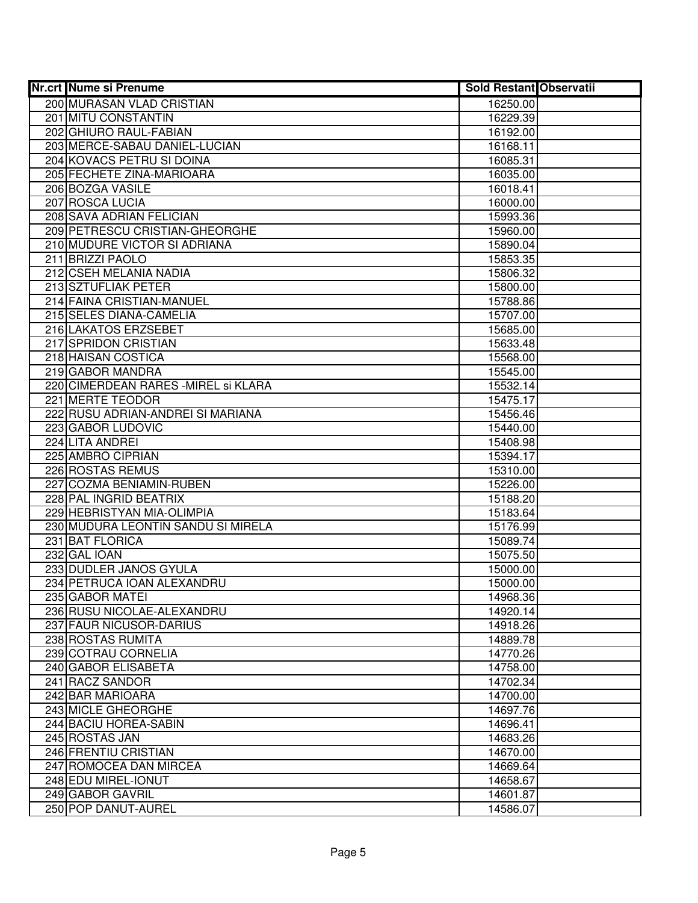| Nr.crt | Nume si Prenume | Sold Restant | Observatii |
|---|---|---|---|
| 200 | MURASAN VLAD CRISTIAN | 16250.00 | |
| 201 | MITU CONSTANTIN | 16229.39 | |
| 202 | GHIURO RAUL-FABIAN | 16192.00 | |
| 203 | MERCE-SABAU DANIEL-LUCIAN | 16168.11 | |
| 204 | KOVACS PETRU SI DOINA | 16085.31 | |
| 205 | FECHETE ZINA-MARIOARA | 16035.00 | |
| 206 | BOZGA VASILE | 16018.41 | |
| 207 | ROSCA LUCIA | 16000.00 | |
| 208 | SAVA ADRIAN FELICIAN | 15993.36 | |
| 209 | PETRESCU CRISTIAN-GHEORGHE | 15960.00 | |
| 210 | MUDURE VICTOR SI ADRIANA | 15890.04 | |
| 211 | BRIZZI PAOLO | 15853.35 | |
| 212 | CSEH MELANIA NADIA | 15806.32 | |
| 213 | SZTUFLIAK PETER | 15800.00 | |
| 214 | FAINA CRISTIAN-MANUEL | 15788.86 | |
| 215 | SELES DIANA-CAMELIA | 15707.00 | |
| 216 | LAKATOS ERZSEBET | 15685.00 | |
| 217 | SPRIDON CRISTIAN | 15633.48 | |
| 218 | HAISAN COSTICA | 15568.00 | |
| 219 | GABOR MANDRA | 15545.00 | |
| 220 | CIMERDEAN RARES -MIREL si KLARA | 15532.14 | |
| 221 | MERTE TEODOR | 15475.17 | |
| 222 | RUSU ADRIAN-ANDREI SI MARIANA | 15456.46 | |
| 223 | GABOR LUDOVIC | 15440.00 | |
| 224 | LITA ANDREI | 15408.98 | |
| 225 | AMBRO CIPRIAN | 15394.17 | |
| 226 | ROSTAS REMUS | 15310.00 | |
| 227 | COZMA BENIAMIN-RUBEN | 15226.00 | |
| 228 | PAL INGRID BEATRIX | 15188.20 | |
| 229 | HEBRISTYAN MIA-OLIMPIA | 15183.64 | |
| 230 | MUDURA LEONTIN SANDU SI MIRELA | 15176.99 | |
| 231 | BAT FLORICA | 15089.74 | |
| 232 | GAL IOAN | 15075.50 | |
| 233 | DUDLER JANOS GYULA | 15000.00 | |
| 234 | PETRUCA IOAN ALEXANDRU | 15000.00 | |
| 235 | GABOR MATEI | 14968.36 | |
| 236 | RUSU NICOLAE-ALEXANDRU | 14920.14 | |
| 237 | FAUR NICUSOR-DARIUS | 14918.26 | |
| 238 | ROSTAS RUMITA | 14889.78 | |
| 239 | COTRAU CORNELIA | 14770.26 | |
| 240 | GABOR ELISABETA | 14758.00 | |
| 241 | RACZ SANDOR | 14702.34 | |
| 242 | BAR MARIOARA | 14700.00 | |
| 243 | MICLE GHEORGHE | 14697.76 | |
| 244 | BACIU HOREA-SABIN | 14696.41 | |
| 245 | ROSTAS JAN | 14683.26 | |
| 246 | FRENTIU CRISTIAN | 14670.00 | |
| 247 | ROMOCEA DAN MIRCEA | 14669.64 | |
| 248 | EDU MIREL-IONUT | 14658.67 | |
| 249 | GABOR GAVRIL | 14601.87 | |
| 250 | POP DANUT-AUREL | 14586.07 | |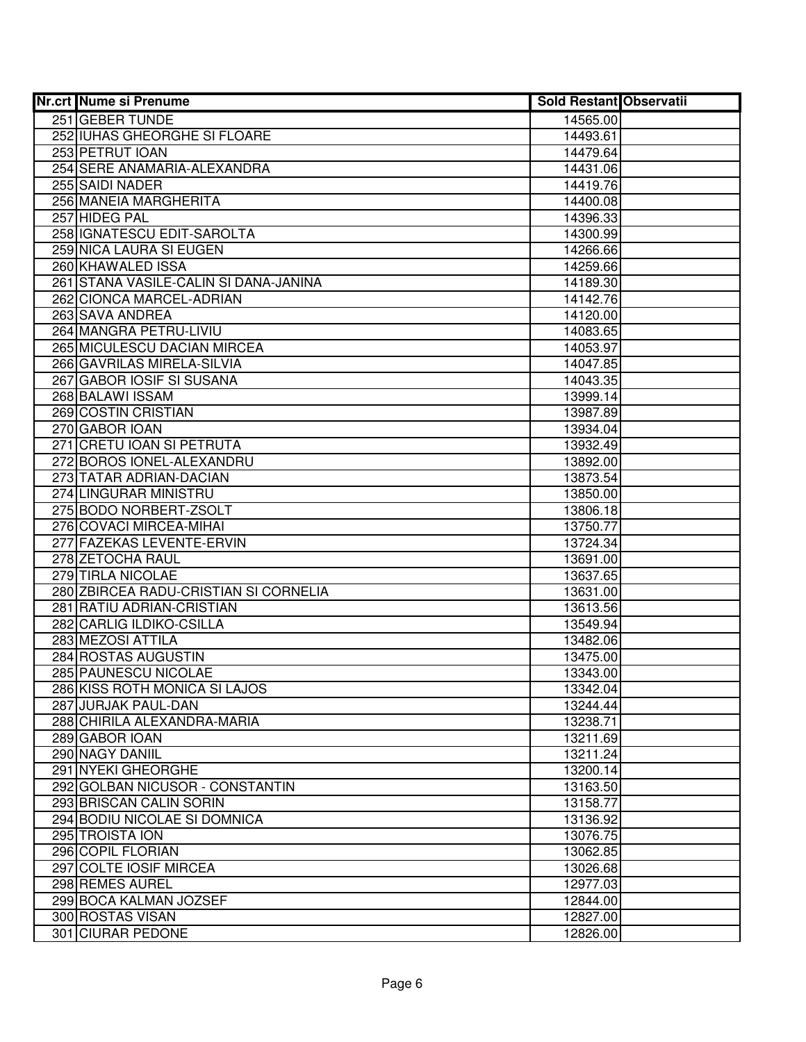| Nr.crt | Nume si Prenume | Sold Restant | Observatii |
|---|---|---|---|
| 251 | GEBER TUNDE | 14565.00 | |
| 252 | IUHAS GHEORGHE SI FLOARE | 14493.61 | |
| 253 | PETRUT IOAN | 14479.64 | |
| 254 | SERE ANAMARIA-ALEXANDRA | 14431.06 | |
| 255 | SAIDI NADER | 14419.76 | |
| 256 | MANEIA MARGHERITA | 14400.08 | |
| 257 | HIDEG PAL | 14396.33 | |
| 258 | IGNATESCU EDIT-SAROLTA | 14300.99 | |
| 259 | NICA LAURA SI EUGEN | 14266.66 | |
| 260 | KHAWALED ISSA | 14259.66 | |
| 261 | STANA VASILE-CALIN SI DANA-JANINA | 14189.30 | |
| 262 | CIONCA MARCEL-ADRIAN | 14142.76 | |
| 263 | SAVA ANDREA | 14120.00 | |
| 264 | MANGRA PETRU-LIVIU | 14083.65 | |
| 265 | MICULESCU DACIAN MIRCEA | 14053.97 | |
| 266 | GAVRILAS MIRELA-SILVIA | 14047.85 | |
| 267 | GABOR IOSIF SI SUSANA | 14043.35 | |
| 268 | BALAWI ISSAM | 13999.14 | |
| 269 | COSTIN CRISTIAN | 13987.89 | |
| 270 | GABOR IOAN | 13934.04 | |
| 271 | CRETU IOAN SI PETRUTA | 13932.49 | |
| 272 | BOROS IONEL-ALEXANDRU | 13892.00 | |
| 273 | TATAR ADRIAN-DACIAN | 13873.54 | |
| 274 | LINGURAR MINISTRU | 13850.00 | |
| 275 | BODO NORBERT-ZSOLT | 13806.18 | |
| 276 | COVACI MIRCEA-MIHAI | 13750.77 | |
| 277 | FAZEKAS LEVENTE-ERVIN | 13724.34 | |
| 278 | ZETOCHA RAUL | 13691.00 | |
| 279 | TIRLA NICOLAE | 13637.65 | |
| 280 | ZBIRCEA RADU-CRISTIAN SI CORNELIA | 13631.00 | |
| 281 | RATIU ADRIAN-CRISTIAN | 13613.56 | |
| 282 | CARLIG ILDIKO-CSILLA | 13549.94 | |
| 283 | MEZOSI ATTILA | 13482.06 | |
| 284 | ROSTAS AUGUSTIN | 13475.00 | |
| 285 | PAUNESCU NICOLAE | 13343.00 | |
| 286 | KISS ROTH MONICA SI LAJOS | 13342.04 | |
| 287 | JURJAK PAUL-DAN | 13244.44 | |
| 288 | CHIRILA ALEXANDRA-MARIA | 13238.71 | |
| 289 | GABOR IOAN | 13211.69 | |
| 290 | NAGY DANIIL | 13211.24 | |
| 291 | NYEKI GHEORGHE | 13200.14 | |
| 292 | GOLBAN NICUSOR - CONSTANTIN | 13163.50 | |
| 293 | BRISCAN CALIN SORIN | 13158.77 | |
| 294 | BODIU NICOLAE SI DOMNICA | 13136.92 | |
| 295 | TROISTA ION | 13076.75 | |
| 296 | COPIL FLORIAN | 13062.85 | |
| 297 | COLTE IOSIF MIRCEA | 13026.68 | |
| 298 | REMES AUREL | 12977.03 | |
| 299 | BOCA KALMAN JOZSEF | 12844.00 | |
| 300 | ROSTAS VISAN | 12827.00 | |
| 301 | CIURAR PEDONE | 12826.00 | |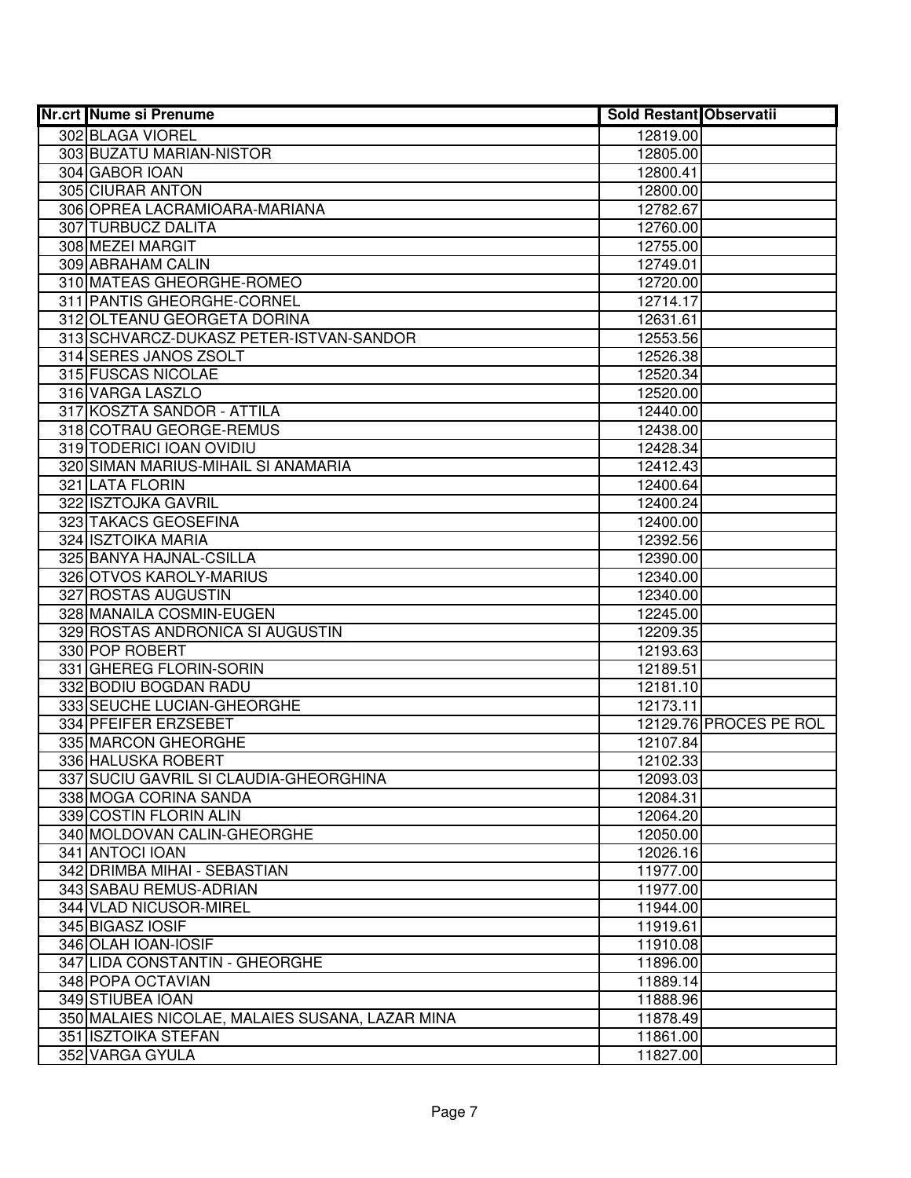| Nr.crt | Nume si Prenume | Sold Restant | Observatii |
|---|---|---|---|
| 302 | BLAGA VIOREL | 12819.00 | |
| 303 | BUZATU MARIAN-NISTOR | 12805.00 | |
| 304 | GABOR IOAN | 12800.41 | |
| 305 | CIURAR ANTON | 12800.00 | |
| 306 | OPREA LACRAMIOARA-MARIANA | 12782.67 | |
| 307 | TURBUCZ DALITA | 12760.00 | |
| 308 | MEZEI MARGIT | 12755.00 | |
| 309 | ABRAHAM CALIN | 12749.01 | |
| 310 | MATEAS GHEORGHE-ROMEO | 12720.00 | |
| 311 | PANTIS GHEORGHE-CORNEL | 12714.17 | |
| 312 | OLTEANU GEORGETA DORINA | 12631.61 | |
| 313 | SCHVARCZ-DUKASZ PETER-ISTVAN-SANDOR | 12553.56 | |
| 314 | SERES JANOS ZSOLT | 12526.38 | |
| 315 | FUSCAS NICOLAE | 12520.34 | |
| 316 | VARGA LASZLO | 12520.00 | |
| 317 | KOSZTA SANDOR - ATTILA | 12440.00 | |
| 318 | COTRAU GEORGE-REMUS | 12438.00 | |
| 319 | TODERICI IOAN OVIDIU | 12428.34 | |
| 320 | SIMAN MARIUS-MIHAIL SI ANAMARIA | 12412.43 | |
| 321 | LATA FLORIN | 12400.64 | |
| 322 | ISZTOJKA GAVRIL | 12400.24 | |
| 323 | TAKACS GEOSEFINA | 12400.00 | |
| 324 | ISZTOIKA MARIA | 12392.56 | |
| 325 | BANYA HAJNAL-CSILLA | 12390.00 | |
| 326 | OTVOS KAROLY-MARIUS | 12340.00 | |
| 327 | ROSTAS AUGUSTIN | 12340.00 | |
| 328 | MANAILA COSMIN-EUGEN | 12245.00 | |
| 329 | ROSTAS ANDRONICA SI AUGUSTIN | 12209.35 | |
| 330 | POP ROBERT | 12193.63 | |
| 331 | GHEREG FLORIN-SORIN | 12189.51 | |
| 332 | BODIU BOGDAN RADU | 12181.10 | |
| 333 | SEUCHE LUCIAN-GHEORGHE | 12173.11 | |
| 334 | PFEIFER ERZSEBET | 12129.76 | PROCES PE ROL |
| 335 | MARCON GHEORGHE | 12107.84 | |
| 336 | HALUSKA ROBERT | 12102.33 | |
| 337 | SUCIU GAVRIL SI CLAUDIA-GHEORGHINA | 12093.03 | |
| 338 | MOGA CORINA SANDA | 12084.31 | |
| 339 | COSTIN FLORIN ALIN | 12064.20 | |
| 340 | MOLDOVAN CALIN-GHEORGHE | 12050.00 | |
| 341 | ANTOCI IOAN | 12026.16 | |
| 342 | DRIMBA MIHAI - SEBASTIAN | 11977.00 | |
| 343 | SABAU REMUS-ADRIAN | 11977.00 | |
| 344 | VLAD NICUSOR-MIREL | 11944.00 | |
| 345 | BIGASZ IOSIF | 11919.61 | |
| 346 | OLAH IOAN-IOSIF | 11910.08 | |
| 347 | LIDA CONSTANTIN - GHEORGHE | 11896.00 | |
| 348 | POPA OCTAVIAN | 11889.14 | |
| 349 | STIUBEA IOAN | 11888.96 | |
| 350 | MALAIES NICOLAE, MALAIES SUSANA, LAZAR MINA | 11878.49 | |
| 351 | ISZTOIKA STEFAN | 11861.00 | |
| 352 | VARGA GYULA | 11827.00 | |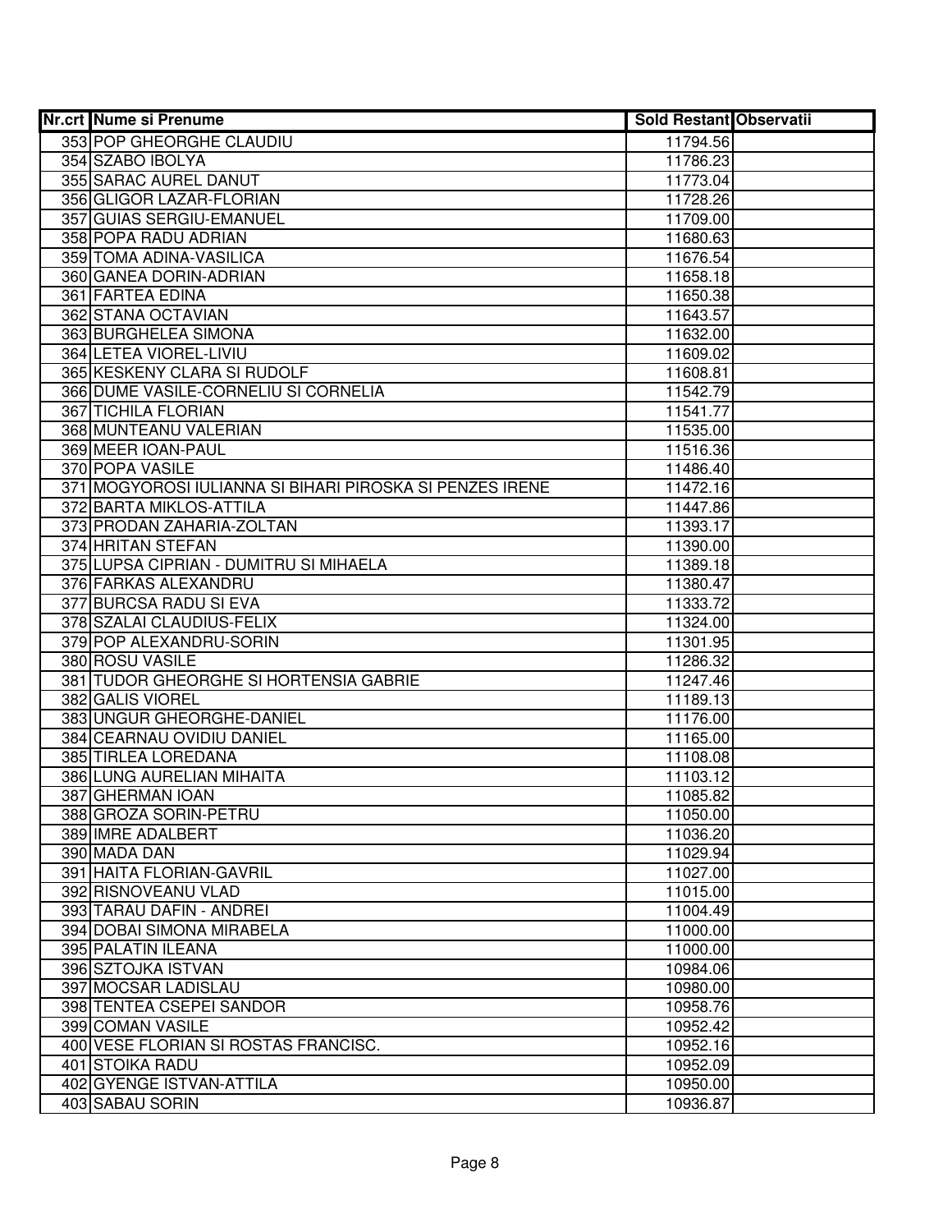| Nr.crt | Nume si Prenume | Sold Restant | Observatii |
|---|---|---|---|
| 353 | POP GHEORGHE CLAUDIU | 11794.56 | |
| 354 | SZABO IBOLYA | 11786.23 | |
| 355 | SARAC AUREL DANUT | 11773.04 | |
| 356 | GLIGOR LAZAR-FLORIAN | 11728.26 | |
| 357 | GUIAS SERGIU-EMANUEL | 11709.00 | |
| 358 | POPA RADU ADRIAN | 11680.63 | |
| 359 | TOMA ADINA-VASILICA | 11676.54 | |
| 360 | GANEA DORIN-ADRIAN | 11658.18 | |
| 361 | FARTEA EDINA | 11650.38 | |
| 362 | STANA OCTAVIAN | 11643.57 | |
| 363 | BURGHELEA SIMONA | 11632.00 | |
| 364 | LETEA VIOREL-LIVIU | 11609.02 | |
| 365 | KESKENY CLARA SI RUDOLF | 11608.81 | |
| 366 | DUME VASILE-CORNELIU SI CORNELIA | 11542.79 | |
| 367 | TICHILA FLORIAN | 11541.77 | |
| 368 | MUNTEANU VALERIAN | 11535.00 | |
| 369 | MEER IOAN-PAUL | 11516.36 | |
| 370 | POPA VASILE | 11486.40 | |
| 371 | MOGYOROSI IULIANNA SI BIHARI PIROSKA SI PENZES IRENE | 11472.16 | |
| 372 | BARTA MIKLOS-ATTILA | 11447.86 | |
| 373 | PRODAN ZAHARIA-ZOLTAN | 11393.17 | |
| 374 | HRITAN STEFAN | 11390.00 | |
| 375 | LUPSA CIPRIAN - DUMITRU SI MIHAELA | 11389.18 | |
| 376 | FARKAS ALEXANDRU | 11380.47 | |
| 377 | BURCSA RADU SI EVA | 11333.72 | |
| 378 | SZALAI CLAUDIUS-FELIX | 11324.00 | |
| 379 | POP ALEXANDRU-SORIN | 11301.95 | |
| 380 | ROSU VASILE | 11286.32 | |
| 381 | TUDOR GHEORGHE SI HORTENSIA GABRIE | 11247.46 | |
| 382 | GALIS VIOREL | 11189.13 | |
| 383 | UNGUR GHEORGHE-DANIEL | 11176.00 | |
| 384 | CEARNAU OVIDIU DANIEL | 11165.00 | |
| 385 | TIRLEA LOREDANA | 11108.08 | |
| 386 | LUNG AURELIAN MIHAITA | 11103.12 | |
| 387 | GHERMAN IOAN | 11085.82 | |
| 388 | GROZA SORIN-PETRU | 11050.00 | |
| 389 | IMRE ADALBERT | 11036.20 | |
| 390 | MADA DAN | 11029.94 | |
| 391 | HAITA FLORIAN-GAVRIL | 11027.00 | |
| 392 | RISNOVEANU VLAD | 11015.00 | |
| 393 | TARAU DAFIN - ANDREI | 11004.49 | |
| 394 | DOBAI SIMONA MIRABELA | 11000.00 | |
| 395 | PALATIN ILEANA | 11000.00 | |
| 396 | SZTOJKA ISTVAN | 10984.06 | |
| 397 | MOCSAR LADISLAU | 10980.00 | |
| 398 | TENTEA CSEPEI SANDOR | 10958.76 | |
| 399 | COMAN VASILE | 10952.42 | |
| 400 | VESE FLORIAN SI ROSTAS FRANCISC. | 10952.16 | |
| 401 | STOIKA RADU | 10952.09 | |
| 402 | GYENGE ISTVAN-ATTILA | 10950.00 | |
| 403 | SABAU SORIN | 10936.87 | |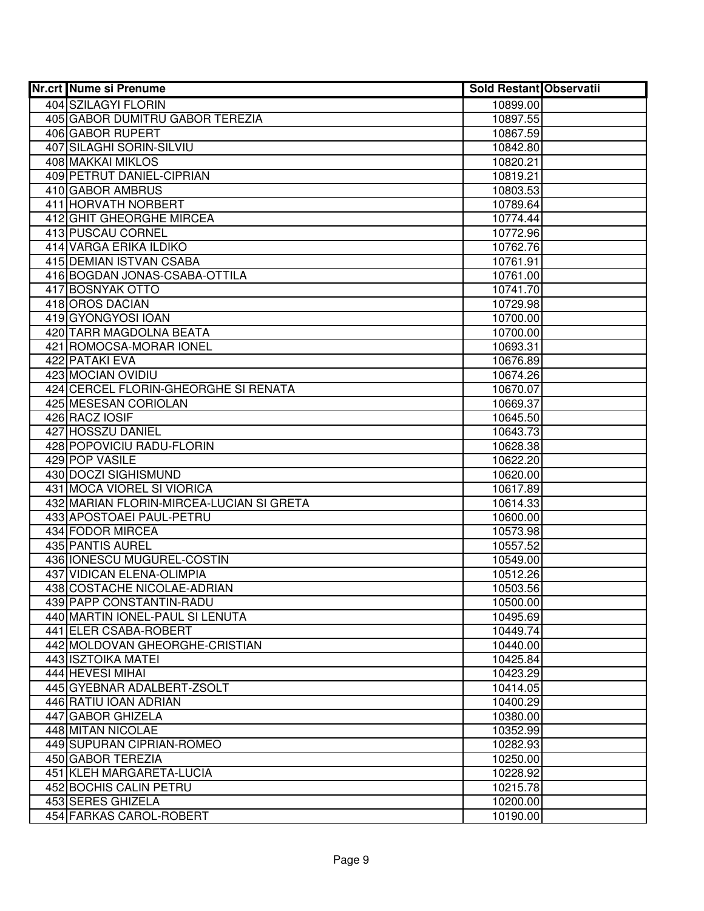| Nr.crt | Nume si Prenume | Sold Restant | Observatii |
|---|---|---|---|
| 404 | SZILAGYI FLORIN | 10899.00 | |
| 405 | GABOR DUMITRU GABOR TEREZIA | 10897.55 | |
| 406 | GABOR RUPERT | 10867.59 | |
| 407 | SILAGHI SORIN-SILVIU | 10842.80 | |
| 408 | MAKKAI MIKLOS | 10820.21 | |
| 409 | PETRUT DANIEL-CIPRIAN | 10819.21 | |
| 410 | GABOR AMBRUS | 10803.53 | |
| 411 | HORVATH NORBERT | 10789.64 | |
| 412 | GHIT GHEORGHE MIRCEA | 10774.44 | |
| 413 | PUSCAU CORNEL | 10772.96 | |
| 414 | VARGA ERIKA ILDIKO | 10762.76 | |
| 415 | DEMIAN ISTVAN CSABA | 10761.91 | |
| 416 | BOGDAN JONAS-CSABA-OTTILA | 10761.00 | |
| 417 | BOSNYAK OTTO | 10741.70 | |
| 418 | OROS DACIAN | 10729.98 | |
| 419 | GYONGYOSI IOAN | 10700.00 | |
| 420 | TARR MAGDOLNA BEATA | 10700.00 | |
| 421 | ROMOCSA-MORAR IONEL | 10693.31 | |
| 422 | PATAKI EVA | 10676.89 | |
| 423 | MOCIAN OVIDIU | 10674.26 | |
| 424 | CERCEL FLORIN-GHEORGHE SI RENATA | 10670.07 | |
| 425 | MESESAN CORIOLAN | 10669.37 | |
| 426 | RACZ IOSIF | 10645.50 | |
| 427 | HOSSZU DANIEL | 10643.73 | |
| 428 | POPOVICIU RADU-FLORIN | 10628.38 | |
| 429 | POP VASILE | 10622.20 | |
| 430 | DOCZI SIGHISMUND | 10620.00 | |
| 431 | MOCA VIOREL SI VIORICA | 10617.89 | |
| 432 | MARIAN FLORIN-MIRCEA-LUCIAN SI GRETA | 10614.33 | |
| 433 | APOSTOAEI PAUL-PETRU | 10600.00 | |
| 434 | FODOR MIRCEA | 10573.98 | |
| 435 | PANTIS AUREL | 10557.52 | |
| 436 | IONESCU MUGUREL-COSTIN | 10549.00 | |
| 437 | VIDICAN ELENA-OLIMPIA | 10512.26 | |
| 438 | COSTACHE NICOLAE-ADRIAN | 10503.56 | |
| 439 | PAPP CONSTANTIN-RADU | 10500.00 | |
| 440 | MARTIN IONEL-PAUL SI LENUTA | 10495.69 | |
| 441 | ELER CSABA-ROBERT | 10449.74 | |
| 442 | MOLDOVAN GHEORGHE-CRISTIAN | 10440.00 | |
| 443 | ISZTOIKA MATEI | 10425.84 | |
| 444 | HEVESI MIHAI | 10423.29 | |
| 445 | GYEBNAR ADALBERT-ZSOLT | 10414.05 | |
| 446 | RATIU IOAN ADRIAN | 10400.29 | |
| 447 | GABOR GHIZELA | 10380.00 | |
| 448 | MITAN NICOLAE | 10352.99 | |
| 449 | SUPURAN CIPRIAN-ROMEO | 10282.93 | |
| 450 | GABOR TEREZIA | 10250.00 | |
| 451 | KLEH MARGARETA-LUCIA | 10228.92 | |
| 452 | BOCHIS CALIN PETRU | 10215.78 | |
| 453 | SERES GHIZELA | 10200.00 | |
| 454 | FARKAS CAROL-ROBERT | 10190.00 | |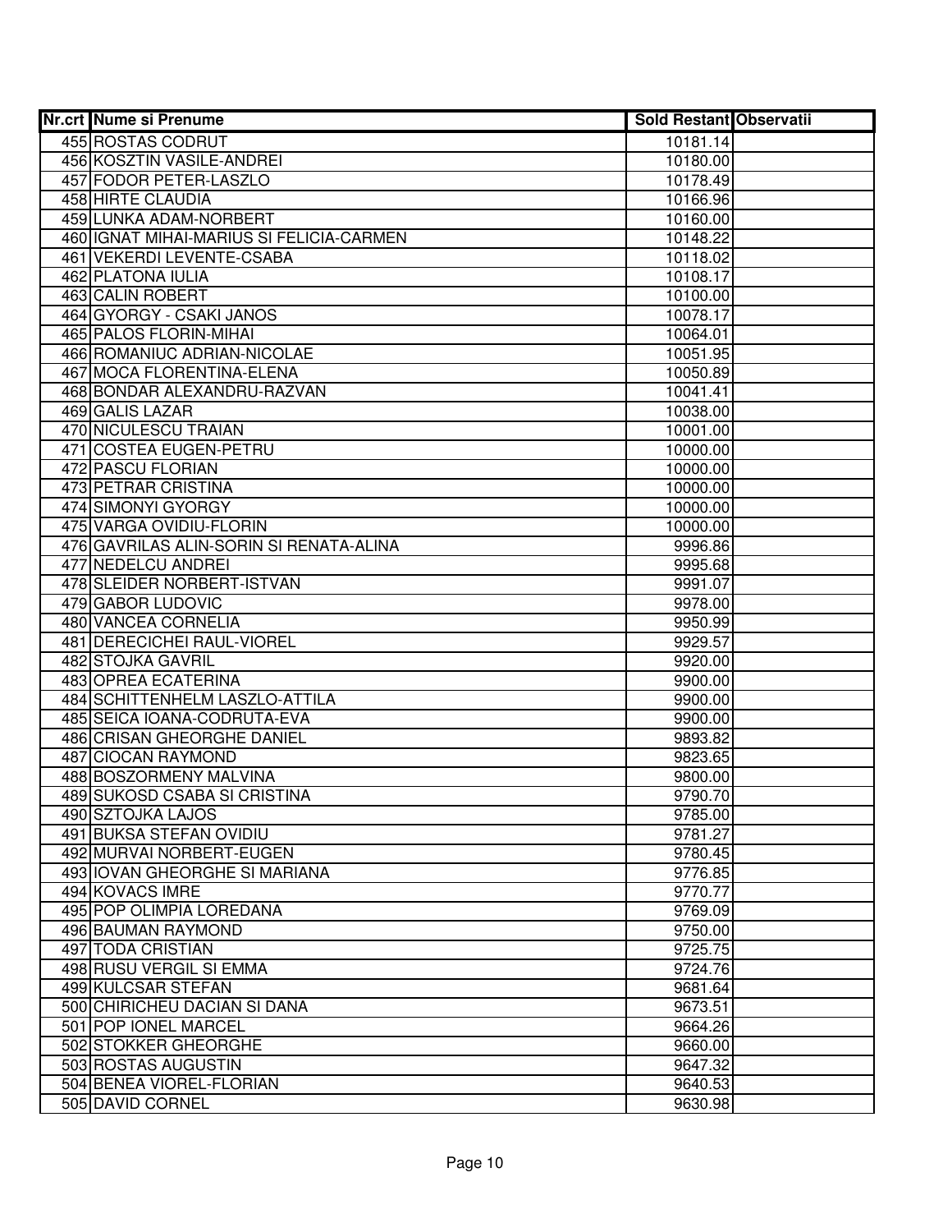| Nr.crt | Nume si Prenume | Sold Restant | Observatii |
|---|---|---|---|
| 455 | ROSTAS CODRUT | 10181.14 | |
| 456 | KOSZTIN VASILE-ANDREI | 10180.00 | |
| 457 | FODOR PETER-LASZLO | 10178.49 | |
| 458 | HIRTE CLAUDIA | 10166.96 | |
| 459 | LUNKA ADAM-NORBERT | 10160.00 | |
| 460 | IGNAT MIHAI-MARIUS SI FELICIA-CARMEN | 10148.22 | |
| 461 | VEKERDI LEVENTE-CSABA | 10118.02 | |
| 462 | PLATONA IULIA | 10108.17 | |
| 463 | CALIN ROBERT | 10100.00 | |
| 464 | GYORGY - CSAKI JANOS | 10078.17 | |
| 465 | PALOS FLORIN-MIHAI | 10064.01 | |
| 466 | ROMANIUC ADRIAN-NICOLAE | 10051.95 | |
| 467 | MOCA FLORENTINA-ELENA | 10050.89 | |
| 468 | BONDAR ALEXANDRU-RAZVAN | 10041.41 | |
| 469 | GALIS LAZAR | 10038.00 | |
| 470 | NICULESCU TRAIAN | 10001.00 | |
| 471 | COSTEA EUGEN-PETRU | 10000.00 | |
| 472 | PASCU FLORIAN | 10000.00 | |
| 473 | PETRAR CRISTINA | 10000.00 | |
| 474 | SIMONYI GYORGY | 10000.00 | |
| 475 | VARGA OVIDIU-FLORIN | 10000.00 | |
| 476 | GAVRILAS ALIN-SORIN SI RENATA-ALINA | 9996.86 | |
| 477 | NEDELCU ANDREI | 9995.68 | |
| 478 | SLEIDER NORBERT-ISTVAN | 9991.07 | |
| 479 | GABOR LUDOVIC | 9978.00 | |
| 480 | VANCEA CORNELIA | 9950.99 | |
| 481 | DERECICHEI RAUL-VIOREL | 9929.57 | |
| 482 | STOJKA GAVRIL | 9920.00 | |
| 483 | OPREA ECATERINA | 9900.00 | |
| 484 | SCHITTENHELM LASZLO-ATTILA | 9900.00 | |
| 485 | SEICA IOANA-CODRUTA-EVA | 9900.00 | |
| 486 | CRISAN GHEORGHE DANIEL | 9893.82 | |
| 487 | CIOCAN RAYMOND | 9823.65 | |
| 488 | BOSZORMENY MALVINA | 9800.00 | |
| 489 | SUKOSD CSABA SI CRISTINA | 9790.70 | |
| 490 | SZTOJKA LAJOS | 9785.00 | |
| 491 | BUKSA STEFAN OVIDIU | 9781.27 | |
| 492 | MURVAI NORBERT-EUGEN | 9780.45 | |
| 493 | IOVAN GHEORGHE SI MARIANA | 9776.85 | |
| 494 | KOVACS IMRE | 9770.77 | |
| 495 | POP OLIMPIA LOREDANA | 9769.09 | |
| 496 | BAUMAN RAYMOND | 9750.00 | |
| 497 | TODA CRISTIAN | 9725.75 | |
| 498 | RUSU VERGIL SI EMMA | 9724.76 | |
| 499 | KULCSAR STEFAN | 9681.64 | |
| 500 | CHIRICHEU DACIAN SI DANA | 9673.51 | |
| 501 | POP IONEL MARCEL | 9664.26 | |
| 502 | STOKKER GHEORGHE | 9660.00 | |
| 503 | ROSTAS AUGUSTIN | 9647.32 | |
| 504 | BENEA VIOREL-FLORIAN | 9640.53 | |
| 505 | DAVID CORNEL | 9630.98 | |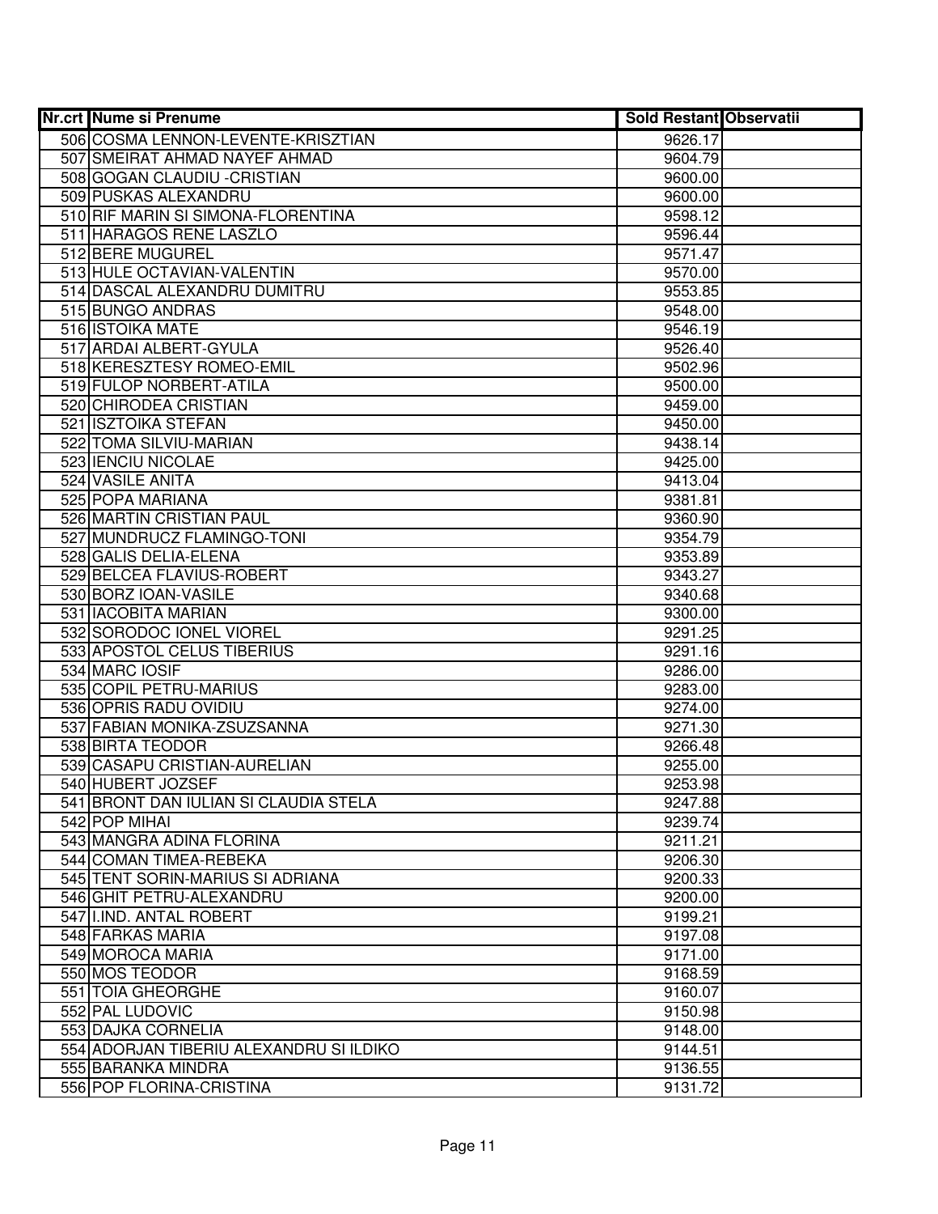| Nr.crt | Nume si Prenume | Sold Restant | Observatii |
|---|---|---|---|
| 506 | COSMA LENNON-LEVENTE-KRISZTIAN | 9626.17 | |
| 507 | SMEIRAT AHMAD NAYEF AHMAD | 9604.79 | |
| 508 | GOGAN CLAUDIU -CRISTIAN | 9600.00 | |
| 509 | PUSKAS ALEXANDRU | 9600.00 | |
| 510 | RIF MARIN SI SIMONA-FLORENTINA | 9598.12 | |
| 511 | HARAGOS RENE LASZLO | 9596.44 | |
| 512 | BERE MUGUREL | 9571.47 | |
| 513 | HULE OCTAVIAN-VALENTIN | 9570.00 | |
| 514 | DASCAL ALEXANDRU DUMITRU | 9553.85 | |
| 515 | BUNGO ANDRAS | 9548.00 | |
| 516 | ISTOIKA MATE | 9546.19 | |
| 517 | ARDAI ALBERT-GYULA | 9526.40 | |
| 518 | KERESZTESY ROMEO-EMIL | 9502.96 | |
| 519 | FULOP NORBERT-ATILA | 9500.00 | |
| 520 | CHIRODEA CRISTIAN | 9459.00 | |
| 521 | ISZTOIKA STEFAN | 9450.00 | |
| 522 | TOMA SILVIU-MARIAN | 9438.14 | |
| 523 | IENCIU NICOLAE | 9425.00 | |
| 524 | VASILE ANITA | 9413.04 | |
| 525 | POPA MARIANA | 9381.81 | |
| 526 | MARTIN CRISTIAN PAUL | 9360.90 | |
| 527 | MUNDRUCZ FLAMINGO-TONI | 9354.79 | |
| 528 | GALIS DELIA-ELENA | 9353.89 | |
| 529 | BELCEA FLAVIUS-ROBERT | 9343.27 | |
| 530 | BORZ IOAN-VASILE | 9340.68 | |
| 531 | IACOBITA MARIAN | 9300.00 | |
| 532 | SORODOC IONEL VIOREL | 9291.25 | |
| 533 | APOSTOL CELUS TIBERIUS | 9291.16 | |
| 534 | MARC IOSIF | 9286.00 | |
| 535 | COPIL PETRU-MARIUS | 9283.00 | |
| 536 | OPRIS RADU OVIDIU | 9274.00 | |
| 537 | FABIAN MONIKA-ZSUZSANNA | 9271.30 | |
| 538 | BIRTA TEODOR | 9266.48 | |
| 539 | CASAPU CRISTIAN-AURELIAN | 9255.00 | |
| 540 | HUBERT JOZSEF | 9253.98 | |
| 541 | BRONT DAN IULIAN SI CLAUDIA STELA | 9247.88 | |
| 542 | POP MIHAI | 9239.74 | |
| 543 | MANGRA ADINA FLORINA | 9211.21 | |
| 544 | COMAN TIMEA-REBEKA | 9206.30 | |
| 545 | TENT SORIN-MARIUS SI ADRIANA | 9200.33 | |
| 546 | GHIT PETRU-ALEXANDRU | 9200.00 | |
| 547 | I.IND. ANTAL ROBERT | 9199.21 | |
| 548 | FARKAS MARIA | 9197.08 | |
| 549 | MOROCA MARIA | 9171.00 | |
| 550 | MOS TEODOR | 9168.59 | |
| 551 | TOIA GHEORGHE | 9160.07 | |
| 552 | PAL LUDOVIC | 9150.98 | |
| 553 | DAJKA CORNELIA | 9148.00 | |
| 554 | ADORJAN TIBERIU ALEXANDRU SI ILDIKO | 9144.51 | |
| 555 | BARANKA MINDRA | 9136.55 | |
| 556 | POP FLORINA-CRISTINA | 9131.72 | |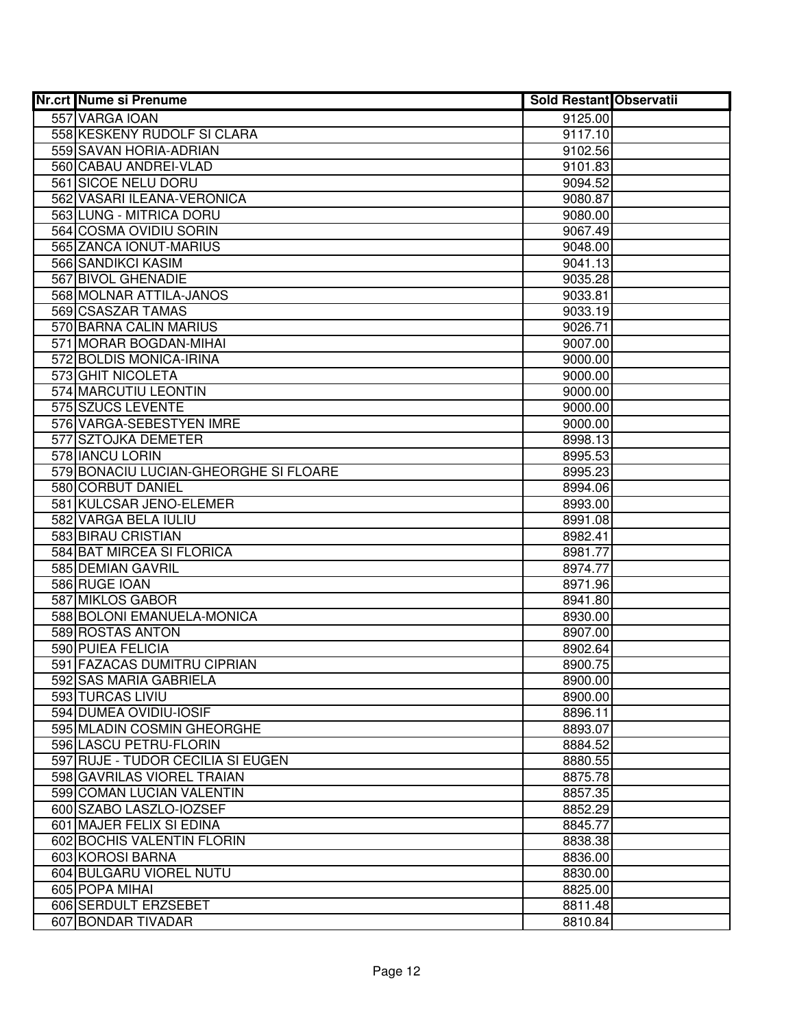| Nr.crt | Nume si Prenume | Sold Restant | Observatii |
|---|---|---|---|
| 557 | VARGA IOAN | 9125.00 | |
| 558 | KESKENY RUDOLF SI CLARA | 9117.10 | |
| 559 | SAVAN HORIA-ADRIAN | 9102.56 | |
| 560 | CABAU ANDREI-VLAD | 9101.83 | |
| 561 | SICOE NELU DORU | 9094.52 | |
| 562 | VASARI ILEANA-VERONICA | 9080.87 | |
| 563 | LUNG - MITRICA DORU | 9080.00 | |
| 564 | COSMA OVIDIU SORIN | 9067.49 | |
| 565 | ZANCA IONUT-MARIUS | 9048.00 | |
| 566 | SANDIKCI KASIM | 9041.13 | |
| 567 | BIVOL GHENADIE | 9035.28 | |
| 568 | MOLNAR ATTILA-JANOS | 9033.81 | |
| 569 | CSASZAR TAMAS | 9033.19 | |
| 570 | BARNA CALIN MARIUS | 9026.71 | |
| 571 | MORAR BOGDAN-MIHAI | 9007.00 | |
| 572 | BOLDIS MONICA-IRINA | 9000.00 | |
| 573 | GHIT NICOLETA | 9000.00 | |
| 574 | MARCUTIU LEONTIN | 9000.00 | |
| 575 | SZUCS LEVENTE | 9000.00 | |
| 576 | VARGA-SEBESTYEN IMRE | 9000.00 | |
| 577 | SZTOJKA DEMETER | 8998.13 | |
| 578 | IANCU LORIN | 8995.53 | |
| 579 | BONACIU LUCIAN-GHEORGHE SI FLOARE | 8995.23 | |
| 580 | CORBUT DANIEL | 8994.06 | |
| 581 | KULCSAR JENO-ELEMER | 8993.00 | |
| 582 | VARGA BELA IULIU | 8991.08 | |
| 583 | BIRAU CRISTIAN | 8982.41 | |
| 584 | BAT MIRCEA SI FLORICA | 8981.77 | |
| 585 | DEMIAN GAVRIL | 8974.77 | |
| 586 | RUGE IOAN | 8971.96 | |
| 587 | MIKLOS GABOR | 8941.80 | |
| 588 | BOLONI EMANUELA-MONICA | 8930.00 | |
| 589 | ROSTAS ANTON | 8907.00 | |
| 590 | PUIEA FELICIA | 8902.64 | |
| 591 | FAZACAS DUMITRU CIPRIAN | 8900.75 | |
| 592 | SAS MARIA GABRIELA | 8900.00 | |
| 593 | TURCAS LIVIU | 8900.00 | |
| 594 | DUMEA OVIDIU-IOSIF | 8896.11 | |
| 595 | MLADIN COSMIN GHEORGHE | 8893.07 | |
| 596 | LASCU PETRU-FLORIN | 8884.52 | |
| 597 | RUJE - TUDOR CECILIA SI EUGEN | 8880.55 | |
| 598 | GAVRILAS VIOREL TRAIAN | 8875.78 | |
| 599 | COMAN LUCIAN VALENTIN | 8857.35 | |
| 600 | SZABO LASZLO-IOZSEF | 8852.29 | |
| 601 | MAJER FELIX SI EDINA | 8845.77 | |
| 602 | BOCHIS VALENTIN FLORIN | 8838.38 | |
| 603 | KOROSI BARNA | 8836.00 | |
| 604 | BULGARU VIOREL NUTU | 8830.00 | |
| 605 | POPA MIHAI | 8825.00 | |
| 606 | SERDULT ERZSEBET | 8811.48 | |
| 607 | BONDAR TIVADAR | 8810.84 | |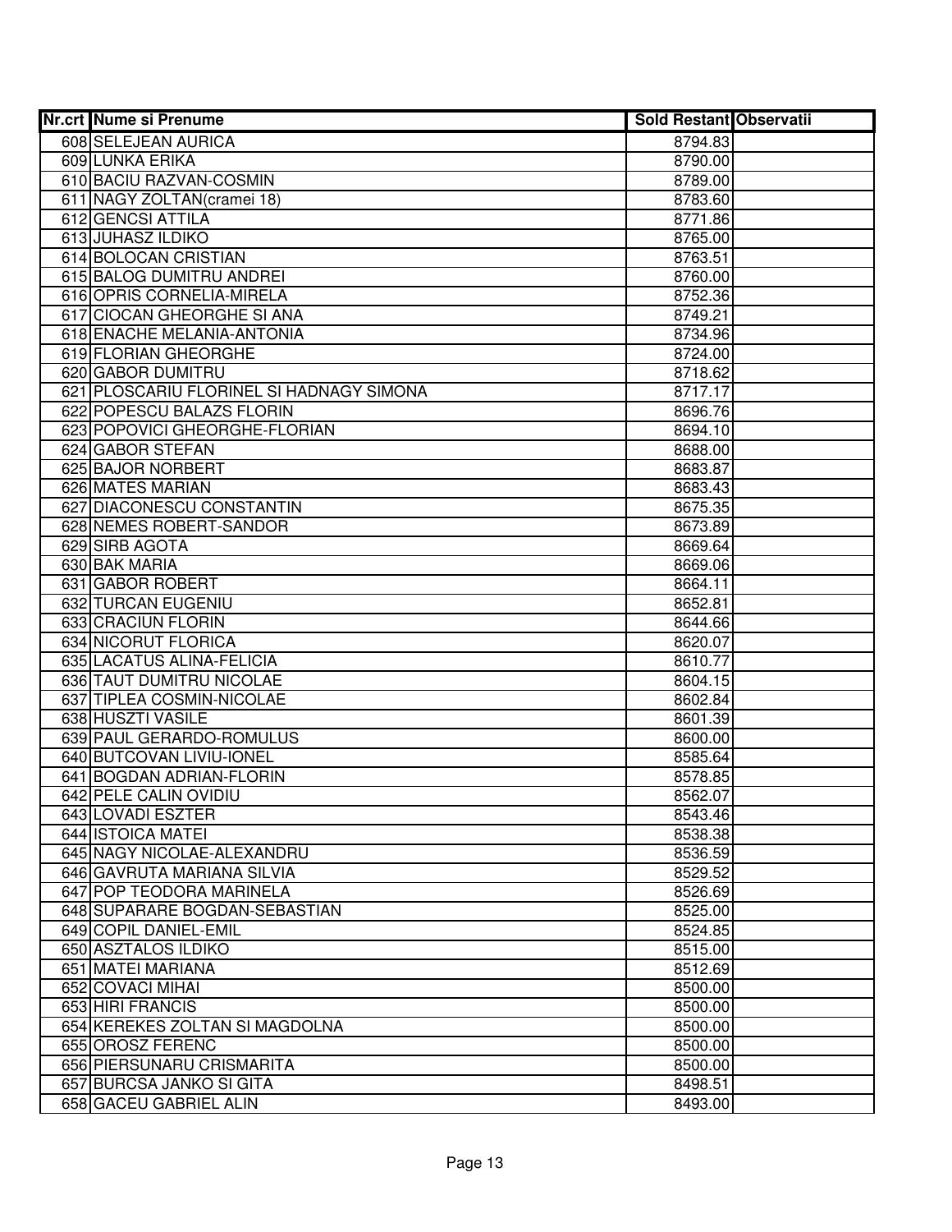| Nr.crt | Nume si Prenume | Sold Restant | Observatii |
|---|---|---|---|
| 608 | SELEJEAN AURICA | 8794.83 | |
| 609 | LUNKA ERIKA | 8790.00 | |
| 610 | BACIU RAZVAN-COSMIN | 8789.00 | |
| 611 | NAGY ZOLTAN(cramei 18) | 8783.60 | |
| 612 | GENCSI ATTILA | 8771.86 | |
| 613 | JUHASZ ILDIKO | 8765.00 | |
| 614 | BOLOCAN CRISTIAN | 8763.51 | |
| 615 | BALOG DUMITRU ANDREI | 8760.00 | |
| 616 | OPRIS CORNELIA-MIRELA | 8752.36 | |
| 617 | CIOCAN GHEORGHE SI ANA | 8749.21 | |
| 618 | ENACHE MELANIA-ANTONIA | 8734.96 | |
| 619 | FLORIAN GHEORGHE | 8724.00 | |
| 620 | GABOR DUMITRU | 8718.62 | |
| 621 | PLOSCARIU FLORINEL SI HADNAGY SIMONA | 8717.17 | |
| 622 | POPESCU BALAZS FLORIN | 8696.76 | |
| 623 | POPOVICI GHEORGHE-FLORIAN | 8694.10 | |
| 624 | GABOR STEFAN | 8688.00 | |
| 625 | BAJOR NORBERT | 8683.87 | |
| 626 | MATES MARIAN | 8683.43 | |
| 627 | DIACONESCU CONSTANTIN | 8675.35 | |
| 628 | NEMES ROBERT-SANDOR | 8673.89 | |
| 629 | SIRB AGOTA | 8669.64 | |
| 630 | BAK MARIA | 8669.06 | |
| 631 | GABOR ROBERT | 8664.11 | |
| 632 | TURCAN EUGENIU | 8652.81 | |
| 633 | CRACIUN FLORIN | 8644.66 | |
| 634 | NICORUT FLORICA | 8620.07 | |
| 635 | LACATUS ALINA-FELICIA | 8610.77 | |
| 636 | TAUT DUMITRU NICOLAE | 8604.15 | |
| 637 | TIPLEA COSMIN-NICOLAE | 8602.84 | |
| 638 | HUSZTI VASILE | 8601.39 | |
| 639 | PAUL GERARDO-ROMULUS | 8600.00 | |
| 640 | BUTCOVAN LIVIU-IONEL | 8585.64 | |
| 641 | BOGDAN ADRIAN-FLORIN | 8578.85 | |
| 642 | PELE CALIN OVIDIU | 8562.07 | |
| 643 | LOVADI ESZTER | 8543.46 | |
| 644 | ISTOICA MATEI | 8538.38 | |
| 645 | NAGY NICOLAE-ALEXANDRU | 8536.59 | |
| 646 | GAVRUTA MARIANA SILVIA | 8529.52 | |
| 647 | POP TEODORA MARINELA | 8526.69 | |
| 648 | SUPARARE BOGDAN-SEBASTIAN | 8525.00 | |
| 649 | COPIL DANIEL-EMIL | 8524.85 | |
| 650 | ASZTALOS ILDIKO | 8515.00 | |
| 651 | MATEI MARIANA | 8512.69 | |
| 652 | COVACI MIHAI | 8500.00 | |
| 653 | HIRI FRANCIS | 8500.00 | |
| 654 | KEREKES ZOLTAN SI MAGDOLNA | 8500.00 | |
| 655 | OROSZ FERENC | 8500.00 | |
| 656 | PIERSUNARU CRISMARITA | 8500.00 | |
| 657 | BURCSA JANKO SI GITA | 8498.51 | |
| 658 | GACEU GABRIEL ALIN | 8493.00 | |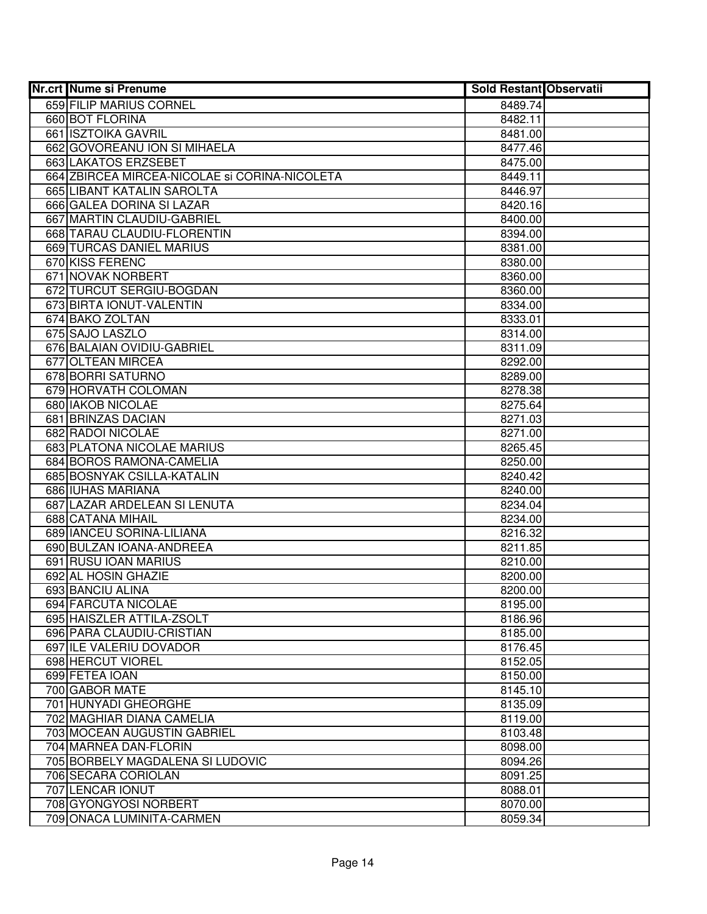| Nr.crt | Nume si Prenume | Sold Restant | Observatii |
|---|---|---|---|
| 659 | FILIP MARIUS CORNEL | 8489.74 | |
| 660 | BOT FLORINA | 8482.11 | |
| 661 | ISZTOIKA GAVRIL | 8481.00 | |
| 662 | GOVOREANU ION SI MIHAELA | 8477.46 | |
| 663 | LAKATOS ERZSEBET | 8475.00 | |
| 664 | ZBIRCEA MIRCEA-NICOLAE si CORINA-NICOLETA | 8449.11 | |
| 665 | LIBANT KATALIN SAROLTA | 8446.97 | |
| 666 | GALEA DORINA SI LAZAR | 8420.16 | |
| 667 | MARTIN CLAUDIU-GABRIEL | 8400.00 | |
| 668 | TARAU CLAUDIU-FLORENTIN | 8394.00 | |
| 669 | TURCAS DANIEL MARIUS | 8381.00 | |
| 670 | KISS FERENC | 8380.00 | |
| 671 | NOVAK NORBERT | 8360.00 | |
| 672 | TURCUT SERGIU-BOGDAN | 8360.00 | |
| 673 | BIRTA IONUT-VALENTIN | 8334.00 | |
| 674 | BAKO ZOLTAN | 8333.01 | |
| 675 | SAJO LASZLO | 8314.00 | |
| 676 | BALAIAN OVIDIU-GABRIEL | 8311.09 | |
| 677 | OLTEAN MIRCEA | 8292.00 | |
| 678 | BORRI SATURNO | 8289.00 | |
| 679 | HORVATH COLOMAN | 8278.38 | |
| 680 | IAKOB NICOLAE | 8275.64 | |
| 681 | BRINZAS DACIAN | 8271.03 | |
| 682 | RADOI NICOLAE | 8271.00 | |
| 683 | PLATONA NICOLAE MARIUS | 8265.45 | |
| 684 | BOROS RAMONA-CAMELIA | 8250.00 | |
| 685 | BOSNYAK CSILLA-KATALIN | 8240.42 | |
| 686 | IUHAS MARIANA | 8240.00 | |
| 687 | LAZAR ARDELEAN SI LENUTA | 8234.04 | |
| 688 | CATANA MIHAIL | 8234.00 | |
| 689 | IANCEU SORINA-LILIANA | 8216.32 | |
| 690 | BULZAN IOANA-ANDREEA | 8211.85 | |
| 691 | RUSU IOAN MARIUS | 8210.00 | |
| 692 | AL HOSIN GHAZIE | 8200.00 | |
| 693 | BANCIU ALINA | 8200.00 | |
| 694 | FARCUTA NICOLAE | 8195.00 | |
| 695 | HAISZLER ATTILA-ZSOLT | 8186.96 | |
| 696 | PARA CLAUDIU-CRISTIAN | 8185.00 | |
| 697 | ILE VALERIU DOVADOR | 8176.45 | |
| 698 | HERCUT VIOREL | 8152.05 | |
| 699 | FETEA IOAN | 8150.00 | |
| 700 | GABOR MATE | 8145.10 | |
| 701 | HUNYADI GHEORGHE | 8135.09 | |
| 702 | MAGHIAR DIANA CAMELIA | 8119.00 | |
| 703 | MOCEAN AUGUSTIN GABRIEL | 8103.48 | |
| 704 | MARNEA DAN-FLORIN | 8098.00 | |
| 705 | BORBELY MAGDALENA SI LUDOVIC | 8094.26 | |
| 706 | SECARA CORIOLAN | 8091.25 | |
| 707 | LENCAR IONUT | 8088.01 | |
| 708 | GYONGYOSI NORBERT | 8070.00 | |
| 709 | ONACA LUMINITA-CARMEN | 8059.34 | |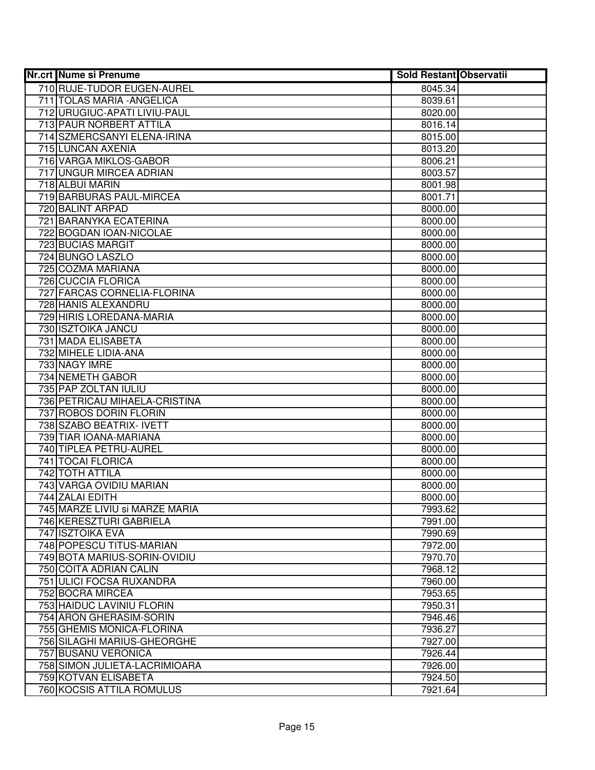| Nr.crt | Nume si Prenume | Sold Restant | Observatii |
|---|---|---|---|
| 710 | RUJE-TUDOR EUGEN-AUREL | 8045.34 | |
| 711 | TOLAS MARIA -ANGELICA | 8039.61 | |
| 712 | URUGIUC-APATI LIVIU-PAUL | 8020.00 | |
| 713 | PAUR NORBERT ATTILA | 8016.14 | |
| 714 | SZMERCSANYI ELENA-IRINA | 8015.00 | |
| 715 | LUNCAN AXENIA | 8013.20 | |
| 716 | VARGA MIKLOS-GABOR | 8006.21 | |
| 717 | UNGUR MIRCEA ADRIAN | 8003.57 | |
| 718 | ALBUI MARIN | 8001.98 | |
| 719 | BARBURAS PAUL-MIRCEA | 8001.71 | |
| 720 | BALINT ARPAD | 8000.00 | |
| 721 | BARANYKA ECATERINA | 8000.00 | |
| 722 | BOGDAN IOAN-NICOLAE | 8000.00 | |
| 723 | BUCIAS MARGIT | 8000.00 | |
| 724 | BUNGO LASZLO | 8000.00 | |
| 725 | COZMA MARIANA | 8000.00 | |
| 726 | CUCCIA FLORICA | 8000.00 | |
| 727 | FARCAS CORNELIA-FLORINA | 8000.00 | |
| 728 | HANIS ALEXANDRU | 8000.00 | |
| 729 | HIRIS LOREDANA-MARIA | 8000.00 | |
| 730 | ISZTOIKA JANCU | 8000.00 | |
| 731 | MADA ELISABETA | 8000.00 | |
| 732 | MIHELE LIDIA-ANA | 8000.00 | |
| 733 | NAGY IMRE | 8000.00 | |
| 734 | NEMETH GABOR | 8000.00 | |
| 735 | PAP ZOLTAN IULIU | 8000.00 | |
| 736 | PETRICAU MIHAELA-CRISTINA | 8000.00 | |
| 737 | ROBOS DORIN FLORIN | 8000.00 | |
| 738 | SZABO BEATRIX- IVETT | 8000.00 | |
| 739 | TIAR IOANA-MARIANA | 8000.00 | |
| 740 | TIPLEA PETRU-AUREL | 8000.00 | |
| 741 | TOCAI FLORICA | 8000.00 | |
| 742 | TOTH ATTILA | 8000.00 | |
| 743 | VARGA OVIDIU MARIAN | 8000.00 | |
| 744 | ZALAI EDITH | 8000.00 | |
| 745 | MARZE LIVIU si MARZE MARIA | 7993.62 | |
| 746 | KERESZTURI GABRIELA | 7991.00 | |
| 747 | ISZTOIKA EVA | 7990.69 | |
| 748 | POPESCU TITUS-MARIAN | 7972.00 | |
| 749 | BOTA MARIUS-SORIN-OVIDIU | 7970.70 | |
| 750 | COITA ADRIAN CALIN | 7968.12 | |
| 751 | ULICI FOCSA RUXANDRA | 7960.00 | |
| 752 | BOCRA MIRCEA | 7953.65 | |
| 753 | HAIDUC LAVINIU FLORIN | 7950.31 | |
| 754 | ARON GHERASIM-SORIN | 7946.46 | |
| 755 | GHEMIS MONICA-FLORINA | 7936.27 | |
| 756 | SILAGHI MARIUS-GHEORGHE | 7927.00 | |
| 757 | BUSANU VERONICA | 7926.44 | |
| 758 | SIMON JULIETA-LACRIMIOARA | 7926.00 | |
| 759 | KOTVAN ELISABETA | 7924.50 | |
| 760 | KOCSIS ATTILA ROMULUS | 7921.64 | |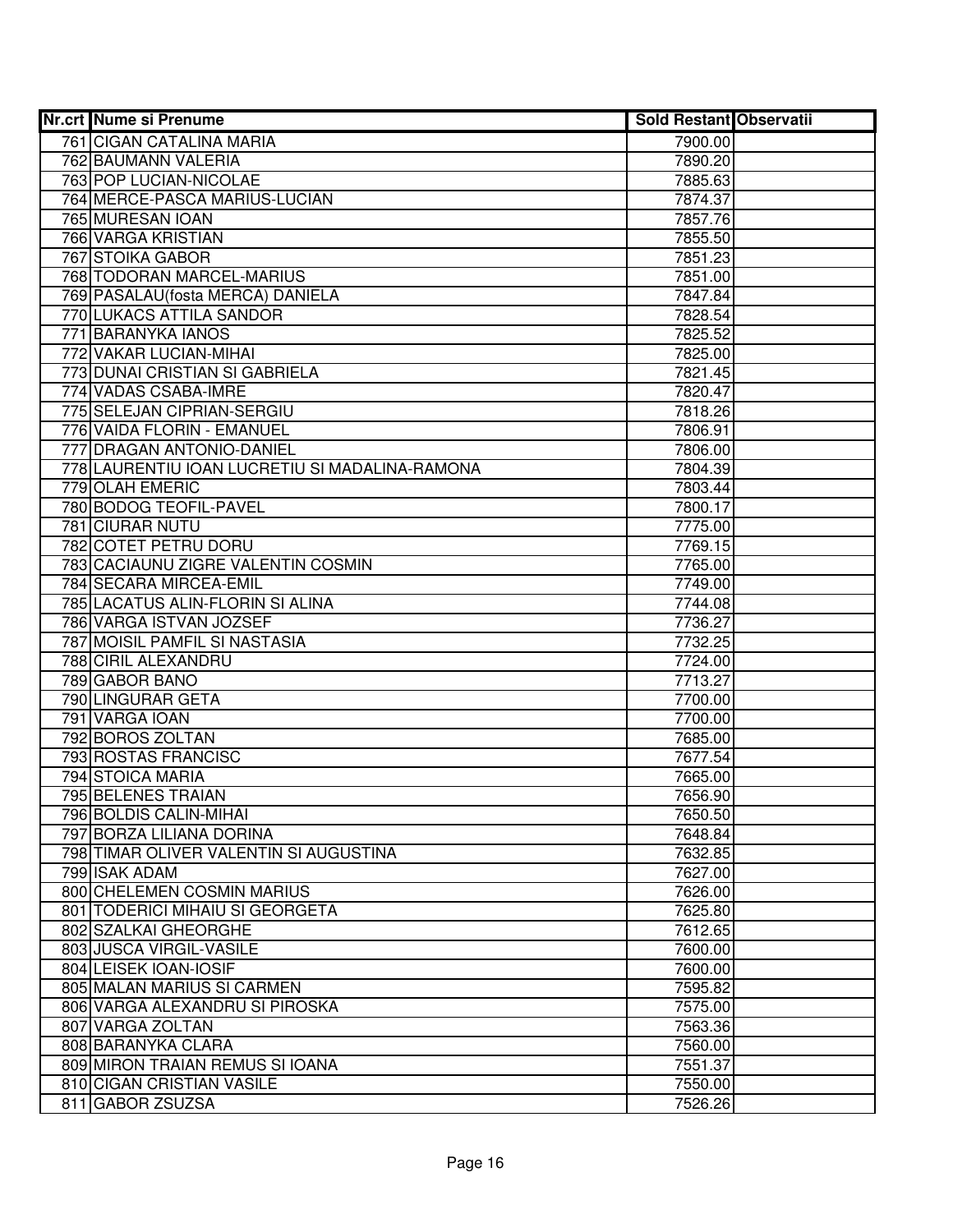| Nr.crt | Nume si Prenume | Sold Restant | Observatii |
|---|---|---|---|
| 761 | CIGAN CATALINA MARIA | 7900.00 | |
| 762 | BAUMANN VALERIA | 7890.20 | |
| 763 | POP LUCIAN-NICOLAE | 7885.63 | |
| 764 | MERCE-PASCA MARIUS-LUCIAN | 7874.37 | |
| 765 | MURESAN IOAN | 7857.76 | |
| 766 | VARGA KRISTIAN | 7855.50 | |
| 767 | STOIKA GABOR | 7851.23 | |
| 768 | TODORAN MARCEL-MARIUS | 7851.00 | |
| 769 | PASALAU(fosta MERCA) DANIELA | 7847.84 | |
| 770 | LUKACS ATTILA SANDOR | 7828.54 | |
| 771 | BARANYKA IANOS | 7825.52 | |
| 772 | VAKAR LUCIAN-MIHAI | 7825.00 | |
| 773 | DUNAI CRISTIAN SI GABRIELA | 7821.45 | |
| 774 | VADAS CSABA-IMRE | 7820.47 | |
| 775 | SELEJAN CIPRIAN-SERGIU | 7818.26 | |
| 776 | VAIDA FLORIN - EMANUEL | 7806.91 | |
| 777 | DRAGAN ANTONIO-DANIEL | 7806.00 | |
| 778 | LAURENTIU IOAN LUCRETIU SI MADALINA-RAMONA | 7804.39 | |
| 779 | OLAH EMERIC | 7803.44 | |
| 780 | BODOG TEOFIL-PAVEL | 7800.17 | |
| 781 | CIURAR NUTU | 7775.00 | |
| 782 | COTET PETRU DORU | 7769.15 | |
| 783 | CACIAUNU ZIGRE VALENTIN COSMIN | 7765.00 | |
| 784 | SECARA MIRCEA-EMIL | 7749.00 | |
| 785 | LACATUS ALIN-FLORIN SI ALINA | 7744.08 | |
| 786 | VARGA ISTVAN JOZSEF | 7736.27 | |
| 787 | MOISIL PAMFIL SI NASTASIA | 7732.25 | |
| 788 | CIRIL ALEXANDRU | 7724.00 | |
| 789 | GABOR BANO | 7713.27 | |
| 790 | LINGURAR GETA | 7700.00 | |
| 791 | VARGA IOAN | 7700.00 | |
| 792 | BOROS ZOLTAN | 7685.00 | |
| 793 | ROSTAS FRANCISC | 7677.54 | |
| 794 | STOICA MARIA | 7665.00 | |
| 795 | BELENES TRAIAN | 7656.90 | |
| 796 | BOLDIS CALIN-MIHAI | 7650.50 | |
| 797 | BORZA LILIANA DORINA | 7648.84 | |
| 798 | TIMAR OLIVER VALENTIN SI AUGUSTINA | 7632.85 | |
| 799 | ISAK ADAM | 7627.00 | |
| 800 | CHELEMEN COSMIN MARIUS | 7626.00 | |
| 801 | TODERICI MIHAIU SI GEORGETA | 7625.80 | |
| 802 | SZALKAI GHEORGHE | 7612.65 | |
| 803 | JUSCA VIRGIL-VASILE | 7600.00 | |
| 804 | LEISEK IOAN-IOSIF | 7600.00 | |
| 805 | MALAN MARIUS SI CARMEN | 7595.82 | |
| 806 | VARGA ALEXANDRU SI PIROSKA | 7575.00 | |
| 807 | VARGA ZOLTAN | 7563.36 | |
| 808 | BARANYKA CLARA | 7560.00 | |
| 809 | MIRON TRAIAN REMUS SI IOANA | 7551.37 | |
| 810 | CIGAN CRISTIAN VASILE | 7550.00 | |
| 811 | GABOR ZSUZSA | 7526.26 | |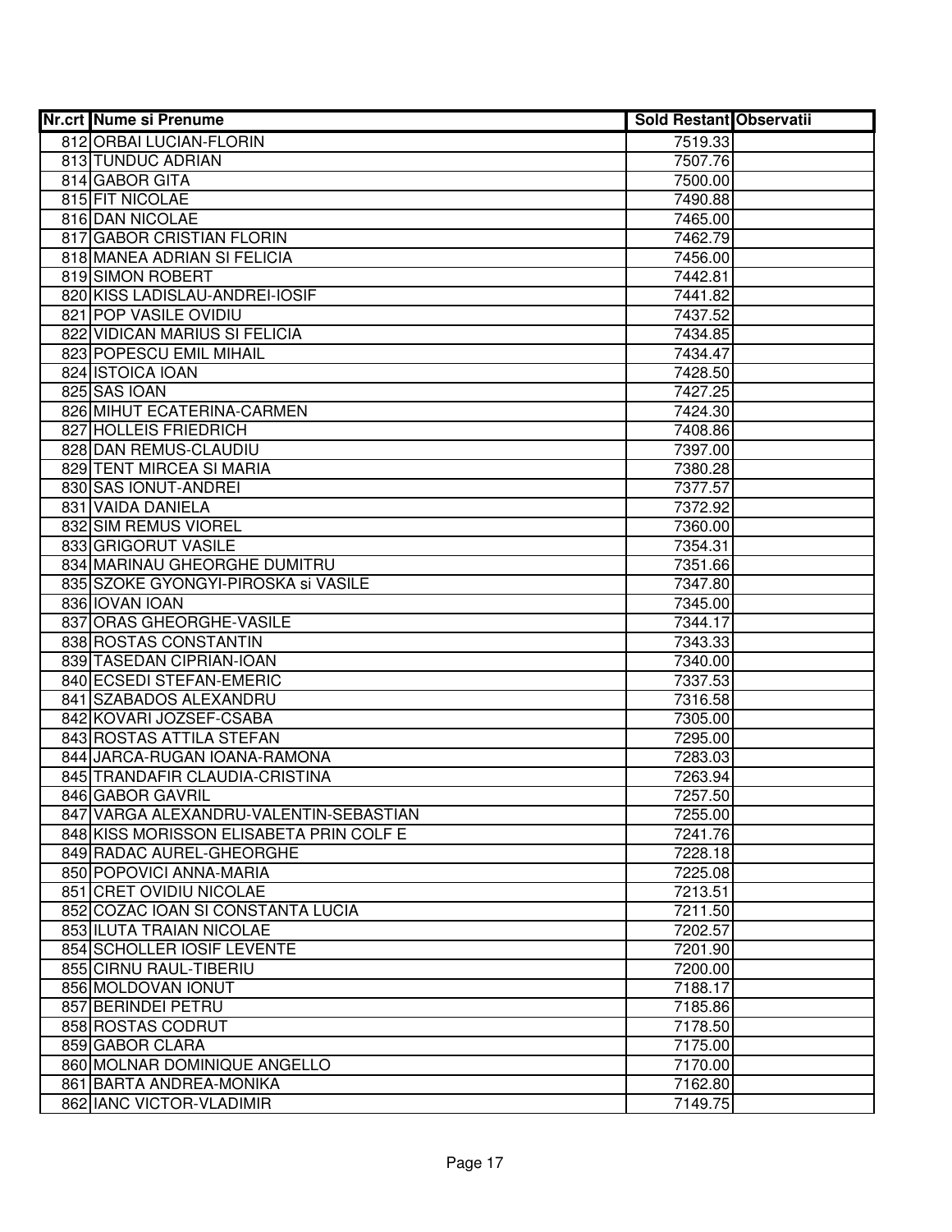| Nr.crt | Nume si Prenume | Sold Restant | Observatii |
|---|---|---|---|
| 812 | ORBAI LUCIAN-FLORIN | 7519.33 | |
| 813 | TUNDUC ADRIAN | 7507.76 | |
| 814 | GABOR GITA | 7500.00 | |
| 815 | FIT NICOLAE | 7490.88 | |
| 816 | DAN NICOLAE | 7465.00 | |
| 817 | GABOR CRISTIAN FLORIN | 7462.79 | |
| 818 | MANEA ADRIAN SI FELICIA | 7456.00 | |
| 819 | SIMON ROBERT | 7442.81 | |
| 820 | KISS LADISLAU-ANDREI-IOSIF | 7441.82 | |
| 821 | POP VASILE OVIDIU | 7437.52 | |
| 822 | VIDICAN MARIUS SI FELICIA | 7434.85 | |
| 823 | POPESCU EMIL MIHAIL | 7434.47 | |
| 824 | ISTOICA IOAN | 7428.50 | |
| 825 | SAS IOAN | 7427.25 | |
| 826 | MIHUT ECATERINA-CARMEN | 7424.30 | |
| 827 | HOLLEIS FRIEDRICH | 7408.86 | |
| 828 | DAN REMUS-CLAUDIU | 7397.00 | |
| 829 | TENT MIRCEA SI MARIA | 7380.28 | |
| 830 | SAS IONUT-ANDREI | 7377.57 | |
| 831 | VAIDA DANIELA | 7372.92 | |
| 832 | SIM REMUS VIOREL | 7360.00 | |
| 833 | GRIGORUT VASILE | 7354.31 | |
| 834 | MARINAU GHEORGHE DUMITRU | 7351.66 | |
| 835 | SZOKE GYONGYI-PIROSKA si VASILE | 7347.80 | |
| 836 | IOVAN IOAN | 7345.00 | |
| 837 | ORAS GHEORGHE-VASILE | 7344.17 | |
| 838 | ROSTAS CONSTANTIN | 7343.33 | |
| 839 | TASEDAN CIPRIAN-IOAN | 7340.00 | |
| 840 | ECSEDI STEFAN-EMERIC | 7337.53 | |
| 841 | SZABADOS ALEXANDRU | 7316.58 | |
| 842 | KOVARI JOZSEF-CSABA | 7305.00 | |
| 843 | ROSTAS ATTILA STEFAN | 7295.00 | |
| 844 | JARCA-RUGAN IOANA-RAMONA | 7283.03 | |
| 845 | TRANDAFIR CLAUDIA-CRISTINA | 7263.94 | |
| 846 | GABOR GAVRIL | 7257.50 | |
| 847 | VARGA ALEXANDRU-VALENTIN-SEBASTIAN | 7255.00 | |
| 848 | KISS MORISSON ELISABETA PRIN COLF E | 7241.76 | |
| 849 | RADAC AUREL-GHEORGHE | 7228.18 | |
| 850 | POPOVICI ANNA-MARIA | 7225.08 | |
| 851 | CRET OVIDIU NICOLAE | 7213.51 | |
| 852 | COZAC IOAN SI CONSTANTA LUCIA | 7211.50 | |
| 853 | ILUTA TRAIAN NICOLAE | 7202.57 | |
| 854 | SCHOLLER IOSIF LEVENTE | 7201.90 | |
| 855 | CIRNU RAUL-TIBERIU | 7200.00 | |
| 856 | MOLDOVAN IONUT | 7188.17 | |
| 857 | BERINDEI PETRU | 7185.86 | |
| 858 | ROSTAS CODRUT | 7178.50 | |
| 859 | GABOR CLARA | 7175.00 | |
| 860 | MOLNAR DOMINIQUE ANGELLO | 7170.00 | |
| 861 | BARTA ANDREA-MONIKA | 7162.80 | |
| 862 | IANC VICTOR-VLADIMIR | 7149.75 | |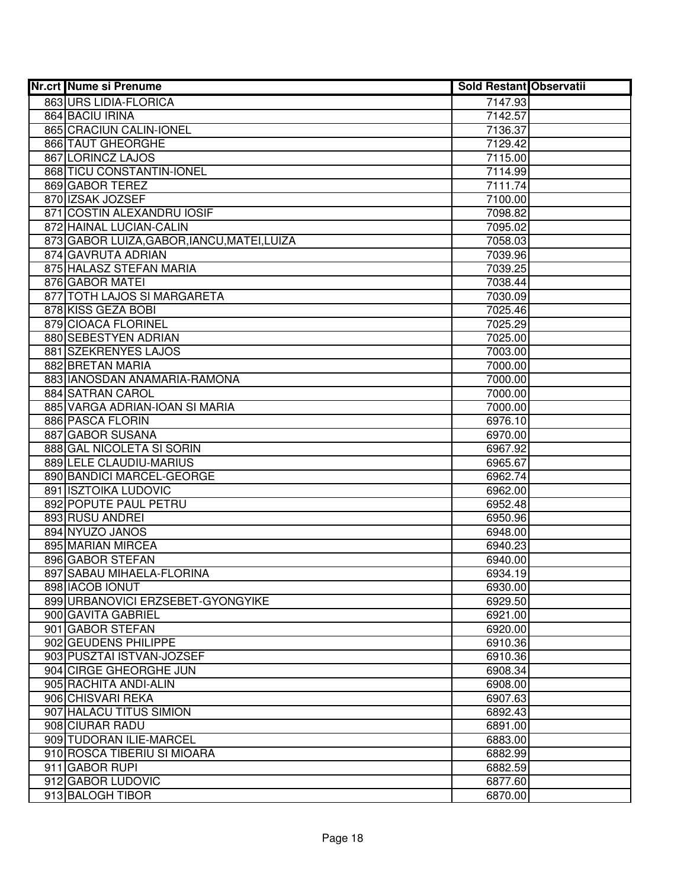| Nr.crt | Nume si Prenume | Sold Restant | Observatii |
|---|---|---|---|
| 863 | URS LIDIA-FLORICA | 7147.93 | |
| 864 | BACIU IRINA | 7142.57 | |
| 865 | CRACIUN CALIN-IONEL | 7136.37 | |
| 866 | TAUT GHEORGHE | 7129.42 | |
| 867 | LORINCZ LAJOS | 7115.00 | |
| 868 | TICU CONSTANTIN-IONEL | 7114.99 | |
| 869 | GABOR TEREZ | 7111.74 | |
| 870 | IZSAK JOZSEF | 7100.00 | |
| 871 | COSTIN ALEXANDRU IOSIF | 7098.82 | |
| 872 | HAINAL LUCIAN-CALIN | 7095.02 | |
| 873 | GABOR LUIZA,GABOR,IANCU,MATEI,LUIZA | 7058.03 | |
| 874 | GAVRUTA ADRIAN | 7039.96 | |
| 875 | HALASZ STEFAN MARIA | 7039.25 | |
| 876 | GABOR MATEI | 7038.44 | |
| 877 | TOTH LAJOS SI MARGARETA | 7030.09 | |
| 878 | KISS GEZA BOBI | 7025.46 | |
| 879 | CIOACA FLORINEL | 7025.29 | |
| 880 | SEBESTYEN ADRIAN | 7025.00 | |
| 881 | SZEKRENYES LAJOS | 7003.00 | |
| 882 | BRETAN MARIA | 7000.00 | |
| 883 | IANOSDAN ANAMARIA-RAMONA | 7000.00 | |
| 884 | SATRAN CAROL | 7000.00 | |
| 885 | VARGA ADRIAN-IOAN SI MARIA | 7000.00 | |
| 886 | PASCA FLORIN | 6976.10 | |
| 887 | GABOR SUSANA | 6970.00 | |
| 888 | GAL NICOLETA SI SORIN | 6967.92 | |
| 889 | LELE CLAUDIU-MARIUS | 6965.67 | |
| 890 | BANDICI MARCEL-GEORGE | 6962.74 | |
| 891 | ISZTOIKA LUDOVIC | 6962.00 | |
| 892 | POPUTE PAUL PETRU | 6952.48 | |
| 893 | RUSU ANDREI | 6950.96 | |
| 894 | NYUZO JANOS | 6948.00 | |
| 895 | MARIAN MIRCEA | 6940.23 | |
| 896 | GABOR STEFAN | 6940.00 | |
| 897 | SABAU MIHAELA-FLORINA | 6934.19 | |
| 898 | IACOB IONUT | 6930.00 | |
| 899 | URBANOVICI ERZSEBET-GYONGYIKE | 6929.50 | |
| 900 | GAVITA GABRIEL | 6921.00 | |
| 901 | GABOR STEFAN | 6920.00 | |
| 902 | GEUDENS PHILIPPE | 6910.36 | |
| 903 | PUSZTAI ISTVAN-JOZSEF | 6910.36 | |
| 904 | CIRGE GHEORGHE JUN | 6908.34 | |
| 905 | RACHITA ANDI-ALIN | 6908.00 | |
| 906 | CHISVARI REKA | 6907.63 | |
| 907 | HALACU TITUS SIMION | 6892.43 | |
| 908 | CIURAR RADU | 6891.00 | |
| 909 | TUDORAN ILIE-MARCEL | 6883.00 | |
| 910 | ROSCA TIBERIU SI MIOARA | 6882.99 | |
| 911 | GABOR RUPI | 6882.59 | |
| 912 | GABOR LUDOVIC | 6877.60 | |
| 913 | BALOGH TIBOR | 6870.00 | |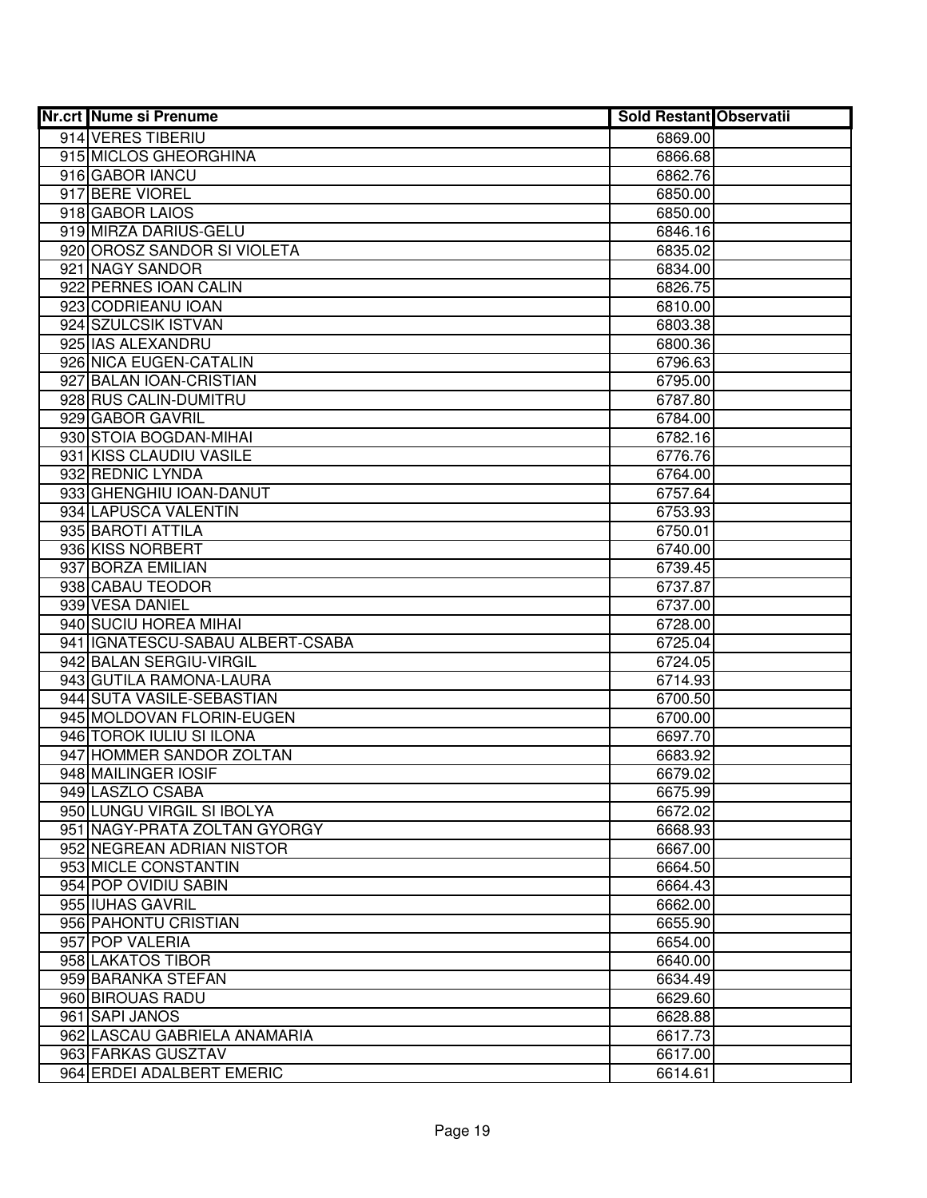| Nr.crt | Nume si Prenume | Sold Restant | Observatii |
|---|---|---|---|
| 914 | VERES TIBERIU | 6869.00 | |
| 915 | MICLOS GHEORGHINA | 6866.68 | |
| 916 | GABOR IANCU | 6862.76 | |
| 917 | BERE VIOREL | 6850.00 | |
| 918 | GABOR LAIOS | 6850.00 | |
| 919 | MIRZA DARIUS-GELU | 6846.16 | |
| 920 | OROSZ SANDOR SI VIOLETA | 6835.02 | |
| 921 | NAGY SANDOR | 6834.00 | |
| 922 | PERNES IOAN CALIN | 6826.75 | |
| 923 | CODRIEANU IOAN | 6810.00 | |
| 924 | SZULCSIK ISTVAN | 6803.38 | |
| 925 | IAS ALEXANDRU | 6800.36 | |
| 926 | NICA EUGEN-CATALIN | 6796.63 | |
| 927 | BALAN IOAN-CRISTIAN | 6795.00 | |
| 928 | RUS CALIN-DUMITRU | 6787.80 | |
| 929 | GABOR GAVRIL | 6784.00 | |
| 930 | STOIA BOGDAN-MIHAI | 6782.16 | |
| 931 | KISS CLAUDIU VASILE | 6776.76 | |
| 932 | REDNIC LYNDA | 6764.00 | |
| 933 | GHENGHIU IOAN-DANUT | 6757.64 | |
| 934 | LAPUSCA VALENTIN | 6753.93 | |
| 935 | BAROTI ATTILA | 6750.01 | |
| 936 | KISS NORBERT | 6740.00 | |
| 937 | BORZA EMILIAN | 6739.45 | |
| 938 | CABAU TEODOR | 6737.87 | |
| 939 | VESA DANIEL | 6737.00 | |
| 940 | SUCIU HOREA MIHAI | 6728.00 | |
| 941 | IGNATESCU-SABAU ALBERT-CSABA | 6725.04 | |
| 942 | BALAN SERGIU-VIRGIL | 6724.05 | |
| 943 | GUTILA RAMONA-LAURA | 6714.93 | |
| 944 | SUTA VASILE-SEBASTIAN | 6700.50 | |
| 945 | MOLDOVAN FLORIN-EUGEN | 6700.00 | |
| 946 | TOROK IULIU SI ILONA | 6697.70 | |
| 947 | HOMMER SANDOR ZOLTAN | 6683.92 | |
| 948 | MAILINGER IOSIF | 6679.02 | |
| 949 | LASZLO CSABA | 6675.99 | |
| 950 | LUNGU VIRGIL SI IBOLYA | 6672.02 | |
| 951 | NAGY-PRATA ZOLTAN GYORGY | 6668.93 | |
| 952 | NEGREAN ADRIAN NISTOR | 6667.00 | |
| 953 | MICLE CONSTANTIN | 6664.50 | |
| 954 | POP OVIDIU SABIN | 6664.43 | |
| 955 | IUHAS GAVRIL | 6662.00 | |
| 956 | PAHONTU CRISTIAN | 6655.90 | |
| 957 | POP VALERIA | 6654.00 | |
| 958 | LAKATOS TIBOR | 6640.00 | |
| 959 | BARANKA STEFAN | 6634.49 | |
| 960 | BIROUAS RADU | 6629.60 | |
| 961 | SAPI JANOS | 6628.88 | |
| 962 | LASCAU GABRIELA ANAMARIA | 6617.73 | |
| 963 | FARKAS GUSZTAV | 6617.00 | |
| 964 | ERDEI ADALBERT EMERIC | 6614.61 | |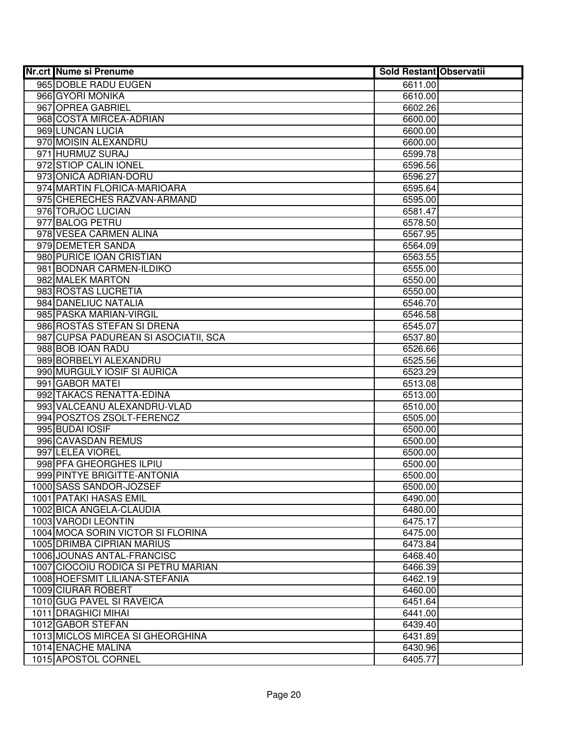| Nr.crt | Nume si Prenume | Sold Restant | Observatii |
|---|---|---|---|
| 965 | DOBLE RADU EUGEN | 6611.00 | |
| 966 | GYORI MONIKA | 6610.00 | |
| 967 | OPREA GABRIEL | 6602.26 | |
| 968 | COSTA MIRCEA-ADRIAN | 6600.00 | |
| 969 | LUNCAN LUCIA | 6600.00 | |
| 970 | MOISIN ALEXANDRU | 6600.00 | |
| 971 | HURMUZ SURAJ | 6599.78 | |
| 972 | STIOP CALIN IONEL | 6596.56 | |
| 973 | ONICA ADRIAN-DORU | 6596.27 | |
| 974 | MARTIN FLORICA-MARIOARA | 6595.64 | |
| 975 | CHERECHES RAZVAN-ARMAND | 6595.00 | |
| 976 | TORJOC LUCIAN | 6581.47 | |
| 977 | BALOG PETRU | 6578.50 | |
| 978 | VESEA CARMEN ALINA | 6567.95 | |
| 979 | DEMETER SANDA | 6564.09 | |
| 980 | PURICE IOAN CRISTIAN | 6563.55 | |
| 981 | BODNAR CARMEN-ILDIKO | 6555.00 | |
| 982 | MALEK MARTON | 6550.00 | |
| 983 | ROSTAS LUCRETIA | 6550.00 | |
| 984 | DANELIUC NATALIA | 6546.70 | |
| 985 | PASKA MARIAN-VIRGIL | 6546.58 | |
| 986 | ROSTAS STEFAN SI DRENA | 6545.07 | |
| 987 | CUPSA PADUREAN SI ASOCIATII, SCA | 6537.80 | |
| 988 | BOB IOAN RADU | 6526.66 | |
| 989 | BORBELYI ALEXANDRU | 6525.56 | |
| 990 | MURGULY IOSIF SI AURICA | 6523.29 | |
| 991 | GABOR MATEI | 6513.08 | |
| 992 | TAKACS RENATTA-EDINA | 6513.00 | |
| 993 | VALCEANU ALEXANDRU-VLAD | 6510.00 | |
| 994 | POSZTOS ZSOLT-FERENCZ | 6505.00 | |
| 995 | BUDAI IOSIF | 6500.00 | |
| 996 | CAVASDAN REMUS | 6500.00 | |
| 997 | LELEA VIOREL | 6500.00 | |
| 998 | PFA GHEORGHES ILPIU | 6500.00 | |
| 999 | PINTYE BRIGITTE-ANTONIA | 6500.00 | |
| 1000 | SASS SANDOR-JOZSEF | 6500.00 | |
| 1001 | PATAKI HASAS EMIL | 6490.00 | |
| 1002 | BICA ANGELA-CLAUDIA | 6480.00 | |
| 1003 | VARODI LEONTIN | 6475.17 | |
| 1004 | MOCA SORIN VICTOR SI FLORINA | 6475.00 | |
| 1005 | DRIMBA CIPRIAN MARIUS | 6473.84 | |
| 1006 | JOUNAS ANTAL-FRANCISC | 6468.40 | |
| 1007 | CIOCOIU RODICA SI PETRU MARIAN | 6466.39 | |
| 1008 | HOEFSMIT LILIANA-STEFANIA | 6462.19 | |
| 1009 | CIURAR ROBERT | 6460.00 | |
| 1010 | GUG PAVEL SI RAVEICA | 6451.64 | |
| 1011 | DRAGHICI MIHAI | 6441.00 | |
| 1012 | GABOR STEFAN | 6439.40 | |
| 1013 | MICLOS MIRCEA SI GHEORGHINA | 6431.89 | |
| 1014 | ENACHE MALINA | 6430.96 | |
| 1015 | APOSTOL CORNEL | 6405.77 | |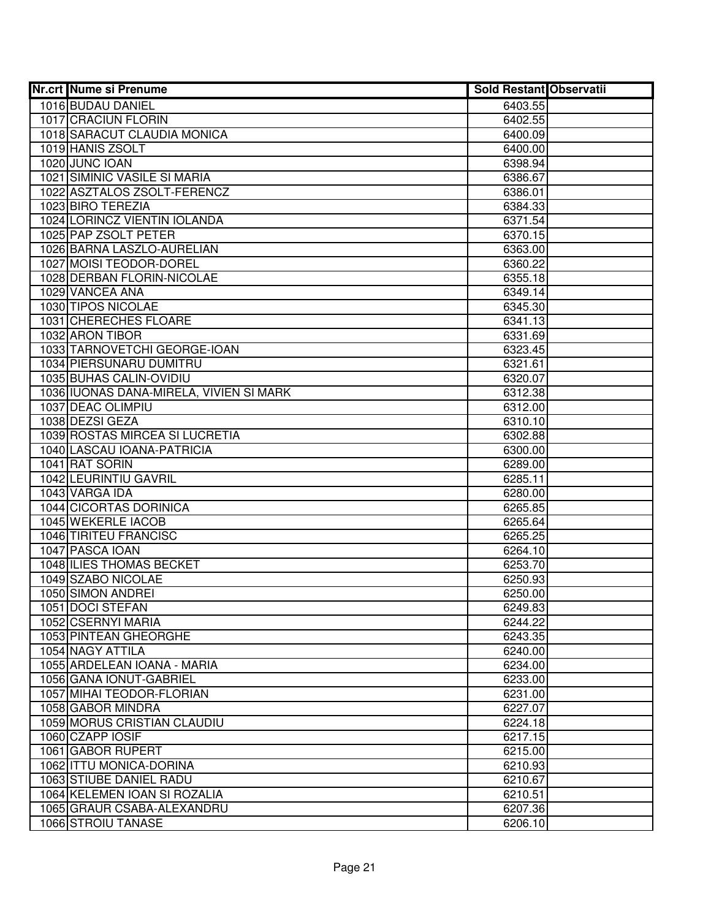| Nr.crt | Nume si Prenume | Sold Restant | Observatii |
|---|---|---|---|
| 1016 | BUDAU DANIEL | 6403.55 | |
| 1017 | CRACIUN FLORIN | 6402.55 | |
| 1018 | SARACUT CLAUDIA MONICA | 6400.09 | |
| 1019 | HANIS ZSOLT | 6400.00 | |
| 1020 | JUNC IOAN | 6398.94 | |
| 1021 | SIMINIC VASILE SI MARIA | 6386.67 | |
| 1022 | ASZTALOS ZSOLT-FERENCZ | 6386.01 | |
| 1023 | BIRO TEREZIA | 6384.33 | |
| 1024 | LORINCZ VIENTIN IOLANDA | 6371.54 | |
| 1025 | PAP ZSOLT PETER | 6370.15 | |
| 1026 | BARNA LASZLO-AURELIAN | 6363.00 | |
| 1027 | MOISI TEODOR-DOREL | 6360.22 | |
| 1028 | DERBAN FLORIN-NICOLAE | 6355.18 | |
| 1029 | VANCEA ANA | 6349.14 | |
| 1030 | TIPOS NICOLAE | 6345.30 | |
| 1031 | CHERECHES FLOARE | 6341.13 | |
| 1032 | ARON TIBOR | 6331.69 | |
| 1033 | TARNOVETCHI GEORGE-IOAN | 6323.45 | |
| 1034 | PIERSUNARU DUMITRU | 6321.61 | |
| 1035 | BUHAS CALIN-OVIDIU | 6320.07 | |
| 1036 | IUONAS DANA-MIRELA, VIVIEN SI MARK | 6312.38 | |
| 1037 | DEAC OLIMPIU | 6312.00 | |
| 1038 | DEZSI GEZA | 6310.10 | |
| 1039 | ROSTAS MIRCEA SI LUCRETIA | 6302.88 | |
| 1040 | LASCAU IOANA-PATRICIA | 6300.00 | |
| 1041 | RAT SORIN | 6289.00 | |
| 1042 | LEURINTIU GAVRIL | 6285.11 | |
| 1043 | VARGA IDA | 6280.00 | |
| 1044 | CICORTAS DORINICA | 6265.85 | |
| 1045 | WEKERLE IACOB | 6265.64 | |
| 1046 | TIRITEU FRANCISC | 6265.25 | |
| 1047 | PASCA IOAN | 6264.10 | |
| 1048 | ILIES THOMAS BECKET | 6253.70 | |
| 1049 | SZABO NICOLAE | 6250.93 | |
| 1050 | SIMON ANDREI | 6250.00 | |
| 1051 | DOCI STEFAN | 6249.83 | |
| 1052 | CSERNYI MARIA | 6244.22 | |
| 1053 | PINTEAN GHEORGHE | 6243.35 | |
| 1054 | NAGY ATTILA | 6240.00 | |
| 1055 | ARDELEAN IOANA - MARIA | 6234.00 | |
| 1056 | GANA IONUT-GABRIEL | 6233.00 | |
| 1057 | MIHAI TEODOR-FLORIAN | 6231.00 | |
| 1058 | GABOR MINDRA | 6227.07 | |
| 1059 | MORUS CRISTIAN CLAUDIU | 6224.18 | |
| 1060 | CZAPP IOSIF | 6217.15 | |
| 1061 | GABOR RUPERT | 6215.00 | |
| 1062 | ITTU MONICA-DORINA | 6210.93 | |
| 1063 | STIUBE DANIEL RADU | 6210.67 | |
| 1064 | KELEMEN IOAN SI ROZALIA | 6210.51 | |
| 1065 | GRAUR CSABA-ALEXANDRU | 6207.36 | |
| 1066 | STROIU TANASE | 6206.10 | |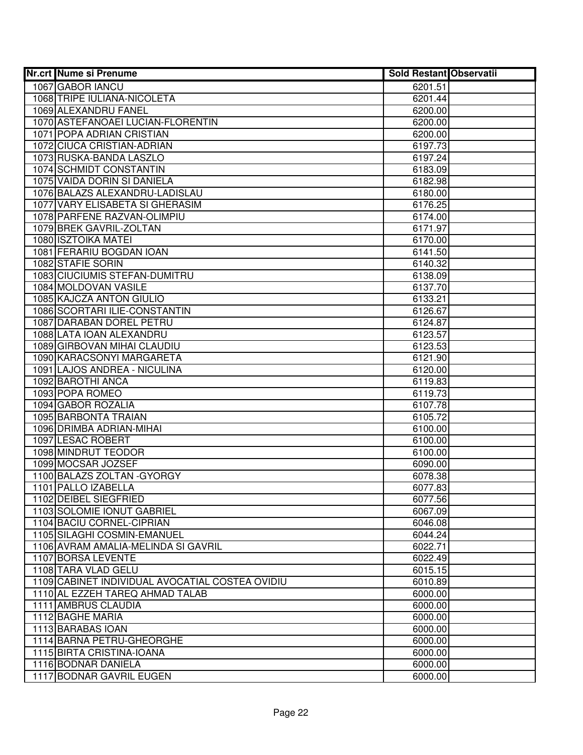| Nr.crt | Nume si Prenume | Sold Restant | Observatii |
|---|---|---|---|
| 1067 | GABOR IANCU | 6201.51 | |
| 1068 | TRIPE IULIANA-NICOLETA | 6201.44 | |
| 1069 | ALEXANDRU FANEL | 6200.00 | |
| 1070 | ASTEFANOAEI LUCIAN-FLORENTIN | 6200.00 | |
| 1071 | POPA ADRIAN CRISTIAN | 6200.00 | |
| 1072 | CIUCA CRISTIAN-ADRIAN | 6197.73 | |
| 1073 | RUSKA-BANDA LASZLO | 6197.24 | |
| 1074 | SCHMIDT CONSTANTIN | 6183.09 | |
| 1075 | VAIDA DORIN SI DANIELA | 6182.98 | |
| 1076 | BALAZS ALEXANDRU-LADISLAU | 6180.00 | |
| 1077 | VARY ELISABETA SI GHERASIM | 6176.25 | |
| 1078 | PARFENE RAZVAN-OLIMPIU | 6174.00 | |
| 1079 | BREK GAVRIL-ZOLTAN | 6171.97 | |
| 1080 | ISZTOIKA MATEI | 6170.00 | |
| 1081 | FERARIU BOGDAN IOAN | 6141.50 | |
| 1082 | STAFIE SORIN | 6140.32 | |
| 1083 | CIUCIUMIS STEFAN-DUMITRU | 6138.09 | |
| 1084 | MOLDOVAN VASILE | 6137.70 | |
| 1085 | KAJCZA ANTON GIULIO | 6133.21 | |
| 1086 | SCORTARI ILIE-CONSTANTIN | 6126.67 | |
| 1087 | DARABAN DOREL PETRU | 6124.87 | |
| 1088 | LATA IOAN ALEXANDRU | 6123.57 | |
| 1089 | GIRBOVAN MIHAI CLAUDIU | 6123.53 | |
| 1090 | KARACSONYI MARGARETA | 6121.90 | |
| 1091 | LAJOS ANDREA - NICULINA | 6120.00 | |
| 1092 | BAROTHI ANCA | 6119.83 | |
| 1093 | POPA ROMEO | 6119.73 | |
| 1094 | GABOR ROZALIA | 6107.78 | |
| 1095 | BARBONTA TRAIAN | 6105.72 | |
| 1096 | DRIMBA ADRIAN-MIHAI | 6100.00 | |
| 1097 | LESAC ROBERT | 6100.00 | |
| 1098 | MINDRUT TEODOR | 6100.00 | |
| 1099 | MOCSAR JOZSEF | 6090.00 | |
| 1100 | BALAZS ZOLTAN -GYORGY | 6078.38 | |
| 1101 | PALLO IZABELLA | 6077.83 | |
| 1102 | DEIBEL SIEGFRIED | 6077.56 | |
| 1103 | SOLOMIE IONUT GABRIEL | 6067.09 | |
| 1104 | BACIU CORNEL-CIPRIAN | 6046.08 | |
| 1105 | SILAGHI COSMIN-EMANUEL | 6044.24 | |
| 1106 | AVRAM AMALIA-MELINDA SI GAVRIL | 6022.71 | |
| 1107 | BORSA LEVENTE | 6022.49 | |
| 1108 | TARA VLAD GELU | 6015.15 | |
| 1109 | CABINET INDIVIDUAL AVOCATIAL COSTEA OVIDIU | 6010.89 | |
| 1110 | AL EZZEH TAREQ AHMAD TALAB | 6000.00 | |
| 1111 | AMBRUS CLAUDIA | 6000.00 | |
| 1112 | BAGHE MARIA | 6000.00 | |
| 1113 | BARABAS IOAN | 6000.00 | |
| 1114 | BARNA PETRU-GHEORGHE | 6000.00 | |
| 1115 | BIRTA CRISTINA-IOANA | 6000.00 | |
| 1116 | BODNAR DANIELA | 6000.00 | |
| 1117 | BODNAR GAVRIL EUGEN | 6000.00 | |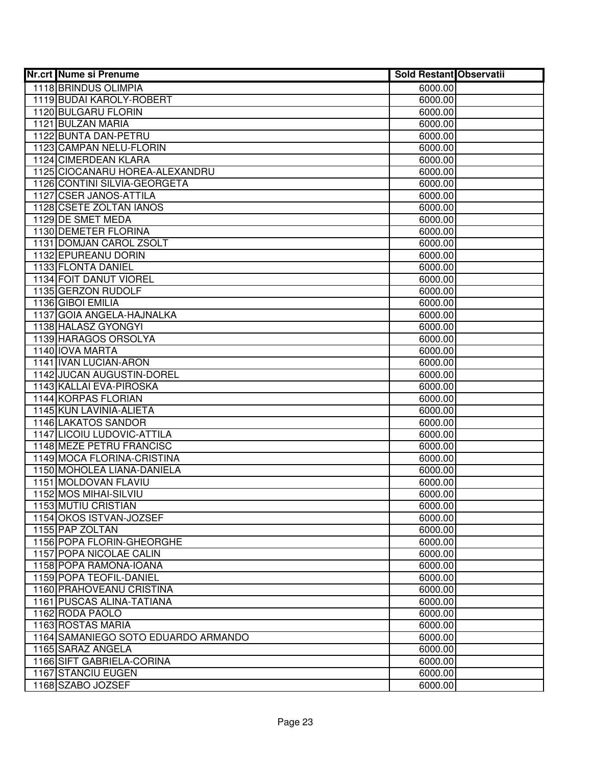| Nr.crt | Nume si Prenume | Sold Restant | Observatii |
|---|---|---|---|
| 1118 | BRINDUS OLIMPIA | 6000.00 | |
| 1119 | BUDAI KAROLY-ROBERT | 6000.00 | |
| 1120 | BULGARU FLORIN | 6000.00 | |
| 1121 | BULZAN MARIA | 6000.00 | |
| 1122 | BUNTA DAN-PETRU | 6000.00 | |
| 1123 | CAMPAN NELU-FLORIN | 6000.00 | |
| 1124 | CIMERDEAN KLARA | 6000.00 | |
| 1125 | CIOCANARU HOREA-ALEXANDRU | 6000.00 | |
| 1126 | CONTINI SILVIA-GEORGETA | 6000.00 | |
| 1127 | CSER JANOS-ATTILA | 6000.00 | |
| 1128 | CSETE ZOLTAN IANOS | 6000.00 | |
| 1129 | DE SMET MEDA | 6000.00 | |
| 1130 | DEMETER FLORINA | 6000.00 | |
| 1131 | DOMJAN CAROL ZSOLT | 6000.00 | |
| 1132 | EPUREANU DORIN | 6000.00 | |
| 1133 | FLONTA DANIEL | 6000.00 | |
| 1134 | FOIT DANUT VIOREL | 6000.00 | |
| 1135 | GERZON RUDOLF | 6000.00 | |
| 1136 | GIBOI EMILIA | 6000.00 | |
| 1137 | GOIA ANGELA-HAJNALKA | 6000.00 | |
| 1138 | HALASZ GYONGYI | 6000.00 | |
| 1139 | HARAGOS ORSOLYA | 6000.00 | |
| 1140 | IOVA MARTA | 6000.00 | |
| 1141 | IVAN LUCIAN-ARON | 6000.00 | |
| 1142 | JUCAN AUGUSTIN-DOREL | 6000.00 | |
| 1143 | KALLAI EVA-PIROSKA | 6000.00 | |
| 1144 | KORPAS FLORIAN | 6000.00 | |
| 1145 | KUN LAVINIA-ALIETA | 6000.00 | |
| 1146 | LAKATOS SANDOR | 6000.00 | |
| 1147 | LICOIU LUDOVIC-ATTILA | 6000.00 | |
| 1148 | MEZE PETRU FRANCISC | 6000.00 | |
| 1149 | MOCA FLORINA-CRISTINA | 6000.00 | |
| 1150 | MOHOLEA LIANA-DANIELA | 6000.00 | |
| 1151 | MOLDOVAN FLAVIU | 6000.00 | |
| 1152 | MOS MIHAI-SILVIU | 6000.00 | |
| 1153 | MUTIU CRISTIAN | 6000.00 | |
| 1154 | OKOS ISTVAN-JOZSEF | 6000.00 | |
| 1155 | PAP ZOLTAN | 6000.00 | |
| 1156 | POPA FLORIN-GHEORGHE | 6000.00 | |
| 1157 | POPA NICOLAE CALIN | 6000.00 | |
| 1158 | POPA RAMONA-IOANA | 6000.00 | |
| 1159 | POPA TEOFIL-DANIEL | 6000.00 | |
| 1160 | PRAHOVEANU CRISTINA | 6000.00 | |
| 1161 | PUSCAS ALINA-TATIANA | 6000.00 | |
| 1162 | RODA PAOLO | 6000.00 | |
| 1163 | ROSTAS MARIA | 6000.00 | |
| 1164 | SAMANIEGO SOTO EDUARDO ARMANDO | 6000.00 | |
| 1165 | SARAZ ANGELA | 6000.00 | |
| 1166 | SIFT GABRIELA-CORINA | 6000.00 | |
| 1167 | STANCIU EUGEN | 6000.00 | |
| 1168 | SZABO JOZSEF | 6000.00 | |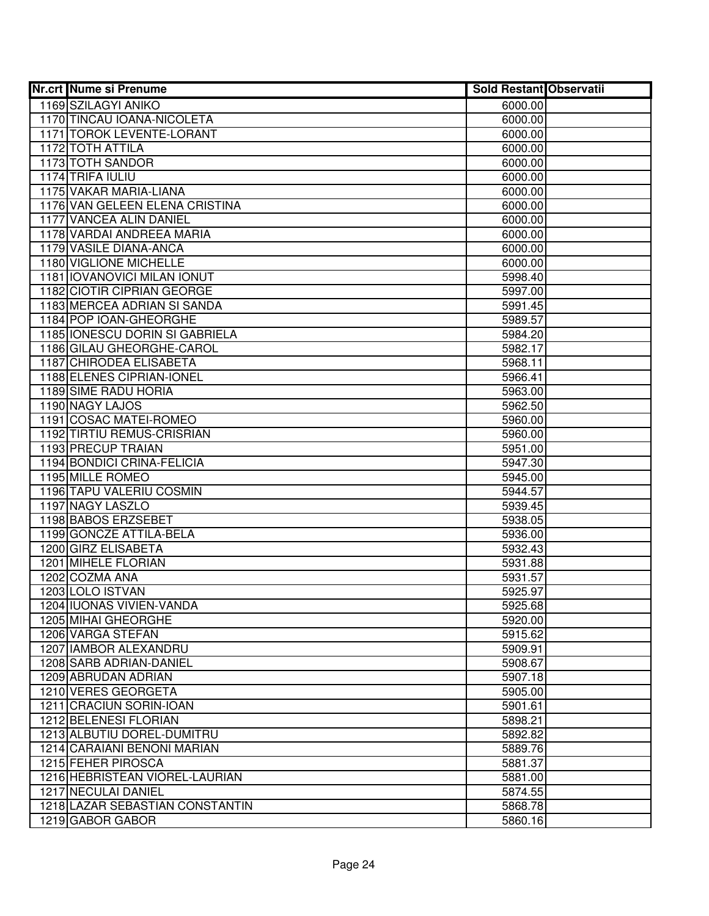| Nr.crt | Nume si Prenume | Sold Restant | Observatii |
|---|---|---|---|
| 1169 | SZILAGYI ANIKO | 6000.00 | |
| 1170 | TINCAU IOANA-NICOLETA | 6000.00 | |
| 1171 | TOROK LEVENTE-LORANT | 6000.00 | |
| 1172 | TOTH ATTILA | 6000.00 | |
| 1173 | TOTH SANDOR | 6000.00 | |
| 1174 | TRIFA IULIU | 6000.00 | |
| 1175 | VAKAR MARIA-LIANA | 6000.00 | |
| 1176 | VAN GELEEN ELENA CRISTINA | 6000.00 | |
| 1177 | VANCEA ALIN DANIEL | 6000.00 | |
| 1178 | VARDAI ANDREEA MARIA | 6000.00 | |
| 1179 | VASILE DIANA-ANCA | 6000.00 | |
| 1180 | VIGLIONE MICHELLE | 6000.00 | |
| 1181 | IOVANOVICI MILAN IONUT | 5998.40 | |
| 1182 | CIOTIR CIPRIAN GEORGE | 5997.00 | |
| 1183 | MERCEA ADRIAN SI SANDA | 5991.45 | |
| 1184 | POP IOAN-GHEORGHE | 5989.57 | |
| 1185 | IONESCU DORIN SI GABRIELA | 5984.20 | |
| 1186 | GILAU GHEORGHE-CAROL | 5982.17 | |
| 1187 | CHIRODEA ELISABETA | 5968.11 | |
| 1188 | ELENES CIPRIAN-IONEL | 5966.41 | |
| 1189 | SIME RADU HORIA | 5963.00 | |
| 1190 | NAGY LAJOS | 5962.50 | |
| 1191 | COSAC MATEI-ROMEO | 5960.00 | |
| 1192 | TIRTIU REMUS-CRISRIAN | 5960.00 | |
| 1193 | PRECUP TRAIAN | 5951.00 | |
| 1194 | BONDICI CRINA-FELICIA | 5947.30 | |
| 1195 | MILLE ROMEO | 5945.00 | |
| 1196 | TAPU VALERIU COSMIN | 5944.57 | |
| 1197 | NAGY LASZLO | 5939.45 | |
| 1198 | BABOS ERZSEBET | 5938.05 | |
| 1199 | GONCZE ATTILA-BELA | 5936.00 | |
| 1200 | GIRZ ELISABETA | 5932.43 | |
| 1201 | MIHELE FLORIAN | 5931.88 | |
| 1202 | COZMA ANA | 5931.57 | |
| 1203 | LOLO ISTVAN | 5925.97 | |
| 1204 | IUONAS VIVIEN-VANDA | 5925.68 | |
| 1205 | MIHAI GHEORGHE | 5920.00 | |
| 1206 | VARGA STEFAN | 5915.62 | |
| 1207 | IAMBOR ALEXANDRU | 5909.91 | |
| 1208 | SARB ADRIAN-DANIEL | 5908.67 | |
| 1209 | ABRUDAN ADRIAN | 5907.18 | |
| 1210 | VERES GEORGETA | 5905.00 | |
| 1211 | CRACIUN SORIN-IOAN | 5901.61 | |
| 1212 | BELENESI FLORIAN | 5898.21 | |
| 1213 | ALBUTIU DOREL-DUMITRU | 5892.82 | |
| 1214 | CARAIANI BENONI MARIAN | 5889.76 | |
| 1215 | FEHER PIROSCA | 5881.37 | |
| 1216 | HEBRISTEAN VIOREL-LAURIAN | 5881.00 | |
| 1217 | NECULAI DANIEL | 5874.55 | |
| 1218 | LAZAR SEBASTIAN CONSTANTIN | 5868.78 | |
| 1219 | GABOR GABOR | 5860.16 | |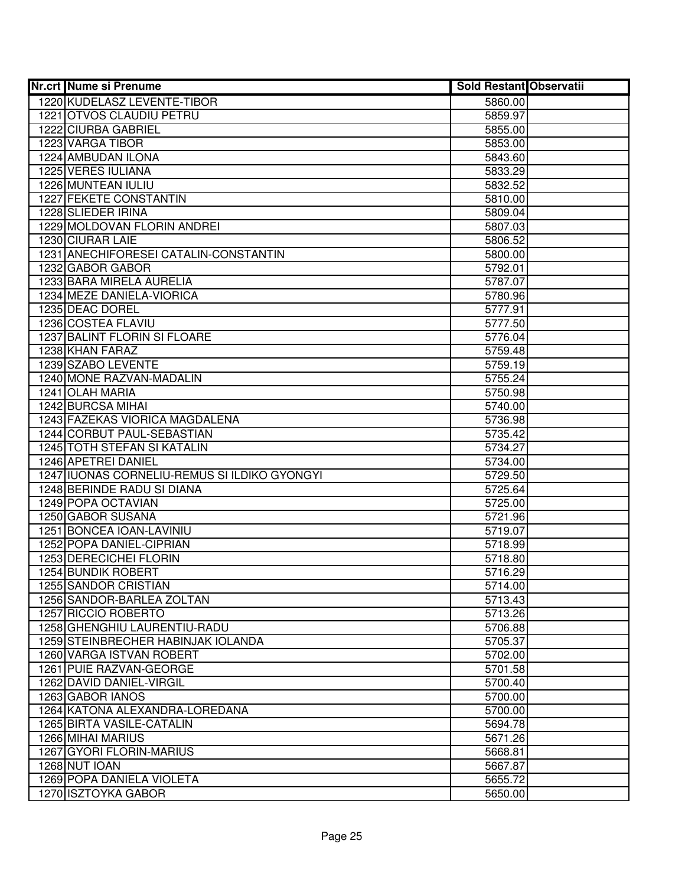| Nr.crt | Nume si Prenume | Sold Restant | Observatii |
|---|---|---|---|
| 1220 | KUDELASZ LEVENTE-TIBOR | 5860.00 | |
| 1221 | OTVOS CLAUDIU PETRU | 5859.97 | |
| 1222 | CIURBA GABRIEL | 5855.00 | |
| 1223 | VARGA TIBOR | 5853.00 | |
| 1224 | AMBUDAN ILONA | 5843.60 | |
| 1225 | VERES IULIANA | 5833.29 | |
| 1226 | MUNTEAN IULIU | 5832.52 | |
| 1227 | FEKETE CONSTANTIN | 5810.00 | |
| 1228 | SLIEDER IRINA | 5809.04 | |
| 1229 | MOLDOVAN FLORIN ANDREI | 5807.03 | |
| 1230 | CIURAR LAIE | 5806.52 | |
| 1231 | ANECHIFORESEI CATALIN-CONSTANTIN | 5800.00 | |
| 1232 | GABOR GABOR | 5792.01 | |
| 1233 | BARA MIRELA AURELIA | 5787.07 | |
| 1234 | MEZE DANIELA-VIORICA | 5780.96 | |
| 1235 | DEAC DOREL | 5777.91 | |
| 1236 | COSTEA FLAVIU | 5777.50 | |
| 1237 | BALINT FLORIN SI FLOARE | 5776.04 | |
| 1238 | KHAN FARAZ | 5759.48 | |
| 1239 | SZABO LEVENTE | 5759.19 | |
| 1240 | MONE RAZVAN-MADALIN | 5755.24 | |
| 1241 | OLAH MARIA | 5750.98 | |
| 1242 | BURCSA MIHAI | 5740.00 | |
| 1243 | FAZEKAS VIORICA MAGDALENA | 5736.98 | |
| 1244 | CORBUT PAUL-SEBASTIAN | 5735.42 | |
| 1245 | TOTH STEFAN SI KATALIN | 5734.27 | |
| 1246 | APETREI DANIEL | 5734.00 | |
| 1247 | IUONAS CORNELIU-REMUS SI ILDIKO GYONGYI | 5729.50 | |
| 1248 | BERINDE RADU SI DIANA | 5725.64 | |
| 1249 | POPA OCTAVIAN | 5725.00 | |
| 1250 | GABOR SUSANA | 5721.96 | |
| 1251 | BONCEA IOAN-LAVINIU | 5719.07 | |
| 1252 | POPA DANIEL-CIPRIAN | 5718.99 | |
| 1253 | DERECICHEI FLORIN | 5718.80 | |
| 1254 | BUNDIK ROBERT | 5716.29 | |
| 1255 | SANDOR CRISTIAN | 5714.00 | |
| 1256 | SANDOR-BARLEA ZOLTAN | 5713.43 | |
| 1257 | RICCIO ROBERTO | 5713.26 | |
| 1258 | GHENGHIU LAURENTIU-RADU | 5706.88 | |
| 1259 | STEINBRECHER HABINJAK IOLANDA | 5705.37 | |
| 1260 | VARGA ISTVAN ROBERT | 5702.00 | |
| 1261 | PUIE RAZVAN-GEORGE | 5701.58 | |
| 1262 | DAVID DANIEL-VIRGIL | 5700.40 | |
| 1263 | GABOR IANOS | 5700.00 | |
| 1264 | KATONA ALEXANDRA-LOREDANA | 5700.00 | |
| 1265 | BIRTA VASILE-CATALIN | 5694.78 | |
| 1266 | MIHAI MARIUS | 5671.26 | |
| 1267 | GYORI FLORIN-MARIUS | 5668.81 | |
| 1268 | NUT IOAN | 5667.87 | |
| 1269 | POPA DANIELA VIOLETA | 5655.72 | |
| 1270 | ISZTOYKA GABOR | 5650.00 | |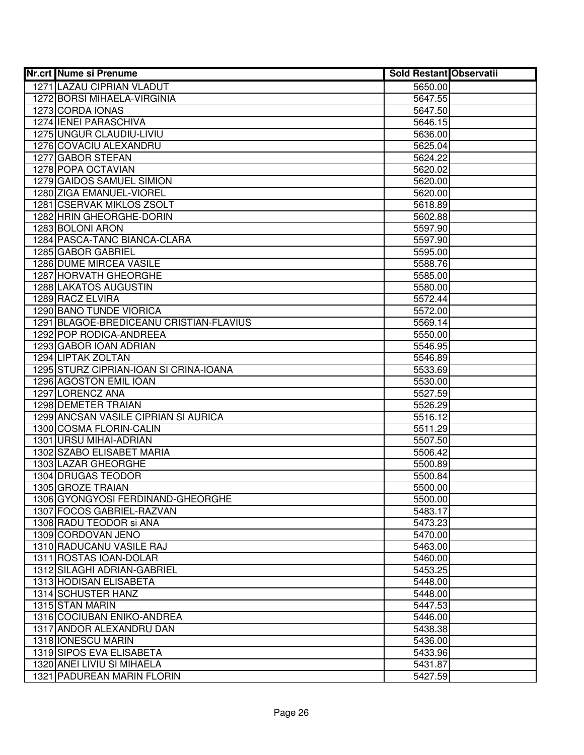| Nr.crt | Nume si Prenume | Sold Restant | Observatii |
|---|---|---|---|
| 1271 | LAZAU CIPRIAN VLADUT | 5650.00 | |
| 1272 | BORSI MIHAELA-VIRGINIA | 5647.55 | |
| 1273 | CORDA IONAS | 5647.50 | |
| 1274 | IENEI PARASCHIVA | 5646.15 | |
| 1275 | UNGUR CLAUDIU-LIVIU | 5636.00 | |
| 1276 | COVACIU ALEXANDRU | 5625.04 | |
| 1277 | GABOR STEFAN | 5624.22 | |
| 1278 | POPA OCTAVIAN | 5620.02 | |
| 1279 | GAIDOS SAMUEL SIMION | 5620.00 | |
| 1280 | ZIGA EMANUEL-VIOREL | 5620.00 | |
| 1281 | CSERVAK MIKLOS ZSOLT | 5618.89 | |
| 1282 | HRIN GHEORGHE-DORIN | 5602.88 | |
| 1283 | BOLONI ARON | 5597.90 | |
| 1284 | PASCA-TANC BIANCA-CLARA | 5597.90 | |
| 1285 | GABOR GABRIEL | 5595.00 | |
| 1286 | DUME MIRCEA VASILE | 5588.76 | |
| 1287 | HORVATH GHEORGHE | 5585.00 | |
| 1288 | LAKATOS AUGUSTIN | 5580.00 | |
| 1289 | RACZ ELVIRA | 5572.44 | |
| 1290 | BANO TUNDE VIORICA | 5572.00 | |
| 1291 | BLAGOE-BREDICEANU CRISTIAN-FLAVIUS | 5569.14 | |
| 1292 | POP RODICA-ANDREEA | 5550.00 | |
| 1293 | GABOR IOAN ADRIAN | 5546.95 | |
| 1294 | LIPTAK ZOLTAN | 5546.89 | |
| 1295 | STURZ CIPRIAN-IOAN SI CRINA-IOANA | 5533.69 | |
| 1296 | AGOSTON EMIL IOAN | 5530.00 | |
| 1297 | LORENCZ ANA | 5527.59 | |
| 1298 | DEMETER TRAIAN | 5526.29 | |
| 1299 | ANCSAN VASILE CIPRIAN SI AURICA | 5516.12 | |
| 1300 | COSMA FLORIN-CALIN | 5511.29 | |
| 1301 | URSU MIHAI-ADRIAN | 5507.50 | |
| 1302 | SZABO ELISABET MARIA | 5506.42 | |
| 1303 | LAZAR GHEORGHE | 5500.89 | |
| 1304 | DRUGAS TEODOR | 5500.84 | |
| 1305 | GROZE TRAIAN | 5500.00 | |
| 1306 | GYONGYOSI FERDINAND-GHEORGHE | 5500.00 | |
| 1307 | FOCOS GABRIEL-RAZVAN | 5483.17 | |
| 1308 | RADU TEODOR si ANA | 5473.23 | |
| 1309 | CORDOVAN JENO | 5470.00 | |
| 1310 | RADUCANU VASILE RAJ | 5463.00 | |
| 1311 | ROSTAS IOAN-DOLAR | 5460.00 | |
| 1312 | SILAGHI ADRIAN-GABRIEL | 5453.25 | |
| 1313 | HODISAN ELISABETA | 5448.00 | |
| 1314 | SCHUSTER HANZ | 5448.00 | |
| 1315 | STAN MARIN | 5447.53 | |
| 1316 | COCIUBAN ENIKO-ANDREA | 5446.00 | |
| 1317 | ANDOR ALEXANDRU DAN | 5438.38 | |
| 1318 | IONESCU MARIN | 5436.00 | |
| 1319 | SIPOS EVA ELISABETA | 5433.96 | |
| 1320 | ANEI LIVIU SI MIHAELA | 5431.87 | |
| 1321 | PADUREAN MARIN FLORIN | 5427.59 | |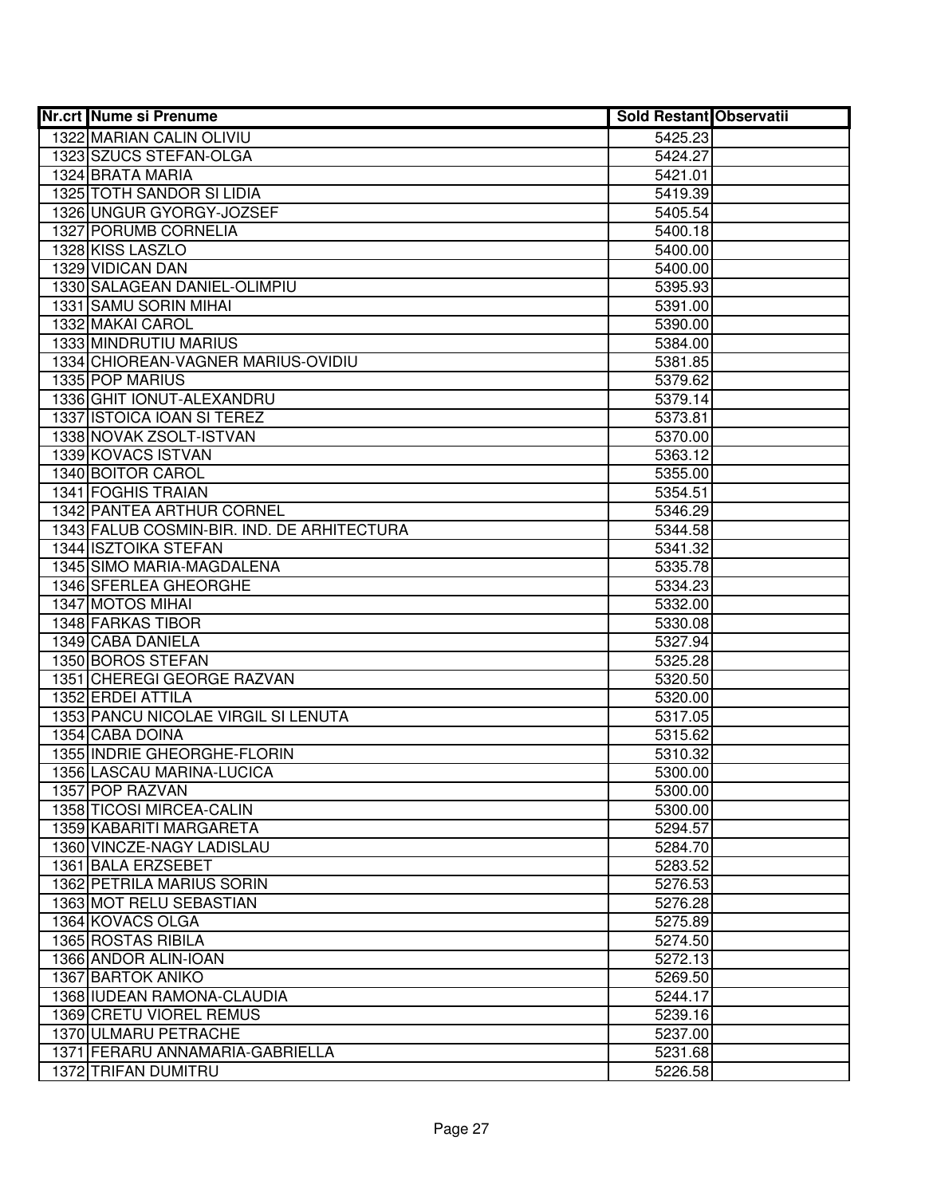| Nr.crt | Nume si Prenume | Sold Restant | Observatii |
|---|---|---|---|
| 1322 | MARIAN CALIN OLIVIU | 5425.23 | |
| 1323 | SZUCS STEFAN-OLGA | 5424.27 | |
| 1324 | BRATA MARIA | 5421.01 | |
| 1325 | TOTH SANDOR SI LIDIA | 5419.39 | |
| 1326 | UNGUR GYORGY-JOZSEF | 5405.54 | |
| 1327 | PORUMB CORNELIA | 5400.18 | |
| 1328 | KISS LASZLO | 5400.00 | |
| 1329 | VIDICAN DAN | 5400.00 | |
| 1330 | SALAGEAN DANIEL-OLIMPIU | 5395.93 | |
| 1331 | SAMU SORIN MIHAI | 5391.00 | |
| 1332 | MAKAI CAROL | 5390.00 | |
| 1333 | MINDRUTIU MARIUS | 5384.00 | |
| 1334 | CHIOREAN-VAGNER MARIUS-OVIDIU | 5381.85 | |
| 1335 | POP MARIUS | 5379.62 | |
| 1336 | GHIT IONUT-ALEXANDRU | 5379.14 | |
| 1337 | ISTOICA IOAN SI TEREZ | 5373.81 | |
| 1338 | NOVAK ZSOLT-ISTVAN | 5370.00 | |
| 1339 | KOVACS ISTVAN | 5363.12 | |
| 1340 | BOITOR CAROL | 5355.00 | |
| 1341 | FOGHIS TRAIAN | 5354.51 | |
| 1342 | PANTEA ARTHUR CORNEL | 5346.29 | |
| 1343 | FALUB COSMIN-BIR. IND. DE ARHITECTURA | 5344.58 | |
| 1344 | ISZTOIKA STEFAN | 5341.32 | |
| 1345 | SIMO MARIA-MAGDALENA | 5335.78 | |
| 1346 | SFERLEA GHEORGHE | 5334.23 | |
| 1347 | MOTOS MIHAI | 5332.00 | |
| 1348 | FARKAS TIBOR | 5330.08 | |
| 1349 | CABA DANIELA | 5327.94 | |
| 1350 | BOROS STEFAN | 5325.28 | |
| 1351 | CHEREGI GEORGE RAZVAN | 5320.50 | |
| 1352 | ERDEI ATTILA | 5320.00 | |
| 1353 | PANCU NICOLAE VIRGIL SI LENUTA | 5317.05 | |
| 1354 | CABA DOINA | 5315.62 | |
| 1355 | INDRIE GHEORGHE-FLORIN | 5310.32 | |
| 1356 | LASCAU MARINA-LUCICA | 5300.00 | |
| 1357 | POP RAZVAN | 5300.00 | |
| 1358 | TICOSI MIRCEA-CALIN | 5300.00 | |
| 1359 | KABARITI MARGARETA | 5294.57 | |
| 1360 | VINCZE-NAGY LADISLAU | 5284.70 | |
| 1361 | BALA ERZSEBET | 5283.52 | |
| 1362 | PETRILA MARIUS SORIN | 5276.53 | |
| 1363 | MOT RELU SEBASTIAN | 5276.28 | |
| 1364 | KOVACS OLGA | 5275.89 | |
| 1365 | ROSTAS RIBILA | 5274.50 | |
| 1366 | ANDOR ALIN-IOAN | 5272.13 | |
| 1367 | BARTOK ANIKO | 5269.50 | |
| 1368 | IUDEAN RAMONA-CLAUDIA | 5244.17 | |
| 1369 | CRETU VIOREL REMUS | 5239.16 | |
| 1370 | ULMARU PETRACHE | 5237.00 | |
| 1371 | FERARU ANNAMARIA-GABRIELLA | 5231.68 | |
| 1372 | TRIFAN DUMITRU | 5226.58 | |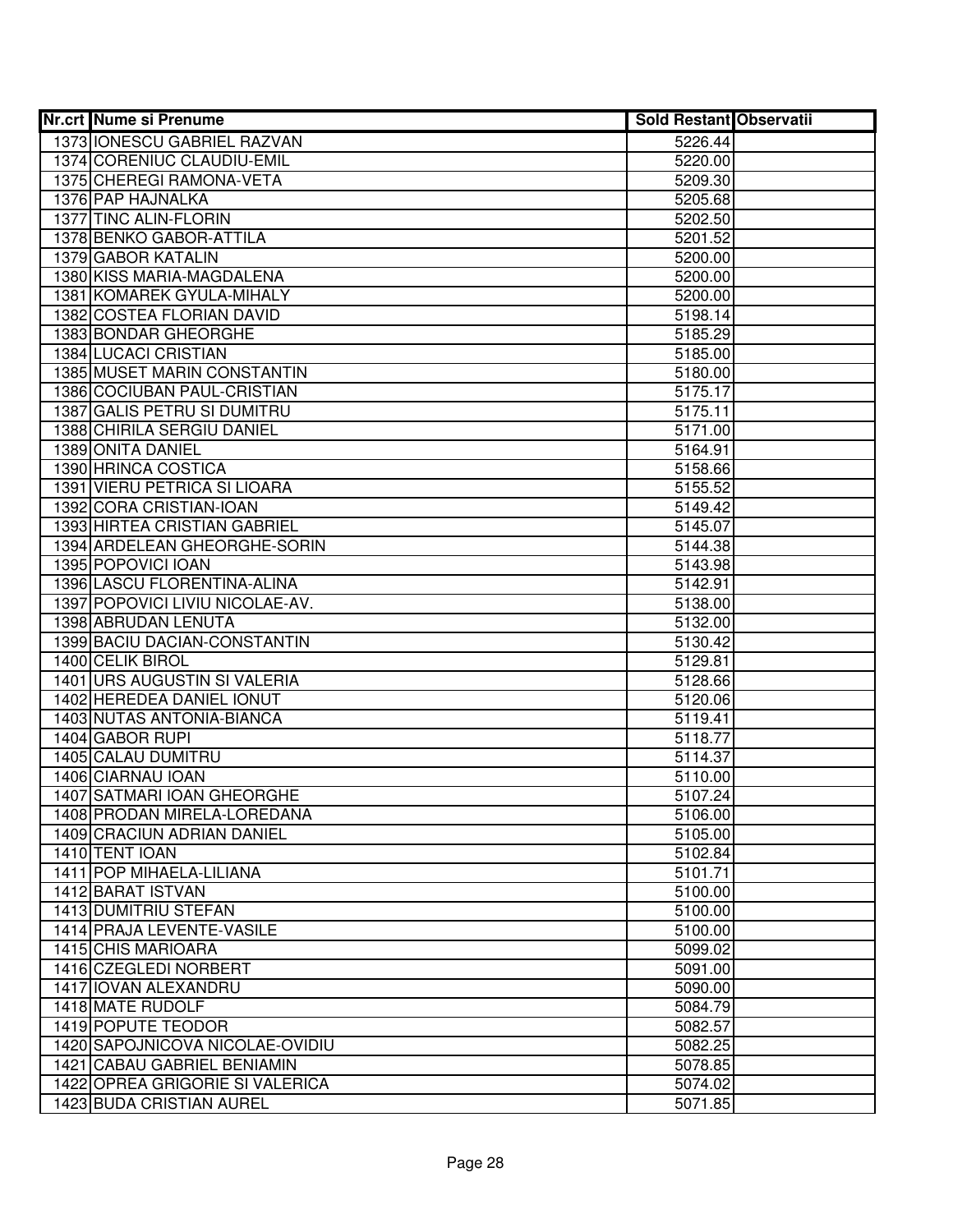| Nr.crt | Nume si Prenume | Sold Restant | Observatii |
|---|---|---|---|
| 1373 | IONESCU GABRIEL RAZVAN | 5226.44 | |
| 1374 | CORENIUC CLAUDIU-EMIL | 5220.00 | |
| 1375 | CHEREGI RAMONA-VETA | 5209.30 | |
| 1376 | PAP HAJNALKA | 5205.68 | |
| 1377 | TINC ALIN-FLORIN | 5202.50 | |
| 1378 | BENKO GABOR-ATTILA | 5201.52 | |
| 1379 | GABOR KATALIN | 5200.00 | |
| 1380 | KISS MARIA-MAGDALENA | 5200.00 | |
| 1381 | KOMAREK GYULA-MIHALY | 5200.00 | |
| 1382 | COSTEA FLORIAN DAVID | 5198.14 | |
| 1383 | BONDAR GHEORGHE | 5185.29 | |
| 1384 | LUCACI CRISTIAN | 5185.00 | |
| 1385 | MUSET MARIN CONSTANTIN | 5180.00 | |
| 1386 | COCIUBAN PAUL-CRISTIAN | 5175.17 | |
| 1387 | GALIS PETRU SI DUMITRU | 5175.11 | |
| 1388 | CHIRILA SERGIU DANIEL | 5171.00 | |
| 1389 | ONITA DANIEL | 5164.91 | |
| 1390 | HRINCA COSTICA | 5158.66 | |
| 1391 | VIERU PETRICA SI LIOARA | 5155.52 | |
| 1392 | CORA CRISTIAN-IOAN | 5149.42 | |
| 1393 | HIRTEA CRISTIAN GABRIEL | 5145.07 | |
| 1394 | ARDELEAN GHEORGHE-SORIN | 5144.38 | |
| 1395 | POPOVICI IOAN | 5143.98 | |
| 1396 | LASCU FLORENTINA-ALINA | 5142.91 | |
| 1397 | POPOVICI LIVIU NICOLAE-AV. | 5138.00 | |
| 1398 | ABRUDAN LENUTA | 5132.00 | |
| 1399 | BACIU DACIAN-CONSTANTIN | 5130.42 | |
| 1400 | CELIK BIROL | 5129.81 | |
| 1401 | URS AUGUSTIN SI VALERIA | 5128.66 | |
| 1402 | HEREDEA DANIEL IONUT | 5120.06 | |
| 1403 | NUTAS ANTONIA-BIANCA | 5119.41 | |
| 1404 | GABOR RUPI | 5118.77 | |
| 1405 | CALAU DUMITRU | 5114.37 | |
| 1406 | CIARNAU IOAN | 5110.00 | |
| 1407 | SATMARI IOAN GHEORGHE | 5107.24 | |
| 1408 | PRODAN MIRELA-LOREDANA | 5106.00 | |
| 1409 | CRACIUN ADRIAN DANIEL | 5105.00 | |
| 1410 | TENT IOAN | 5102.84 | |
| 1411 | POP MIHAELA-LILIANA | 5101.71 | |
| 1412 | BARAT ISTVAN | 5100.00 | |
| 1413 | DUMITRIU STEFAN | 5100.00 | |
| 1414 | PRAJA LEVENTE-VASILE | 5100.00 | |
| 1415 | CHIS MARIOARA | 5099.02 | |
| 1416 | CZEGLEDI NORBERT | 5091.00 | |
| 1417 | IOVAN ALEXANDRU | 5090.00 | |
| 1418 | MATE RUDOLF | 5084.79 | |
| 1419 | POPUTE TEODOR | 5082.57 | |
| 1420 | SAPOJNICOVA NICOLAE-OVIDIU | 5082.25 | |
| 1421 | CABAU GABRIEL BENIAMIN | 5078.85 | |
| 1422 | OPREA GRIGORIE SI VALERICA | 5074.02 | |
| 1423 | BUDA CRISTIAN AUREL | 5071.85 | |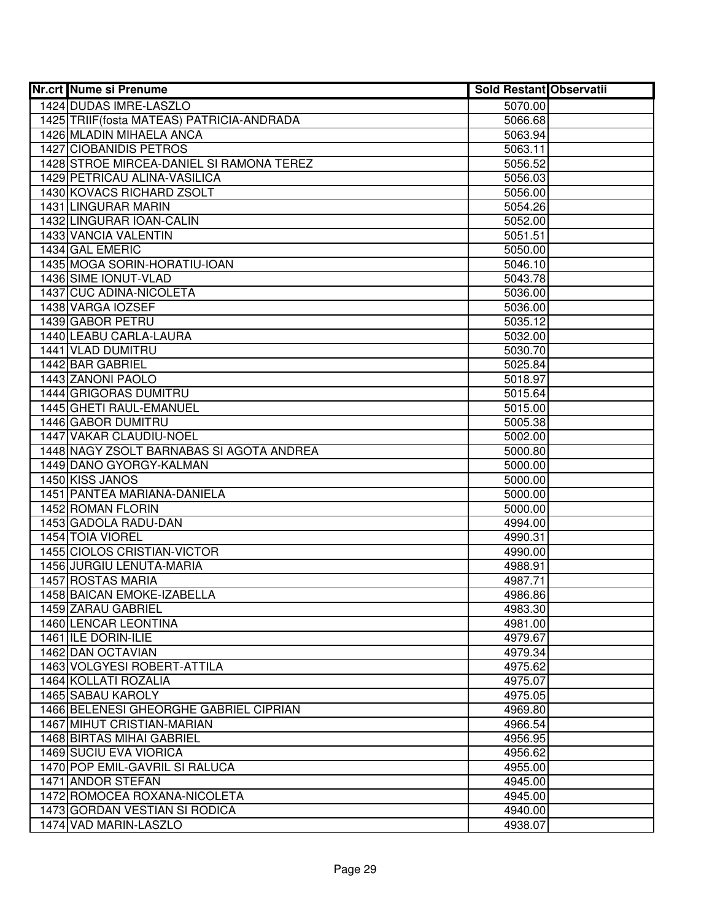| Nr.crt | Nume si Prenume | Sold Restant | Observatii |
|---|---|---|---|
| 1424 | DUDAS IMRE-LASZLO | 5070.00 | |
| 1425 | TRIIF(fosta MATEAS) PATRICIA-ANDRADA | 5066.68 | |
| 1426 | MLADIN MIHAELA ANCA | 5063.94 | |
| 1427 | CIOBANIDIS PETROS | 5063.11 | |
| 1428 | STROE MIRCEA-DANIEL SI RAMONA TEREZ | 5056.52 | |
| 1429 | PETRICAU ALINA-VASILICA | 5056.03 | |
| 1430 | KOVACS RICHARD ZSOLT | 5056.00 | |
| 1431 | LINGURAR MARIN | 5054.26 | |
| 1432 | LINGURAR IOAN-CALIN | 5052.00 | |
| 1433 | VANCIA VALENTIN | 5051.51 | |
| 1434 | GAL EMERIC | 5050.00 | |
| 1435 | MOGA SORIN-HORATIU-IOAN | 5046.10 | |
| 1436 | SIME IONUT-VLAD | 5043.78 | |
| 1437 | CUC ADINA-NICOLETA | 5036.00 | |
| 1438 | VARGA IOZSEF | 5036.00 | |
| 1439 | GABOR PETRU | 5035.12 | |
| 1440 | LEABU CARLA-LAURA | 5032.00 | |
| 1441 | VLAD DUMITRU | 5030.70 | |
| 1442 | BAR GABRIEL | 5025.84 | |
| 1443 | ZANONI PAOLO | 5018.97 | |
| 1444 | GRIGORAS DUMITRU | 5015.64 | |
| 1445 | GHETI RAUL-EMANUEL | 5015.00 | |
| 1446 | GABOR DUMITRU | 5005.38 | |
| 1447 | VAKAR CLAUDIU-NOEL | 5002.00 | |
| 1448 | NAGY ZSOLT BARNABAS SI AGOTA ANDREA | 5000.80 | |
| 1449 | DANO GYORGY-KALMAN | 5000.00 | |
| 1450 | KISS JANOS | 5000.00 | |
| 1451 | PANTEA MARIANA-DANIELA | 5000.00 | |
| 1452 | ROMAN FLORIN | 5000.00 | |
| 1453 | GADOLA RADU-DAN | 4994.00 | |
| 1454 | TOIA VIOREL | 4990.31 | |
| 1455 | CIOLOS CRISTIAN-VICTOR | 4990.00 | |
| 1456 | JURGIU LENUTA-MARIA | 4988.91 | |
| 1457 | ROSTAS MARIA | 4987.71 | |
| 1458 | BAICAN EMOKE-IZABELLA | 4986.86 | |
| 1459 | ZARAU GABRIEL | 4983.30 | |
| 1460 | LENCAR LEONTINA | 4981.00 | |
| 1461 | ILE DORIN-ILIE | 4979.67 | |
| 1462 | DAN OCTAVIAN | 4979.34 | |
| 1463 | VOLGYESI ROBERT-ATTILA | 4975.62 | |
| 1464 | KOLLATI ROZALIA | 4975.07 | |
| 1465 | SABAU KAROLY | 4975.05 | |
| 1466 | BELENESI GHEORGHE GABRIEL CIPRIAN | 4969.80 | |
| 1467 | MIHUT CRISTIAN-MARIAN | 4966.54 | |
| 1468 | BIRTAS MIHAI GABRIEL | 4956.95 | |
| 1469 | SUCIU EVA VIORICA | 4956.62 | |
| 1470 | POP EMIL-GAVRIL SI RALUCA | 4955.00 | |
| 1471 | ANDOR STEFAN | 4945.00 | |
| 1472 | ROMOCEA ROXANA-NICOLETA | 4945.00 | |
| 1473 | GORDAN VESTIAN SI RODICA | 4940.00 | |
| 1474 | VAD MARIN-LASZLO | 4938.07 | |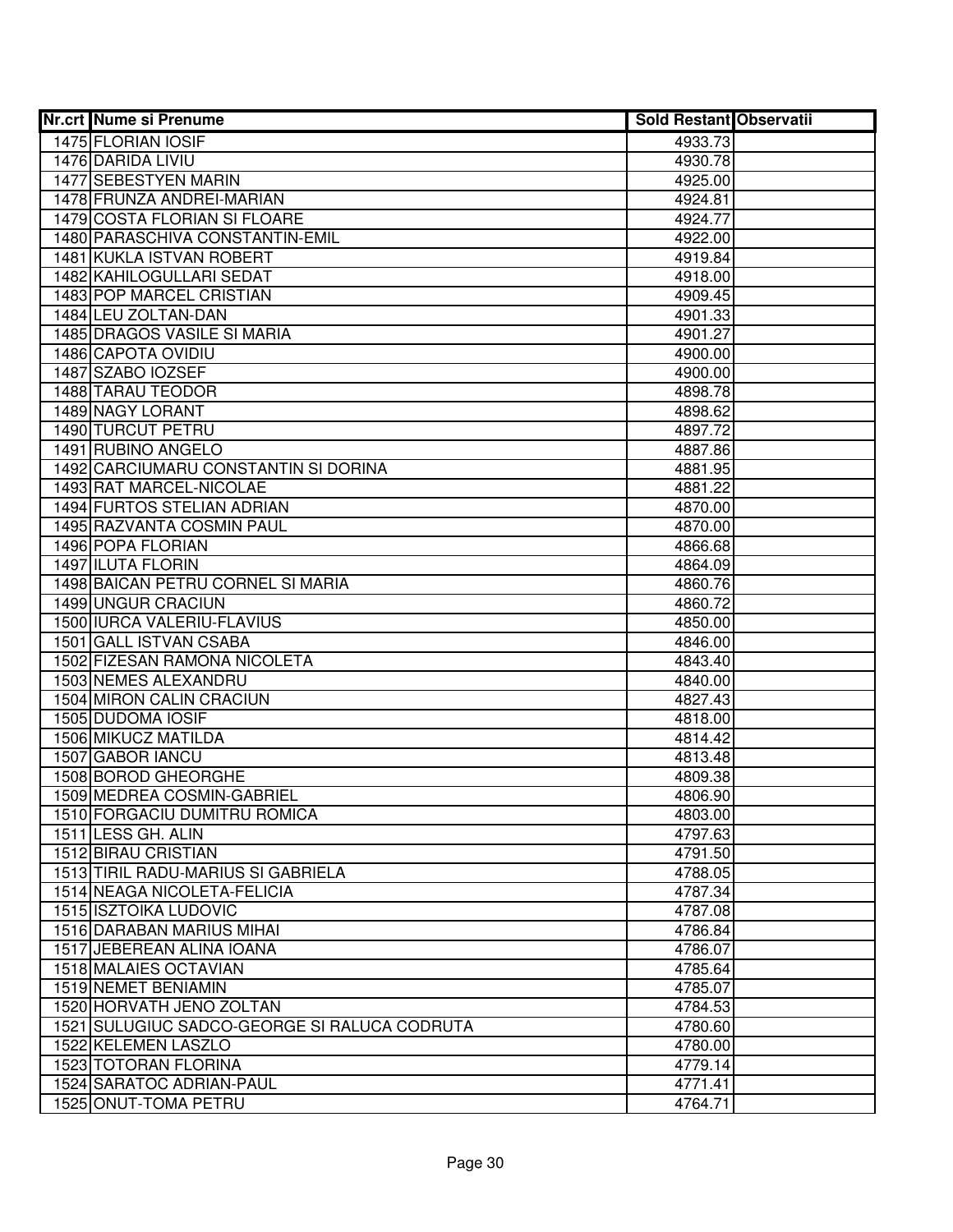| Nr.crt | Nume si Prenume | Sold Restant | Observatii |
|---|---|---|---|
| 1475 | FLORIAN IOSIF | 4933.73 | |
| 1476 | DARIDA LIVIU | 4930.78 | |
| 1477 | SEBESTYEN MARIN | 4925.00 | |
| 1478 | FRUNZA ANDREI-MARIAN | 4924.81 | |
| 1479 | COSTA FLORIAN SI FLOARE | 4924.77 | |
| 1480 | PARASCHIVA CONSTANTIN-EMIL | 4922.00 | |
| 1481 | KUKLA ISTVAN ROBERT | 4919.84 | |
| 1482 | KAHILOGULLARI SEDAT | 4918.00 | |
| 1483 | POP MARCEL CRISTIAN | 4909.45 | |
| 1484 | LEU ZOLTAN-DAN | 4901.33 | |
| 1485 | DRAGOS VASILE SI MARIA | 4901.27 | |
| 1486 | CAPOTA OVIDIU | 4900.00 | |
| 1487 | SZABO IOZSEF | 4900.00 | |
| 1488 | TARAU TEODOR | 4898.78 | |
| 1489 | NAGY LORANT | 4898.62 | |
| 1490 | TURCUT PETRU | 4897.72 | |
| 1491 | RUBINO ANGELO | 4887.86 | |
| 1492 | CARCIUMARU CONSTANTIN SI DORINA | 4881.95 | |
| 1493 | RAT MARCEL-NICOLAE | 4881.22 | |
| 1494 | FURTOS STELIAN ADRIAN | 4870.00 | |
| 1495 | RAZVANTA COSMIN PAUL | 4870.00 | |
| 1496 | POPA FLORIAN | 4866.68 | |
| 1497 | ILUTA FLORIN | 4864.09 | |
| 1498 | BAICAN PETRU CORNEL SI MARIA | 4860.76 | |
| 1499 | UNGUR CRACIUN | 4860.72 | |
| 1500 | IURCA VALERIU-FLAVIUS | 4850.00 | |
| 1501 | GALL ISTVAN CSABA | 4846.00 | |
| 1502 | FIZESAN RAMONA NICOLETA | 4843.40 | |
| 1503 | NEMES ALEXANDRU | 4840.00 | |
| 1504 | MIRON CALIN CRACIUN | 4827.43 | |
| 1505 | DUDOMA IOSIF | 4818.00 | |
| 1506 | MIKUCZ MATILDA | 4814.42 | |
| 1507 | GABOR IANCU | 4813.48 | |
| 1508 | BOROD GHEORGHE | 4809.38 | |
| 1509 | MEDREA COSMIN-GABRIEL | 4806.90 | |
| 1510 | FORGACIU DUMITRU ROMICA | 4803.00 | |
| 1511 | LESS GH. ALIN | 4797.63 | |
| 1512 | BIRAU CRISTIAN | 4791.50 | |
| 1513 | TIRIL RADU-MARIUS SI GABRIELA | 4788.05 | |
| 1514 | NEAGA NICOLETA-FELICIA | 4787.34 | |
| 1515 | ISZTOIKA LUDOVIC | 4787.08 | |
| 1516 | DARABAN MARIUS MIHAI | 4786.84 | |
| 1517 | JEBEREAN ALINA IOANA | 4786.07 | |
| 1518 | MALAIES OCTAVIAN | 4785.64 | |
| 1519 | NEMET BENIAMIN | 4785.07 | |
| 1520 | HORVATH JENO ZOLTAN | 4784.53 | |
| 1521 | SULUGIUC SADCO-GEORGE SI RALUCA CODRUTA | 4780.60 | |
| 1522 | KELEMEN LASZLO | 4780.00 | |
| 1523 | TOTORAN FLORINA | 4779.14 | |
| 1524 | SARATOC ADRIAN-PAUL | 4771.41 | |
| 1525 | ONUT-TOMA PETRU | 4764.71 | |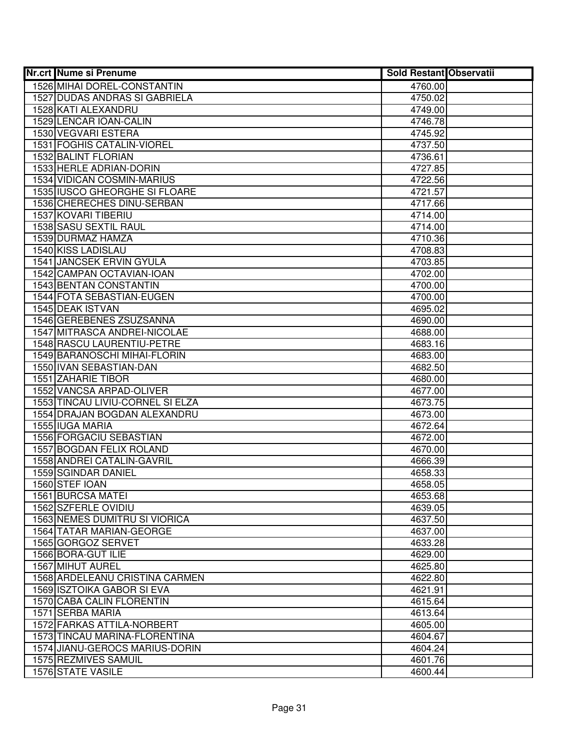| Nr.crt | Nume si Prenume | Sold Restant | Observatii |
|---|---|---|---|
| 1526 | MIHAI DOREL-CONSTANTIN | 4760.00 | |
| 1527 | DUDAS ANDRAS SI GABRIELA | 4750.02 | |
| 1528 | KATI ALEXANDRU | 4749.00 | |
| 1529 | LENCAR IOAN-CALIN | 4746.78 | |
| 1530 | VEGVARI ESTERA | 4745.92 | |
| 1531 | FOGHIS CATALIN-VIOREL | 4737.50 | |
| 1532 | BALINT FLORIAN | 4736.61 | |
| 1533 | HERLE ADRIAN-DORIN | 4727.85 | |
| 1534 | VIDICAN COSMIN-MARIUS | 4722.56 | |
| 1535 | IUSCO GHEORGHE SI FLOARE | 4721.57 | |
| 1536 | CHERECHES DINU-SERBAN | 4717.66 | |
| 1537 | KOVARI TIBERIU | 4714.00 | |
| 1538 | SASU SEXTIL RAUL | 4714.00 | |
| 1539 | DURMAZ HAMZA | 4710.36 | |
| 1540 | KISS LADISLAU | 4708.83 | |
| 1541 | JANCSEK ERVIN GYULA | 4703.85 | |
| 1542 | CAMPAN OCTAVIAN-IOAN | 4702.00 | |
| 1543 | BENTAN CONSTANTIN | 4700.00 | |
| 1544 | FOTA SEBASTIAN-EUGEN | 4700.00 | |
| 1545 | DEAK ISTVAN | 4695.02 | |
| 1546 | GEREBENES ZSUZSANNA | 4690.00 | |
| 1547 | MITRASCA ANDREI-NICOLAE | 4688.00 | |
| 1548 | RASCU LAURENTIU-PETRE | 4683.16 | |
| 1549 | BARANOSCHI MIHAI-FLORIN | 4683.00 | |
| 1550 | IVAN SEBASTIAN-DAN | 4682.50 | |
| 1551 | ZAHARIE TIBOR | 4680.00 | |
| 1552 | VANCSA ARPAD-OLIVER | 4677.00 | |
| 1553 | TINCAU LIVIU-CORNEL SI ELZA | 4673.75 | |
| 1554 | DRAJAN BOGDAN ALEXANDRU | 4673.00 | |
| 1555 | IUGA MARIA | 4672.64 | |
| 1556 | FORGACIU SEBASTIAN | 4672.00 | |
| 1557 | BOGDAN FELIX ROLAND | 4670.00 | |
| 1558 | ANDREI CATALIN-GAVRIL | 4666.39 | |
| 1559 | SGINDAR DANIEL | 4658.33 | |
| 1560 | STEF IOAN | 4658.05 | |
| 1561 | BURCSA MATEI | 4653.68 | |
| 1562 | SZFERLE OVIDIU | 4639.05 | |
| 1563 | NEMES DUMITRU SI VIORICA | 4637.50 | |
| 1564 | TATAR MARIAN-GEORGE | 4637.00 | |
| 1565 | GORGOZ SERVET | 4633.28 | |
| 1566 | BORA-GUT ILIE | 4629.00 | |
| 1567 | MIHUT AUREL | 4625.80 | |
| 1568 | ARDELEANU CRISTINA CARMEN | 4622.80 | |
| 1569 | ISZTOIKA GABOR SI EVA | 4621.91 | |
| 1570 | CABA CALIN FLORENTIN | 4615.64 | |
| 1571 | SERBA MARIA | 4613.64 | |
| 1572 | FARKAS ATTILA-NORBERT | 4605.00 | |
| 1573 | TINCAU MARINA-FLORENTINA | 4604.67 | |
| 1574 | JIANU-GEROCS MARIUS-DORIN | 4604.24 | |
| 1575 | REZMIVES SAMUIL | 4601.76 | |
| 1576 | STATE VASILE | 4600.44 | |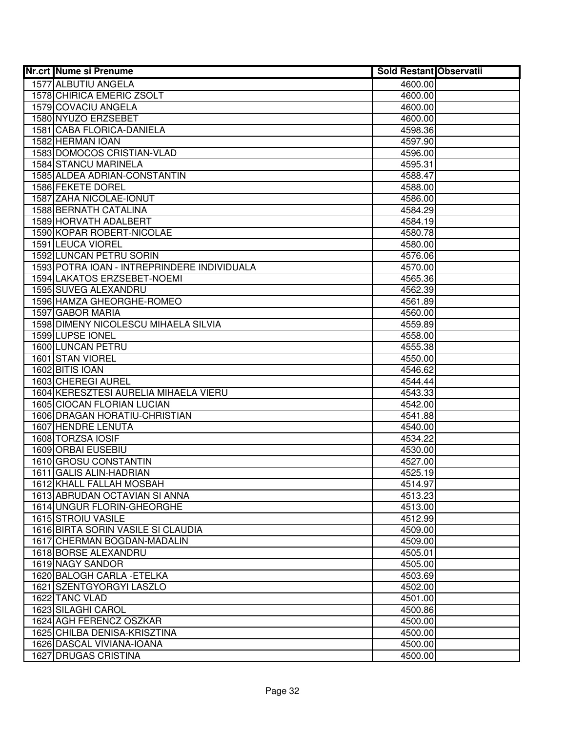| Nr.crt | Nume si Prenume | Sold Restant | Observatii |
|---|---|---|---|
| 1577 | ALBUTIU ANGELA | 4600.00 | |
| 1578 | CHIRICA EMERIC ZSOLT | 4600.00 | |
| 1579 | COVACIU ANGELA | 4600.00 | |
| 1580 | NYUZO ERZSEBET | 4600.00 | |
| 1581 | CABA FLORICA-DANIELA | 4598.36 | |
| 1582 | HERMAN IOAN | 4597.90 | |
| 1583 | DOMOCOS CRISTIAN-VLAD | 4596.00 | |
| 1584 | STANCU MARINELA | 4595.31 | |
| 1585 | ALDEA ADRIAN-CONSTANTIN | 4588.47 | |
| 1586 | FEKETE DOREL | 4588.00 | |
| 1587 | ZAHA NICOLAE-IONUT | 4586.00 | |
| 1588 | BERNATH CATALINA | 4584.29 | |
| 1589 | HORVATH ADALBERT | 4584.19 | |
| 1590 | KOPAR ROBERT-NICOLAE | 4580.78 | |
| 1591 | LEUCA VIOREL | 4580.00 | |
| 1592 | LUNCAN PETRU SORIN | 4576.06 | |
| 1593 | POTRA IOAN - INTREPRINDERE INDIVIDUALA | 4570.00 | |
| 1594 | LAKATOS ERZSEBET-NOEMI | 4565.36 | |
| 1595 | SUVEG ALEXANDRU | 4562.39 | |
| 1596 | HAMZA GHEORGHE-ROMEO | 4561.89 | |
| 1597 | GABOR MARIA | 4560.00 | |
| 1598 | DIMENY NICOLESCU MIHAELA SILVIA | 4559.89 | |
| 1599 | LUPSE IONEL | 4558.00 | |
| 1600 | LUNCAN PETRU | 4555.38 | |
| 1601 | STAN VIOREL | 4550.00 | |
| 1602 | BITIS IOAN | 4546.62 | |
| 1603 | CHEREGI AUREL | 4544.44 | |
| 1604 | KERESZTESI AURELIA MIHAELA VIERU | 4543.33 | |
| 1605 | CIOCAN FLORIAN LUCIAN | 4542.00 | |
| 1606 | DRAGAN HORATIU-CHRISTIAN | 4541.88 | |
| 1607 | HENDRE LENUTA | 4540.00 | |
| 1608 | TORZSA IOSIF | 4534.22 | |
| 1609 | ORBAI EUSEBIU | 4530.00 | |
| 1610 | GROSU CONSTANTIN | 4527.00 | |
| 1611 | GALIS ALIN-HADRIAN | 4525.19 | |
| 1612 | KHALL FALLAH MOSBAH | 4514.97 | |
| 1613 | ABRUDAN OCTAVIAN SI ANNA | 4513.23 | |
| 1614 | UNGUR FLORIN-GHEORGHE | 4513.00 | |
| 1615 | STROIU VASILE | 4512.99 | |
| 1616 | BIRTA SORIN VASILE SI CLAUDIA | 4509.00 | |
| 1617 | CHERMAN BOGDAN-MADALIN | 4509.00 | |
| 1618 | BORSE ALEXANDRU | 4505.01 | |
| 1619 | NAGY SANDOR | 4505.00 | |
| 1620 | BALOGH CARLA -ETELKA | 4503.69 | |
| 1621 | SZENTGYORGYI LASZLO | 4502.00 | |
| 1622 | TANC VLAD | 4501.00 | |
| 1623 | SILAGHI CAROL | 4500.86 | |
| 1624 | AGH FERENCZ OSZKAR | 4500.00 | |
| 1625 | CHILBA DENISA-KRISZTINA | 4500.00 | |
| 1626 | DASCAL VIVIANA-IOANA | 4500.00 | |
| 1627 | DRUGAS CRISTINA | 4500.00 | |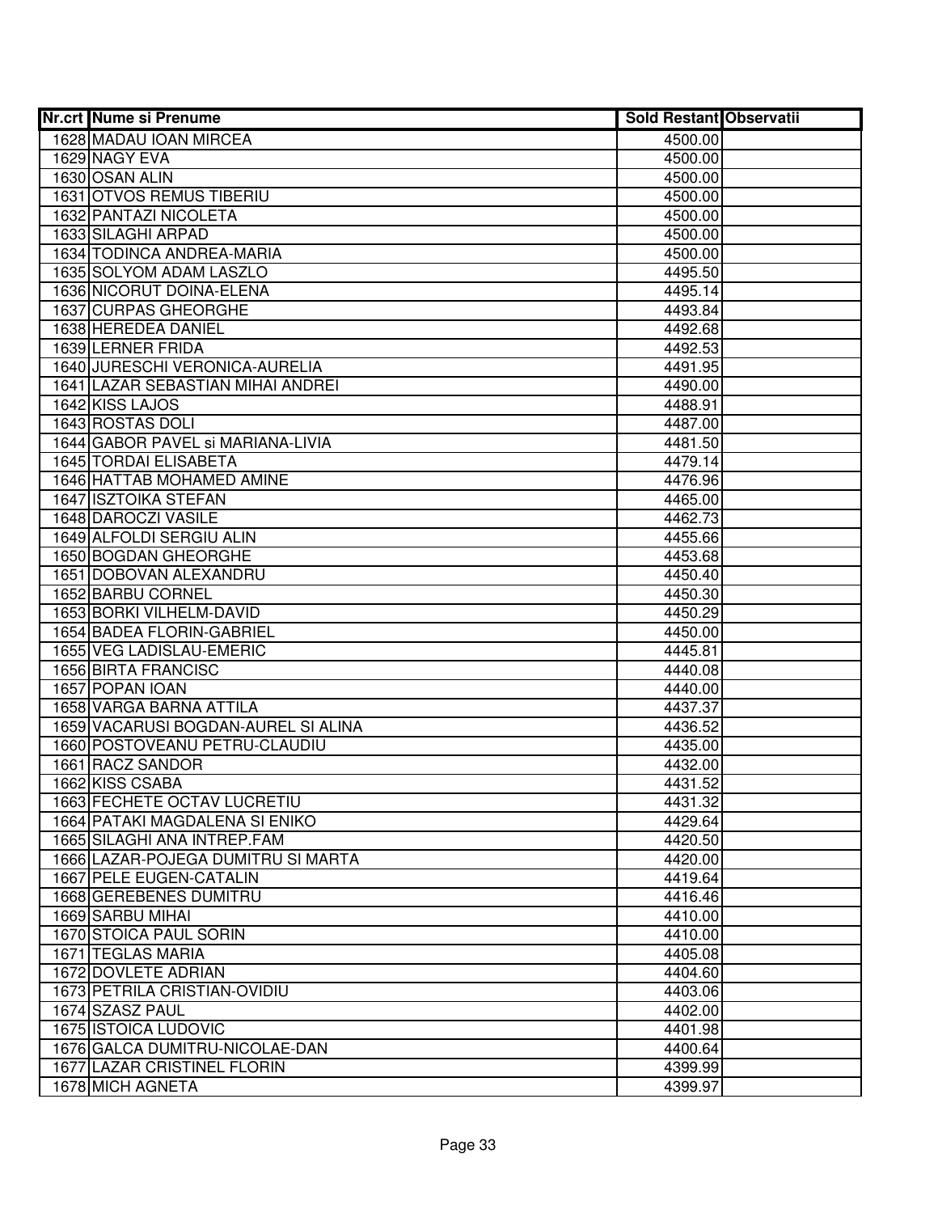| Nr.crt | Nume si Prenume | Sold Restant | Observatii |
|---|---|---|---|
| 1628 | MADAU IOAN MIRCEA | 4500.00 | |
| 1629 | NAGY EVA | 4500.00 | |
| 1630 | OSAN ALIN | 4500.00 | |
| 1631 | OTVOS REMUS TIBERIU | 4500.00 | |
| 1632 | PANTAZI NICOLETA | 4500.00 | |
| 1633 | SILAGHI ARPAD | 4500.00 | |
| 1634 | TODINCA ANDREA-MARIA | 4500.00 | |
| 1635 | SOLYOM ADAM LASZLO | 4495.50 | |
| 1636 | NICORUT DOINA-ELENA | 4495.14 | |
| 1637 | CURPAS GHEORGHE | 4493.84 | |
| 1638 | HEREDEA DANIEL | 4492.68 | |
| 1639 | LERNER FRIDA | 4492.53 | |
| 1640 | JURESCHI VERONICA-AURELIA | 4491.95 | |
| 1641 | LAZAR SEBASTIAN MIHAI ANDREI | 4490.00 | |
| 1642 | KISS LAJOS | 4488.91 | |
| 1643 | ROSTAS DOLI | 4487.00 | |
| 1644 | GABOR PAVEL si MARIANA-LIVIA | 4481.50 | |
| 1645 | TORDAI ELISABETA | 4479.14 | |
| 1646 | HATTAB MOHAMED AMINE | 4476.96 | |
| 1647 | ISZTOIKA STEFAN | 4465.00 | |
| 1648 | DAROCZI VASILE | 4462.73 | |
| 1649 | ALFOLDI SERGIU ALIN | 4455.66 | |
| 1650 | BOGDAN GHEORGHE | 4453.68 | |
| 1651 | DOBOVAN ALEXANDRU | 4450.40 | |
| 1652 | BARBU CORNEL | 4450.30 | |
| 1653 | BORKI VILHELM-DAVID | 4450.29 | |
| 1654 | BADEA FLORIN-GABRIEL | 4450.00 | |
| 1655 | VEG LADISLAU-EMERIC | 4445.81 | |
| 1656 | BIRTA FRANCISC | 4440.08 | |
| 1657 | POPAN IOAN | 4440.00 | |
| 1658 | VARGA BARNA ATTILA | 4437.37 | |
| 1659 | VACARUSI BOGDAN-AUREL SI ALINA | 4436.52 | |
| 1660 | POSTOVEANU PETRU-CLAUDIU | 4435.00 | |
| 1661 | RACZ SANDOR | 4432.00 | |
| 1662 | KISS CSABA | 4431.52 | |
| 1663 | FECHETE OCTAV LUCRETIU | 4431.32 | |
| 1664 | PATAKI MAGDALENA SI ENIKO | 4429.64 | |
| 1665 | SILAGHI ANA INTREP.FAM | 4420.50 | |
| 1666 | LAZAR-POJEGA DUMITRU SI MARTA | 4420.00 | |
| 1667 | PELE EUGEN-CATALIN | 4419.64 | |
| 1668 | GEREBENES DUMITRU | 4416.46 | |
| 1669 | SARBU MIHAI | 4410.00 | |
| 1670 | STOICA PAUL SORIN | 4410.00 | |
| 1671 | TEGLAS MARIA | 4405.08 | |
| 1672 | DOVLETE ADRIAN | 4404.60 | |
| 1673 | PETRILA CRISTIAN-OVIDIU | 4403.06 | |
| 1674 | SZASZ PAUL | 4402.00 | |
| 1675 | ISTOICA LUDOVIC | 4401.98 | |
| 1676 | GALCA DUMITRU-NICOLAE-DAN | 4400.64 | |
| 1677 | LAZAR CRISTINEL FLORIN | 4399.99 | |
| 1678 | MICH AGNETA | 4399.97 | |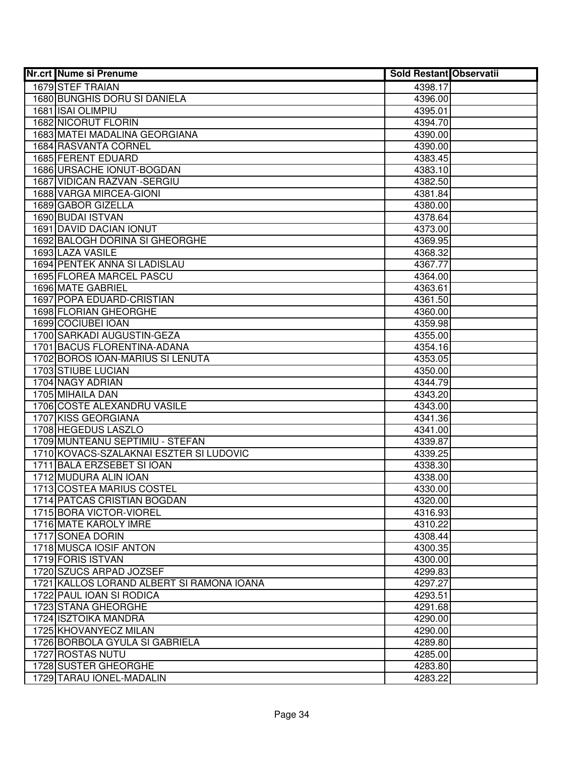| Nr.crt | Nume si Prenume | Sold Restant | Observatii |
|---|---|---|---|
| 1679 | STEF TRAIAN | 4398.17 | |
| 1680 | BUNGHIS DORU SI DANIELA | 4396.00 | |
| 1681 | ISAI OLIMPIU | 4395.01 | |
| 1682 | NICORUT FLORIN | 4394.70 | |
| 1683 | MATEI MADALINA GEORGIANA | 4390.00 | |
| 1684 | RASVANTA CORNEL | 4390.00 | |
| 1685 | FERENT EDUARD | 4383.45 | |
| 1686 | URSACHE IONUT-BOGDAN | 4383.10 | |
| 1687 | VIDICAN RAZVAN -SERGIU | 4382.50 | |
| 1688 | VARGA MIRCEA-GIONI | 4381.84 | |
| 1689 | GABOR GIZELLA | 4380.00 | |
| 1690 | BUDAI ISTVAN | 4378.64 | |
| 1691 | DAVID DACIAN IONUT | 4373.00 | |
| 1692 | BALOGH DORINA SI GHEORGHE | 4369.95 | |
| 1693 | LAZA VASILE | 4368.32 | |
| 1694 | PENTEK ANNA SI LADISLAU | 4367.77 | |
| 1695 | FLOREA MARCEL PASCU | 4364.00 | |
| 1696 | MATE GABRIEL | 4363.61 | |
| 1697 | POPA EDUARD-CRISTIAN | 4361.50 | |
| 1698 | FLORIAN GHEORGHE | 4360.00 | |
| 1699 | COCIUBEI IOAN | 4359.98 | |
| 1700 | SARKADI AUGUSTIN-GEZA | 4355.00 | |
| 1701 | BACUS FLORENTINA-ADANA | 4354.16 | |
| 1702 | BOROS IOAN-MARIUS SI LENUTA | 4353.05 | |
| 1703 | STIUBE LUCIAN | 4350.00 | |
| 1704 | NAGY ADRIAN | 4344.79 | |
| 1705 | MIHAILA DAN | 4343.20 | |
| 1706 | COSTE ALEXANDRU VASILE | 4343.00 | |
| 1707 | KISS GEORGIANA | 4341.36 | |
| 1708 | HEGEDUS LASZLO | 4341.00 | |
| 1709 | MUNTEANU SEPTIMIU - STEFAN | 4339.87 | |
| 1710 | KOVACS-SZALAKNAI ESZTER SI LUDOVIC | 4339.25 | |
| 1711 | BALA ERZSEBET SI IOAN | 4338.30 | |
| 1712 | MUDURA ALIN IOAN | 4338.00 | |
| 1713 | COSTEA MARIUS COSTEL | 4330.00 | |
| 1714 | PATCAS CRISTIAN BOGDAN | 4320.00 | |
| 1715 | BORA VICTOR-VIOREL | 4316.93 | |
| 1716 | MATE KAROLY IMRE | 4310.22 | |
| 1717 | SONEA DORIN | 4308.44 | |
| 1718 | MUSCA IOSIF ANTON | 4300.35 | |
| 1719 | FORIS ISTVAN | 4300.00 | |
| 1720 | SZUCS ARPAD JOZSEF | 4299.83 | |
| 1721 | KALLOS LORAND ALBERT SI RAMONA IOANA | 4297.27 | |
| 1722 | PAUL IOAN SI RODICA | 4293.51 | |
| 1723 | STANA GHEORGHE | 4291.68 | |
| 1724 | ISZTOIKA MANDRA | 4290.00 | |
| 1725 | KHOVANYECZ MILAN | 4290.00 | |
| 1726 | BORBOLA GYULA SI GABRIELA | 4289.80 | |
| 1727 | ROSTAS NUTU | 4285.00 | |
| 1728 | SUSTER GHEORGHE | 4283.80 | |
| 1729 | TARAU IONEL-MADALIN | 4283.22 | |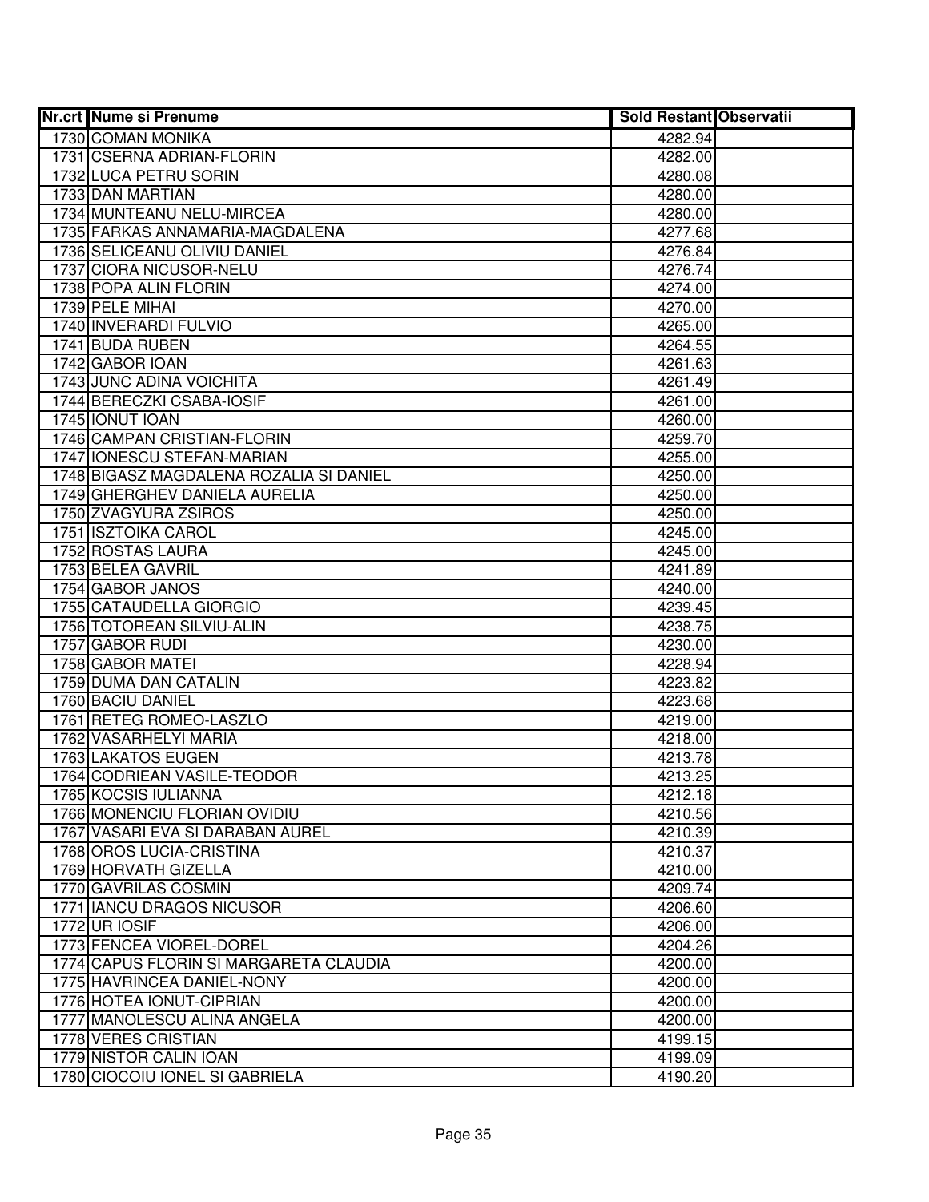| Nr.crt | Nume si Prenume | Sold Restant | Observatii |
|---|---|---|---|
| 1730 | COMAN MONIKA | 4282.94 | |
| 1731 | CSERNA ADRIAN-FLORIN | 4282.00 | |
| 1732 | LUCA PETRU SORIN | 4280.08 | |
| 1733 | DAN MARTIAN | 4280.00 | |
| 1734 | MUNTEANU NELU-MIRCEA | 4280.00 | |
| 1735 | FARKAS ANNAMARIA-MAGDALENA | 4277.68 | |
| 1736 | SELICEANU OLIVIU DANIEL | 4276.84 | |
| 1737 | CIORA NICUSOR-NELU | 4276.74 | |
| 1738 | POPA ALIN FLORIN | 4274.00 | |
| 1739 | PELE MIHAI | 4270.00 | |
| 1740 | INVERARDI FULVIO | 4265.00 | |
| 1741 | BUDA RUBEN | 4264.55 | |
| 1742 | GABOR IOAN | 4261.63 | |
| 1743 | JUNC ADINA VOICHITA | 4261.49 | |
| 1744 | BERECZKI CSABA-IOSIF | 4261.00 | |
| 1745 | IONUT IOAN | 4260.00 | |
| 1746 | CAMPAN CRISTIAN-FLORIN | 4259.70 | |
| 1747 | IONESCU STEFAN-MARIAN | 4255.00 | |
| 1748 | BIGASZ MAGDALENA ROZALIA SI DANIEL | 4250.00 | |
| 1749 | GHERGHEV DANIELA AURELIA | 4250.00 | |
| 1750 | ZVAGYURA ZSIROS | 4250.00 | |
| 1751 | ISZTOIKA CAROL | 4245.00 | |
| 1752 | ROSTAS LAURA | 4245.00 | |
| 1753 | BELEA GAVRIL | 4241.89 | |
| 1754 | GABOR JANOS | 4240.00 | |
| 1755 | CATAUDELLA GIORGIO | 4239.45 | |
| 1756 | TOTOREAN SILVIU-ALIN | 4238.75 | |
| 1757 | GABOR RUDI | 4230.00 | |
| 1758 | GABOR MATEI | 4228.94 | |
| 1759 | DUMA DAN CATALIN | 4223.82 | |
| 1760 | BACIU DANIEL | 4223.68 | |
| 1761 | RETEG ROMEO-LASZLO | 4219.00 | |
| 1762 | VASARHELYI MARIA | 4218.00 | |
| 1763 | LAKATOS EUGEN | 4213.78 | |
| 1764 | CODRIEAN VASILE-TEODOR | 4213.25 | |
| 1765 | KOCSIS IULIANNA | 4212.18 | |
| 1766 | MONENCIU FLORIAN OVIDIU | 4210.56 | |
| 1767 | VASARI EVA SI DARABAN AUREL | 4210.39 | |
| 1768 | OROS LUCIA-CRISTINA | 4210.37 | |
| 1769 | HORVATH GIZELLA | 4210.00 | |
| 1770 | GAVRILAS COSMIN | 4209.74 | |
| 1771 | IANCU DRAGOS NICUSOR | 4206.60 | |
| 1772 | UR IOSIF | 4206.00 | |
| 1773 | FENCEA VIOREL-DOREL | 4204.26 | |
| 1774 | CAPUS FLORIN SI MARGARETA CLAUDIA | 4200.00 | |
| 1775 | HAVRINCEA DANIEL-NONY | 4200.00 | |
| 1776 | HOTEA IONUT-CIPRIAN | 4200.00 | |
| 1777 | MANOLESCU ALINA ANGELA | 4200.00 | |
| 1778 | VERES CRISTIAN | 4199.15 | |
| 1779 | NISTOR CALIN IOAN | 4199.09 | |
| 1780 | CIOCOIU IONEL SI GABRIELA | 4190.20 | |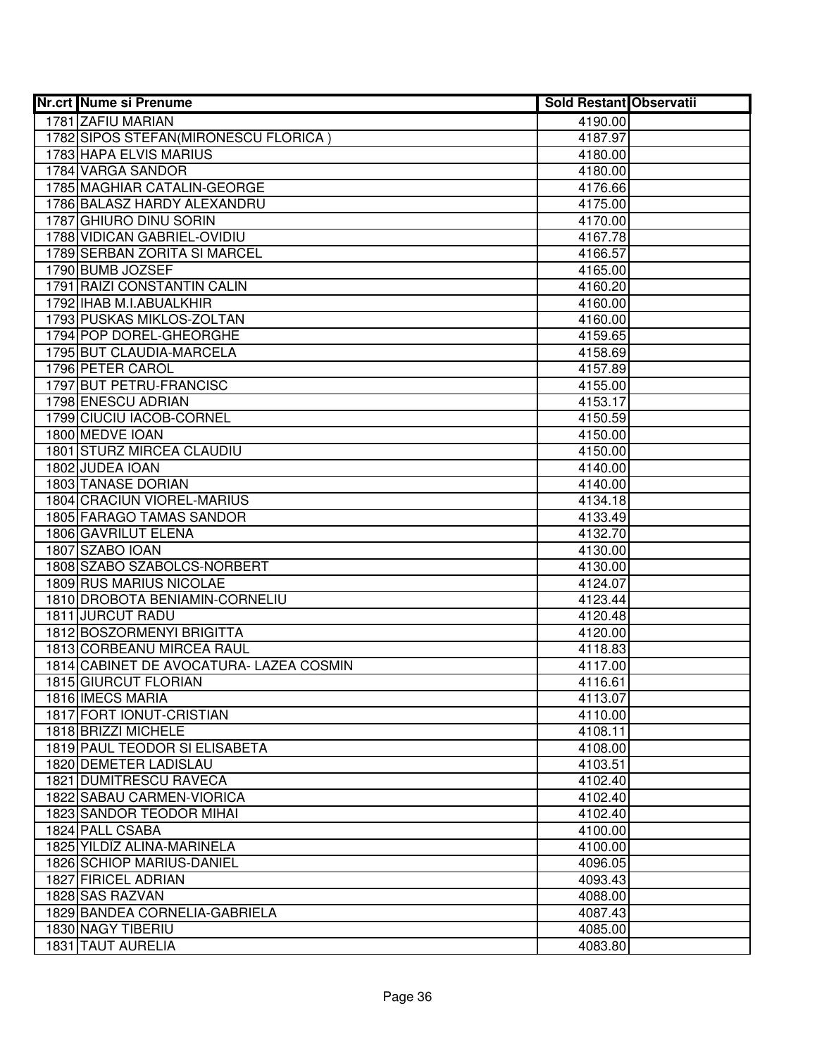| Nr.crt | Nume si Prenume | Sold Restant | Observatii |
|---|---|---|---|
| 1781 | ZAFIU MARIAN | 4190.00 | |
| 1782 | SIPOS STEFAN(MIRONESCU FLORICA ) | 4187.97 | |
| 1783 | HAPA ELVIS MARIUS | 4180.00 | |
| 1784 | VARGA SANDOR | 4180.00 | |
| 1785 | MAGHIAR CATALIN-GEORGE | 4176.66 | |
| 1786 | BALASZ HARDY ALEXANDRU | 4175.00 | |
| 1787 | GHIURO DINU SORIN | 4170.00 | |
| 1788 | VIDICAN GABRIEL-OVIDIU | 4167.78 | |
| 1789 | SERBAN ZORITA SI MARCEL | 4166.57 | |
| 1790 | BUMB JOZSEF | 4165.00 | |
| 1791 | RAIZI CONSTANTIN CALIN | 4160.20 | |
| 1792 | IHAB M.I.ABUALKHIR | 4160.00 | |
| 1793 | PUSKAS MIKLOS-ZOLTAN | 4160.00 | |
| 1794 | POP DOREL-GHEORGHE | 4159.65 | |
| 1795 | BUT CLAUDIA-MARCELA | 4158.69 | |
| 1796 | PETER CAROL | 4157.89 | |
| 1797 | BUT PETRU-FRANCISC | 4155.00 | |
| 1798 | ENESCU ADRIAN | 4153.17 | |
| 1799 | CIUCIU IACOB-CORNEL | 4150.59 | |
| 1800 | MEDVE IOAN | 4150.00 | |
| 1801 | STURZ MIRCEA CLAUDIU | 4150.00 | |
| 1802 | JUDEA IOAN | 4140.00 | |
| 1803 | TANASE DORIAN | 4140.00 | |
| 1804 | CRACIUN VIOREL-MARIUS | 4134.18 | |
| 1805 | FARAGO TAMAS SANDOR | 4133.49 | |
| 1806 | GAVRILUT ELENA | 4132.70 | |
| 1807 | SZABO IOAN | 4130.00 | |
| 1808 | SZABO SZABOLCS-NORBERT | 4130.00 | |
| 1809 | RUS MARIUS NICOLAE | 4124.07 | |
| 1810 | DROBOTA BENIAMIN-CORNELIU | 4123.44 | |
| 1811 | JURCUT RADU | 4120.48 | |
| 1812 | BOSZORMENYI BRIGITTA | 4120.00 | |
| 1813 | CORBEANU MIRCEA RAUL | 4118.83 | |
| 1814 | CABINET DE AVOCATURA- LAZEA COSMIN | 4117.00 | |
| 1815 | GIURCUT FLORIAN | 4116.61 | |
| 1816 | IMECS MARIA | 4113.07 | |
| 1817 | FORT IONUT-CRISTIAN | 4110.00 | |
| 1818 | BRIZZI MICHELE | 4108.11 | |
| 1819 | PAUL TEODOR SI ELISABETA | 4108.00 | |
| 1820 | DEMETER LADISLAU | 4103.51 | |
| 1821 | DUMITRESCU RAVECA | 4102.40 | |
| 1822 | SABAU CARMEN-VIORICA | 4102.40 | |
| 1823 | SANDOR TEODOR MIHAI | 4102.40 | |
| 1824 | PALL CSABA | 4100.00 | |
| 1825 | YILDIZ ALINA-MARINELA | 4100.00 | |
| 1826 | SCHIOP MARIUS-DANIEL | 4096.05 | |
| 1827 | FIRICEL ADRIAN | 4093.43 | |
| 1828 | SAS RAZVAN | 4088.00 | |
| 1829 | BANDEA CORNELIA-GABRIELA | 4087.43 | |
| 1830 | NAGY TIBERIU | 4085.00 | |
| 1831 | TAUT AURELIA | 4083.80 | |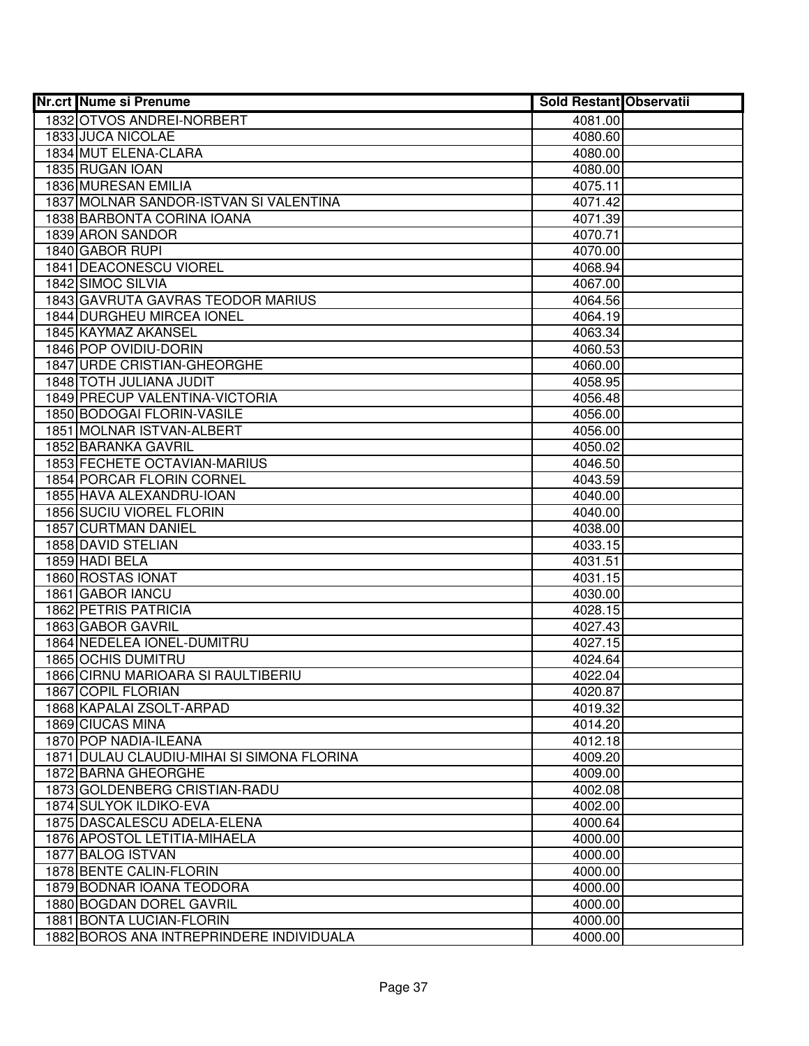| Nr.crt | Nume si Prenume | Sold Restant | Observatii |
|---|---|---|---|
| 1832 | OTVOS ANDREI-NORBERT | 4081.00 | |
| 1833 | JUCA NICOLAE | 4080.60 | |
| 1834 | MUT ELENA-CLARA | 4080.00 | |
| 1835 | RUGAN IOAN | 4080.00 | |
| 1836 | MURESAN EMILIA | 4075.11 | |
| 1837 | MOLNAR SANDOR-ISTVAN SI VALENTINA | 4071.42 | |
| 1838 | BARBONTA CORINA IOANA | 4071.39 | |
| 1839 | ARON SANDOR | 4070.71 | |
| 1840 | GABOR RUPI | 4070.00 | |
| 1841 | DEACONESCU VIOREL | 4068.94 | |
| 1842 | SIMOC SILVIA | 4067.00 | |
| 1843 | GAVRUTA GAVRAS TEODOR MARIUS | 4064.56 | |
| 1844 | DURGHEU MIRCEA IONEL | 4064.19 | |
| 1845 | KAYMAZ AKANSEL | 4063.34 | |
| 1846 | POP OVIDIU-DORIN | 4060.53 | |
| 1847 | URDE CRISTIAN-GHEORGHE | 4060.00 | |
| 1848 | TOTH JULIANA JUDIT | 4058.95 | |
| 1849 | PRECUP VALENTINA-VICTORIA | 4056.48 | |
| 1850 | BODOGAI FLORIN-VASILE | 4056.00 | |
| 1851 | MOLNAR ISTVAN-ALBERT | 4056.00 | |
| 1852 | BARANKA GAVRIL | 4050.02 | |
| 1853 | FECHETE OCTAVIAN-MARIUS | 4046.50 | |
| 1854 | PORCAR FLORIN CORNEL | 4043.59 | |
| 1855 | HAVA ALEXANDRU-IOAN | 4040.00 | |
| 1856 | SUCIU VIOREL FLORIN | 4040.00 | |
| 1857 | CURTMAN DANIEL | 4038.00 | |
| 1858 | DAVID STELIAN | 4033.15 | |
| 1859 | HADI BELA | 4031.51 | |
| 1860 | ROSTAS IONAT | 4031.15 | |
| 1861 | GABOR IANCU | 4030.00 | |
| 1862 | PETRIS PATRICIA | 4028.15 | |
| 1863 | GABOR GAVRIL | 4027.43 | |
| 1864 | NEDELEA IONEL-DUMITRU | 4027.15 | |
| 1865 | OCHIS DUMITRU | 4024.64 | |
| 1866 | CIRNU MARIOARA SI RAULTIBERIU | 4022.04 | |
| 1867 | COPIL FLORIAN | 4020.87 | |
| 1868 | KAPALAI ZSOLT-ARPAD | 4019.32 | |
| 1869 | CIUCAS MINA | 4014.20 | |
| 1870 | POP NADIA-ILEANA | 4012.18 | |
| 1871 | DULAU CLAUDIU-MIHAI SI SIMONA FLORINA | 4009.20 | |
| 1872 | BARNA GHEORGHE | 4009.00 | |
| 1873 | GOLDENBERG CRISTIAN-RADU | 4002.08 | |
| 1874 | SULYOK ILDIKO-EVA | 4002.00 | |
| 1875 | DASCALESCU ADELA-ELENA | 4000.64 | |
| 1876 | APOSTOL LETITIA-MIHAELA | 4000.00 | |
| 1877 | BALOG ISTVAN | 4000.00 | |
| 1878 | BENTE CALIN-FLORIN | 4000.00 | |
| 1879 | BODNAR IOANA TEODORA | 4000.00 | |
| 1880 | BOGDAN DOREL GAVRIL | 4000.00 | |
| 1881 | BONTA LUCIAN-FLORIN | 4000.00 | |
| 1882 | BOROS ANA INTREPRINDERE INDIVIDUALA | 4000.00 | |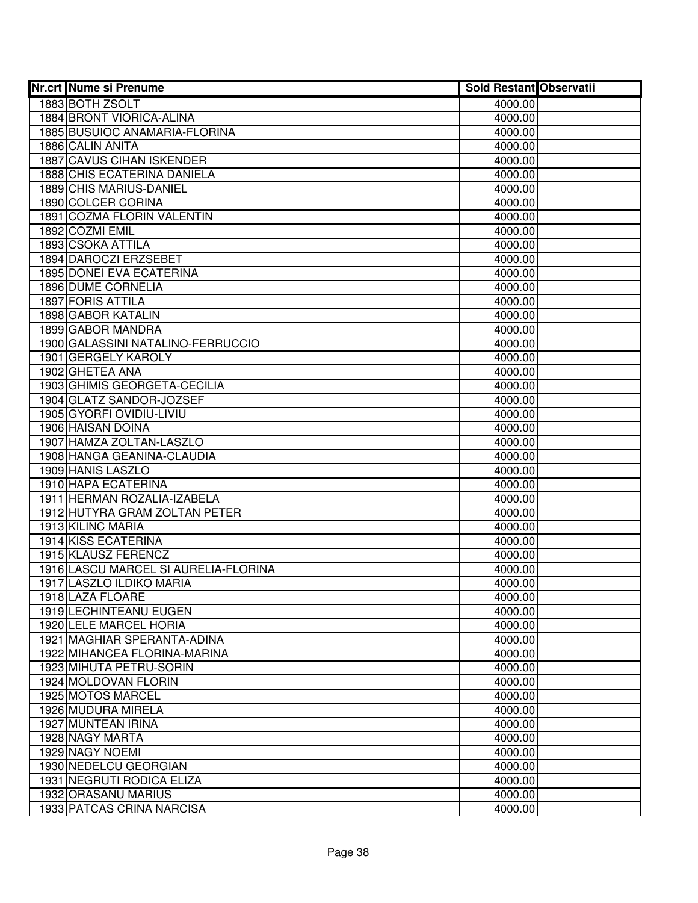| Nr.crt | Nume si Prenume | Sold Restant | Observatii |
|---|---|---|---|
| 1883 | BOTH ZSOLT | 4000.00 | |
| 1884 | BRONT VIORICA-ALINA | 4000.00 | |
| 1885 | BUSUIOC ANAMARIA-FLORINA | 4000.00 | |
| 1886 | CALIN ANITA | 4000.00 | |
| 1887 | CAVUS CIHAN ISKENDER | 4000.00 | |
| 1888 | CHIS ECATERINA DANIELA | 4000.00 | |
| 1889 | CHIS MARIUS-DANIEL | 4000.00 | |
| 1890 | COLCER CORINA | 4000.00 | |
| 1891 | COZMA FLORIN VALENTIN | 4000.00 | |
| 1892 | COZMI EMIL | 4000.00 | |
| 1893 | CSOKA ATTILA | 4000.00 | |
| 1894 | DAROCZI ERZSEBET | 4000.00 | |
| 1895 | DONEI EVA ECATERINA | 4000.00 | |
| 1896 | DUME CORNELIA | 4000.00 | |
| 1897 | FORIS ATTILA | 4000.00 | |
| 1898 | GABOR KATALIN | 4000.00 | |
| 1899 | GABOR MANDRA | 4000.00 | |
| 1900 | GALASSINI NATALINO-FERRUCCIO | 4000.00 | |
| 1901 | GERGELY KAROLY | 4000.00 | |
| 1902 | GHETEA ANA | 4000.00 | |
| 1903 | GHIMIS GEORGETA-CECILIA | 4000.00 | |
| 1904 | GLATZ SANDOR-JOZSEF | 4000.00 | |
| 1905 | GYORFI OVIDIU-LIVIU | 4000.00 | |
| 1906 | HAISAN DOINA | 4000.00 | |
| 1907 | HAMZA ZOLTAN-LASZLO | 4000.00 | |
| 1908 | HANGA GEANINA-CLAUDIA | 4000.00 | |
| 1909 | HANIS LASZLO | 4000.00 | |
| 1910 | HAPA ECATERINA | 4000.00 | |
| 1911 | HERMAN ROZALIA-IZABELA | 4000.00 | |
| 1912 | HUTYRA GRAM ZOLTAN PETER | 4000.00 | |
| 1913 | KILINC MARIA | 4000.00 | |
| 1914 | KISS ECATERINA | 4000.00 | |
| 1915 | KLAUSZ FERENCZ | 4000.00 | |
| 1916 | LASCU MARCEL SI AURELIA-FLORINA | 4000.00 | |
| 1917 | LASZLO ILDIKO MARIA | 4000.00 | |
| 1918 | LAZA FLOARE | 4000.00 | |
| 1919 | LECHINTEANU EUGEN | 4000.00 | |
| 1920 | LELE MARCEL HORIA | 4000.00 | |
| 1921 | MAGHIAR SPERANTA-ADINA | 4000.00 | |
| 1922 | MIHANCEA FLORINA-MARINA | 4000.00 | |
| 1923 | MIHUTA PETRU-SORIN | 4000.00 | |
| 1924 | MOLDOVAN FLORIN | 4000.00 | |
| 1925 | MOTOS MARCEL | 4000.00 | |
| 1926 | MUDURA MIRELA | 4000.00 | |
| 1927 | MUNTEAN IRINA | 4000.00 | |
| 1928 | NAGY MARTA | 4000.00 | |
| 1929 | NAGY NOEMI | 4000.00 | |
| 1930 | NEDELCU GEORGIAN | 4000.00 | |
| 1931 | NEGRUTI RODICA ELIZA | 4000.00 | |
| 1932 | ORASANU MARIUS | 4000.00 | |
| 1933 | PATCAS CRINA NARCISA | 4000.00 | |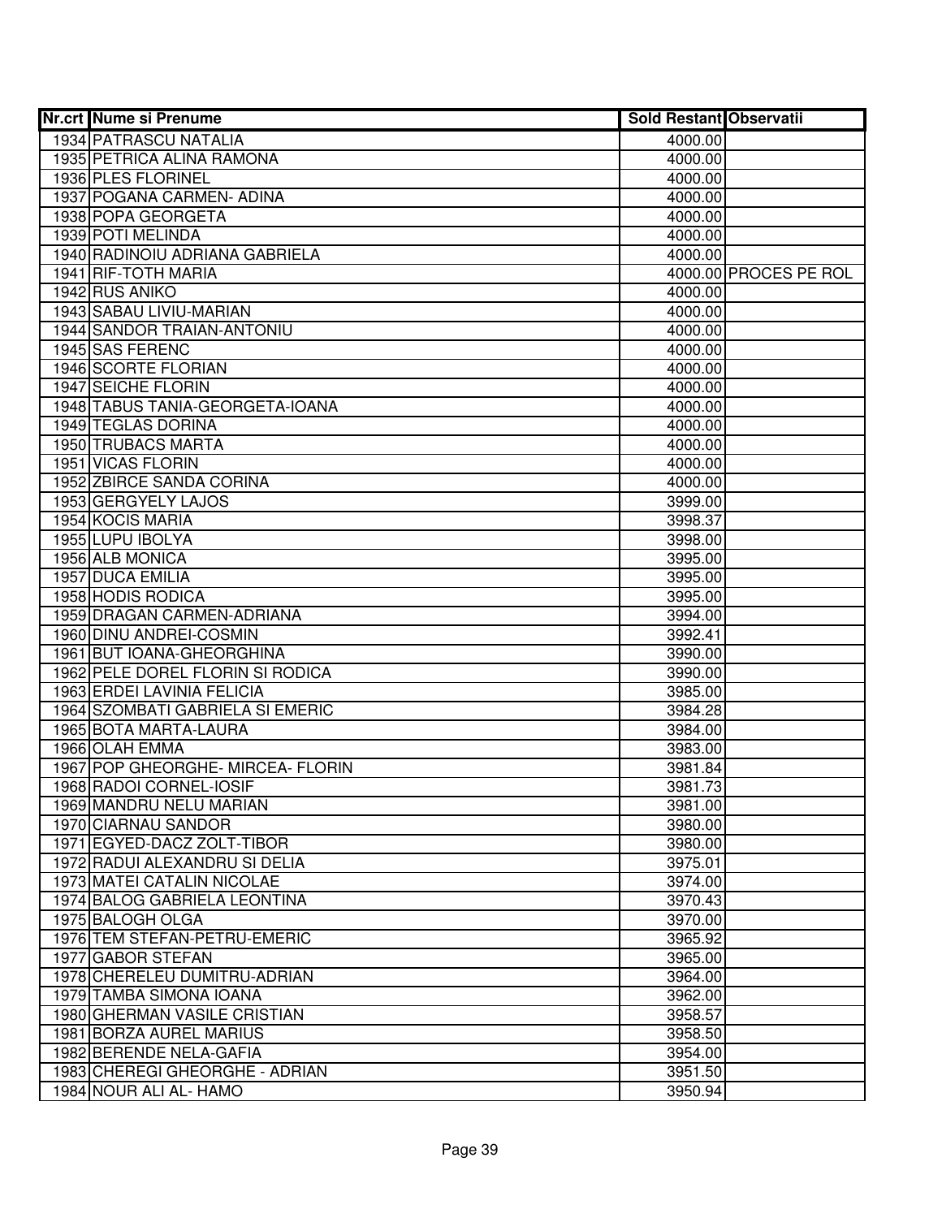| Nr.crt | Nume si Prenume | Sold Restant | Observatii |
|---|---|---|---|
| 1934 | PATRASCU NATALIA | 4000.00 | |
| 1935 | PETRICA ALINA RAMONA | 4000.00 | |
| 1936 | PLES FLORINEL | 4000.00 | |
| 1937 | POGANA CARMEN- ADINA | 4000.00 | |
| 1938 | POPA GEORGETA | 4000.00 | |
| 1939 | POTI MELINDA | 4000.00 | |
| 1940 | RADINOIU ADRIANA GABRIELA | 4000.00 | |
| 1941 | RIF-TOTH MARIA | 4000.00 | PROCES PE ROL |
| 1942 | RUS ANIKO | 4000.00 | |
| 1943 | SABAU LIVIU-MARIAN | 4000.00 | |
| 1944 | SANDOR TRAIAN-ANTONIU | 4000.00 | |
| 1945 | SAS FERENC | 4000.00 | |
| 1946 | SCORTE FLORIAN | 4000.00 | |
| 1947 | SEICHE FLORIN | 4000.00 | |
| 1948 | TABUS TANIA-GEORGETA-IOANA | 4000.00 | |
| 1949 | TEGLAS DORINA | 4000.00 | |
| 1950 | TRUBACS MARTA | 4000.00 | |
| 1951 | VICAS FLORIN | 4000.00 | |
| 1952 | ZBIRCE SANDA CORINA | 4000.00 | |
| 1953 | GERGYELY LAJOS | 3999.00 | |
| 1954 | KOCIS MARIA | 3998.37 | |
| 1955 | LUPU IBOLYA | 3998.00 | |
| 1956 | ALB MONICA | 3995.00 | |
| 1957 | DUCA EMILIA | 3995.00 | |
| 1958 | HODIS RODICA | 3995.00 | |
| 1959 | DRAGAN CARMEN-ADRIANA | 3994.00 | |
| 1960 | DINU ANDREI-COSMIN | 3992.41 | |
| 1961 | BUT IOANA-GHEORGHINA | 3990.00 | |
| 1962 | PELE DOREL FLORIN SI RODICA | 3990.00 | |
| 1963 | ERDEI LAVINIA FELICIA | 3985.00 | |
| 1964 | SZOMBATI GABRIELA SI EMERIC | 3984.28 | |
| 1965 | BOTA MARTA-LAURA | 3984.00 | |
| 1966 | OLAH EMMA | 3983.00 | |
| 1967 | POP GHEORGHE- MIRCEA- FLORIN | 3981.84 | |
| 1968 | RADOI CORNEL-IOSIF | 3981.73 | |
| 1969 | MANDRU NELU MARIAN | 3981.00 | |
| 1970 | CIARNAU SANDOR | 3980.00 | |
| 1971 | EGYED-DACZ ZOLT-TIBOR | 3980.00 | |
| 1972 | RADUI ALEXANDRU SI DELIA | 3975.01 | |
| 1973 | MATEI CATALIN NICOLAE | 3974.00 | |
| 1974 | BALOG GABRIELA LEONTINA | 3970.43 | |
| 1975 | BALOGH OLGA | 3970.00 | |
| 1976 | TEM STEFAN-PETRU-EMERIC | 3965.92 | |
| 1977 | GABOR STEFAN | 3965.00 | |
| 1978 | CHERELEU DUMITRU-ADRIAN | 3964.00 | |
| 1979 | TAMBA SIMONA IOANA | 3962.00 | |
| 1980 | GHERMAN VASILE CRISTIAN | 3958.57 | |
| 1981 | BORZA AUREL MARIUS | 3958.50 | |
| 1982 | BERENDE NELA-GAFIA | 3954.00 | |
| 1983 | CHEREGI GHEORGHE - ADRIAN | 3951.50 | |
| 1984 | NOUR ALI AL- HAMO | 3950.94 | |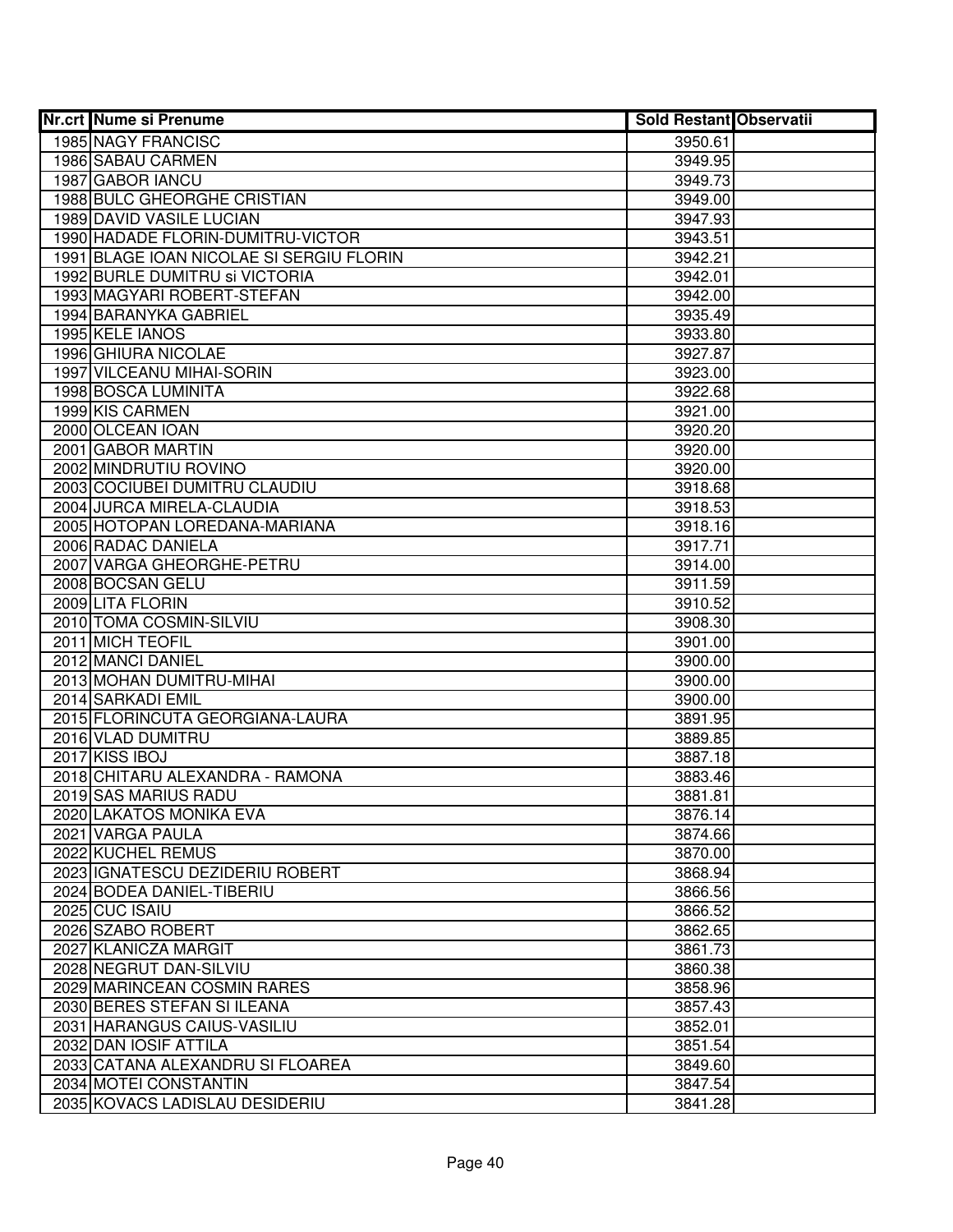| Nr.crt | Nume si Prenume | Sold Restant | Observatii |
|---|---|---|---|
| 1985 | NAGY FRANCISC | 3950.61 | |
| 1986 | SABAU CARMEN | 3949.95 | |
| 1987 | GABOR IANCU | 3949.73 | |
| 1988 | BULC GHEORGHE CRISTIAN | 3949.00 | |
| 1989 | DAVID VASILE LUCIAN | 3947.93 | |
| 1990 | HADADE FLORIN-DUMITRU-VICTOR | 3943.51 | |
| 1991 | BLAGE IOAN NICOLAE SI SERGIU FLORIN | 3942.21 | |
| 1992 | BURLE DUMITRU si VICTORIA | 3942.01 | |
| 1993 | MAGYARI ROBERT-STEFAN | 3942.00 | |
| 1994 | BARANYKA GABRIEL | 3935.49 | |
| 1995 | KELE IANOS | 3933.80 | |
| 1996 | GHIURA NICOLAE | 3927.87 | |
| 1997 | VILCEANU MIHAI-SORIN | 3923.00 | |
| 1998 | BOSCA LUMINITA | 3922.68 | |
| 1999 | KIS CARMEN | 3921.00 | |
| 2000 | OLCEAN IOAN | 3920.20 | |
| 2001 | GABOR MARTIN | 3920.00 | |
| 2002 | MINDRUTIU ROVINO | 3920.00 | |
| 2003 | COCIUBEI DUMITRU CLAUDIU | 3918.68 | |
| 2004 | JURCA MIRELA-CLAUDIA | 3918.53 | |
| 2005 | HOTOPAN LOREDANA-MARIANA | 3918.16 | |
| 2006 | RADAC DANIELA | 3917.71 | |
| 2007 | VARGA GHEORGHE-PETRU | 3914.00 | |
| 2008 | BOCSAN GELU | 3911.59 | |
| 2009 | LITA FLORIN | 3910.52 | |
| 2010 | TOMA COSMIN-SILVIU | 3908.30 | |
| 2011 | MICH TEOFIL | 3901.00 | |
| 2012 | MANCI DANIEL | 3900.00 | |
| 2013 | MOHAN DUMITRU-MIHAI | 3900.00 | |
| 2014 | SARKADI EMIL | 3900.00 | |
| 2015 | FLORINCUTA GEORGIANA-LAURA | 3891.95 | |
| 2016 | VLAD DUMITRU | 3889.85 | |
| 2017 | KISS IBOJ | 3887.18 | |
| 2018 | CHITARU ALEXANDRA - RAMONA | 3883.46 | |
| 2019 | SAS MARIUS RADU | 3881.81 | |
| 2020 | LAKATOS MONIKA EVA | 3876.14 | |
| 2021 | VARGA PAULA | 3874.66 | |
| 2022 | KUCHEL REMUS | 3870.00 | |
| 2023 | IGNATESCU DEZIDERIU ROBERT | 3868.94 | |
| 2024 | BODEA DANIEL-TIBERIU | 3866.56 | |
| 2025 | CUC ISAIU | 3866.52 | |
| 2026 | SZABO ROBERT | 3862.65 | |
| 2027 | KLANICZA MARGIT | 3861.73 | |
| 2028 | NEGRUT DAN-SILVIU | 3860.38 | |
| 2029 | MARINCEAN COSMIN RARES | 3858.96 | |
| 2030 | BERES STEFAN SI ILEANA | 3857.43 | |
| 2031 | HARANGUS CAIUS-VASILIU | 3852.01 | |
| 2032 | DAN IOSIF ATTILA | 3851.54 | |
| 2033 | CATANA ALEXANDRU SI FLOAREA | 3849.60 | |
| 2034 | MOTEI CONSTANTIN | 3847.54 | |
| 2035 | KOVACS LADISLAU DESIDERIU | 3841.28 | |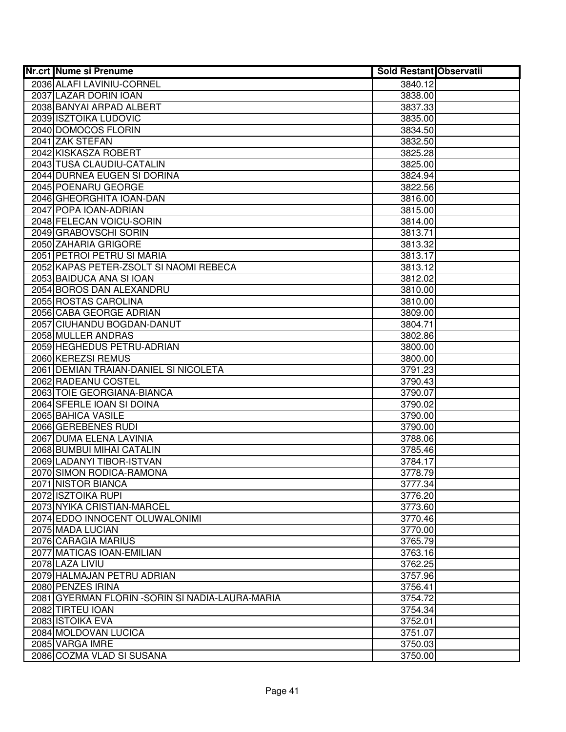| Nr.crt | Nume si Prenume | Sold Restant | Observatii |
|---|---|---|---|
| 2036 | ALAFI LAVINIU-CORNEL | 3840.12 | |
| 2037 | LAZAR DORIN IOAN | 3838.00 | |
| 2038 | BANYAI ARPAD ALBERT | 3837.33 | |
| 2039 | ISZTOIKA LUDOVIC | 3835.00 | |
| 2040 | DOMOCOS FLORIN | 3834.50 | |
| 2041 | ZAK STEFAN | 3832.50 | |
| 2042 | KISKASZA ROBERT | 3825.28 | |
| 2043 | TUSA CLAUDIU-CATALIN | 3825.00 | |
| 2044 | DURNEA EUGEN SI DORINA | 3824.94 | |
| 2045 | POENARU GEORGE | 3822.56 | |
| 2046 | GHEORGHITA IOAN-DAN | 3816.00 | |
| 2047 | POPA IOAN-ADRIAN | 3815.00 | |
| 2048 | FELECAN VOICU-SORIN | 3814.00 | |
| 2049 | GRABOVSCHI SORIN | 3813.71 | |
| 2050 | ZAHARIA GRIGORE | 3813.32 | |
| 2051 | PETROI PETRU SI MARIA | 3813.17 | |
| 2052 | KAPAS PETER-ZSOLT SI NAOMI REBECA | 3813.12 | |
| 2053 | BAIDUCA ANA SI IOAN | 3812.02 | |
| 2054 | BOROS DAN ALEXANDRU | 3810.00 | |
| 2055 | ROSTAS CAROLINA | 3810.00 | |
| 2056 | CABA GEORGE ADRIAN | 3809.00 | |
| 2057 | CIUHANDU BOGDAN-DANUT | 3804.71 | |
| 2058 | MULLER ANDRAS | 3802.86 | |
| 2059 | HEGHEDUS PETRU-ADRIAN | 3800.00 | |
| 2060 | KEREZSI REMUS | 3800.00 | |
| 2061 | DEMIAN TRAIAN-DANIEL SI NICOLETA | 3791.23 | |
| 2062 | RADEANU COSTEL | 3790.43 | |
| 2063 | TOIE GEORGIANA-BIANCA | 3790.07 | |
| 2064 | SFERLE IOAN SI DOINA | 3790.02 | |
| 2065 | BAHICA VASILE | 3790.00 | |
| 2066 | GEREBENES RUDI | 3790.00 | |
| 2067 | DUMA ELENA LAVINIA | 3788.06 | |
| 2068 | BUMBUI MIHAI CATALIN | 3785.46 | |
| 2069 | LADANYI TIBOR-ISTVAN | 3784.17 | |
| 2070 | SIMON RODICA-RAMONA | 3778.79 | |
| 2071 | NISTOR BIANCA | 3777.34 | |
| 2072 | ISZTOIKA RUPI | 3776.20 | |
| 2073 | NYIKA CRISTIAN-MARCEL | 3773.60 | |
| 2074 | EDDO INNOCENT OLUWALONIMI | 3770.46 | |
| 2075 | MADA LUCIAN | 3770.00 | |
| 2076 | CARAGIA MARIUS | 3765.79 | |
| 2077 | MATICAS IOAN-EMILIAN | 3763.16 | |
| 2078 | LAZA LIVIU | 3762.25 | |
| 2079 | HALMAJAN PETRU ADRIAN | 3757.96 | |
| 2080 | PENZES IRINA | 3756.41 | |
| 2081 | GYERMAN FLORIN -SORIN SI NADIA-LAURA-MARIA | 3754.72 | |
| 2082 | TIRTEU IOAN | 3754.34 | |
| 2083 | ISTOIKA EVA | 3752.01 | |
| 2084 | MOLDOVAN LUCICA | 3751.07 | |
| 2085 | VARGA IMRE | 3750.03 | |
| 2086 | COZMA VLAD SI SUSANA | 3750.00 | |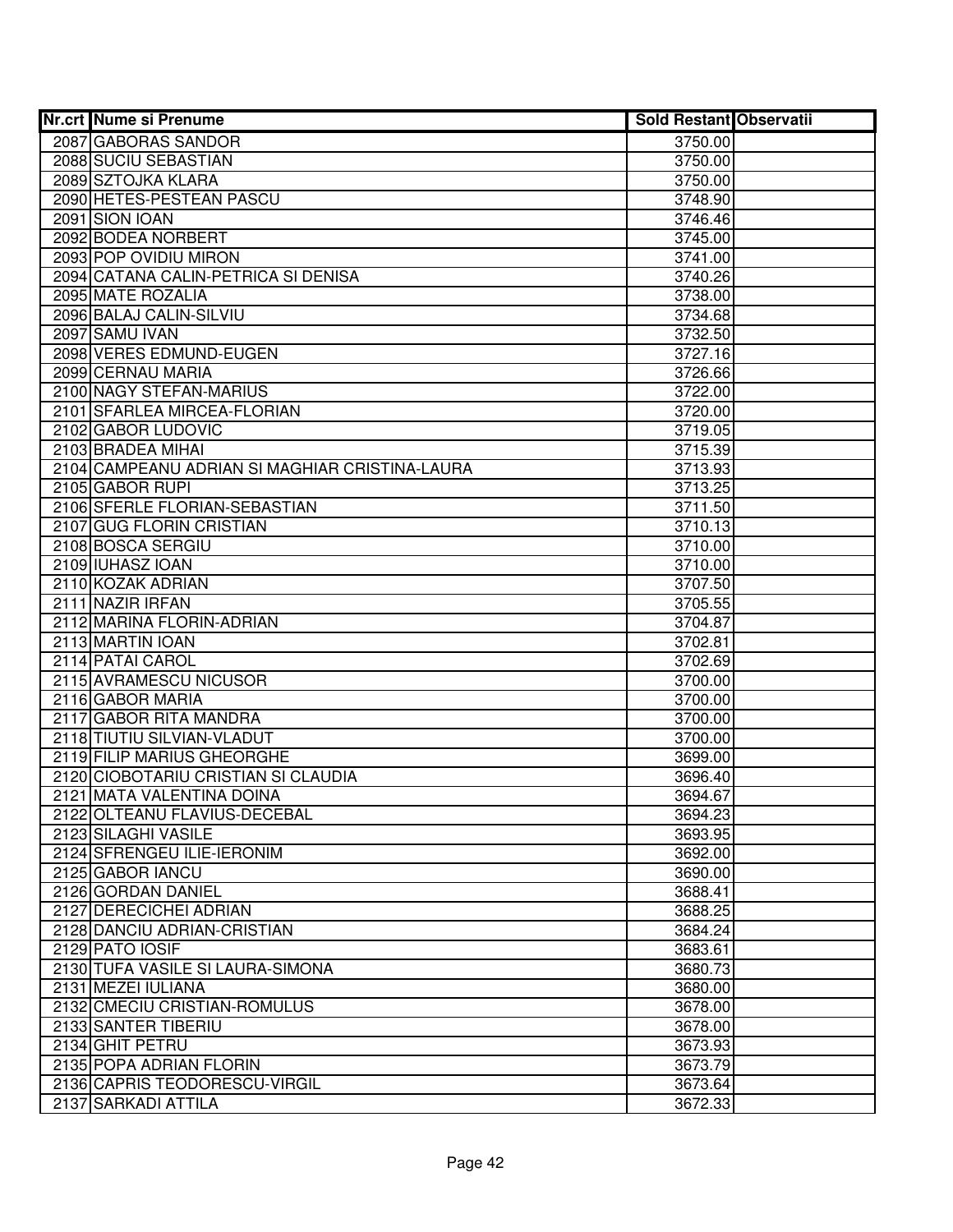| Nr.crt | Nume si Prenume | Sold Restant | Observatii |
|---|---|---|---|
| 2087 | GABORAS SANDOR | 3750.00 | |
| 2088 | SUCIU SEBASTIAN | 3750.00 | |
| 2089 | SZTOJKA KLARA | 3750.00 | |
| 2090 | HETES-PESTEAN PASCU | 3748.90 | |
| 2091 | SION IOAN | 3746.46 | |
| 2092 | BODEA NORBERT | 3745.00 | |
| 2093 | POP OVIDIU MIRON | 3741.00 | |
| 2094 | CATANA CALIN-PETRICA SI DENISA | 3740.26 | |
| 2095 | MATE ROZALIA | 3738.00 | |
| 2096 | BALAJ CALIN-SILVIU | 3734.68 | |
| 2097 | SAMU IVAN | 3732.50 | |
| 2098 | VERES EDMUND-EUGEN | 3727.16 | |
| 2099 | CERNAU MARIA | 3726.66 | |
| 2100 | NAGY STEFAN-MARIUS | 3722.00 | |
| 2101 | SFARLEA MIRCEA-FLORIAN | 3720.00 | |
| 2102 | GABOR LUDOVIC | 3719.05 | |
| 2103 | BRADEA MIHAI | 3715.39 | |
| 2104 | CAMPEANU ADRIAN SI MAGHIAR CRISTINA-LAURA | 3713.93 | |
| 2105 | GABOR RUPI | 3713.25 | |
| 2106 | SFERLE FLORIAN-SEBASTIAN | 3711.50 | |
| 2107 | GUG FLORIN CRISTIAN | 3710.13 | |
| 2108 | BOSCA SERGIU | 3710.00 | |
| 2109 | IUHASZ IOAN | 3710.00 | |
| 2110 | KOZAK ADRIAN | 3707.50 | |
| 2111 | NAZIR IRFAN | 3705.55 | |
| 2112 | MARINA FLORIN-ADRIAN | 3704.87 | |
| 2113 | MARTIN IOAN | 3702.81 | |
| 2114 | PATAI CAROL | 3702.69 | |
| 2115 | AVRAMESCU NICUSOR | 3700.00 | |
| 2116 | GABOR MARIA | 3700.00 | |
| 2117 | GABOR RITA MANDRA | 3700.00 | |
| 2118 | TIUTIU SILVIAN-VLADUT | 3700.00 | |
| 2119 | FILIP MARIUS GHEORGHE | 3699.00 | |
| 2120 | CIOBOTARIU CRISTIAN SI CLAUDIA | 3696.40 | |
| 2121 | MATA VALENTINA DOINA | 3694.67 | |
| 2122 | OLTEANU FLAVIUS-DECEBAL | 3694.23 | |
| 2123 | SILAGHI VASILE | 3693.95 | |
| 2124 | SFRENGEU ILIE-IERONIM | 3692.00 | |
| 2125 | GABOR IANCU | 3690.00 | |
| 2126 | GORDAN DANIEL | 3688.41 | |
| 2127 | DERECICHEI ADRIAN | 3688.25 | |
| 2128 | DANCIU ADRIAN-CRISTIAN | 3684.24 | |
| 2129 | PATO IOSIF | 3683.61 | |
| 2130 | TUFA VASILE SI LAURA-SIMONA | 3680.73 | |
| 2131 | MEZEI IULIANA | 3680.00 | |
| 2132 | CMECIU CRISTIAN-ROMULUS | 3678.00 | |
| 2133 | SANTER TIBERIU | 3678.00 | |
| 2134 | GHIT PETRU | 3673.93 | |
| 2135 | POPA ADRIAN FLORIN | 3673.79 | |
| 2136 | CAPRIS TEODORESCU-VIRGIL | 3673.64 | |
| 2137 | SARKADI ATTILA | 3672.33 | |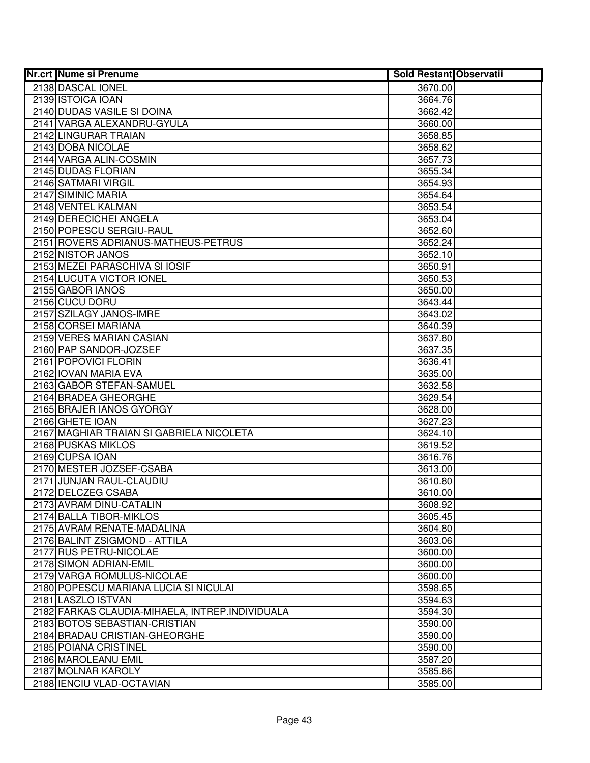| Nr.crt | Nume si Prenume | Sold Restant | Observatii |
|---|---|---|---|
| 2138 | DASCAL IONEL | 3670.00 | |
| 2139 | ISTOICA IOAN | 3664.76 | |
| 2140 | DUDAS VASILE SI DOINA | 3662.42 | |
| 2141 | VARGA ALEXANDRU-GYULA | 3660.00 | |
| 2142 | LINGURAR TRAIAN | 3658.85 | |
| 2143 | DOBA NICOLAE | 3658.62 | |
| 2144 | VARGA ALIN-COSMIN | 3657.73 | |
| 2145 | DUDAS FLORIAN | 3655.34 | |
| 2146 | SATMARI VIRGIL | 3654.93 | |
| 2147 | SIMINIC MARIA | 3654.64 | |
| 2148 | VENTEL KALMAN | 3653.54 | |
| 2149 | DERECICHEI ANGELA | 3653.04 | |
| 2150 | POPESCU SERGIU-RAUL | 3652.60 | |
| 2151 | ROVERS ADRIANUS-MATHEUS-PETRUS | 3652.24 | |
| 2152 | NISTOR JANOS | 3652.10 | |
| 2153 | MEZEI PARASCHIVA SI IOSIF | 3650.91 | |
| 2154 | LUCUTA VICTOR IONEL | 3650.53 | |
| 2155 | GABOR IANOS | 3650.00 | |
| 2156 | CUCU DORU | 3643.44 | |
| 2157 | SZILAGY JANOS-IMRE | 3643.02 | |
| 2158 | CORSEI MARIANA | 3640.39 | |
| 2159 | VERES MARIAN CASIAN | 3637.80 | |
| 2160 | PAP SANDOR-JOZSEF | 3637.35 | |
| 2161 | POPOVICI FLORIN | 3636.41 | |
| 2162 | IOVAN MARIA EVA | 3635.00 | |
| 2163 | GABOR STEFAN-SAMUEL | 3632.58 | |
| 2164 | BRADEA GHEORGHE | 3629.54 | |
| 2165 | BRAJER IANOS GYORGY | 3628.00 | |
| 2166 | GHETE IOAN | 3627.23 | |
| 2167 | MAGHIAR TRAIAN SI GABRIELA NICOLETA | 3624.10 | |
| 2168 | PUSKAS MIKLOS | 3619.52 | |
| 2169 | CUPSA IOAN | 3616.76 | |
| 2170 | MESTER JOZSEF-CSABA | 3613.00 | |
| 2171 | JUNJAN RAUL-CLAUDIU | 3610.80 | |
| 2172 | DELCZEG CSABA | 3610.00 | |
| 2173 | AVRAM DINU-CATALIN | 3608.92 | |
| 2174 | BALLA TIBOR-MIKLOS | 3605.45 | |
| 2175 | AVRAM RENATE-MADALINA | 3604.80 | |
| 2176 | BALINT ZSIGMOND - ATTILA | 3603.06 | |
| 2177 | RUS PETRU-NICOLAE | 3600.00 | |
| 2178 | SIMON ADRIAN-EMIL | 3600.00 | |
| 2179 | VARGA ROMULUS-NICOLAE | 3600.00 | |
| 2180 | POPESCU MARIANA LUCIA SI NICULAI | 3598.65 | |
| 2181 | LASZLO ISTVAN | 3594.63 | |
| 2182 | FARKAS CLAUDIA-MIHAELA, INTREP.INDIVIDUALA | 3594.30 | |
| 2183 | BOTOS SEBASTIAN-CRISTIAN | 3590.00 | |
| 2184 | BRADAU CRISTIAN-GHEORGHE | 3590.00 | |
| 2185 | POIANA CRISTINEL | 3590.00 | |
| 2186 | MAROLEANU EMIL | 3587.20 | |
| 2187 | MOLNAR KAROLY | 3585.86 | |
| 2188 | IENCIU VLAD-OCTAVIAN | 3585.00 | |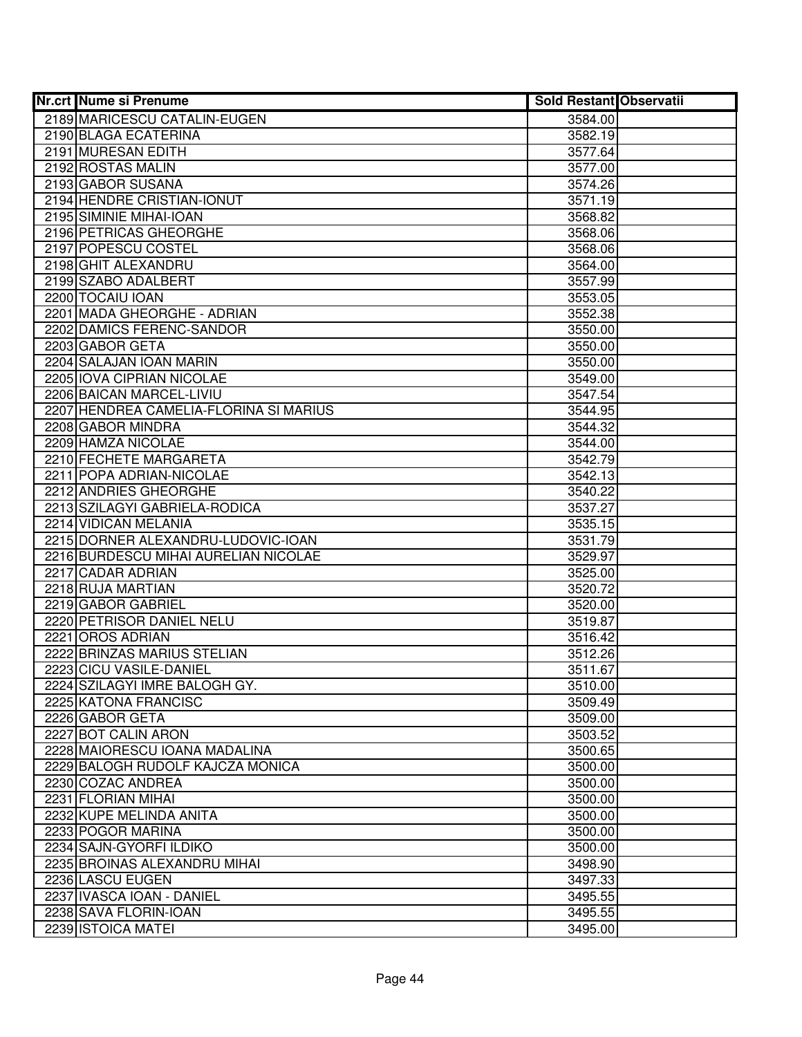| Nr.crt | Nume si Prenume | Sold Restant | Observatii |
|---|---|---|---|
| 2189 | MARICESCU CATALIN-EUGEN | 3584.00 | |
| 2190 | BLAGA ECATERINA | 3582.19 | |
| 2191 | MURESAN EDITH | 3577.64 | |
| 2192 | ROSTAS MALIN | 3577.00 | |
| 2193 | GABOR SUSANA | 3574.26 | |
| 2194 | HENDRE CRISTIAN-IONUT | 3571.19 | |
| 2195 | SIMINIE MIHAI-IOAN | 3568.82 | |
| 2196 | PETRICAS GHEORGHE | 3568.06 | |
| 2197 | POPESCU COSTEL | 3568.06 | |
| 2198 | GHIT ALEXANDRU | 3564.00 | |
| 2199 | SZABO ADALBERT | 3557.99 | |
| 2200 | TOCAIU IOAN | 3553.05 | |
| 2201 | MADA GHEORGHE - ADRIAN | 3552.38 | |
| 2202 | DAMICS FERENC-SANDOR | 3550.00 | |
| 2203 | GABOR GETA | 3550.00 | |
| 2204 | SALAJAN IOAN MARIN | 3550.00 | |
| 2205 | IOVA CIPRIAN NICOLAE | 3549.00 | |
| 2206 | BAICAN MARCEL-LIVIU | 3547.54 | |
| 2207 | HENDREA CAMELIA-FLORINA SI MARIUS | 3544.95 | |
| 2208 | GABOR MINDRA | 3544.32 | |
| 2209 | HAMZA NICOLAE | 3544.00 | |
| 2210 | FECHETE MARGARETA | 3542.79 | |
| 2211 | POPA ADRIAN-NICOLAE | 3542.13 | |
| 2212 | ANDRIES GHEORGHE | 3540.22 | |
| 2213 | SZILAGYI GABRIELA-RODICA | 3537.27 | |
| 2214 | VIDICAN MELANIA | 3535.15 | |
| 2215 | DORNER ALEXANDRU-LUDOVIC-IOAN | 3531.79 | |
| 2216 | BURDESCU MIHAI AURELIAN NICOLAE | 3529.97 | |
| 2217 | CADAR ADRIAN | 3525.00 | |
| 2218 | RUJA MARTIAN | 3520.72 | |
| 2219 | GABOR GABRIEL | 3520.00 | |
| 2220 | PETRISOR DANIEL NELU | 3519.87 | |
| 2221 | OROS ADRIAN | 3516.42 | |
| 2222 | BRINZAS MARIUS STELIAN | 3512.26 | |
| 2223 | CICU VASILE-DANIEL | 3511.67 | |
| 2224 | SZILAGYI IMRE BALOGH GY. | 3510.00 | |
| 2225 | KATONA FRANCISC | 3509.49 | |
| 2226 | GABOR GETA | 3509.00 | |
| 2227 | BOT CALIN ARON | 3503.52 | |
| 2228 | MAIORESCU IOANA MADALINA | 3500.65 | |
| 2229 | BALOGH RUDOLF KAJCZA MONICA | 3500.00 | |
| 2230 | COZAC ANDREA | 3500.00 | |
| 2231 | FLORIAN MIHAI | 3500.00 | |
| 2232 | KUPE MELINDA ANITA | 3500.00 | |
| 2233 | POGOR MARINA | 3500.00 | |
| 2234 | SAJN-GYORFI ILDIKO | 3500.00 | |
| 2235 | BROINAS ALEXANDRU MIHAI | 3498.90 | |
| 2236 | LASCU EUGEN | 3497.33 | |
| 2237 | IVASCA IOAN - DANIEL | 3495.55 | |
| 2238 | SAVA FLORIN-IOAN | 3495.55 | |
| 2239 | ISTOICA MATEI | 3495.00 | |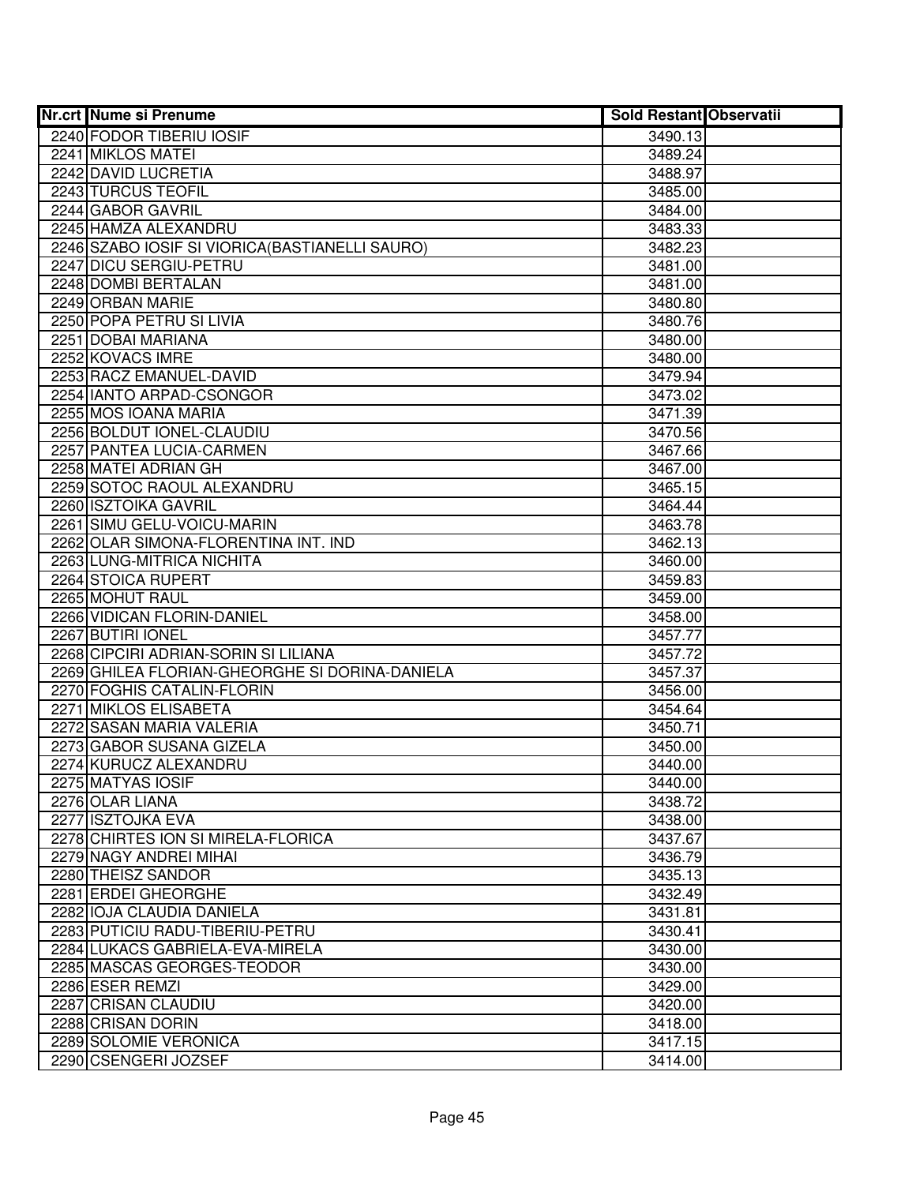| Nr.crt | Nume si Prenume | Sold Restant | Observatii |
|---|---|---|---|
| 2240 | FODOR TIBERIU IOSIF | 3490.13 | |
| 2241 | MIKLOS MATEI | 3489.24 | |
| 2242 | DAVID LUCRETIA | 3488.97 | |
| 2243 | TURCUS TEOFIL | 3485.00 | |
| 2244 | GABOR GAVRIL | 3484.00 | |
| 2245 | HAMZA ALEXANDRU | 3483.33 | |
| 2246 | SZABO IOSIF SI VIORICA(BASTIANELLI SAURO) | 3482.23 | |
| 2247 | DICU SERGIU-PETRU | 3481.00 | |
| 2248 | DOMBI BERTALAN | 3481.00 | |
| 2249 | ORBAN MARIE | 3480.80 | |
| 2250 | POPA PETRU SI LIVIA | 3480.76 | |
| 2251 | DOBAI MARIANA | 3480.00 | |
| 2252 | KOVACS IMRE | 3480.00 | |
| 2253 | RACZ EMANUEL-DAVID | 3479.94 | |
| 2254 | IANTO ARPAD-CSONGOR | 3473.02 | |
| 2255 | MOS IOANA MARIA | 3471.39 | |
| 2256 | BOLDUT IONEL-CLAUDIU | 3470.56 | |
| 2257 | PANTEA LUCIA-CARMEN | 3467.66 | |
| 2258 | MATEI ADRIAN GH | 3467.00 | |
| 2259 | SOTOC RAOUL ALEXANDRU | 3465.15 | |
| 2260 | ISZTOIKA GAVRIL | 3464.44 | |
| 2261 | SIMU GELU-VOICU-MARIN | 3463.78 | |
| 2262 | OLAR SIMONA-FLORENTINA INT. IND | 3462.13 | |
| 2263 | LUNG-MITRICA NICHITA | 3460.00 | |
| 2264 | STOICA RUPERT | 3459.83 | |
| 2265 | MOHUT RAUL | 3459.00 | |
| 2266 | VIDICAN FLORIN-DANIEL | 3458.00 | |
| 2267 | BUTIRI IONEL | 3457.77 | |
| 2268 | CIPCIRI ADRIAN-SORIN SI LILIANA | 3457.72 | |
| 2269 | GHILEA FLORIAN-GHEORGHE SI DORINA-DANIELA | 3457.37 | |
| 2270 | FOGHIS CATALIN-FLORIN | 3456.00 | |
| 2271 | MIKLOS ELISABETA | 3454.64 | |
| 2272 | SASAN MARIA VALERIA | 3450.71 | |
| 2273 | GABOR SUSANA GIZELA | 3450.00 | |
| 2274 | KURUCZ ALEXANDRU | 3440.00 | |
| 2275 | MATYAS IOSIF | 3440.00 | |
| 2276 | OLAR LIANA | 3438.72 | |
| 2277 | ISZTOJKA EVA | 3438.00 | |
| 2278 | CHIRTES ION SI MIRELA-FLORICA | 3437.67 | |
| 2279 | NAGY ANDREI MIHAI | 3436.79 | |
| 2280 | THEISZ SANDOR | 3435.13 | |
| 2281 | ERDEI GHEORGHE | 3432.49 | |
| 2282 | IOJA CLAUDIA DANIELA | 3431.81 | |
| 2283 | PUTICIU RADU-TIBERIU-PETRU | 3430.41 | |
| 2284 | LUKACS GABRIELA-EVA-MIRELA | 3430.00 | |
| 2285 | MASCAS GEORGES-TEODOR | 3430.00 | |
| 2286 | ESER REMZI | 3429.00 | |
| 2287 | CRISAN CLAUDIU | 3420.00 | |
| 2288 | CRISAN DORIN | 3418.00 | |
| 2289 | SOLOMIE VERONICA | 3417.15 | |
| 2290 | CSENGERI JOZSEF | 3414.00 | |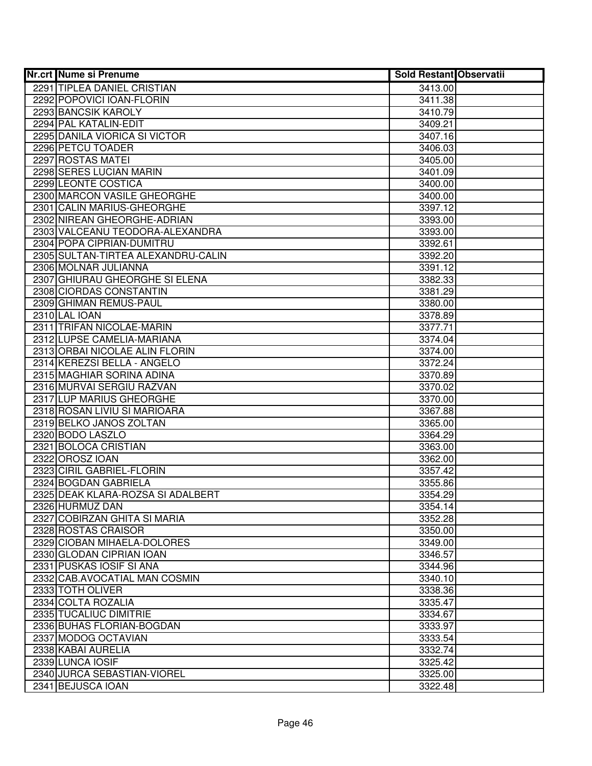| Nr.crt | Nume si Prenume | Sold Restant | Observatii |
|---|---|---|---|
| 2291 | TIPLEA DANIEL CRISTIAN | 3413.00 | |
| 2292 | POPOVICI IOAN-FLORIN | 3411.38 | |
| 2293 | BANCSIK KAROLY | 3410.79 | |
| 2294 | PAL KATALIN-EDIT | 3409.21 | |
| 2295 | DANILA VIORICA SI VICTOR | 3407.16 | |
| 2296 | PETCU TOADER | 3406.03 | |
| 2297 | ROSTAS MATEI | 3405.00 | |
| 2298 | SERES LUCIAN MARIN | 3401.09 | |
| 2299 | LEONTE COSTICA | 3400.00 | |
| 2300 | MARCON VASILE GHEORGHE | 3400.00 | |
| 2301 | CALIN MARIUS-GHEORGHE | 3397.12 | |
| 2302 | NIREAN GHEORGHE-ADRIAN | 3393.00 | |
| 2303 | VALCEANU TEODORA-ALEXANDRA | 3393.00 | |
| 2304 | POPA CIPRIAN-DUMITRU | 3392.61 | |
| 2305 | SULTAN-TIRTEA ALEXANDRU-CALIN | 3392.20 | |
| 2306 | MOLNAR JULIANNA | 3391.12 | |
| 2307 | GHIURAU GHEORGHE SI ELENA | 3382.33 | |
| 2308 | CIORDAS CONSTANTIN | 3381.29 | |
| 2309 | GHIMAN REMUS-PAUL | 3380.00 | |
| 2310 | LAL IOAN | 3378.89 | |
| 2311 | TRIFAN NICOLAE-MARIN | 3377.71 | |
| 2312 | LUPSE CAMELIA-MARIANA | 3374.04 | |
| 2313 | ORBAI NICOLAE ALIN FLORIN | 3374.00 | |
| 2314 | KEREZSI BELLA - ANGELO | 3372.24 | |
| 2315 | MAGHIAR SORINA ADINA | 3370.89 | |
| 2316 | MURVAI SERGIU RAZVAN | 3370.02 | |
| 2317 | LUP MARIUS GHEORGHE | 3370.00 | |
| 2318 | ROSAN LIVIU SI MARIOARA | 3367.88 | |
| 2319 | BELKO JANOS ZOLTAN | 3365.00 | |
| 2320 | BODO LASZLO | 3364.29 | |
| 2321 | BOLOCA CRISTIAN | 3363.00 | |
| 2322 | OROSZ IOAN | 3362.00 | |
| 2323 | CIRIL GABRIEL-FLORIN | 3357.42 | |
| 2324 | BOGDAN GABRIELA | 3355.86 | |
| 2325 | DEAK KLARA-ROZSA SI ADALBERT | 3354.29 | |
| 2326 | HURMUZ DAN | 3354.14 | |
| 2327 | COBIRZAN GHITA SI MARIA | 3352.28 | |
| 2328 | ROSTAS CRAISOR | 3350.00 | |
| 2329 | CIOBAN MIHAELA-DOLORES | 3349.00 | |
| 2330 | GLODAN CIPRIAN IOAN | 3346.57 | |
| 2331 | PUSKAS IOSIF SI ANA | 3344.96 | |
| 2332 | CAB.AVOCATIAL MAN COSMIN | 3340.10 | |
| 2333 | TOTH OLIVER | 3338.36 | |
| 2334 | COLTA ROZALIA | 3335.47 | |
| 2335 | TUCALIUC DIMITRIE | 3334.67 | |
| 2336 | BUHAS FLORIAN-BOGDAN | 3333.97 | |
| 2337 | MODOG OCTAVIAN | 3333.54 | |
| 2338 | KABAI AURELIA | 3332.74 | |
| 2339 | LUNCA IOSIF | 3325.42 | |
| 2340 | JURCA SEBASTIAN-VIOREL | 3325.00 | |
| 2341 | BEJUSCA IOAN | 3322.48 | |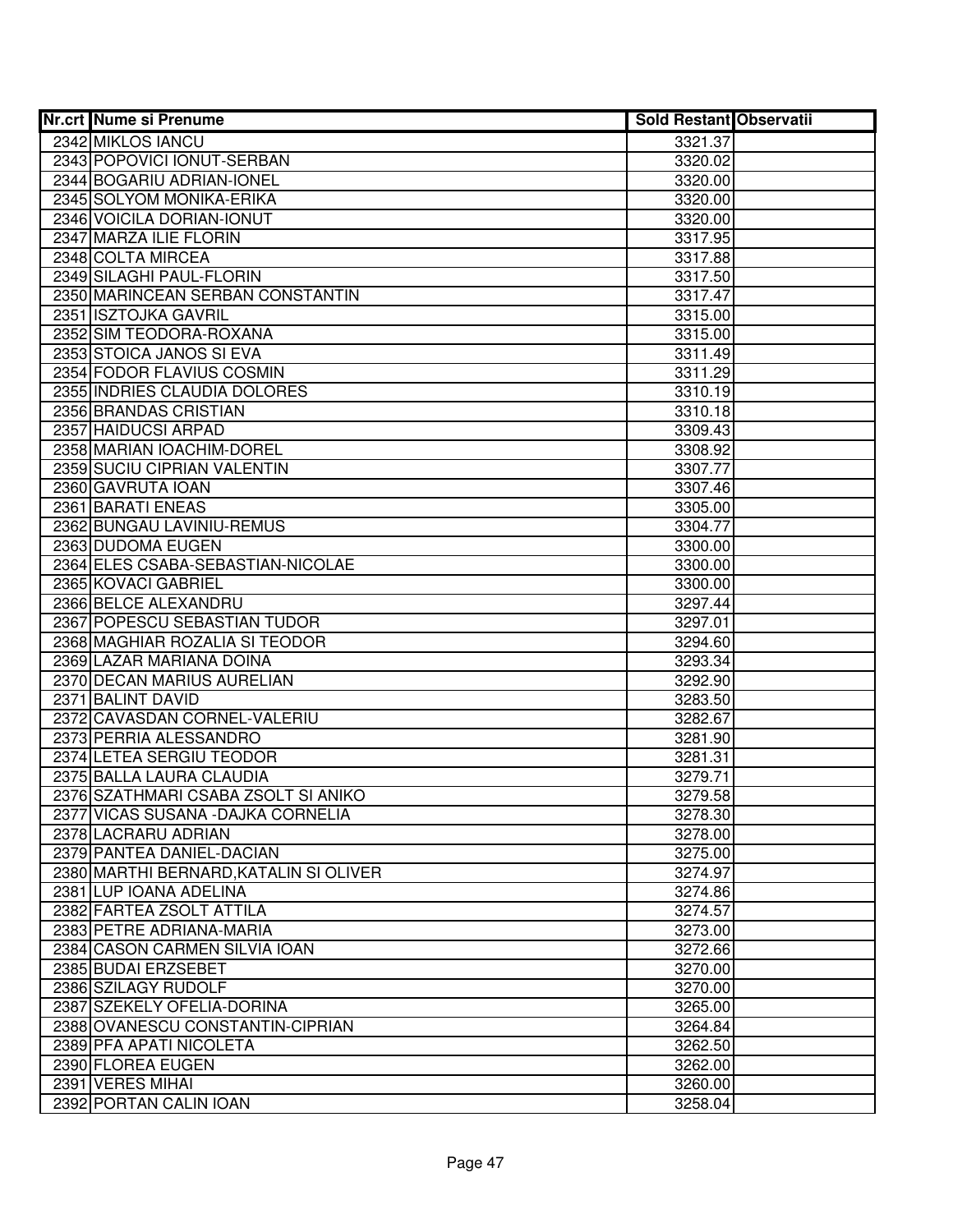| Nr.crt | Nume si Prenume | Sold Restant | Observatii |
|---|---|---|---|
| 2342 | MIKLOS IANCU | 3321.37 | |
| 2343 | POPOVICI IONUT-SERBAN | 3320.02 | |
| 2344 | BOGARIU ADRIAN-IONEL | 3320.00 | |
| 2345 | SOLYOM MONIKA-ERIKA | 3320.00 | |
| 2346 | VOICILA DORIAN-IONUT | 3320.00 | |
| 2347 | MARZA ILIE FLORIN | 3317.95 | |
| 2348 | COLTA MIRCEA | 3317.88 | |
| 2349 | SILAGHI PAUL-FLORIN | 3317.50 | |
| 2350 | MARINCEAN SERBAN CONSTANTIN | 3317.47 | |
| 2351 | ISZTOJKA GAVRIL | 3315.00 | |
| 2352 | SIM TEODORA-ROXANA | 3315.00 | |
| 2353 | STOICA JANOS SI EVA | 3311.49 | |
| 2354 | FODOR FLAVIUS COSMIN | 3311.29 | |
| 2355 | INDRIES CLAUDIA DOLORES | 3310.19 | |
| 2356 | BRANDAS CRISTIAN | 3310.18 | |
| 2357 | HAIDUCSI ARPAD | 3309.43 | |
| 2358 | MARIAN IOACHIM-DOREL | 3308.92 | |
| 2359 | SUCIU CIPRIAN VALENTIN | 3307.77 | |
| 2360 | GAVRUTA IOAN | 3307.46 | |
| 2361 | BARATI ENEAS | 3305.00 | |
| 2362 | BUNGAU LAVINIU-REMUS | 3304.77 | |
| 2363 | DUDOMA EUGEN | 3300.00 | |
| 2364 | ELES CSABA-SEBASTIAN-NICOLAE | 3300.00 | |
| 2365 | KOVACI GABRIEL | 3300.00 | |
| 2366 | BELCE ALEXANDRU | 3297.44 | |
| 2367 | POPESCU SEBASTIAN TUDOR | 3297.01 | |
| 2368 | MAGHIAR ROZALIA SI TEODOR | 3294.60 | |
| 2369 | LAZAR MARIANA DOINA | 3293.34 | |
| 2370 | DECAN MARIUS AURELIAN | 3292.90 | |
| 2371 | BALINT DAVID | 3283.50 | |
| 2372 | CAVASDAN CORNEL-VALERIU | 3282.67 | |
| 2373 | PERRIA ALESSANDRO | 3281.90 | |
| 2374 | LETEA SERGIU TEODOR | 3281.31 | |
| 2375 | BALLA LAURA CLAUDIA | 3279.71 | |
| 2376 | SZATHMARI CSABA ZSOLT SI ANIKO | 3279.58 | |
| 2377 | VICAS SUSANA -DAJKA CORNELIA | 3278.30 | |
| 2378 | LACRARU ADRIAN | 3278.00 | |
| 2379 | PANTEA DANIEL-DACIAN | 3275.00 | |
| 2380 | MARTHI BERNARD,KATALIN SI OLIVER | 3274.97 | |
| 2381 | LUP IOANA ADELINA | 3274.86 | |
| 2382 | FARTEA ZSOLT ATTILA | 3274.57 | |
| 2383 | PETRE ADRIANA-MARIA | 3273.00 | |
| 2384 | CASON CARMEN SILVIA IOAN | 3272.66 | |
| 2385 | BUDAI ERZSEBET | 3270.00 | |
| 2386 | SZILAGY RUDOLF | 3270.00 | |
| 2387 | SZEKELY OFELIA-DORINA | 3265.00 | |
| 2388 | OVANESCU CONSTANTIN-CIPRIAN | 3264.84 | |
| 2389 | PFA APATI NICOLETA | 3262.50 | |
| 2390 | FLOREA EUGEN | 3262.00 | |
| 2391 | VERES MIHAI | 3260.00 | |
| 2392 | PORTAN CALIN IOAN | 3258.04 | |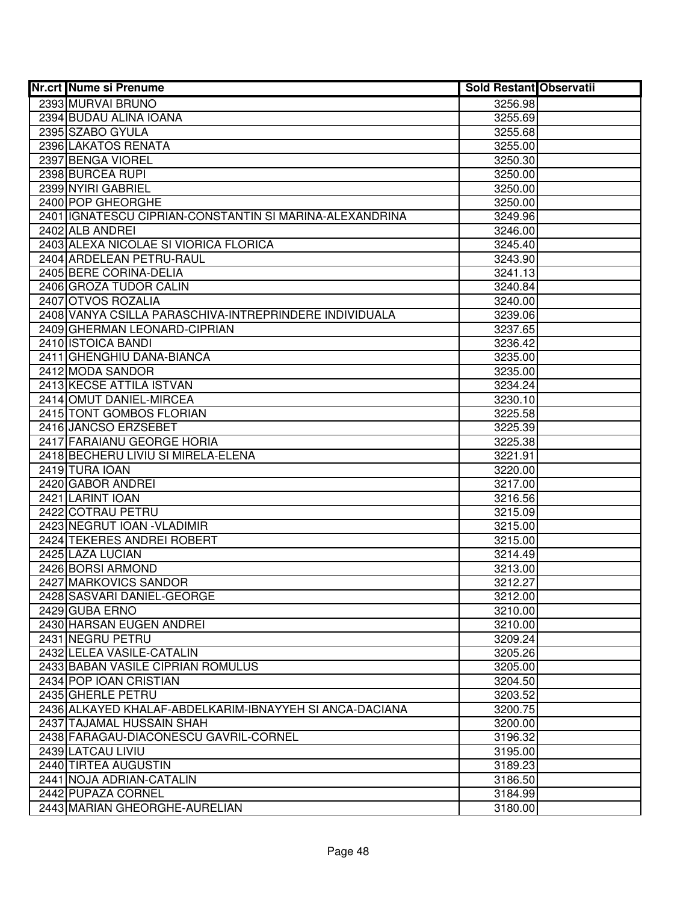| Nr.crt | Nume si Prenume | Sold Restant | Observatii |
|---|---|---|---|
| 2393 | MURVAI BRUNO | 3256.98 | |
| 2394 | BUDAU ALINA IOANA | 3255.69 | |
| 2395 | SZABO GYULA | 3255.68 | |
| 2396 | LAKATOS RENATA | 3255.00 | |
| 2397 | BENGA VIOREL | 3250.30 | |
| 2398 | BURCEA RUPI | 3250.00 | |
| 2399 | NYIRI GABRIEL | 3250.00 | |
| 2400 | POP GHEORGHE | 3250.00 | |
| 2401 | IGNATESCU CIPRIAN-CONSTANTIN SI MARINA-ALEXANDRINA | 3249.96 | |
| 2402 | ALB ANDREI | 3246.00 | |
| 2403 | ALEXA NICOLAE SI VIORICA FLORICA | 3245.40 | |
| 2404 | ARDELEAN PETRU-RAUL | 3243.90 | |
| 2405 | BERE CORINA-DELIA | 3241.13 | |
| 2406 | GROZA TUDOR CALIN | 3240.84 | |
| 2407 | OTVOS ROZALIA | 3240.00 | |
| 2408 | VANYA CSILLA PARASCHIVA-INTREPRINDERE INDIVIDUALA | 3239.06 | |
| 2409 | GHERMAN LEONARD-CIPRIAN | 3237.65 | |
| 2410 | ISTOICA BANDI | 3236.42 | |
| 2411 | GHENGHIU DANA-BIANCA | 3235.00 | |
| 2412 | MODA SANDOR | 3235.00 | |
| 2413 | KECSE ATTILA ISTVAN | 3234.24 | |
| 2414 | OMUT DANIEL-MIRCEA | 3230.10 | |
| 2415 | TONT GOMBOS FLORIAN | 3225.58 | |
| 2416 | JANCSO ERZSEBET | 3225.39 | |
| 2417 | FARAIANU GEORGE HORIA | 3225.38 | |
| 2418 | BECHERU LIVIU SI MIRELA-ELENA | 3221.91 | |
| 2419 | TURA IOAN | 3220.00 | |
| 2420 | GABOR ANDREI | 3217.00 | |
| 2421 | LARINT IOAN | 3216.56 | |
| 2422 | COTRAU PETRU | 3215.09 | |
| 2423 | NEGRUT IOAN -VLADIMIR | 3215.00 | |
| 2424 | TEKERES ANDREI ROBERT | 3215.00 | |
| 2425 | LAZA LUCIAN | 3214.49 | |
| 2426 | BORSI ARMOND | 3213.00 | |
| 2427 | MARKOVICS SANDOR | 3212.27 | |
| 2428 | SASVARI DANIEL-GEORGE | 3212.00 | |
| 2429 | GUBA ERNO | 3210.00 | |
| 2430 | HARSAN EUGEN ANDREI | 3210.00 | |
| 2431 | NEGRU PETRU | 3209.24 | |
| 2432 | LELEA VASILE-CATALIN | 3205.26 | |
| 2433 | BABAN VASILE CIPRIAN ROMULUS | 3205.00 | |
| 2434 | POP IOAN CRISTIAN | 3204.50 | |
| 2435 | GHERLE PETRU | 3203.52 | |
| 2436 | ALKAYED KHALAF-ABDELKARIM-IBNAYYEH SI ANCA-DACIANA | 3200.75 | |
| 2437 | TAJAMAL HUSSAIN SHAH | 3200.00 | |
| 2438 | FARAGAU-DIACONESCU GAVRIL-CORNEL | 3196.32 | |
| 2439 | LATCAU LIVIU | 3195.00 | |
| 2440 | TIRTEA AUGUSTIN | 3189.23 | |
| 2441 | NOJA ADRIAN-CATALIN | 3186.50 | |
| 2442 | PUPAZA CORNEL | 3184.99 | |
| 2443 | MARIAN GHEORGHE-AURELIAN | 3180.00 | |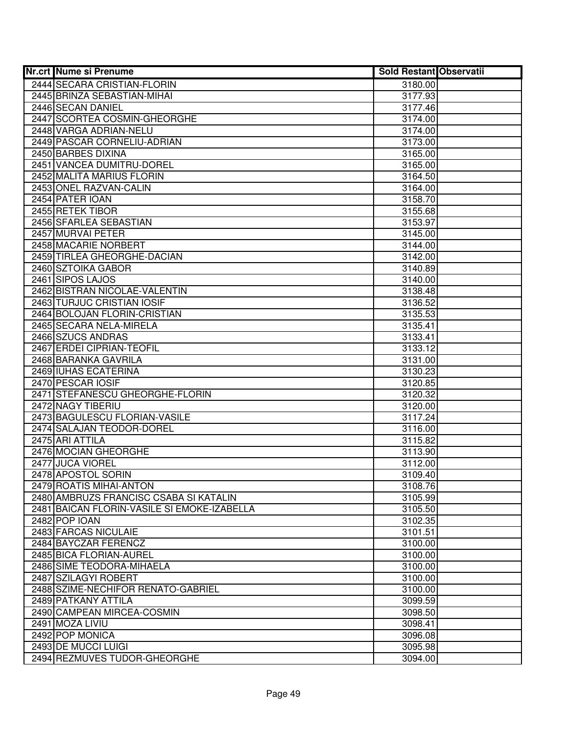| Nr.crt | Nume si Prenume | Sold Restant | Observatii |
| --- | --- | --- | --- |
| 2444 | SECARA CRISTIAN-FLORIN | 3180.00 | |
| 2445 | BRINZA SEBASTIAN-MIHAI | 3177.93 | |
| 2446 | SECAN DANIEL | 3177.46 | |
| 2447 | SCORTEA COSMIN-GHEORGHE | 3174.00 | |
| 2448 | VARGA ADRIAN-NELU | 3174.00 | |
| 2449 | PASCAR CORNELIU-ADRIAN | 3173.00 | |
| 2450 | BARBES DIXINA | 3165.00 | |
| 2451 | VANCEA DUMITRU-DOREL | 3165.00 | |
| 2452 | MALITA MARIUS FLORIN | 3164.50 | |
| 2453 | ONEL RAZVAN-CALIN | 3164.00 | |
| 2454 | PATER IOAN | 3158.70 | |
| 2455 | RETEK TIBOR | 3155.68 | |
| 2456 | SFARLEA SEBASTIAN | 3153.97 | |
| 2457 | MURVAI PETER | 3145.00 | |
| 2458 | MACARIE NORBERT | 3144.00 | |
| 2459 | TIRLEA GHEORGHE-DACIAN | 3142.00 | |
| 2460 | SZTOIKA GABOR | 3140.89 | |
| 2461 | SIPOS LAJOS | 3140.00 | |
| 2462 | BISTRAN NICOLAE-VALENTIN | 3138.48 | |
| 2463 | TURJUC CRISTIAN IOSIF | 3136.52 | |
| 2464 | BOLOJAN FLORIN-CRISTIAN | 3135.53 | |
| 2465 | SECARA NELA-MIRELA | 3135.41 | |
| 2466 | SZUCS ANDRAS | 3133.41 | |
| 2467 | ERDEI CIPRIAN-TEOFIL | 3133.12 | |
| 2468 | BARANKA GAVRILA | 3131.00 | |
| 2469 | IUHAS ECATERINA | 3130.23 | |
| 2470 | PESCAR IOSIF | 3120.85 | |
| 2471 | STEFANESCU GHEORGHE-FLORIN | 3120.32 | |
| 2472 | NAGY TIBERIU | 3120.00 | |
| 2473 | BAGULESCU FLORIAN-VASILE | 3117.24 | |
| 2474 | SALAJAN TEODOR-DOREL | 3116.00 | |
| 2475 | ARI ATTILA | 3115.82 | |
| 2476 | MOCIAN GHEORGHE | 3113.90 | |
| 2477 | JUCA VIOREL | 3112.00 | |
| 2478 | APOSTOL SORIN | 3109.40 | |
| 2479 | ROATIS MIHAI-ANTON | 3108.76 | |
| 2480 | AMBRUZS FRANCISC CSABA SI KATALIN | 3105.99 | |
| 2481 | BAICAN FLORIN-VASILE SI EMOKE-IZABELLA | 3105.50 | |
| 2482 | POP IOAN | 3102.35 | |
| 2483 | FARCAS NICULAIE | 3101.51 | |
| 2484 | BAYCZAR FERENCZ | 3100.00 | |
| 2485 | BICA FLORIAN-AUREL | 3100.00 | |
| 2486 | SIME TEODORA-MIHAELA | 3100.00 | |
| 2487 | SZILAGYI ROBERT | 3100.00 | |
| 2488 | SZIME-NECHIFOR RENATO-GABRIEL | 3100.00 | |
| 2489 | PATKANY ATTILA | 3099.59 | |
| 2490 | CAMPEAN MIRCEA-COSMIN | 3098.50 | |
| 2491 | MOZA LIVIU | 3098.41 | |
| 2492 | POP MONICA | 3096.08 | |
| 2493 | DE MUCCI LUIGI | 3095.98 | |
| 2494 | REZMUVES TUDOR-GHEORGHE | 3094.00 | |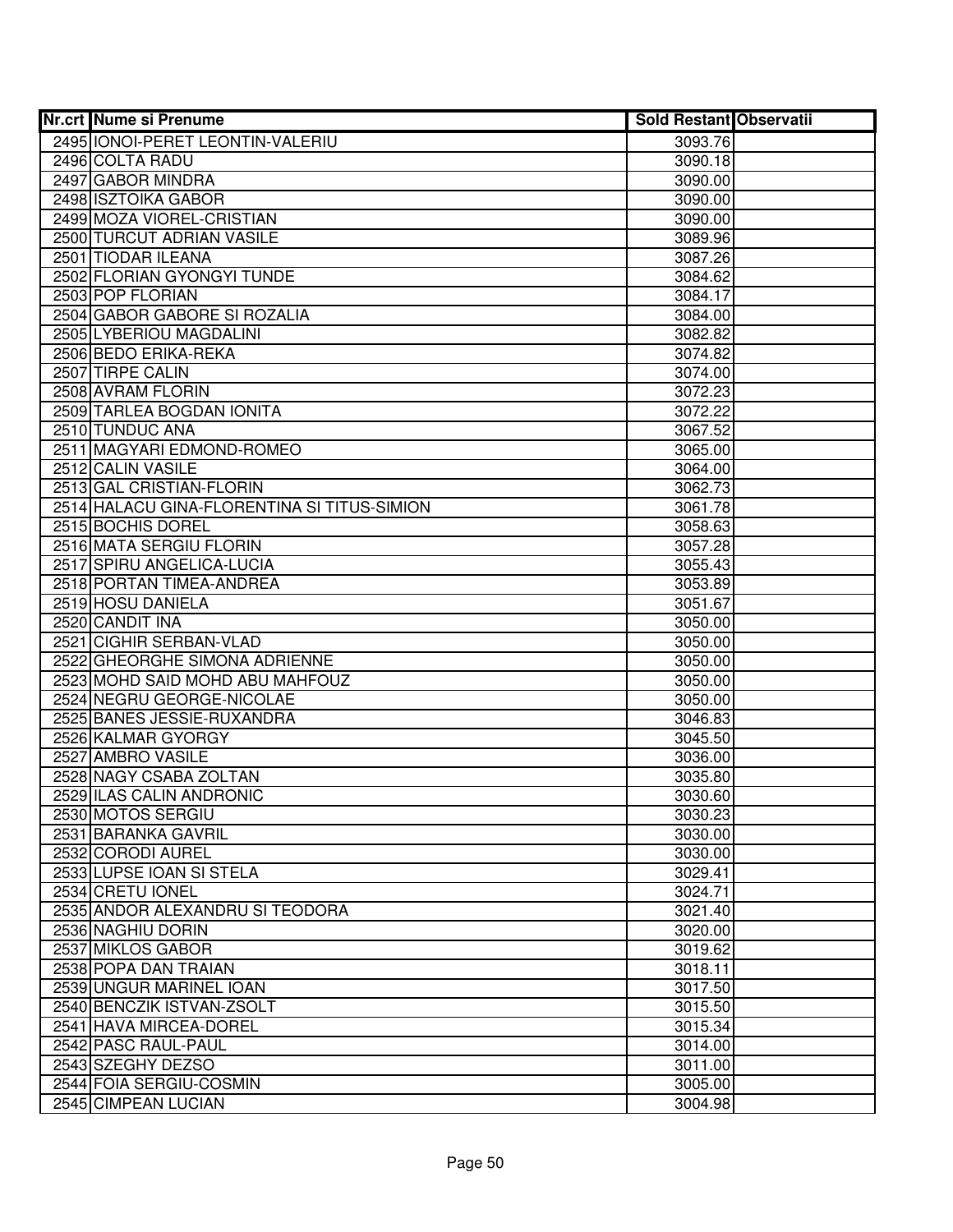| Nr.crt | Nume si Prenume | Sold Restant | Observatii |
|---|---|---|---|
| 2495 | IONOI-PERET LEONTIN-VALERIU | 3093.76 | |
| 2496 | COLTA RADU | 3090.18 | |
| 2497 | GABOR MINDRA | 3090.00 | |
| 2498 | ISZTOIKA GABOR | 3090.00 | |
| 2499 | MOZA VIOREL-CRISTIAN | 3090.00 | |
| 2500 | TURCUT ADRIAN VASILE | 3089.96 | |
| 2501 | TIODAR ILEANA | 3087.26 | |
| 2502 | FLORIAN GYONGYI TUNDE | 3084.62 | |
| 2503 | POP FLORIAN | 3084.17 | |
| 2504 | GABOR GABORE SI ROZALIA | 3084.00 | |
| 2505 | LYBERIOU MAGDALINI | 3082.82 | |
| 2506 | BEDO ERIKA-REKA | 3074.82 | |
| 2507 | TIRPE CALIN | 3074.00 | |
| 2508 | AVRAM FLORIN | 3072.23 | |
| 2509 | TARLEA BOGDAN IONITA | 3072.22 | |
| 2510 | TUNDUC ANA | 3067.52 | |
| 2511 | MAGYARI EDMOND-ROMEO | 3065.00 | |
| 2512 | CALIN VASILE | 3064.00 | |
| 2513 | GAL CRISTIAN-FLORIN | 3062.73 | |
| 2514 | HALACU GINA-FLORENTINA SI TITUS-SIMION | 3061.78 | |
| 2515 | BOCHIS DOREL | 3058.63 | |
| 2516 | MATA SERGIU FLORIN | 3057.28 | |
| 2517 | SPIRU ANGELICA-LUCIA | 3055.43 | |
| 2518 | PORTAN TIMEA-ANDREA | 3053.89 | |
| 2519 | HOSU DANIELA | 3051.67 | |
| 2520 | CANDIT INA | 3050.00 | |
| 2521 | CIGHIR SERBAN-VLAD | 3050.00 | |
| 2522 | GHEORGHE SIMONA ADRIENNE | 3050.00 | |
| 2523 | MOHD SAID MOHD ABU MAHFOUZ | 3050.00 | |
| 2524 | NEGRU GEORGE-NICOLAE | 3050.00 | |
| 2525 | BANES JESSIE-RUXANDRA | 3046.83 | |
| 2526 | KALMAR GYORGY | 3045.50 | |
| 2527 | AMBRO VASILE | 3036.00 | |
| 2528 | NAGY CSABA ZOLTAN | 3035.80 | |
| 2529 | ILAS CALIN ANDRONIC | 3030.60 | |
| 2530 | MOTOS SERGIU | 3030.23 | |
| 2531 | BARANKA GAVRIL | 3030.00 | |
| 2532 | CORODI AUREL | 3030.00 | |
| 2533 | LUPSE IOAN SI STELA | 3029.41 | |
| 2534 | CRETU IONEL | 3024.71 | |
| 2535 | ANDOR ALEXANDRU SI TEODORA | 3021.40 | |
| 2536 | NAGHIU DORIN | 3020.00 | |
| 2537 | MIKLOS GABOR | 3019.62 | |
| 2538 | POPA DAN TRAIAN | 3018.11 | |
| 2539 | UNGUR MARINEL IOAN | 3017.50 | |
| 2540 | BENCZIK ISTVAN-ZSOLT | 3015.50 | |
| 2541 | HAVA MIRCEA-DOREL | 3015.34 | |
| 2542 | PASC RAUL-PAUL | 3014.00 | |
| 2543 | SZEGHY DEZSO | 3011.00 | |
| 2544 | FOIA SERGIU-COSMIN | 3005.00 | |
| 2545 | CIMPEAN LUCIAN | 3004.98 | |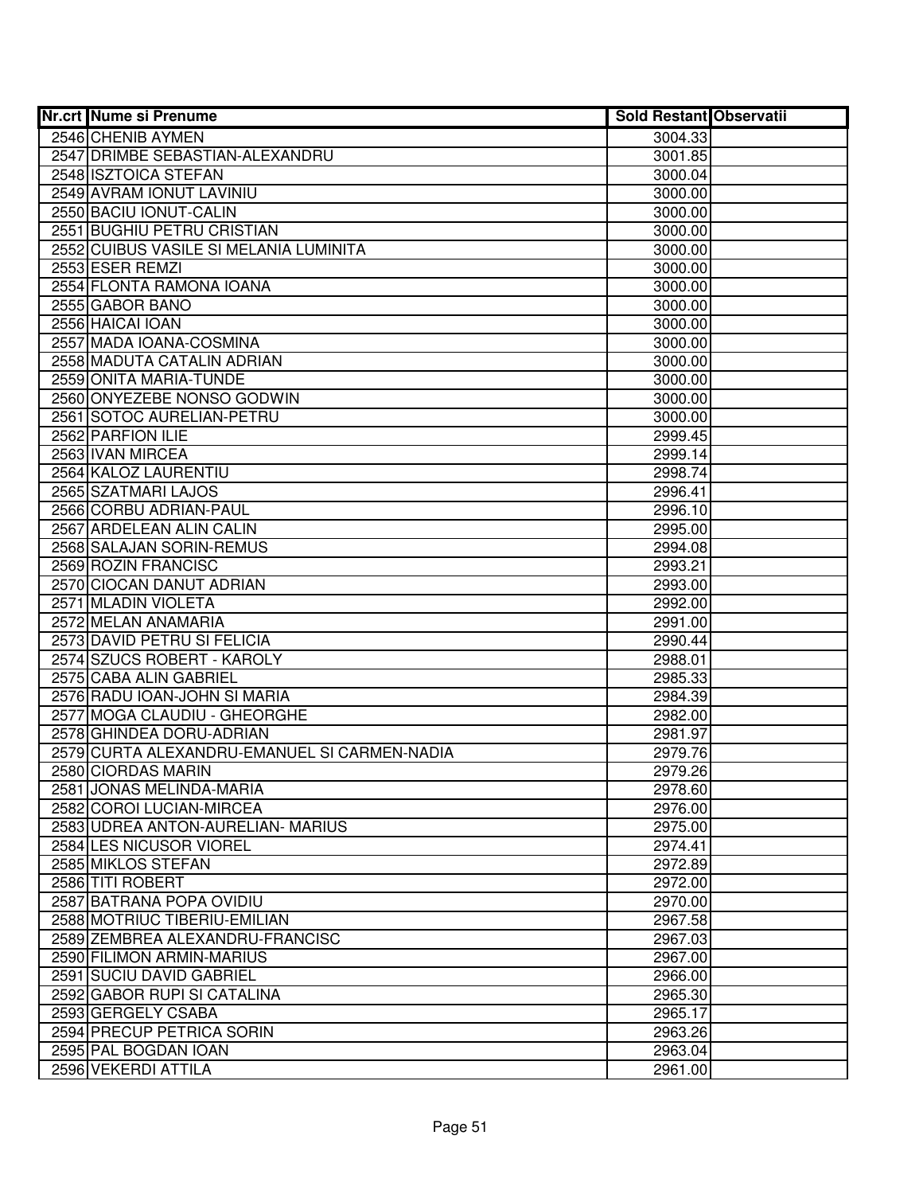| Nr.crt | Nume si Prenume | Sold Restant | Observatii |
|---|---|---|---|
| 2546 | CHENIB AYMEN | 3004.33 | |
| 2547 | DRIMBE SEBASTIAN-ALEXANDRU | 3001.85 | |
| 2548 | ISZTOICA STEFAN | 3000.04 | |
| 2549 | AVRAM IONUT LAVINIU | 3000.00 | |
| 2550 | BACIU IONUT-CALIN | 3000.00 | |
| 2551 | BUGHIU PETRU CRISTIAN | 3000.00 | |
| 2552 | CUIBUS VASILE SI MELANIA LUMINITA | 3000.00 | |
| 2553 | ESER REMZI | 3000.00 | |
| 2554 | FLONTA RAMONA IOANA | 3000.00 | |
| 2555 | GABOR BANO | 3000.00 | |
| 2556 | HAICAI IOAN | 3000.00 | |
| 2557 | MADA IOANA-COSMINA | 3000.00 | |
| 2558 | MADUTA CATALIN ADRIAN | 3000.00 | |
| 2559 | ONITA MARIA-TUNDE | 3000.00 | |
| 2560 | ONYEZEBE NONSO GODWIN | 3000.00 | |
| 2561 | SOTOC AURELIAN-PETRU | 3000.00 | |
| 2562 | PARFION ILIE | 2999.45 | |
| 2563 | IVAN MIRCEA | 2999.14 | |
| 2564 | KALOZ LAURENTIU | 2998.74 | |
| 2565 | SZATMARI LAJOS | 2996.41 | |
| 2566 | CORBU ADRIAN-PAUL | 2996.10 | |
| 2567 | ARDELEAN ALIN CALIN | 2995.00 | |
| 2568 | SALAJAN SORIN-REMUS | 2994.08 | |
| 2569 | ROZIN FRANCISC | 2993.21 | |
| 2570 | CIOCAN DANUT ADRIAN | 2993.00 | |
| 2571 | MLADIN VIOLETA | 2992.00 | |
| 2572 | MELAN ANAMARIA | 2991.00 | |
| 2573 | DAVID PETRU SI FELICIA | 2990.44 | |
| 2574 | SZUCS ROBERT - KAROLY | 2988.01 | |
| 2575 | CABA ALIN GABRIEL | 2985.33 | |
| 2576 | RADU IOAN-JOHN SI MARIA | 2984.39 | |
| 2577 | MOGA CLAUDIU - GHEORGHE | 2982.00 | |
| 2578 | GHINDEA DORU-ADRIAN | 2981.97 | |
| 2579 | CURTA ALEXANDRU-EMANUEL SI CARMEN-NADIA | 2979.76 | |
| 2580 | CIORDAS MARIN | 2979.26 | |
| 2581 | JONAS MELINDA-MARIA | 2978.60 | |
| 2582 | COROI LUCIAN-MIRCEA | 2976.00 | |
| 2583 | UDREA ANTON-AURELIAN- MARIUS | 2975.00 | |
| 2584 | LES NICUSOR VIOREL | 2974.41 | |
| 2585 | MIKLOS STEFAN | 2972.89 | |
| 2586 | TITI ROBERT | 2972.00 | |
| 2587 | BATRANA POPA OVIDIU | 2970.00 | |
| 2588 | MOTRIUC TIBERIU-EMILIAN | 2967.58 | |
| 2589 | ZEMBREA ALEXANDRU-FRANCISC | 2967.03 | |
| 2590 | FILIMON ARMIN-MARIUS | 2967.00 | |
| 2591 | SUCIU DAVID GABRIEL | 2966.00 | |
| 2592 | GABOR RUPI SI CATALINA | 2965.30 | |
| 2593 | GERGELY CSABA | 2965.17 | |
| 2594 | PRECUP PETRICA SORIN | 2963.26 | |
| 2595 | PAL BOGDAN IOAN | 2963.04 | |
| 2596 | VEKERDI ATTILA | 2961.00 | |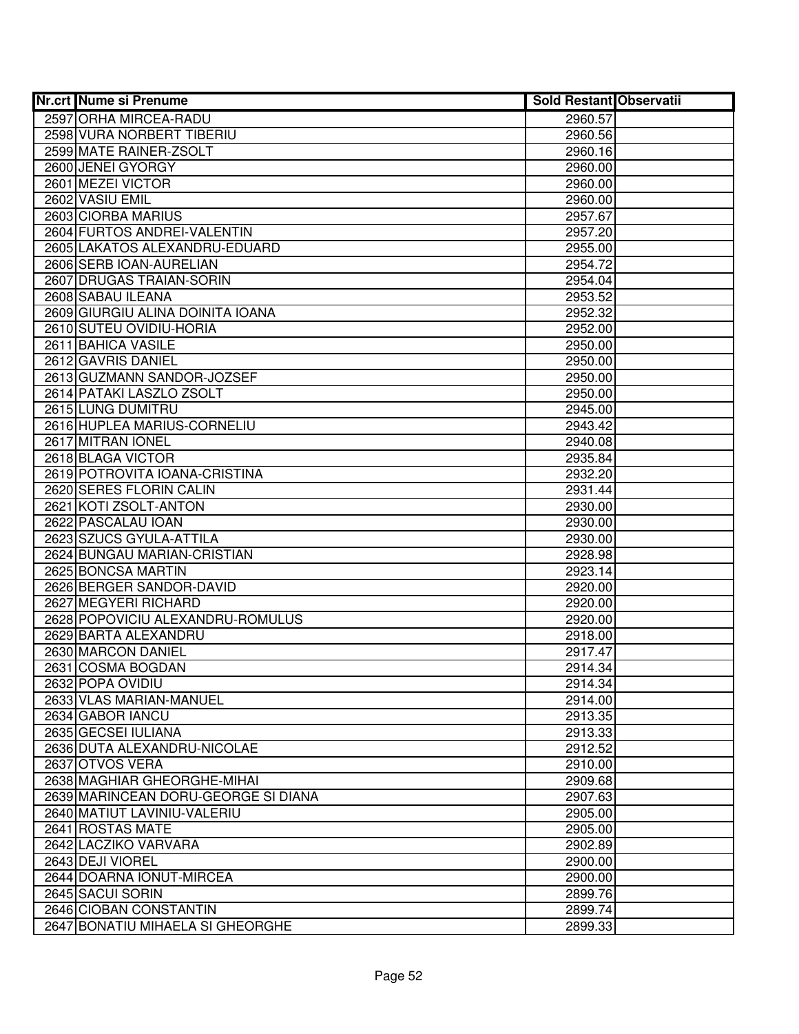| Nr.crt | Nume si Prenume | Sold Restant | Observatii |
|---|---|---|---|
| 2597 | ORHA MIRCEA-RADU | 2960.57 | |
| 2598 | VURA NORBERT TIBERIU | 2960.56 | |
| 2599 | MATE RAINER-ZSOLT | 2960.16 | |
| 2600 | JENEI GYORGY | 2960.00 | |
| 2601 | MEZEI VICTOR | 2960.00 | |
| 2602 | VASIU EMIL | 2960.00 | |
| 2603 | CIORBA MARIUS | 2957.67 | |
| 2604 | FURTOS ANDREI-VALENTIN | 2957.20 | |
| 2605 | LAKATOS ALEXANDRU-EDUARD | 2955.00 | |
| 2606 | SERB IOAN-AURELIAN | 2954.72 | |
| 2607 | DRUGAS TRAIAN-SORIN | 2954.04 | |
| 2608 | SABAU ILEANA | 2953.52 | |
| 2609 | GIURGIU ALINA DOINITA IOANA | 2952.32 | |
| 2610 | SUTEU OVIDIU-HORIA | 2952.00 | |
| 2611 | BAHICA VASILE | 2950.00 | |
| 2612 | GAVRIS DANIEL | 2950.00 | |
| 2613 | GUZMANN SANDOR-JOZSEF | 2950.00 | |
| 2614 | PATAKI LASZLO ZSOLT | 2950.00 | |
| 2615 | LUNG DUMITRU | 2945.00 | |
| 2616 | HUPLEA MARIUS-CORNELIU | 2943.42 | |
| 2617 | MITRAN IONEL | 2940.08 | |
| 2618 | BLAGA VICTOR | 2935.84 | |
| 2619 | POTROVITA IOANA-CRISTINA | 2932.20 | |
| 2620 | SERES FLORIN CALIN | 2931.44 | |
| 2621 | KOTI ZSOLT-ANTON | 2930.00 | |
| 2622 | PASCALAU IOAN | 2930.00 | |
| 2623 | SZUCS GYULA-ATTILA | 2930.00 | |
| 2624 | BUNGAU MARIAN-CRISTIAN | 2928.98 | |
| 2625 | BONCSA MARTIN | 2923.14 | |
| 2626 | BERGER SANDOR-DAVID | 2920.00 | |
| 2627 | MEGYERI RICHARD | 2920.00 | |
| 2628 | POPOVICIU ALEXANDRU-ROMULUS | 2920.00 | |
| 2629 | BARTA ALEXANDRU | 2918.00 | |
| 2630 | MARCON DANIEL | 2917.47 | |
| 2631 | COSMA BOGDAN | 2914.34 | |
| 2632 | POPA OVIDIU | 2914.34 | |
| 2633 | VLAS MARIAN-MANUEL | 2914.00 | |
| 2634 | GABOR IANCU | 2913.35 | |
| 2635 | GECSEI IULIANA | 2913.33 | |
| 2636 | DUTA ALEXANDRU-NICOLAE | 2912.52 | |
| 2637 | OTVOS VERA | 2910.00 | |
| 2638 | MAGHIAR GHEORGHE-MIHAI | 2909.68 | |
| 2639 | MARINCEAN DORU-GEORGE SI DIANA | 2907.63 | |
| 2640 | MATIUT LAVINIU-VALERIU | 2905.00 | |
| 2641 | ROSTAS MATE | 2905.00 | |
| 2642 | LACZIKO VARVARA | 2902.89 | |
| 2643 | DEJI VIOREL | 2900.00 | |
| 2644 | DOARNA IONUT-MIRCEA | 2900.00 | |
| 2645 | SACUI SORIN | 2899.76 | |
| 2646 | CIOBAN CONSTANTIN | 2899.74 | |
| 2647 | BONATIU MIHAELA SI GHEORGHE | 2899.33 | |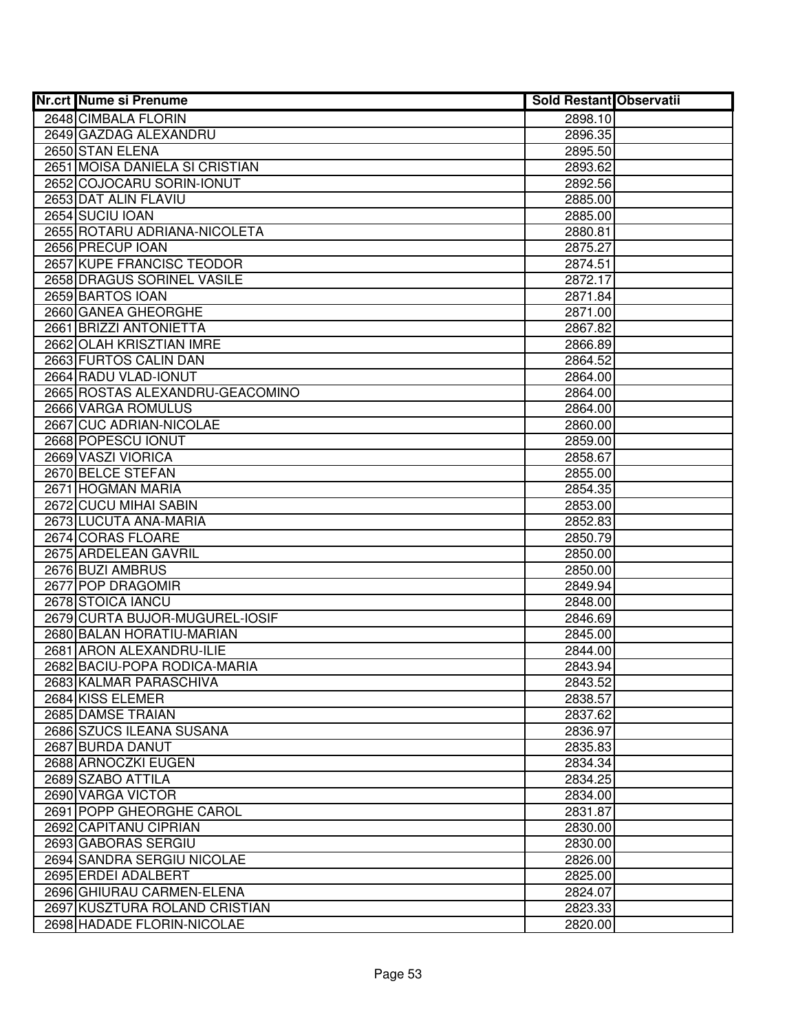| Nr.crt | Nume si Prenume | Sold Restant | Observatii |
|---|---|---|---|
| 2648 | CIMBALA FLORIN | 2898.10 | |
| 2649 | GAZDAG ALEXANDRU | 2896.35 | |
| 2650 | STAN ELENA | 2895.50 | |
| 2651 | MOISA DANIELA SI CRISTIAN | 2893.62 | |
| 2652 | COJOCARU SORIN-IONUT | 2892.56 | |
| 2653 | DAT ALIN FLAVIU | 2885.00 | |
| 2654 | SUCIU IOAN | 2885.00 | |
| 2655 | ROTARU ADRIANA-NICOLETA | 2880.81 | |
| 2656 | PRECUP IOAN | 2875.27 | |
| 2657 | KUPE FRANCISC TEODOR | 2874.51 | |
| 2658 | DRAGUS SORINEL VASILE | 2872.17 | |
| 2659 | BARTOS IOAN | 2871.84 | |
| 2660 | GANEA GHEORGHE | 2871.00 | |
| 2661 | BRIZZI ANTONIETTA | 2867.82 | |
| 2662 | OLAH KRISZTIAN IMRE | 2866.89 | |
| 2663 | FURTOS CALIN DAN | 2864.52 | |
| 2664 | RADU VLAD-IONUT | 2864.00 | |
| 2665 | ROSTAS ALEXANDRU-GEACOMINO | 2864.00 | |
| 2666 | VARGA ROMULUS | 2864.00 | |
| 2667 | CUC ADRIAN-NICOLAE | 2860.00 | |
| 2668 | POPESCU IONUT | 2859.00 | |
| 2669 | VASZI VIORICA | 2858.67 | |
| 2670 | BELCE STEFAN | 2855.00 | |
| 2671 | HOGMAN MARIA | 2854.35 | |
| 2672 | CUCU MIHAI SABIN | 2853.00 | |
| 2673 | LUCUTA ANA-MARIA | 2852.83 | |
| 2674 | CORAS FLOARE | 2850.79 | |
| 2675 | ARDELEAN GAVRIL | 2850.00 | |
| 2676 | BUZI AMBRUS | 2850.00 | |
| 2677 | POP DRAGOMIR | 2849.94 | |
| 2678 | STOICA IANCU | 2848.00 | |
| 2679 | CURTA BUJOR-MUGUREL-IOSIF | 2846.69 | |
| 2680 | BALAN HORATIU-MARIAN | 2845.00 | |
| 2681 | ARON ALEXANDRU-ILIE | 2844.00 | |
| 2682 | BACIU-POPA RODICA-MARIA | 2843.94 | |
| 2683 | KALMAR PARASCHIVA | 2843.52 | |
| 2684 | KISS ELEMER | 2838.57 | |
| 2685 | DAMSE TRAIAN | 2837.62 | |
| 2686 | SZUCS ILEANA SUSANA | 2836.97 | |
| 2687 | BURDA DANUT | 2835.83 | |
| 2688 | ARNOCZKI EUGEN | 2834.34 | |
| 2689 | SZABO ATTILA | 2834.25 | |
| 2690 | VARGA VICTOR | 2834.00 | |
| 2691 | POPP GHEORGHE CAROL | 2831.87 | |
| 2692 | CAPITANU CIPRIAN | 2830.00 | |
| 2693 | GABORAS SERGIU | 2830.00 | |
| 2694 | SANDRA SERGIU NICOLAE | 2826.00 | |
| 2695 | ERDEI ADALBERT | 2825.00 | |
| 2696 | GHIURAU CARMEN-ELENA | 2824.07 | |
| 2697 | KUSZTURA ROLAND CRISTIAN | 2823.33 | |
| 2698 | HADADE FLORIN-NICOLAE | 2820.00 | |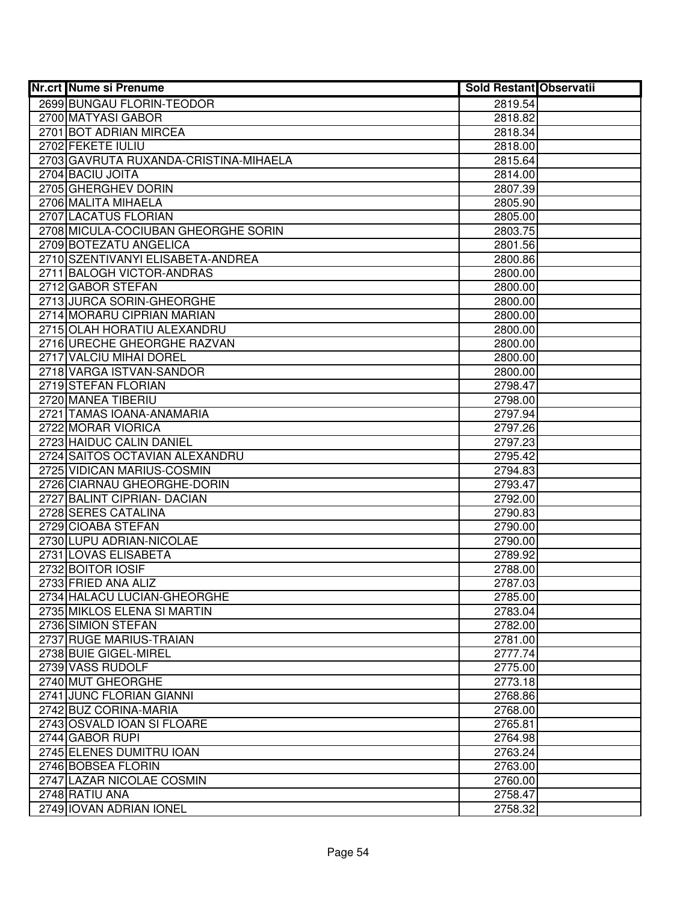| Nr.crt | Nume si Prenume | Sold Restant | Observatii |
|---|---|---|---|
| 2699 | BUNGAU FLORIN-TEODOR | 2819.54 | |
| 2700 | MATYASI GABOR | 2818.82 | |
| 2701 | BOT ADRIAN MIRCEA | 2818.34 | |
| 2702 | FEKETE IULIU | 2818.00 | |
| 2703 | GAVRUTA RUXANDA-CRISTINA-MIHAELA | 2815.64 | |
| 2704 | BACIU JOITA | 2814.00 | |
| 2705 | GHERGHEV DORIN | 2807.39 | |
| 2706 | MALITA MIHAELA | 2805.90 | |
| 2707 | LACATUS FLORIAN | 2805.00 | |
| 2708 | MICULA-COCIUBAN GHEORGHE SORIN | 2803.75 | |
| 2709 | BOTEZATU ANGELICA | 2801.56 | |
| 2710 | SZENTIVANYI ELISABETA-ANDREA | 2800.86 | |
| 2711 | BALOGH VICTOR-ANDRAS | 2800.00 | |
| 2712 | GABOR STEFAN | 2800.00 | |
| 2713 | JURCA SORIN-GHEORGHE | 2800.00 | |
| 2714 | MORARU CIPRIAN MARIAN | 2800.00 | |
| 2715 | OLAH HORATIU ALEXANDRU | 2800.00 | |
| 2716 | URECHE GHEORGHE RAZVAN | 2800.00 | |
| 2717 | VALCIU MIHAI DOREL | 2800.00 | |
| 2718 | VARGA ISTVAN-SANDOR | 2800.00 | |
| 2719 | STEFAN FLORIAN | 2798.47 | |
| 2720 | MANEA TIBERIU | 2798.00 | |
| 2721 | TAMAS IOANA-ANAMARIA | 2797.94 | |
| 2722 | MORAR VIORICA | 2797.26 | |
| 2723 | HAIDUC CALIN DANIEL | 2797.23 | |
| 2724 | SAITOS OCTAVIAN ALEXANDRU | 2795.42 | |
| 2725 | VIDICAN MARIUS-COSMIN | 2794.83 | |
| 2726 | CIARNAU GHEORGHE-DORIN | 2793.47 | |
| 2727 | BALINT CIPRIAN- DACIAN | 2792.00 | |
| 2728 | SERES CATALINA | 2790.83 | |
| 2729 | CIOABA STEFAN | 2790.00 | |
| 2730 | LUPU ADRIAN-NICOLAE | 2790.00 | |
| 2731 | LOVAS ELISABETA | 2789.92 | |
| 2732 | BOITOR IOSIF | 2788.00 | |
| 2733 | FRIED ANA ALIZ | 2787.03 | |
| 2734 | HALACU LUCIAN-GHEORGHE | 2785.00 | |
| 2735 | MIKLOS ELENA SI MARTIN | 2783.04 | |
| 2736 | SIMION STEFAN | 2782.00 | |
| 2737 | RUGE MARIUS-TRAIAN | 2781.00 | |
| 2738 | BUIE GIGEL-MIREL | 2777.74 | |
| 2739 | VASS RUDOLF | 2775.00 | |
| 2740 | MUT GHEORGHE | 2773.18 | |
| 2741 | JUNC FLORIAN GIANNI | 2768.86 | |
| 2742 | BUZ CORINA-MARIA | 2768.00 | |
| 2743 | OSVALD IOAN SI FLOARE | 2765.81 | |
| 2744 | GABOR RUPI | 2764.98 | |
| 2745 | ELENES DUMITRU IOAN | 2763.24 | |
| 2746 | BOBSEA FLORIN | 2763.00 | |
| 2747 | LAZAR NICOLAE COSMIN | 2760.00 | |
| 2748 | RATIU ANA | 2758.47 | |
| 2749 | IOVAN ADRIAN IONEL | 2758.32 | |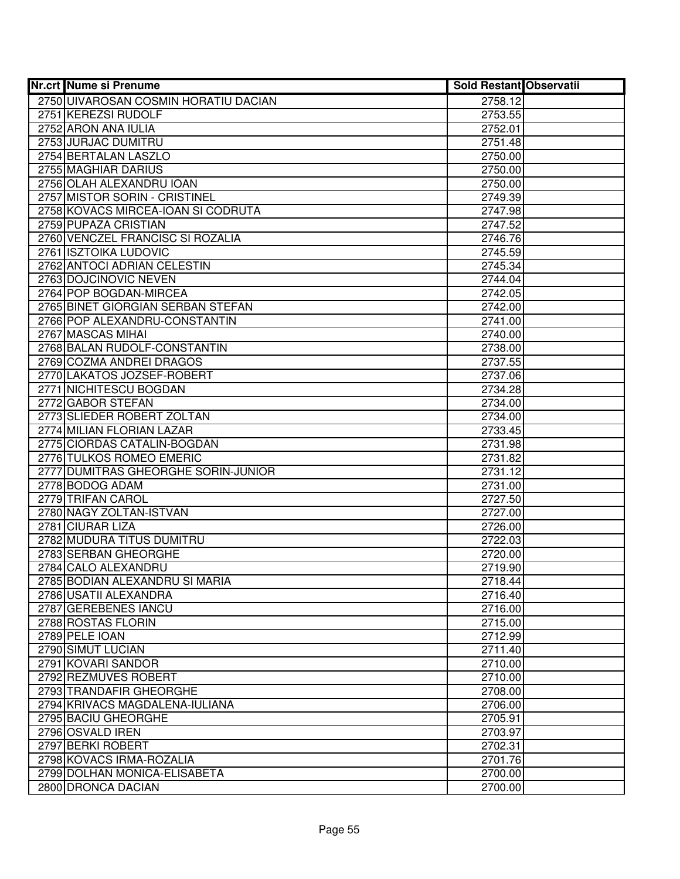| Nr.crt | Nume si Prenume | Sold Restant | Observatii |
|---|---|---|---|
| 2750 | UIVAROSAN COSMIN HORATIU DACIAN | 2758.12 | |
| 2751 | KEREZSI RUDOLF | 2753.55 | |
| 2752 | ARON ANA IULIA | 2752.01 | |
| 2753 | JURJAC DUMITRU | 2751.48 | |
| 2754 | BERTALAN LASZLO | 2750.00 | |
| 2755 | MAGHIAR DARIUS | 2750.00 | |
| 2756 | OLAH ALEXANDRU IOAN | 2750.00 | |
| 2757 | MISTOR SORIN - CRISTINEL | 2749.39 | |
| 2758 | KOVACS MIRCEA-IOAN SI CODRUTA | 2747.98 | |
| 2759 | PUPAZA CRISTIAN | 2747.52 | |
| 2760 | VENCZEL FRANCISC SI ROZALIA | 2746.76 | |
| 2761 | ISZTOIKA LUDOVIC | 2745.59 | |
| 2762 | ANTOCI ADRIAN CELESTIN | 2745.34 | |
| 2763 | DOJCINOVIC NEVEN | 2744.04 | |
| 2764 | POP BOGDAN-MIRCEA | 2742.05 | |
| 2765 | BINET GIORGIAN SERBAN STEFAN | 2742.00 | |
| 2766 | POP ALEXANDRU-CONSTANTIN | 2741.00 | |
| 2767 | MASCAS MIHAI | 2740.00 | |
| 2768 | BALAN RUDOLF-CONSTANTIN | 2738.00 | |
| 2769 | COZMA ANDREI DRAGOS | 2737.55 | |
| 2770 | LAKATOS JOZSEF-ROBERT | 2737.06 | |
| 2771 | NICHITESCU BOGDAN | 2734.28 | |
| 2772 | GABOR STEFAN | 2734.00 | |
| 2773 | SLIEDER ROBERT ZOLTAN | 2734.00 | |
| 2774 | MILIAN FLORIAN LAZAR | 2733.45 | |
| 2775 | CIORDAS CATALIN-BOGDAN | 2731.98 | |
| 2776 | TULKOS ROMEO EMERIC | 2731.82 | |
| 2777 | DUMITRAS GHEORGHE SORIN-JUNIOR | 2731.12 | |
| 2778 | BODOG ADAM | 2731.00 | |
| 2779 | TRIFAN CAROL | 2727.50 | |
| 2780 | NAGY ZOLTAN-ISTVAN | 2727.00 | |
| 2781 | CIURAR LIZA | 2726.00 | |
| 2782 | MUDURA TITUS DUMITRU | 2722.03 | |
| 2783 | SERBAN GHEORGHE | 2720.00 | |
| 2784 | CALO ALEXANDRU | 2719.90 | |
| 2785 | BODIAN ALEXANDRU SI MARIA | 2718.44 | |
| 2786 | USATII ALEXANDRA | 2716.40 | |
| 2787 | GEREBENES IANCU | 2716.00 | |
| 2788 | ROSTAS FLORIN | 2715.00 | |
| 2789 | PELE IOAN | 2712.99 | |
| 2790 | SIMUT LUCIAN | 2711.40 | |
| 2791 | KOVARI SANDOR | 2710.00 | |
| 2792 | REZMUVES ROBERT | 2710.00 | |
| 2793 | TRANDAFIR GHEORGHE | 2708.00 | |
| 2794 | KRIVACS MAGDALENA-IULIANA | 2706.00 | |
| 2795 | BACIU GHEORGHE | 2705.91 | |
| 2796 | OSVALD IREN | 2703.97 | |
| 2797 | BERKI ROBERT | 2702.31 | |
| 2798 | KOVACS IRMA-ROZALIA | 2701.76 | |
| 2799 | DOLHAN MONICA-ELISABETA | 2700.00 | |
| 2800 | DRONCA DACIAN | 2700.00 | |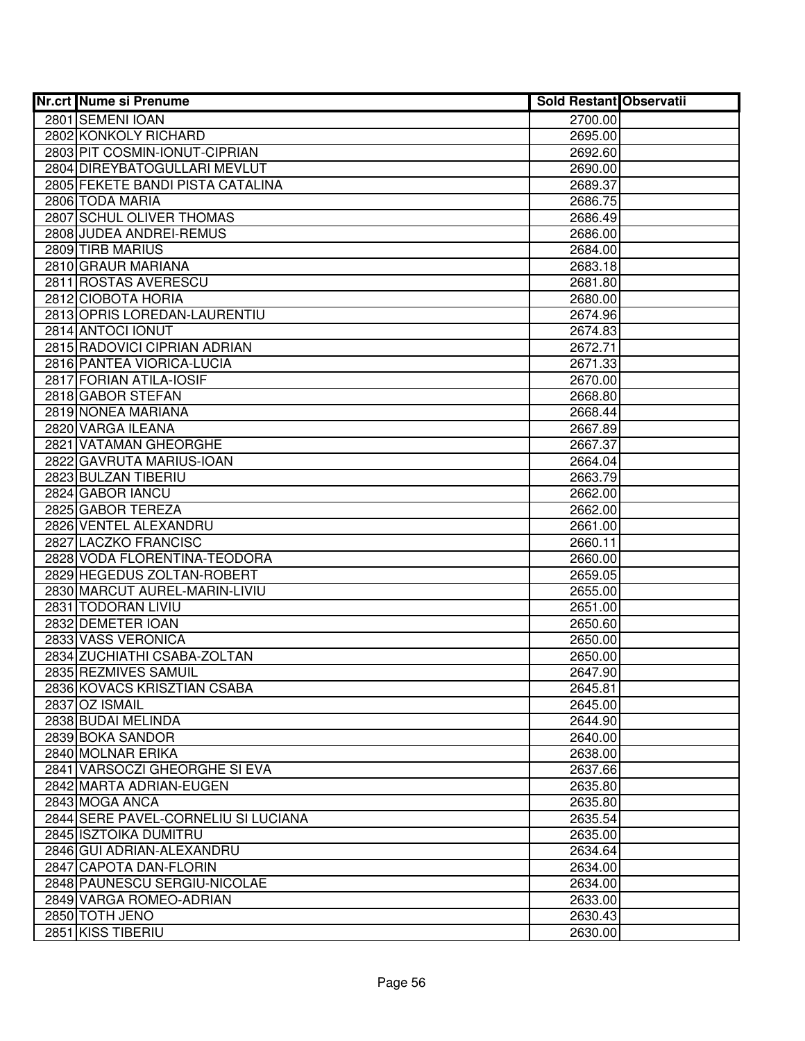| Nr.crt | Nume si Prenume | Sold Restant | Observatii |
|---|---|---|---|
| 2801 | SEMENI IOAN | 2700.00 | |
| 2802 | KONKOLY RICHARD | 2695.00 | |
| 2803 | PIT COSMIN-IONUT-CIPRIAN | 2692.60 | |
| 2804 | DIREYBATOGULLARI MEVLUT | 2690.00 | |
| 2805 | FEKETE BANDI PISTA CATALINA | 2689.37 | |
| 2806 | TODA MARIA | 2686.75 | |
| 2807 | SCHUL OLIVER THOMAS | 2686.49 | |
| 2808 | JUDEA ANDREI-REMUS | 2686.00 | |
| 2809 | TIRB MARIUS | 2684.00 | |
| 2810 | GRAUR MARIANA | 2683.18 | |
| 2811 | ROSTAS AVERESCU | 2681.80 | |
| 2812 | CIOBOTA HORIA | 2680.00 | |
| 2813 | OPRIS LOREDAN-LAURENTIU | 2674.96 | |
| 2814 | ANTOCI IONUT | 2674.83 | |
| 2815 | RADOVICI CIPRIAN ADRIAN | 2672.71 | |
| 2816 | PANTEA VIORICA-LUCIA | 2671.33 | |
| 2817 | FORIAN ATILA-IOSIF | 2670.00 | |
| 2818 | GABOR STEFAN | 2668.80 | |
| 2819 | NONEA MARIANA | 2668.44 | |
| 2820 | VARGA ILEANA | 2667.89 | |
| 2821 | VATAMAN GHEORGHE | 2667.37 | |
| 2822 | GAVRUTA MARIUS-IOAN | 2664.04 | |
| 2823 | BULZAN TIBERIU | 2663.79 | |
| 2824 | GABOR IANCU | 2662.00 | |
| 2825 | GABOR TEREZA | 2662.00 | |
| 2826 | VENTEL ALEXANDRU | 2661.00 | |
| 2827 | LACZKO FRANCISC | 2660.11 | |
| 2828 | VODA FLORENTINA-TEODORA | 2660.00 | |
| 2829 | HEGEDUS ZOLTAN-ROBERT | 2659.05 | |
| 2830 | MARCUT AUREL-MARIN-LIVIU | 2655.00 | |
| 2831 | TODORAN LIVIU | 2651.00 | |
| 2832 | DEMETER IOAN | 2650.60 | |
| 2833 | VASS VERONICA | 2650.00 | |
| 2834 | ZUCHIATHI CSABA-ZOLTAN | 2650.00 | |
| 2835 | REZMIVES SAMUIL | 2647.90 | |
| 2836 | KOVACS KRISZTIAN CSABA | 2645.81 | |
| 2837 | OZ ISMAIL | 2645.00 | |
| 2838 | BUDAI MELINDA | 2644.90 | |
| 2839 | BOKA SANDOR | 2640.00 | |
| 2840 | MOLNAR ERIKA | 2638.00 | |
| 2841 | VARSOCZI GHEORGHE SI EVA | 2637.66 | |
| 2842 | MARTA ADRIAN-EUGEN | 2635.80 | |
| 2843 | MOGA ANCA | 2635.80 | |
| 2844 | SERE PAVEL-CORNELIU SI LUCIANA | 2635.54 | |
| 2845 | ISZTOIKA DUMITRU | 2635.00 | |
| 2846 | GUI ADRIAN-ALEXANDRU | 2634.64 | |
| 2847 | CAPOTA DAN-FLORIN | 2634.00 | |
| 2848 | PAUNESCU SERGIU-NICOLAE | 2634.00 | |
| 2849 | VARGA ROMEO-ADRIAN | 2633.00 | |
| 2850 | TOTH JENO | 2630.43 | |
| 2851 | KISS TIBERIU | 2630.00 | |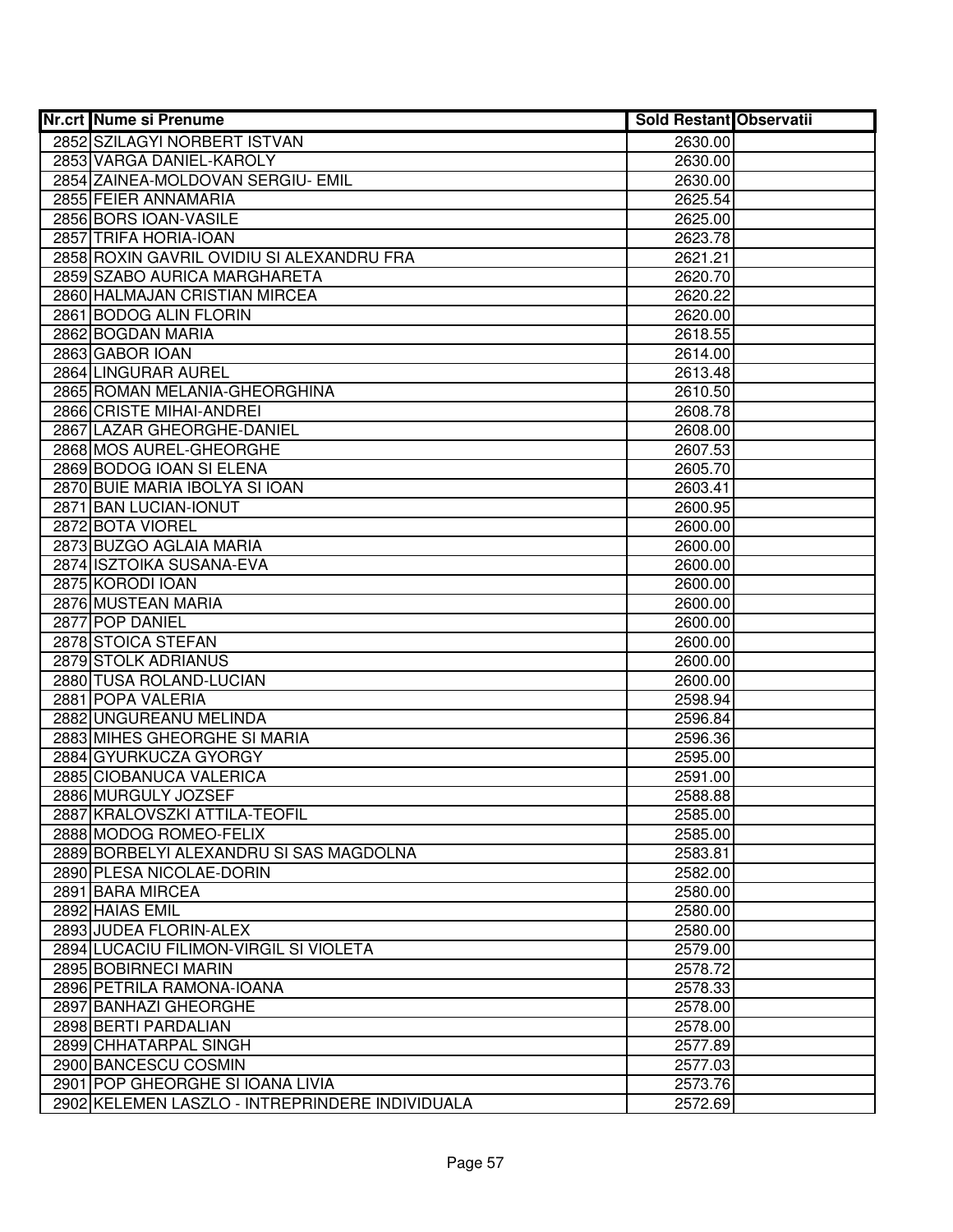| Nr.crt | Nume si Prenume | Sold Restant | Observatii |
|---|---|---|---|
| 2852 | SZILAGYI NORBERT ISTVAN | 2630.00 | |
| 2853 | VARGA DANIEL-KAROLY | 2630.00 | |
| 2854 | ZAINEA-MOLDOVAN SERGIU- EMIL | 2630.00 | |
| 2855 | FEIER ANNAMARIA | 2625.54 | |
| 2856 | BORS IOAN-VASILE | 2625.00 | |
| 2857 | TRIFA HORIA-IOAN | 2623.78 | |
| 2858 | ROXIN GAVRIL OVIDIU SI ALEXANDRU FRA | 2621.21 | |
| 2859 | SZABO AURICA MARGHARETA | 2620.70 | |
| 2860 | HALMAJAN CRISTIAN MIRCEA | 2620.22 | |
| 2861 | BODOG ALIN FLORIN | 2620.00 | |
| 2862 | BOGDAN MARIA | 2618.55 | |
| 2863 | GABOR IOAN | 2614.00 | |
| 2864 | LINGURAR AUREL | 2613.48 | |
| 2865 | ROMAN MELANIA-GHEORGHINA | 2610.50 | |
| 2866 | CRISTE MIHAI-ANDREI | 2608.78 | |
| 2867 | LAZAR GHEORGHE-DANIEL | 2608.00 | |
| 2868 | MOS AUREL-GHEORGHE | 2607.53 | |
| 2869 | BODOG IOAN SI ELENA | 2605.70 | |
| 2870 | BUIE MARIA IBOLYA SI IOAN | 2603.41 | |
| 2871 | BAN LUCIAN-IONUT | 2600.95 | |
| 2872 | BOTA VIOREL | 2600.00 | |
| 2873 | BUZGO AGLAIA MARIA | 2600.00 | |
| 2874 | ISZTOIKA SUSANA-EVA | 2600.00 | |
| 2875 | KORODI IOAN | 2600.00 | |
| 2876 | MUSTEAN MARIA | 2600.00 | |
| 2877 | POP DANIEL | 2600.00 | |
| 2878 | STOICA STEFAN | 2600.00 | |
| 2879 | STOLK ADRIANUS | 2600.00 | |
| 2880 | TUSA ROLAND-LUCIAN | 2600.00 | |
| 2881 | POPA VALERIA | 2598.94 | |
| 2882 | UNGUREANU MELINDA | 2596.84 | |
| 2883 | MIHES GHEORGHE SI MARIA | 2596.36 | |
| 2884 | GYURKUCZA GYORGY | 2595.00 | |
| 2885 | CIOBANUCA VALERICA | 2591.00 | |
| 2886 | MURGULY JOZSEF | 2588.88 | |
| 2887 | KRALOVSZKI ATTILA-TEOFIL | 2585.00 | |
| 2888 | MODOG ROMEO-FELIX | 2585.00 | |
| 2889 | BORBELYI ALEXANDRU SI SAS MAGDOLNA | 2583.81 | |
| 2890 | PLESA NICOLAE-DORIN | 2582.00 | |
| 2891 | BARA MIRCEA | 2580.00 | |
| 2892 | HAIAS EMIL | 2580.00 | |
| 2893 | JUDEA FLORIN-ALEX | 2580.00 | |
| 2894 | LUCACIU FILIMON-VIRGIL SI VIOLETA | 2579.00 | |
| 2895 | BOBIRNECI MARIN | 2578.72 | |
| 2896 | PETRILA RAMONA-IOANA | 2578.33 | |
| 2897 | BANHAZI GHEORGHE | 2578.00 | |
| 2898 | BERTI PARDALIAN | 2578.00 | |
| 2899 | CHHATARPAL SINGH | 2577.89 | |
| 2900 | BANCESCU COSMIN | 2577.03 | |
| 2901 | POP GHEORGHE SI IOANA LIVIA | 2573.76 | |
| 2902 | KELEMEN LASZLO - INTREPRINDERE INDIVIDUALA | 2572.69 | |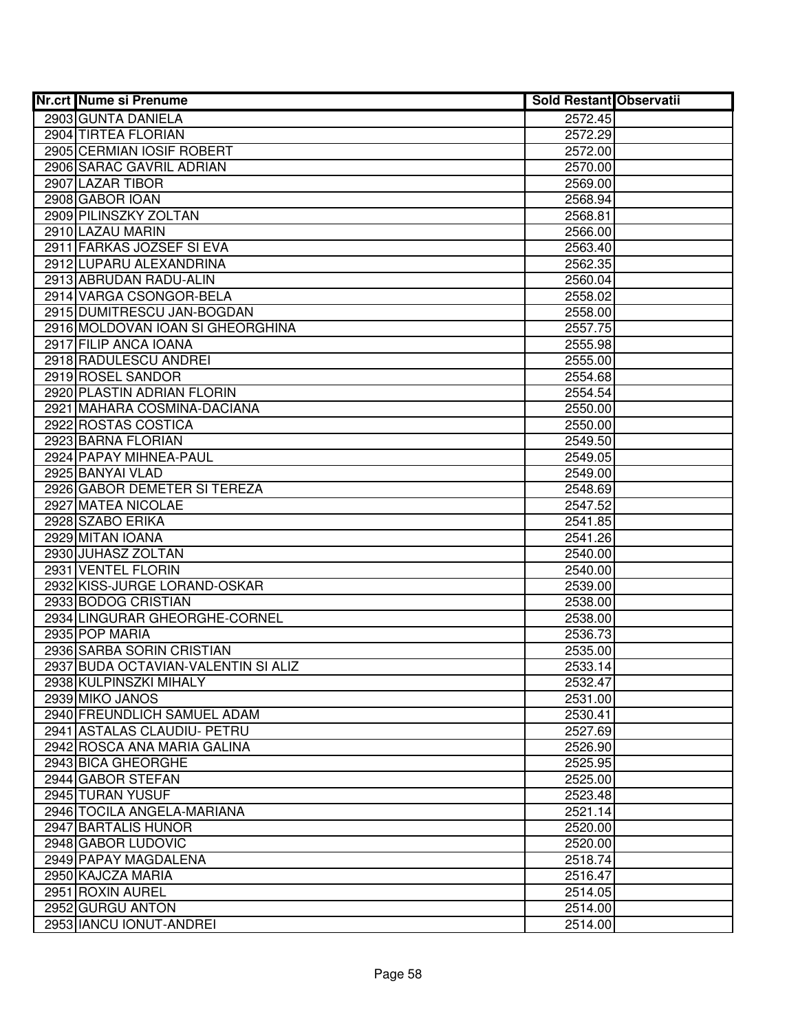| Nr.crt | Nume si Prenume | Sold Restant | Observatii |
|---|---|---|---|
| 2903 | GUNTA DANIELA | 2572.45 | |
| 2904 | TIRTEA FLORIAN | 2572.29 | |
| 2905 | CERMIAN IOSIF ROBERT | 2572.00 | |
| 2906 | SARAC GAVRIL ADRIAN | 2570.00 | |
| 2907 | LAZAR TIBOR | 2569.00 | |
| 2908 | GABOR IOAN | 2568.94 | |
| 2909 | PILINSZKY ZOLTAN | 2568.81 | |
| 2910 | LAZAU MARIN | 2566.00 | |
| 2911 | FARKAS JOZSEF SI EVA | 2563.40 | |
| 2912 | LUPARU ALEXANDRINA | 2562.35 | |
| 2913 | ABRUDAN RADU-ALIN | 2560.04 | |
| 2914 | VARGA CSONGOR-BELA | 2558.02 | |
| 2915 | DUMITRESCU JAN-BOGDAN | 2558.00 | |
| 2916 | MOLDOVAN IOAN SI GHEORGHINA | 2557.75 | |
| 2917 | FILIP ANCA IOANA | 2555.98 | |
| 2918 | RADULESCU ANDREI | 2555.00 | |
| 2919 | ROSEL SANDOR | 2554.68 | |
| 2920 | PLASTIN ADRIAN FLORIN | 2554.54 | |
| 2921 | MAHARA COSMINA-DACIANA | 2550.00 | |
| 2922 | ROSTAS COSTICA | 2550.00 | |
| 2923 | BARNA FLORIAN | 2549.50 | |
| 2924 | PAPAY MIHNEA-PAUL | 2549.05 | |
| 2925 | BANYAI VLAD | 2549.00 | |
| 2926 | GABOR DEMETER SI TEREZA | 2548.69 | |
| 2927 | MATEA NICOLAE | 2547.52 | |
| 2928 | SZABO ERIKA | 2541.85 | |
| 2929 | MITAN IOANA | 2541.26 | |
| 2930 | JUHASZ ZOLTAN | 2540.00 | |
| 2931 | VENTEL FLORIN | 2540.00 | |
| 2932 | KISS-JURGE LORAND-OSKAR | 2539.00 | |
| 2933 | BODOG CRISTIAN | 2538.00 | |
| 2934 | LINGURAR GHEORGHE-CORNEL | 2538.00 | |
| 2935 | POP MARIA | 2536.73 | |
| 2936 | SARBA SORIN CRISTIAN | 2535.00 | |
| 2937 | BUDA OCTAVIAN-VALENTIN SI ALIZ | 2533.14 | |
| 2938 | KULPINSZKI MIHALY | 2532.47 | |
| 2939 | MIKO JANOS | 2531.00 | |
| 2940 | FREUNDLICH SAMUEL ADAM | 2530.41 | |
| 2941 | ASTALAS CLAUDIU- PETRU | 2527.69 | |
| 2942 | ROSCA ANA MARIA GALINA | 2526.90 | |
| 2943 | BICA GHEORGHE | 2525.95 | |
| 2944 | GABOR STEFAN | 2525.00 | |
| 2945 | TURAN YUSUF | 2523.48 | |
| 2946 | TOCILA ANGELA-MARIANA | 2521.14 | |
| 2947 | BARTALIS HUNOR | 2520.00 | |
| 2948 | GABOR LUDOVIC | 2520.00 | |
| 2949 | PAPAY MAGDALENA | 2518.74 | |
| 2950 | KAJCZA MARIA | 2516.47 | |
| 2951 | ROXIN AUREL | 2514.05 | |
| 2952 | GURGU ANTON | 2514.00 | |
| 2953 | IANCU IONUT-ANDREI | 2514.00 | |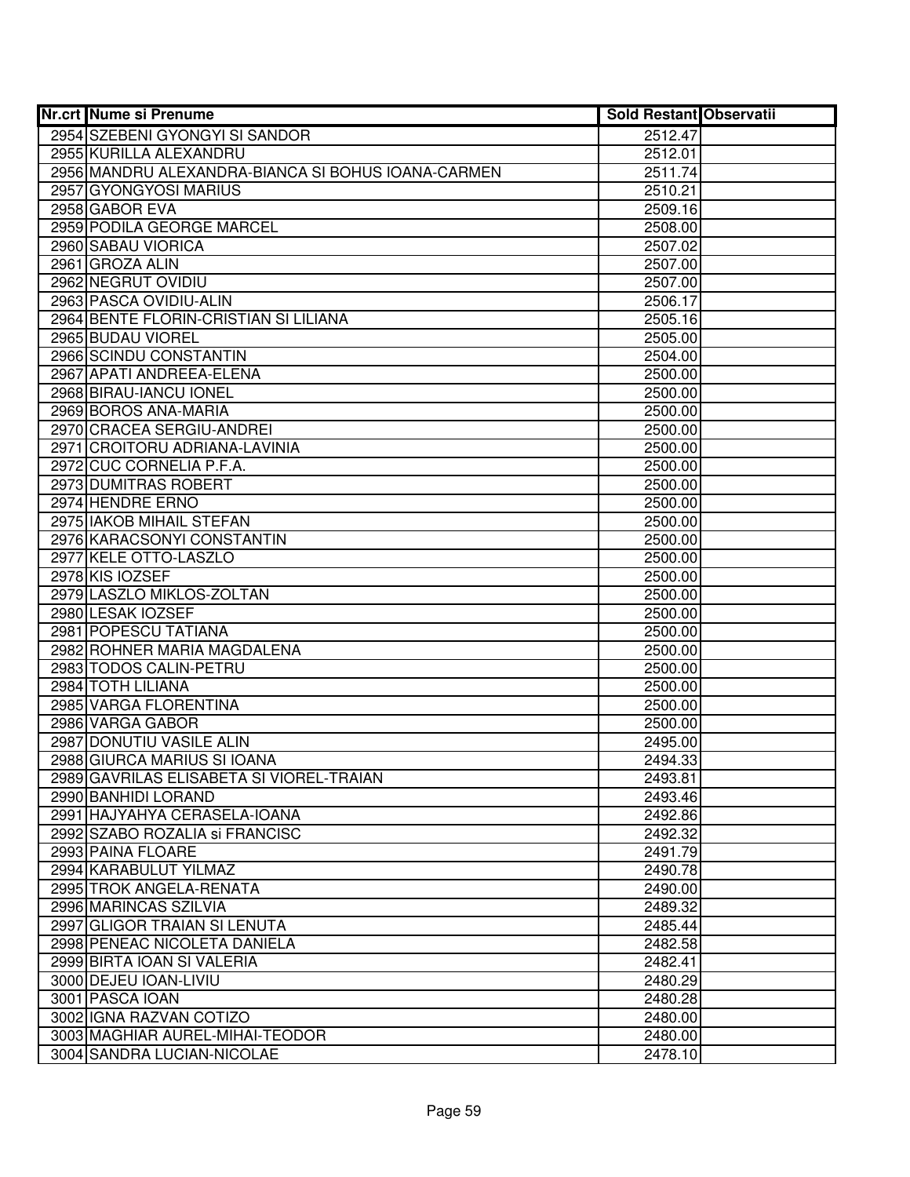| Nr.crt | Nume si Prenume | Sold Restant | Observatii |
|---|---|---|---|
| 2954 | SZEBENI GYONGYI SI SANDOR | 2512.47 | |
| 2955 | KURILLA ALEXANDRU | 2512.01 | |
| 2956 | MANDRU ALEXANDRA-BIANCA SI BOHUS IOANA-CARMEN | 2511.74 | |
| 2957 | GYONGYOSI MARIUS | 2510.21 | |
| 2958 | GABOR EVA | 2509.16 | |
| 2959 | PODILA GEORGE MARCEL | 2508.00 | |
| 2960 | SABAU VIORICA | 2507.02 | |
| 2961 | GROZA ALIN | 2507.00 | |
| 2962 | NEGRUT OVIDIU | 2507.00 | |
| 2963 | PASCA OVIDIU-ALIN | 2506.17 | |
| 2964 | BENTE FLORIN-CRISTIAN SI LILIANA | 2505.16 | |
| 2965 | BUDAU VIOREL | 2505.00 | |
| 2966 | SCINDU CONSTANTIN | 2504.00 | |
| 2967 | APATI ANDREEA-ELENA | 2500.00 | |
| 2968 | BIRAU-IANCU IONEL | 2500.00 | |
| 2969 | BOROS ANA-MARIA | 2500.00 | |
| 2970 | CRACEA SERGIU-ANDREI | 2500.00 | |
| 2971 | CROITORU ADRIANA-LAVINIA | 2500.00 | |
| 2972 | CUC CORNELIA P.F.A. | 2500.00 | |
| 2973 | DUMITRAS ROBERT | 2500.00 | |
| 2974 | HENDRE ERNO | 2500.00 | |
| 2975 | IAKOB MIHAIL STEFAN | 2500.00 | |
| 2976 | KARACSONYI CONSTANTIN | 2500.00 | |
| 2977 | KELE OTTO-LASZLO | 2500.00 | |
| 2978 | KIS IOZSEF | 2500.00 | |
| 2979 | LASZLO MIKLOS-ZOLTAN | 2500.00 | |
| 2980 | LESAK IOZSEF | 2500.00 | |
| 2981 | POPESCU TATIANA | 2500.00 | |
| 2982 | ROHNER MARIA MAGDALENA | 2500.00 | |
| 2983 | TODOS CALIN-PETRU | 2500.00 | |
| 2984 | TOTH LILIANA | 2500.00 | |
| 2985 | VARGA FLORENTINA | 2500.00 | |
| 2986 | VARGA GABOR | 2500.00 | |
| 2987 | DONUTIU VASILE ALIN | 2495.00 | |
| 2988 | GIURCA MARIUS SI IOANA | 2494.33 | |
| 2989 | GAVRILAS ELISABETA SI VIOREL-TRAIAN | 2493.81 | |
| 2990 | BANHIDI LORAND | 2493.46 | |
| 2991 | HAJYAHYA CERASELA-IOANA | 2492.86 | |
| 2992 | SZABO ROZALIA si FRANCISC | 2492.32 | |
| 2993 | PAINA FLOARE | 2491.79 | |
| 2994 | KARABULUT YILMAZ | 2490.78 | |
| 2995 | TROK ANGELA-RENATA | 2490.00 | |
| 2996 | MARINCAS SZILVIA | 2489.32 | |
| 2997 | GLIGOR TRAIAN SI LENUTA | 2485.44 | |
| 2998 | PENEAC NICOLETA DANIELA | 2482.58 | |
| 2999 | BIRTA IOAN SI VALERIA | 2482.41 | |
| 3000 | DEJEU IOAN-LIVIU | 2480.29 | |
| 3001 | PASCA IOAN | 2480.28 | |
| 3002 | IGNA RAZVAN COTIZO | 2480.00 | |
| 3003 | MAGHIAR AUREL-MIHAI-TEODOR | 2480.00 | |
| 3004 | SANDRA LUCIAN-NICOLAE | 2478.10 | |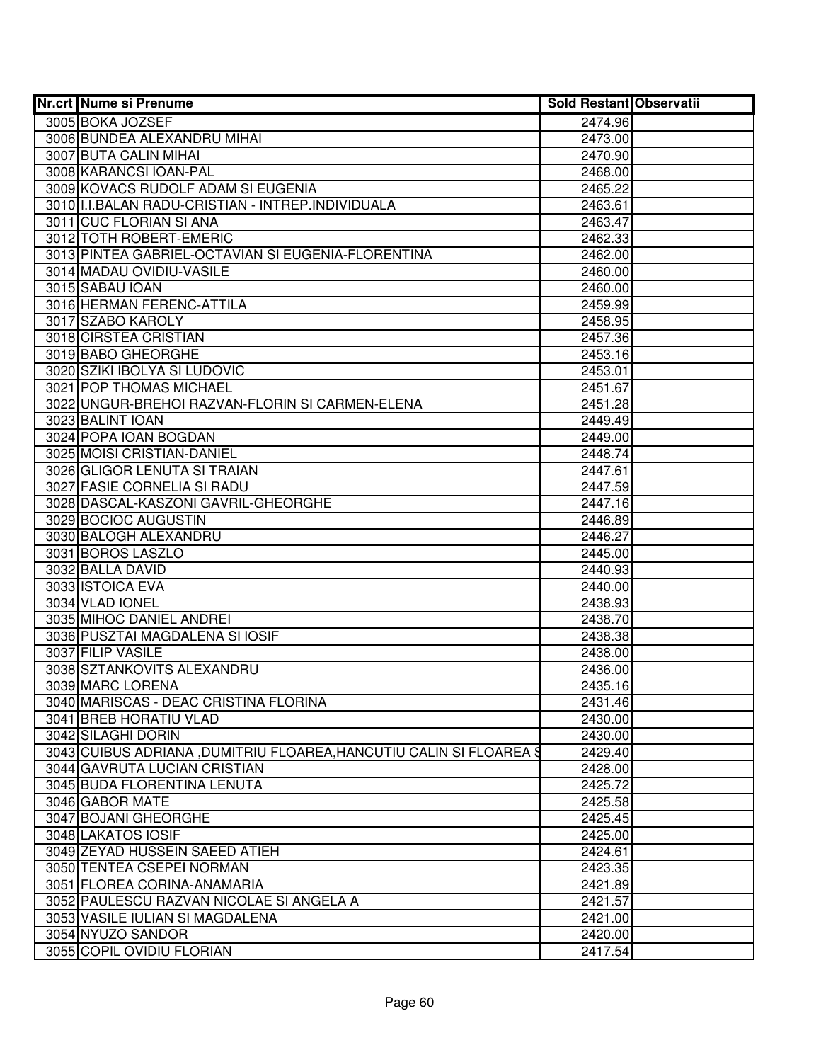| Nr.crt | Nume si Prenume | Sold Restant | Observatii |
|---|---|---|---|
| 3005 | BOKA JOZSEF | 2474.96 | |
| 3006 | BUNDEA ALEXANDRU MIHAI | 2473.00 | |
| 3007 | BUTA CALIN MIHAI | 2470.90 | |
| 3008 | KARANCSI IOAN-PAL | 2468.00 | |
| 3009 | KOVACS RUDOLF ADAM SI EUGENIA | 2465.22 | |
| 3010 | I.I.BALAN RADU-CRISTIAN - INTREP.INDIVIDUALA | 2463.61 | |
| 3011 | CUC FLORIAN SI ANA | 2463.47 | |
| 3012 | TOTH ROBERT-EMERIC | 2462.33 | |
| 3013 | PINTEA GABRIEL-OCTAVIAN SI EUGENIA-FLORENTINA | 2462.00 | |
| 3014 | MADAU OVIDIU-VASILE | 2460.00 | |
| 3015 | SABAU IOAN | 2460.00 | |
| 3016 | HERMAN FERENC-ATTILA | 2459.99 | |
| 3017 | SZABO KAROLY | 2458.95 | |
| 3018 | CIRSTEA CRISTIAN | 2457.36 | |
| 3019 | BABO GHEORGHE | 2453.16 | |
| 3020 | SZIKI IBOLYA SI LUDOVIC | 2453.01 | |
| 3021 | POP THOMAS MICHAEL | 2451.67 | |
| 3022 | UNGUR-BREHOI RAZVAN-FLORIN SI CARMEN-ELENA | 2451.28 | |
| 3023 | BALINT IOAN | 2449.49 | |
| 3024 | POPA IOAN BOGDAN | 2449.00 | |
| 3025 | MOISI CRISTIAN-DANIEL | 2448.74 | |
| 3026 | GLIGOR LENUTA SI TRAIAN | 2447.61 | |
| 3027 | FASIE CORNELIA SI RADU | 2447.59 | |
| 3028 | DASCAL-KASZONI GAVRIL-GHEORGHE | 2447.16 | |
| 3029 | BOCIOC AUGUSTIN | 2446.89 | |
| 3030 | BALOGH ALEXANDRU | 2446.27 | |
| 3031 | BOROS LASZLO | 2445.00 | |
| 3032 | BALLA DAVID | 2440.93 | |
| 3033 | ISTOICA EVA | 2440.00 | |
| 3034 | VLAD IONEL | 2438.93 | |
| 3035 | MIHOC DANIEL ANDREI | 2438.70 | |
| 3036 | PUSZTAI MAGDALENA SI IOSIF | 2438.38 | |
| 3037 | FILIP VASILE | 2438.00 | |
| 3038 | SZTANKOVITS ALEXANDRU | 2436.00 | |
| 3039 | MARC LORENA | 2435.16 | |
| 3040 | MARISCAS - DEAC CRISTINA FLORINA | 2431.46 | |
| 3041 | BREB HORATIU VLAD | 2430.00 | |
| 3042 | SILAGHI DORIN | 2430.00 | |
| 3043 | CUIBUS ADRIANA ,DUMITRIU FLOAREA,HANCUTIU CALIN SI FLOAREA S | 2429.40 | |
| 3044 | GAVRUTA LUCIAN CRISTIAN | 2428.00 | |
| 3045 | BUDA FLORENTINA LENUTA | 2425.72 | |
| 3046 | GABOR MATE | 2425.58 | |
| 3047 | BOJANI GHEORGHE | 2425.45 | |
| 3048 | LAKATOS IOSIF | 2425.00 | |
| 3049 | ZEYAD HUSSEIN SAEED ATIEH | 2424.61 | |
| 3050 | TENTEA CSEPEI NORMAN | 2423.35 | |
| 3051 | FLOREA CORINA-ANAMARIA | 2421.89 | |
| 3052 | PAULESCU RAZVAN NICOLAE SI ANGELA A | 2421.57 | |
| 3053 | VASILE IULIAN SI MAGDALENA | 2421.00 | |
| 3054 | NYUZO SANDOR | 2420.00 | |
| 3055 | COPIL OVIDIU FLORIAN | 2417.54 | |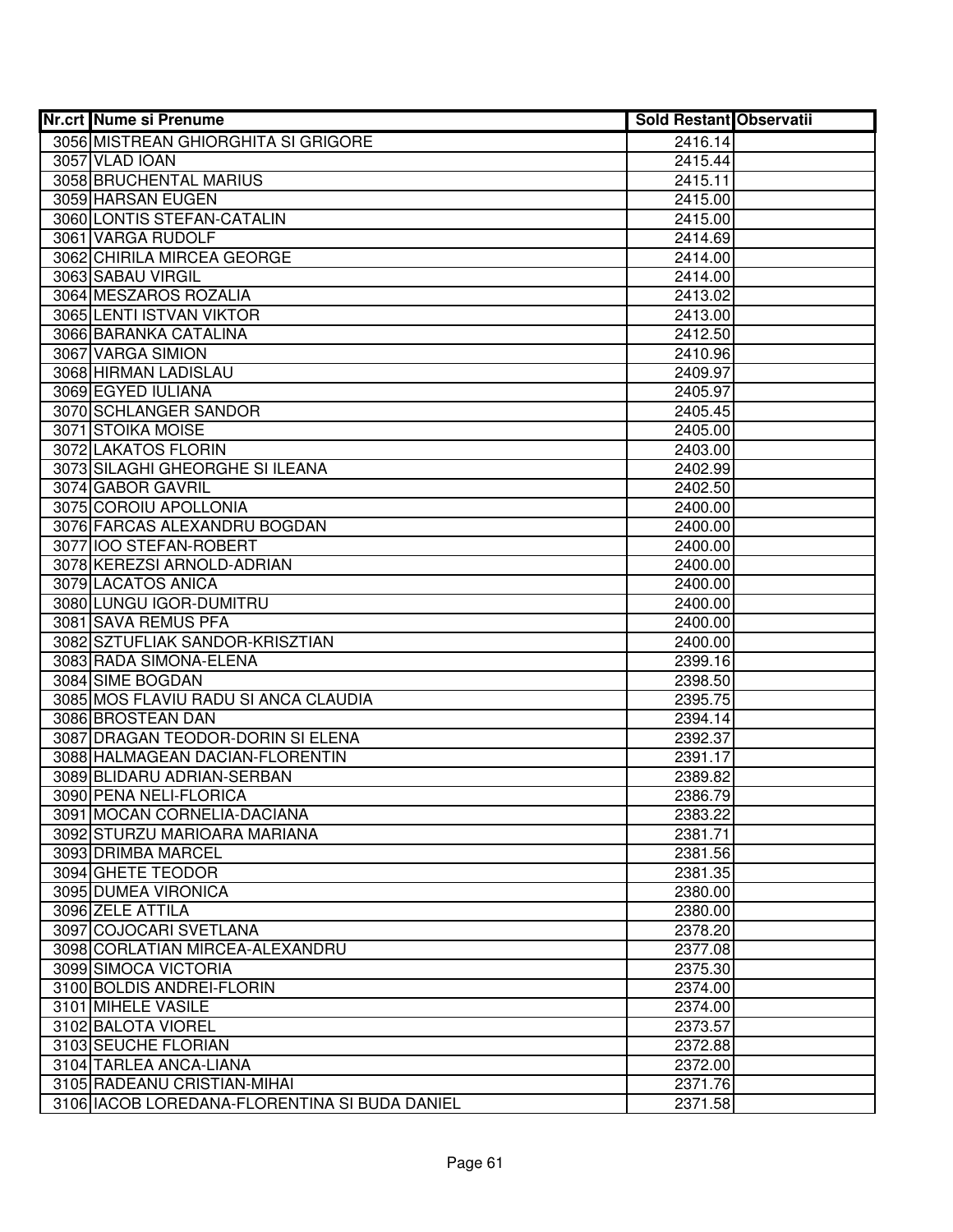| Nr.crt | Nume si Prenume | Sold Restant | Observatii |
|---|---|---|---|
| 3056 | MISTREAN GHIORGHITA SI GRIGORE | 2416.14 | |
| 3057 | VLAD IOAN | 2415.44 | |
| 3058 | BRUCHENTAL MARIUS | 2415.11 | |
| 3059 | HARSAN EUGEN | 2415.00 | |
| 3060 | LONTIS STEFAN-CATALIN | 2415.00 | |
| 3061 | VARGA RUDOLF | 2414.69 | |
| 3062 | CHIRILA MIRCEA GEORGE | 2414.00 | |
| 3063 | SABAU VIRGIL | 2414.00 | |
| 3064 | MESZAROS ROZALIA | 2413.02 | |
| 3065 | LENTI ISTVAN VIKTOR | 2413.00 | |
| 3066 | BARANKA CATALINA | 2412.50 | |
| 3067 | VARGA SIMION | 2410.96 | |
| 3068 | HIRMAN LADISLAU | 2409.97 | |
| 3069 | EGYED IULIANA | 2405.97 | |
| 3070 | SCHLANGER SANDOR | 2405.45 | |
| 3071 | STOIKA MOISE | 2405.00 | |
| 3072 | LAKATOS FLORIN | 2403.00 | |
| 3073 | SILAGHI GHEORGHE SI ILEANA | 2402.99 | |
| 3074 | GABOR GAVRIL | 2402.50 | |
| 3075 | COROIU APOLLONIA | 2400.00 | |
| 3076 | FARCAS ALEXANDRU BOGDAN | 2400.00 | |
| 3077 | IOO STEFAN-ROBERT | 2400.00 | |
| 3078 | KEREZSI ARNOLD-ADRIAN | 2400.00 | |
| 3079 | LACATOS ANICA | 2400.00 | |
| 3080 | LUNGU IGOR-DUMITRU | 2400.00 | |
| 3081 | SAVA REMUS PFA | 2400.00 | |
| 3082 | SZTUFLIAK SANDOR-KRISZTIAN | 2400.00 | |
| 3083 | RADA SIMONA-ELENA | 2399.16 | |
| 3084 | SIME BOGDAN | 2398.50 | |
| 3085 | MOS FLAVIU RADU SI ANCA CLAUDIA | 2395.75 | |
| 3086 | BROSTEAN DAN | 2394.14 | |
| 3087 | DRAGAN TEODOR-DORIN SI ELENA | 2392.37 | |
| 3088 | HALMAGEAN DACIAN-FLORENTIN | 2391.17 | |
| 3089 | BLIDARU ADRIAN-SERBAN | 2389.82 | |
| 3090 | PENA NELI-FLORICA | 2386.79 | |
| 3091 | MOCAN CORNELIA-DACIANA | 2383.22 | |
| 3092 | STURZU MARIOARA MARIANA | 2381.71 | |
| 3093 | DRIMBA MARCEL | 2381.56 | |
| 3094 | GHETE TEODOR | 2381.35 | |
| 3095 | DUMEA VIRONICA | 2380.00 | |
| 3096 | ZELE ATTILA | 2380.00 | |
| 3097 | COJOCARI SVETLANA | 2378.20 | |
| 3098 | CORLATIAN MIRCEA-ALEXANDRU | 2377.08 | |
| 3099 | SIMOCA VICTORIA | 2375.30 | |
| 3100 | BOLDIS ANDREI-FLORIN | 2374.00 | |
| 3101 | MIHELE VASILE | 2374.00 | |
| 3102 | BALOTA VIOREL | 2373.57 | |
| 3103 | SEUCHE FLORIAN | 2372.88 | |
| 3104 | TARLEA ANCA-LIANA | 2372.00 | |
| 3105 | RADEANU CRISTIAN-MIHAI | 2371.76 | |
| 3106 | IACOB LOREDANA-FLORENTINA SI BUDA DANIEL | 2371.58 | |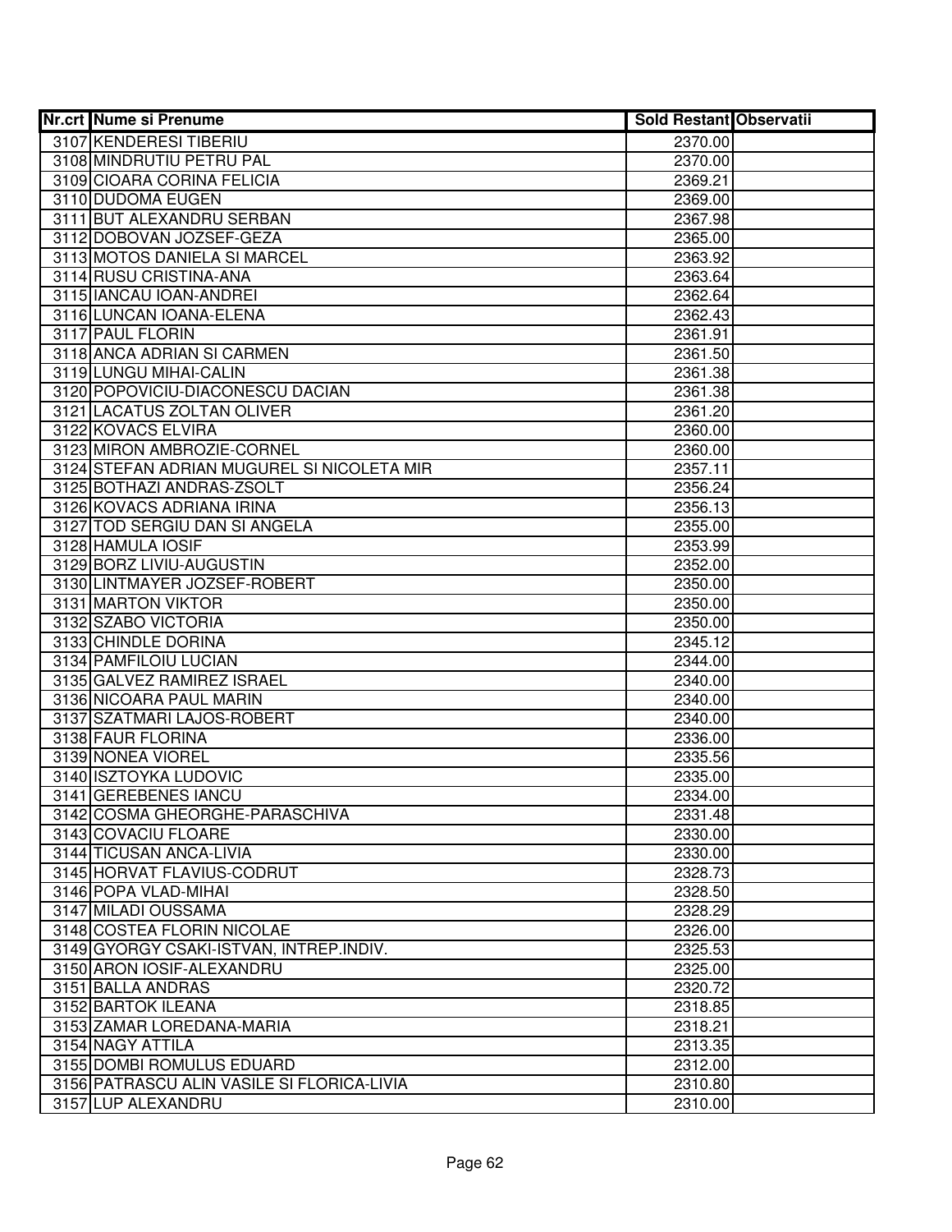| Nr.crt | Nume si Prenume | Sold Restant | Observatii |
|---|---|---|---|
| 3107 | KENDERESI TIBERIU | 2370.00 | |
| 3108 | MINDRUTIU PETRU PAL | 2370.00 | |
| 3109 | CIOARA CORINA FELICIA | 2369.21 | |
| 3110 | DUDOMA EUGEN | 2369.00 | |
| 3111 | BUT ALEXANDRU SERBAN | 2367.98 | |
| 3112 | DOBOVAN JOZSEF-GEZA | 2365.00 | |
| 3113 | MOTOS DANIELA SI MARCEL | 2363.92 | |
| 3114 | RUSU CRISTINA-ANA | 2363.64 | |
| 3115 | IANCAU IOAN-ANDREI | 2362.64 | |
| 3116 | LUNCAN IOANA-ELENA | 2362.43 | |
| 3117 | PAUL FLORIN | 2361.91 | |
| 3118 | ANCA ADRIAN SI CARMEN | 2361.50 | |
| 3119 | LUNGU MIHAI-CALIN | 2361.38 | |
| 3120 | POPOVICIU-DIACONESCU DACIAN | 2361.38 | |
| 3121 | LACATUS ZOLTAN OLIVER | 2361.20 | |
| 3122 | KOVACS ELVIRA | 2360.00 | |
| 3123 | MIRON AMBROZIE-CORNEL | 2360.00 | |
| 3124 | STEFAN ADRIAN MUGUREL SI NICOLETA MIR | 2357.11 | |
| 3125 | BOTHAZI ANDRAS-ZSOLT | 2356.24 | |
| 3126 | KOVACS ADRIANA IRINA | 2356.13 | |
| 3127 | TOD SERGIU DAN SI ANGELA | 2355.00 | |
| 3128 | HAMULA IOSIF | 2353.99 | |
| 3129 | BORZ LIVIU-AUGUSTIN | 2352.00 | |
| 3130 | LINTMAYER JOZSEF-ROBERT | 2350.00 | |
| 3131 | MARTON VIKTOR | 2350.00 | |
| 3132 | SZABO VICTORIA | 2350.00 | |
| 3133 | CHINDLE DORINA | 2345.12 | |
| 3134 | PAMFILOIU LUCIAN | 2344.00 | |
| 3135 | GALVEZ RAMIREZ ISRAEL | 2340.00 | |
| 3136 | NICOARA PAUL MARIN | 2340.00 | |
| 3137 | SZATMARI LAJOS-ROBERT | 2340.00 | |
| 3138 | FAUR FLORINA | 2336.00 | |
| 3139 | NONEA VIOREL | 2335.56 | |
| 3140 | ISZTOYKA LUDOVIC | 2335.00 | |
| 3141 | GEREBENES IANCU | 2334.00 | |
| 3142 | COSMA GHEORGHE-PARASCHIVA | 2331.48 | |
| 3143 | COVACIU FLOARE | 2330.00 | |
| 3144 | TICUSAN ANCA-LIVIA | 2330.00 | |
| 3145 | HORVAT FLAVIUS-CODRUT | 2328.73 | |
| 3146 | POPA VLAD-MIHAI | 2328.50 | |
| 3147 | MILADI OUSSAMA | 2328.29 | |
| 3148 | COSTEA FLORIN NICOLAE | 2326.00 | |
| 3149 | GYORGY CSAKI-ISTVAN, INTREP.INDIV. | 2325.53 | |
| 3150 | ARON IOSIF-ALEXANDRU | 2325.00 | |
| 3151 | BALLA ANDRAS | 2320.72 | |
| 3152 | BARTOK ILEANA | 2318.85 | |
| 3153 | ZAMAR LOREDANA-MARIA | 2318.21 | |
| 3154 | NAGY ATTILA | 2313.35 | |
| 3155 | DOMBI ROMULUS EDUARD | 2312.00 | |
| 3156 | PATRASCU ALIN VASILE SI FLORICA-LIVIA | 2310.80 | |
| 3157 | LUP ALEXANDRU | 2310.00 | |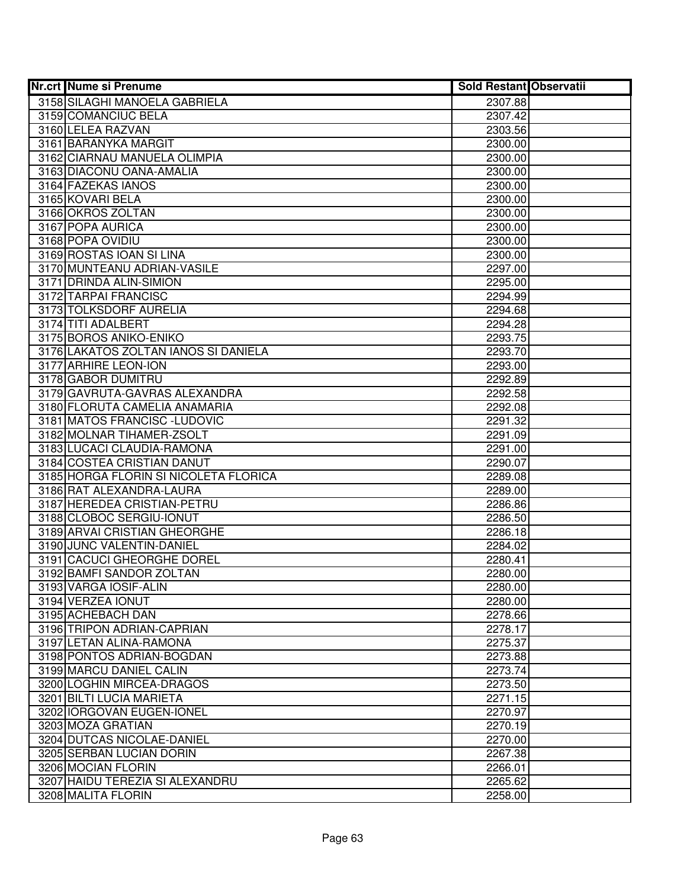| Nr.crt | Nume si Prenume | Sold Restant | Observatii |
|---|---|---|---|
| 3158 | SILAGHI MANOELA GABRIELA | 2307.88 | |
| 3159 | COMANCIUC BELA | 2307.42 | |
| 3160 | LELEA RAZVAN | 2303.56 | |
| 3161 | BARANYKA MARGIT | 2300.00 | |
| 3162 | CIARNAU MANUELA OLIMPIA | 2300.00 | |
| 3163 | DIACONU OANA-AMALIA | 2300.00 | |
| 3164 | FAZEKAS IANOS | 2300.00 | |
| 3165 | KOVARI BELA | 2300.00 | |
| 3166 | OKROS ZOLTAN | 2300.00 | |
| 3167 | POPA AURICA | 2300.00 | |
| 3168 | POPA OVIDIU | 2300.00 | |
| 3169 | ROSTAS IOAN SI LINA | 2300.00 | |
| 3170 | MUNTEANU ADRIAN-VASILE | 2297.00 | |
| 3171 | DRINDA ALIN-SIMION | 2295.00 | |
| 3172 | TARPAI FRANCISC | 2294.99 | |
| 3173 | TOLKSDORF AURELIA | 2294.68 | |
| 3174 | TITI ADALBERT | 2294.28 | |
| 3175 | BOROS ANIKO-ENIKO | 2293.75 | |
| 3176 | LAKATOS ZOLTAN IANOS SI DANIELA | 2293.70 | |
| 3177 | ARHIRE LEON-ION | 2293.00 | |
| 3178 | GABOR DUMITRU | 2292.89 | |
| 3179 | GAVRUTA-GAVRAS ALEXANDRA | 2292.58 | |
| 3180 | FLORUTA CAMELIA ANAMARIA | 2292.08 | |
| 3181 | MATOS FRANCISC -LUDOVIC | 2291.32 | |
| 3182 | MOLNAR TIHAMER-ZSOLT | 2291.09 | |
| 3183 | LUCACI CLAUDIA-RAMONA | 2291.00 | |
| 3184 | COSTEA CRISTIAN DANUT | 2290.07 | |
| 3185 | HORGA FLORIN SI NICOLETA FLORICA | 2289.08 | |
| 3186 | RAT ALEXANDRA-LAURA | 2289.00 | |
| 3187 | HEREDEA CRISTIAN-PETRU | 2286.86 | |
| 3188 | CLOBOC SERGIU-IONUT | 2286.50 | |
| 3189 | ARVAI CRISTIAN GHEORGHE | 2286.18 | |
| 3190 | JUNC VALENTIN-DANIEL | 2284.02 | |
| 3191 | CACUCI GHEORGHE DOREL | 2280.41 | |
| 3192 | BAMFI SANDOR ZOLTAN | 2280.00 | |
| 3193 | VARGA IOSIF-ALIN | 2280.00 | |
| 3194 | VERZEA IONUT | 2280.00 | |
| 3195 | ACHEBACH DAN | 2278.66 | |
| 3196 | TRIPON ADRIAN-CAPRIAN | 2278.17 | |
| 3197 | LETAN ALINA-RAMONA | 2275.37 | |
| 3198 | PONTOS ADRIAN-BOGDAN | 2273.88 | |
| 3199 | MARCU DANIEL CALIN | 2273.74 | |
| 3200 | LOGHIN MIRCEA-DRAGOS | 2273.50 | |
| 3201 | BILTI LUCIA MARIETA | 2271.15 | |
| 3202 | IORGOVAN EUGEN-IONEL | 2270.97 | |
| 3203 | MOZA GRATIAN | 2270.19 | |
| 3204 | DUTCAS NICOLAE-DANIEL | 2270.00 | |
| 3205 | SERBAN LUCIAN DORIN | 2267.38 | |
| 3206 | MOCIAN FLORIN | 2266.01 | |
| 3207 | HAIDU TEREZIA SI ALEXANDRU | 2265.62 | |
| 3208 | MALITA FLORIN | 2258.00 | |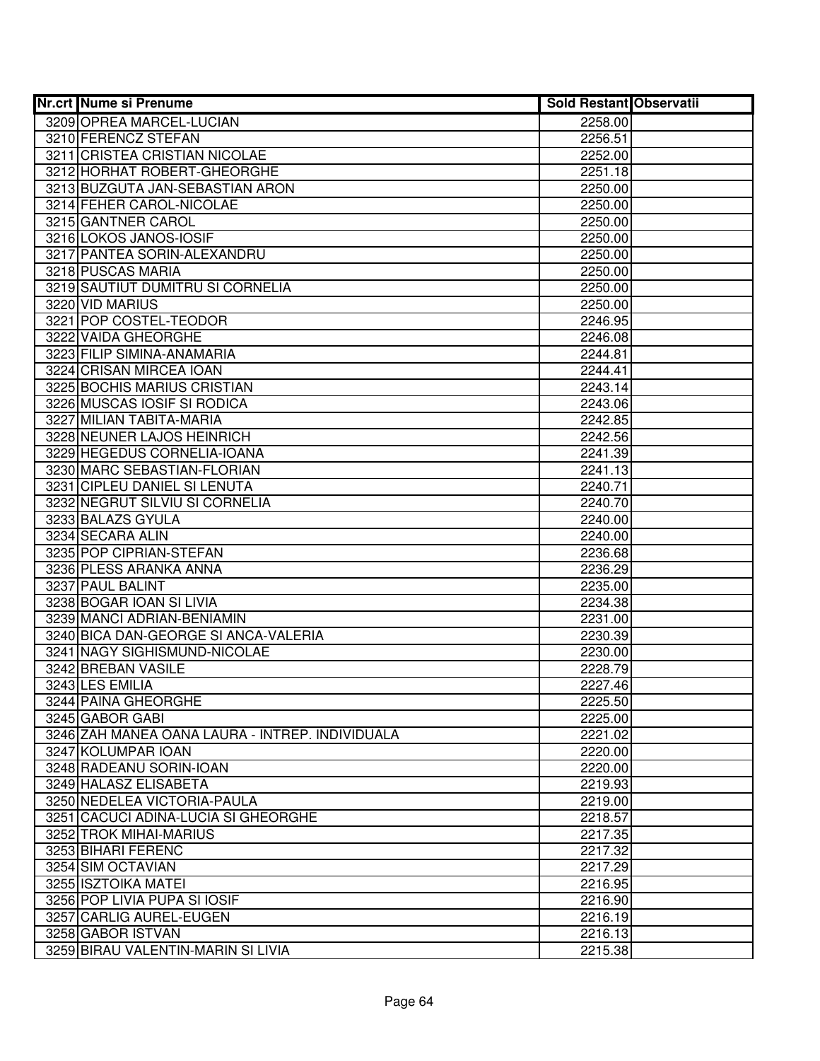| Nr.crt | Nume si Prenume | Sold Restant | Observatii |
|---|---|---|---|
| 3209 | OPREA MARCEL-LUCIAN | 2258.00 | |
| 3210 | FERENCZ STEFAN | 2256.51 | |
| 3211 | CRISTEA CRISTIAN NICOLAE | 2252.00 | |
| 3212 | HORHAT ROBERT-GHEORGHE | 2251.18 | |
| 3213 | BUZGUTA JAN-SEBASTIAN ARON | 2250.00 | |
| 3214 | FEHER CAROL-NICOLAE | 2250.00 | |
| 3215 | GANTNER CAROL | 2250.00 | |
| 3216 | LOKOS JANOS-IOSIF | 2250.00 | |
| 3217 | PANTEA SORIN-ALEXANDRU | 2250.00 | |
| 3218 | PUSCAS MARIA | 2250.00 | |
| 3219 | SAUTIUT DUMITRU SI CORNELIA | 2250.00 | |
| 3220 | VID MARIUS | 2250.00 | |
| 3221 | POP COSTEL-TEODOR | 2246.95 | |
| 3222 | VAIDA GHEORGHE | 2246.08 | |
| 3223 | FILIP SIMINA-ANAMARIA | 2244.81 | |
| 3224 | CRISAN MIRCEA IOAN | 2244.41 | |
| 3225 | BOCHIS MARIUS CRISTIAN | 2243.14 | |
| 3226 | MUSCAS IOSIF SI RODICA | 2243.06 | |
| 3227 | MILIAN TABITA-MARIA | 2242.85 | |
| 3228 | NEUNER LAJOS HEINRICH | 2242.56 | |
| 3229 | HEGEDUS CORNELIA-IOANA | 2241.39 | |
| 3230 | MARC SEBASTIAN-FLORIAN | 2241.13 | |
| 3231 | CIPLEU DANIEL SI LENUTA | 2240.71 | |
| 3232 | NEGRUT SILVIU SI CORNELIA | 2240.70 | |
| 3233 | BALAZS GYULA | 2240.00 | |
| 3234 | SECARA ALIN | 2240.00 | |
| 3235 | POP CIPRIAN-STEFAN | 2236.68 | |
| 3236 | PLESS ARANKA ANNA | 2236.29 | |
| 3237 | PAUL BALINT | 2235.00 | |
| 3238 | BOGAR IOAN SI LIVIA | 2234.38 | |
| 3239 | MANCI ADRIAN-BENIAMIN | 2231.00 | |
| 3240 | BICA DAN-GEORGE SI ANCA-VALERIA | 2230.39 | |
| 3241 | NAGY SIGHISMUND-NICOLAE | 2230.00 | |
| 3242 | BREBAN VASILE | 2228.79 | |
| 3243 | LES EMILIA | 2227.46 | |
| 3244 | PAINA GHEORGHE | 2225.50 | |
| 3245 | GABOR GABI | 2225.00 | |
| 3246 | ZAH MANEA OANA LAURA - INTREP. INDIVIDUALA | 2221.02 | |
| 3247 | KOLUMPAR IOAN | 2220.00 | |
| 3248 | RADEANU SORIN-IOAN | 2220.00 | |
| 3249 | HALASZ ELISABETA | 2219.93 | |
| 3250 | NEDELEA VICTORIA-PAULA | 2219.00 | |
| 3251 | CACUCI ADINA-LUCIA SI GHEORGHE | 2218.57 | |
| 3252 | TROK MIHAI-MARIUS | 2217.35 | |
| 3253 | BIHARI FERENC | 2217.32 | |
| 3254 | SIM OCTAVIAN | 2217.29 | |
| 3255 | ISZTOIKA MATEI | 2216.95 | |
| 3256 | POP LIVIA PUPA SI IOSIF | 2216.90 | |
| 3257 | CARLIG AUREL-EUGEN | 2216.19 | |
| 3258 | GABOR ISTVAN | 2216.13 | |
| 3259 | BIRAU VALENTIN-MARIN SI LIVIA | 2215.38 | |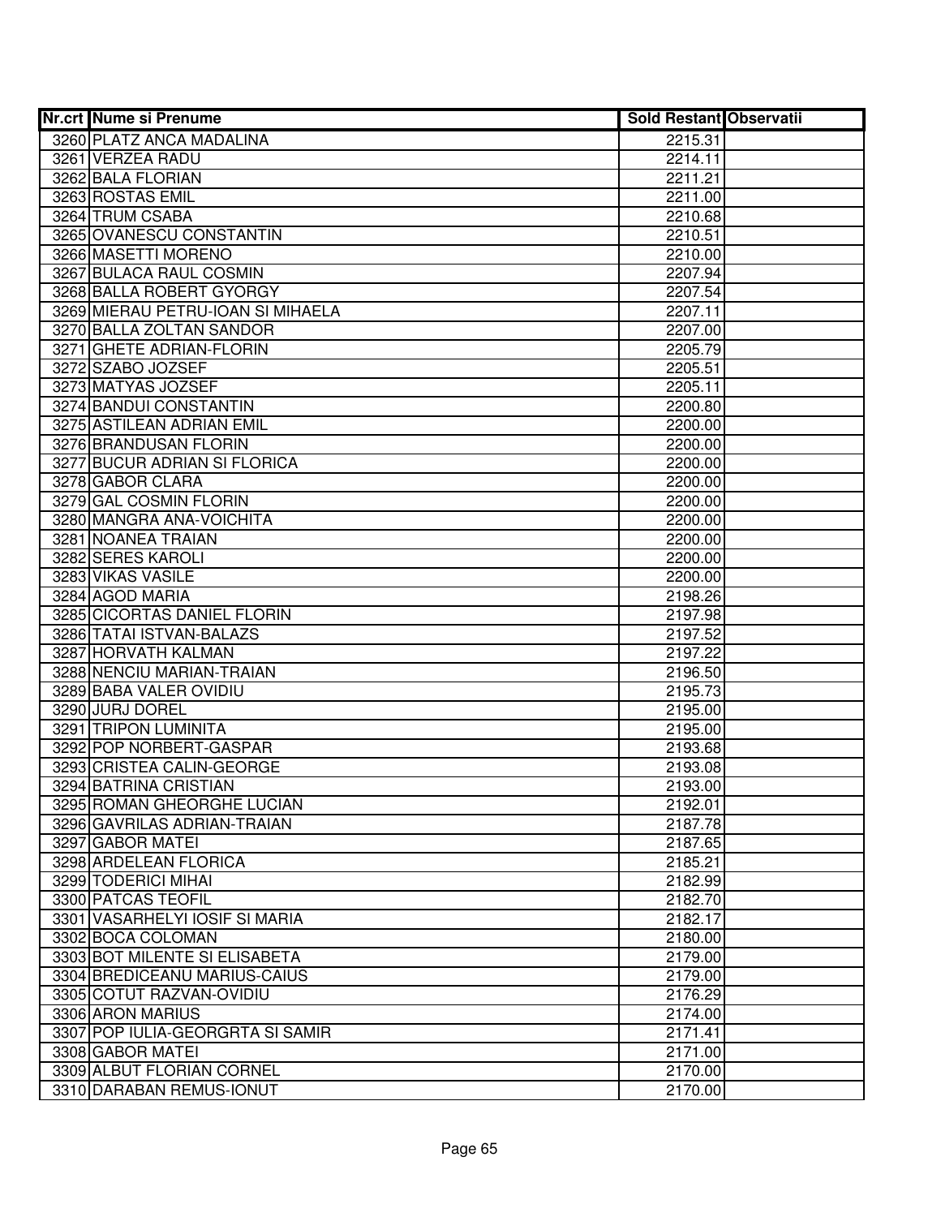| Nr.crt | Nume si Prenume | Sold Restant | Observatii |
|---|---|---|---|
| 3260 | PLATZ ANCA MADALINA | 2215.31 | |
| 3261 | VERZEA RADU | 2214.11 | |
| 3262 | BALA FLORIAN | 2211.21 | |
| 3263 | ROSTAS EMIL | 2211.00 | |
| 3264 | TRUM CSABA | 2210.68 | |
| 3265 | OVANESCU CONSTANTIN | 2210.51 | |
| 3266 | MASETTI MORENO | 2210.00 | |
| 3267 | BULACA RAUL COSMIN | 2207.94 | |
| 3268 | BALLA ROBERT GYORGY | 2207.54 | |
| 3269 | MIERAU PETRU-IOAN SI MIHAELA | 2207.11 | |
| 3270 | BALLA ZOLTAN SANDOR | 2207.00 | |
| 3271 | GHETE ADRIAN-FLORIN | 2205.79 | |
| 3272 | SZABO JOZSEF | 2205.51 | |
| 3273 | MATYAS JOZSEF | 2205.11 | |
| 3274 | BANDUI CONSTANTIN | 2200.80 | |
| 3275 | ASTILEAN ADRIAN EMIL | 2200.00 | |
| 3276 | BRANDUSAN FLORIN | 2200.00 | |
| 3277 | BUCUR ADRIAN SI FLORICA | 2200.00 | |
| 3278 | GABOR CLARA | 2200.00 | |
| 3279 | GAL COSMIN FLORIN | 2200.00 | |
| 3280 | MANGRA ANA-VOICHITA | 2200.00 | |
| 3281 | NOANEA TRAIAN | 2200.00 | |
| 3282 | SERES KAROLI | 2200.00 | |
| 3283 | VIKAS VASILE | 2200.00 | |
| 3284 | AGOD MARIA | 2198.26 | |
| 3285 | CICORTAS DANIEL FLORIN | 2197.98 | |
| 3286 | TATAI ISTVAN-BALAZS | 2197.52 | |
| 3287 | HORVATH KALMAN | 2197.22 | |
| 3288 | NENCIU MARIAN-TRAIAN | 2196.50 | |
| 3289 | BABA VALER OVIDIU | 2195.73 | |
| 3290 | JURJ DOREL | 2195.00 | |
| 3291 | TRIPON LUMINITA | 2195.00 | |
| 3292 | POP NORBERT-GASPAR | 2193.68 | |
| 3293 | CRISTEA CALIN-GEORGE | 2193.08 | |
| 3294 | BATRINA CRISTIAN | 2193.00 | |
| 3295 | ROMAN GHEORGHE LUCIAN | 2192.01 | |
| 3296 | GAVRILAS ADRIAN-TRAIAN | 2187.78 | |
| 3297 | GABOR MATEI | 2187.65 | |
| 3298 | ARDELEAN FLORICA | 2185.21 | |
| 3299 | TODERICI MIHAI | 2182.99 | |
| 3300 | PATCAS TEOFIL | 2182.70 | |
| 3301 | VASARHELYI IOSIF SI MARIA | 2182.17 | |
| 3302 | BOCA COLOMAN | 2180.00 | |
| 3303 | BOT MILENTE SI ELISABETA | 2179.00 | |
| 3304 | BREDICEANU MARIUS-CAIUS | 2179.00 | |
| 3305 | COTUT RAZVAN-OVIDIU | 2176.29 | |
| 3306 | ARON MARIUS | 2174.00 | |
| 3307 | POP IULIA-GEORGRTA SI SAMIR | 2171.41 | |
| 3308 | GABOR MATEI | 2171.00 | |
| 3309 | ALBUT FLORIAN CORNEL | 2170.00 | |
| 3310 | DARABAN REMUS-IONUT | 2170.00 | |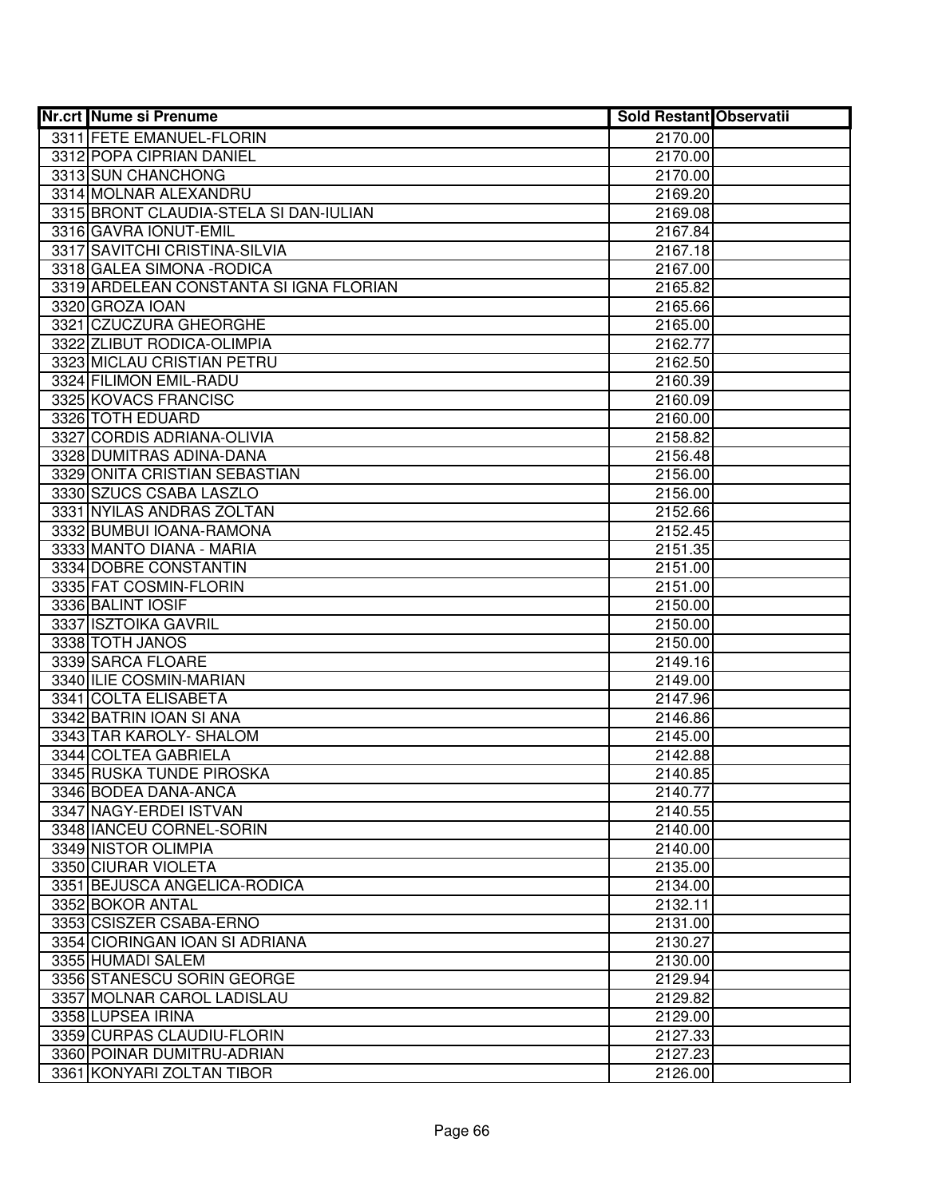| Nr.crt | Nume si Prenume | Sold Restant | Observatii |
|---|---|---|---|
| 3311 | FETE EMANUEL-FLORIN | 2170.00 | |
| 3312 | POPA CIPRIAN DANIEL | 2170.00 | |
| 3313 | SUN CHANCHONG | 2170.00 | |
| 3314 | MOLNAR ALEXANDRU | 2169.20 | |
| 3315 | BRONT CLAUDIA-STELA SI DAN-IULIAN | 2169.08 | |
| 3316 | GAVRA IONUT-EMIL | 2167.84 | |
| 3317 | SAVITCHI CRISTINA-SILVIA | 2167.18 | |
| 3318 | GALEA SIMONA -RODICA | 2167.00 | |
| 3319 | ARDELEAN CONSTANTA SI IGNA FLORIAN | 2165.82 | |
| 3320 | GROZA IOAN | 2165.66 | |
| 3321 | CZUCZURA GHEORGHE | 2165.00 | |
| 3322 | ZLIBUT RODICA-OLIMPIA | 2162.77 | |
| 3323 | MICLAU CRISTIAN PETRU | 2162.50 | |
| 3324 | FILIMON EMIL-RADU | 2160.39 | |
| 3325 | KOVACS FRANCISC | 2160.09 | |
| 3326 | TOTH EDUARD | 2160.00 | |
| 3327 | CORDIS ADRIANA-OLIVIA | 2158.82 | |
| 3328 | DUMITRAS ADINA-DANA | 2156.48 | |
| 3329 | ONITA CRISTIAN SEBASTIAN | 2156.00 | |
| 3330 | SZUCS CSABA LASZLO | 2156.00 | |
| 3331 | NYILAS ANDRAS ZOLTAN | 2152.66 | |
| 3332 | BUMBUI IOANA-RAMONA | 2152.45 | |
| 3333 | MANTO DIANA - MARIA | 2151.35 | |
| 3334 | DOBRE CONSTANTIN | 2151.00 | |
| 3335 | FAT COSMIN-FLORIN | 2151.00 | |
| 3336 | BALINT IOSIF | 2150.00 | |
| 3337 | ISZTOIKA GAVRIL | 2150.00 | |
| 3338 | TOTH JANOS | 2150.00 | |
| 3339 | SARCA FLOARE | 2149.16 | |
| 3340 | ILIE COSMIN-MARIAN | 2149.00 | |
| 3341 | COLTA ELISABETA | 2147.96 | |
| 3342 | BATRIN IOAN SI ANA | 2146.86 | |
| 3343 | TAR KAROLY- SHALOM | 2145.00 | |
| 3344 | COLTEA GABRIELA | 2142.88 | |
| 3345 | RUSKA TUNDE PIROSKA | 2140.85 | |
| 3346 | BODEA DANA-ANCA | 2140.77 | |
| 3347 | NAGY-ERDEI ISTVAN | 2140.55 | |
| 3348 | IANCEU CORNEL-SORIN | 2140.00 | |
| 3349 | NISTOR OLIMPIA | 2140.00 | |
| 3350 | CIURAR VIOLETA | 2135.00 | |
| 3351 | BEJUSCA ANGELICA-RODICA | 2134.00 | |
| 3352 | BOKOR ANTAL | 2132.11 | |
| 3353 | CSISZER CSABA-ERNO | 2131.00 | |
| 3354 | CIORINGAN IOAN SI ADRIANA | 2130.27 | |
| 3355 | HUMADI SALEM | 2130.00 | |
| 3356 | STANESCU SORIN GEORGE | 2129.94 | |
| 3357 | MOLNAR CAROL LADISLAU | 2129.82 | |
| 3358 | LUPSEA IRINA | 2129.00 | |
| 3359 | CURPAS CLAUDIU-FLORIN | 2127.33 | |
| 3360 | POINAR DUMITRU-ADRIAN | 2127.23 | |
| 3361 | KONYARI ZOLTAN TIBOR | 2126.00 | |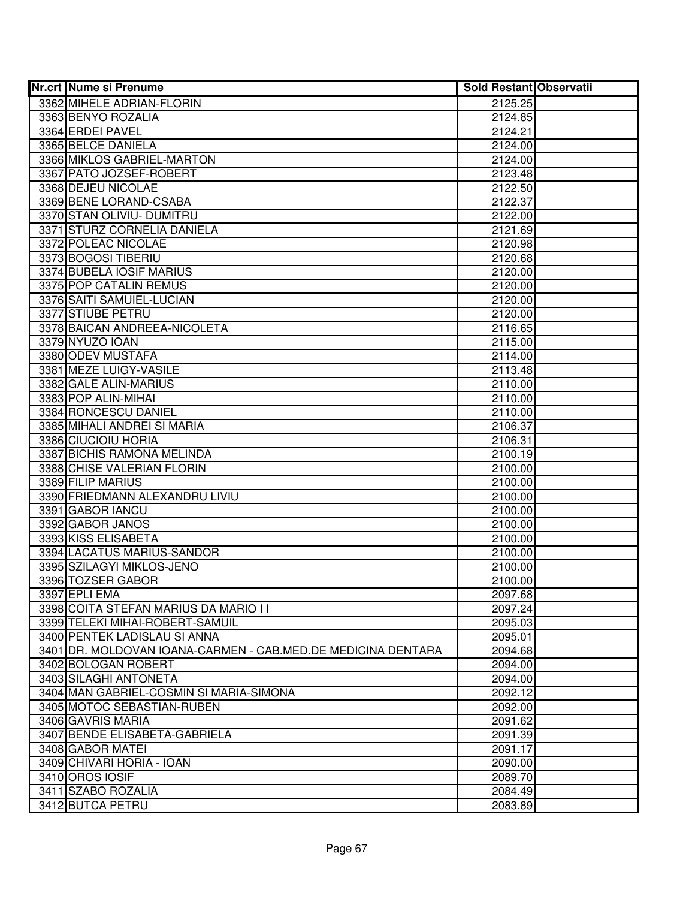| Nr.crt | Nume si Prenume | Sold Restant | Observatii |
|---|---|---|---|
| 3362 | MIHELE ADRIAN-FLORIN | 2125.25 | |
| 3363 | BENYO ROZALIA | 2124.85 | |
| 3364 | ERDEI PAVEL | 2124.21 | |
| 3365 | BELCE DANIELA | 2124.00 | |
| 3366 | MIKLOS GABRIEL-MARTON | 2124.00 | |
| 3367 | PATO JOZSEF-ROBERT | 2123.48 | |
| 3368 | DEJEU NICOLAE | 2122.50 | |
| 3369 | BENE LORAND-CSABA | 2122.37 | |
| 3370 | STAN OLIVIU- DUMITRU | 2122.00 | |
| 3371 | STURZ CORNELIA DANIELA | 2121.69 | |
| 3372 | POLEAC NICOLAE | 2120.98 | |
| 3373 | BOGOSI TIBERIU | 2120.68 | |
| 3374 | BUBELA IOSIF MARIUS | 2120.00 | |
| 3375 | POP CATALIN REMUS | 2120.00 | |
| 3376 | SAITI SAMUIEL-LUCIAN | 2120.00 | |
| 3377 | STIUBE PETRU | 2120.00 | |
| 3378 | BAICAN ANDREEA-NICOLETA | 2116.65 | |
| 3379 | NYUZO IOAN | 2115.00 | |
| 3380 | ODEV MUSTAFA | 2114.00 | |
| 3381 | MEZE LUIGY-VASILE | 2113.48 | |
| 3382 | GALE ALIN-MARIUS | 2110.00 | |
| 3383 | POP ALIN-MIHAI | 2110.00 | |
| 3384 | RONCESCU DANIEL | 2110.00 | |
| 3385 | MIHALI ANDREI SI MARIA | 2106.37 | |
| 3386 | CIUCIOIU HORIA | 2106.31 | |
| 3387 | BICHIS RAMONA MELINDA | 2100.19 | |
| 3388 | CHISE VALERIAN FLORIN | 2100.00 | |
| 3389 | FILIP MARIUS | 2100.00 | |
| 3390 | FRIEDMANN ALEXANDRU LIVIU | 2100.00 | |
| 3391 | GABOR IANCU | 2100.00 | |
| 3392 | GABOR JANOS | 2100.00 | |
| 3393 | KISS ELISABETA | 2100.00 | |
| 3394 | LACATUS MARIUS-SANDOR | 2100.00 | |
| 3395 | SZILAGYI MIKLOS-JENO | 2100.00 | |
| 3396 | TOZSER GABOR | 2100.00 | |
| 3397 | EPLI EMA | 2097.68 | |
| 3398 | COITA STEFAN MARIUS DA MARIO I I | 2097.24 | |
| 3399 | TELEKI MIHAI-ROBERT-SAMUIL | 2095.03 | |
| 3400 | PENTEK LADISLAU SI ANNA | 2095.01 | |
| 3401 | DR. MOLDOVAN IOANA-CARMEN - CAB.MED.DE MEDICINA DENTARA | 2094.68 | |
| 3402 | BOLOGAN ROBERT | 2094.00 | |
| 3403 | SILAGHI ANTONETA | 2094.00 | |
| 3404 | MAN GABRIEL-COSMIN SI MARIA-SIMONA | 2092.12 | |
| 3405 | MOTOC SEBASTIAN-RUBEN | 2092.00 | |
| 3406 | GAVRIS MARIA | 2091.62 | |
| 3407 | BENDE ELISABETA-GABRIELA | 2091.39 | |
| 3408 | GABOR MATEI | 2091.17 | |
| 3409 | CHIVARI HORIA - IOAN | 2090.00 | |
| 3410 | OROS IOSIF | 2089.70 | |
| 3411 | SZABO ROZALIA | 2084.49 | |
| 3412 | BUTCA PETRU | 2083.89 | |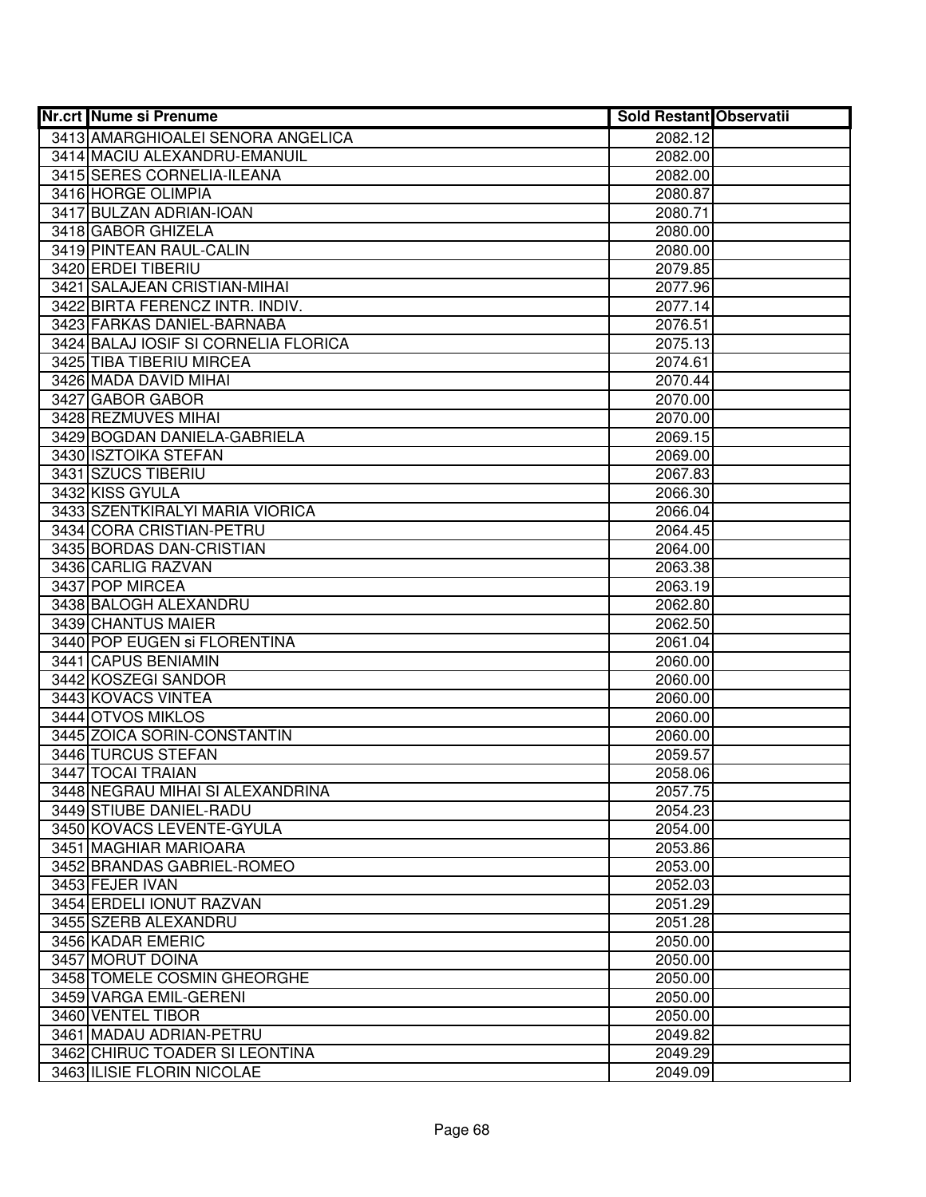| Nr.crt | Nume si Prenume | Sold Restant | Observatii |
|---|---|---|---|
| 3413 | AMARGHIOALEI SENORA ANGELICA | 2082.12 | |
| 3414 | MACIU ALEXANDRU-EMANUIL | 2082.00 | |
| 3415 | SERES CORNELIA-ILEANA | 2082.00 | |
| 3416 | HORGE OLIMPIA | 2080.87 | |
| 3417 | BULZAN ADRIAN-IOAN | 2080.71 | |
| 3418 | GABOR GHIZELA | 2080.00 | |
| 3419 | PINTEAN RAUL-CALIN | 2080.00 | |
| 3420 | ERDEI TIBERIU | 2079.85 | |
| 3421 | SALAJEAN CRISTIAN-MIHAI | 2077.96 | |
| 3422 | BIRTA FERENCZ INTR. INDIV. | 2077.14 | |
| 3423 | FARKAS DANIEL-BARNABA | 2076.51 | |
| 3424 | BALAJ IOSIF SI CORNELIA FLORICA | 2075.13 | |
| 3425 | TIBA TIBERIU MIRCEA | 2074.61 | |
| 3426 | MADA DAVID MIHAI | 2070.44 | |
| 3427 | GABOR GABOR | 2070.00 | |
| 3428 | REZMUVES MIHAI | 2070.00 | |
| 3429 | BOGDAN DANIELA-GABRIELA | 2069.15 | |
| 3430 | ISZTOIKA STEFAN | 2069.00 | |
| 3431 | SZUCS TIBERIU | 2067.83 | |
| 3432 | KISS GYULA | 2066.30 | |
| 3433 | SZENTKIRALYI MARIA VIORICA | 2066.04 | |
| 3434 | CORA CRISTIAN-PETRU | 2064.45 | |
| 3435 | BORDAS DAN-CRISTIAN | 2064.00 | |
| 3436 | CARLIG RAZVAN | 2063.38 | |
| 3437 | POP MIRCEA | 2063.19 | |
| 3438 | BALOGH ALEXANDRU | 2062.80 | |
| 3439 | CHANTUS MAIER | 2062.50 | |
| 3440 | POP EUGEN si FLORENTINA | 2061.04 | |
| 3441 | CAPUS BENIAMIN | 2060.00 | |
| 3442 | KOSZEGI SANDOR | 2060.00 | |
| 3443 | KOVACS VINTEA | 2060.00 | |
| 3444 | OTVOS MIKLOS | 2060.00 | |
| 3445 | ZOICA SORIN-CONSTANTIN | 2060.00 | |
| 3446 | TURCUS STEFAN | 2059.57 | |
| 3447 | TOCAI TRAIAN | 2058.06 | |
| 3448 | NEGRAU MIHAI SI ALEXANDRINA | 2057.75 | |
| 3449 | STIUBE DANIEL-RADU | 2054.23 | |
| 3450 | KOVACS LEVENTE-GYULA | 2054.00 | |
| 3451 | MAGHIAR MARIOARA | 2053.86 | |
| 3452 | BRANDAS GABRIEL-ROMEO | 2053.00 | |
| 3453 | FEJER IVAN | 2052.03 | |
| 3454 | ERDELI IONUT RAZVAN | 2051.29 | |
| 3455 | SZERB ALEXANDRU | 2051.28 | |
| 3456 | KADAR EMERIC | 2050.00 | |
| 3457 | MORUT DOINA | 2050.00 | |
| 3458 | TOMELE COSMIN GHEORGHE | 2050.00 | |
| 3459 | VARGA EMIL-GERENI | 2050.00 | |
| 3460 | VENTEL TIBOR | 2050.00 | |
| 3461 | MADAU ADRIAN-PETRU | 2049.82 | |
| 3462 | CHIRUC TOADER SI LEONTINA | 2049.29 | |
| 3463 | ILISIE FLORIN NICOLAE | 2049.09 | |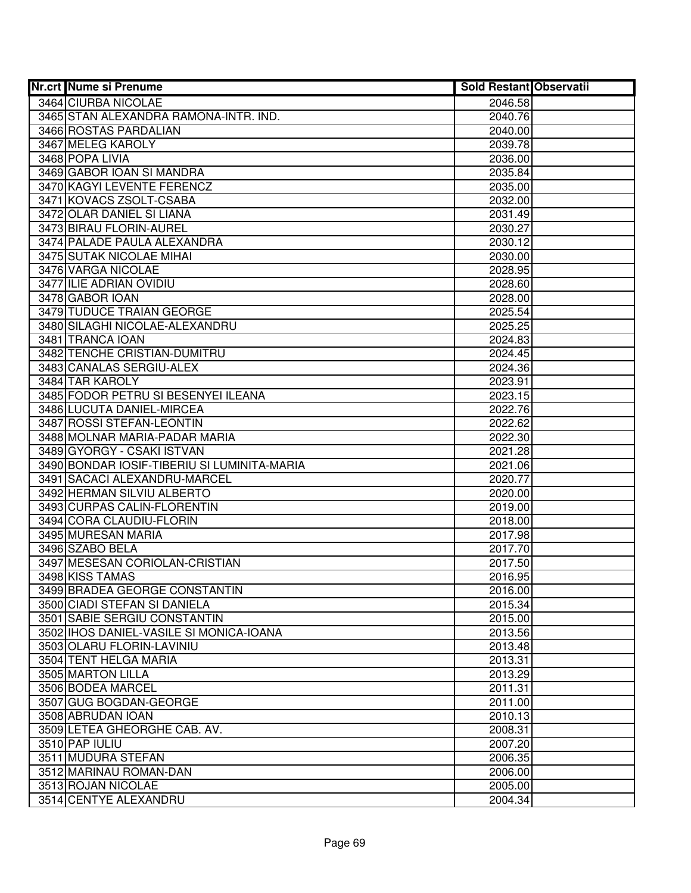| Nr.crt | Nume si Prenume | Sold Restant | Observatii |
|---|---|---|---|
| 3464 | CIURBA NICOLAE | 2046.58 | |
| 3465 | STAN ALEXANDRA RAMONA-INTR. IND. | 2040.76 | |
| 3466 | ROSTAS PARDALIAN | 2040.00 | |
| 3467 | MELEG KAROLY | 2039.78 | |
| 3468 | POPA LIVIA | 2036.00 | |
| 3469 | GABOR IOAN SI MANDRA | 2035.84 | |
| 3470 | KAGYI LEVENTE FERENCZ | 2035.00 | |
| 3471 | KOVACS ZSOLT-CSABA | 2032.00 | |
| 3472 | OLAR DANIEL SI LIANA | 2031.49 | |
| 3473 | BIRAU FLORIN-AUREL | 2030.27 | |
| 3474 | PALADE PAULA ALEXANDRA | 2030.12 | |
| 3475 | SUTAK NICOLAE MIHAI | 2030.00 | |
| 3476 | VARGA NICOLAE | 2028.95 | |
| 3477 | ILIE ADRIAN OVIDIU | 2028.60 | |
| 3478 | GABOR IOAN | 2028.00 | |
| 3479 | TUDUCE TRAIAN GEORGE | 2025.54 | |
| 3480 | SILAGHI NICOLAE-ALEXANDRU | 2025.25 | |
| 3481 | TRANCA IOAN | 2024.83 | |
| 3482 | TENCHE CRISTIAN-DUMITRU | 2024.45 | |
| 3483 | CANALAS SERGIU-ALEX | 2024.36 | |
| 3484 | TAR KAROLY | 2023.91 | |
| 3485 | FODOR PETRU SI BESENYEI ILEANA | 2023.15 | |
| 3486 | LUCUTA DANIEL-MIRCEA | 2022.76 | |
| 3487 | ROSSI STEFAN-LEONTIN | 2022.62 | |
| 3488 | MOLNAR MARIA-PADAR MARIA | 2022.30 | |
| 3489 | GYORGY - CSAKI ISTVAN | 2021.28 | |
| 3490 | BONDAR IOSIF-TIBERIU SI LUMINITA-MARIA | 2021.06 | |
| 3491 | SACACI ALEXANDRU-MARCEL | 2020.77 | |
| 3492 | HERMAN SILVIU ALBERTO | 2020.00 | |
| 3493 | CURPAS CALIN-FLORENTIN | 2019.00 | |
| 3494 | CORA CLAUDIU-FLORIN | 2018.00 | |
| 3495 | MURESAN MARIA | 2017.98 | |
| 3496 | SZABO BELA | 2017.70 | |
| 3497 | MESESAN CORIOLAN-CRISTIAN | 2017.50 | |
| 3498 | KISS TAMAS | 2016.95 | |
| 3499 | BRADEA GEORGE CONSTANTIN | 2016.00 | |
| 3500 | CIADI STEFAN SI DANIELA | 2015.34 | |
| 3501 | SABIE SERGIU CONSTANTIN | 2015.00 | |
| 3502 | IHOS DANIEL-VASILE SI MONICA-IOANA | 2013.56 | |
| 3503 | OLARU FLORIN-LAVINIU | 2013.48 | |
| 3504 | TENT HELGA MARIA | 2013.31 | |
| 3505 | MARTON LILLA | 2013.29 | |
| 3506 | BODEA MARCEL | 2011.31 | |
| 3507 | GUG BOGDAN-GEORGE | 2011.00 | |
| 3508 | ABRUDAN IOAN | 2010.13 | |
| 3509 | LETEA GHEORGHE CAB. AV. | 2008.31 | |
| 3510 | PAP IULIU | 2007.20 | |
| 3511 | MUDURA STEFAN | 2006.35 | |
| 3512 | MARINAU ROMAN-DAN | 2006.00 | |
| 3513 | ROJAN NICOLAE | 2005.00 | |
| 3514 | CENTYE ALEXANDRU | 2004.34 | |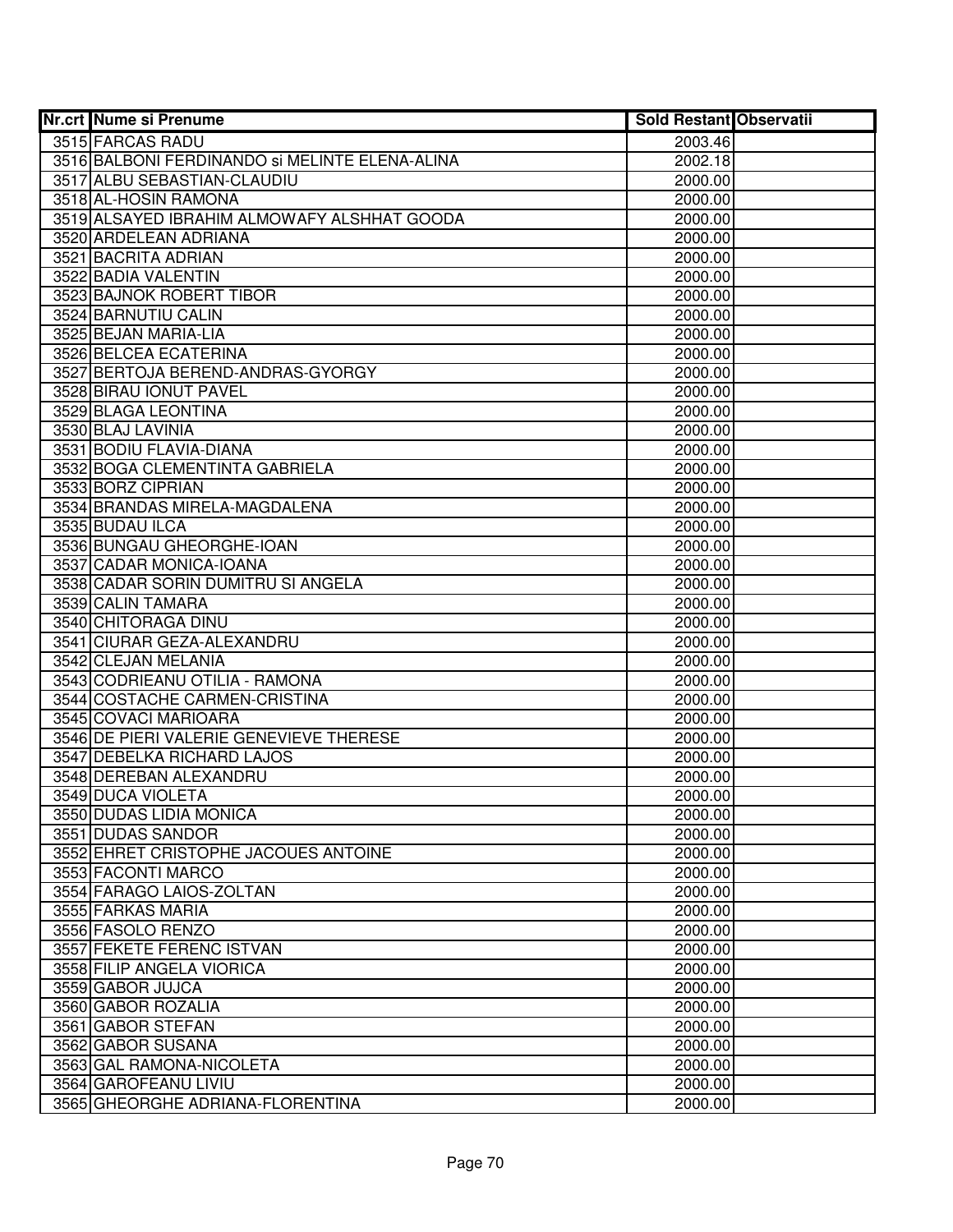| Nr.crt | Nume si Prenume | Sold Restant | Observatii |
|---|---|---|---|
| 3515 | FARCAS RADU | 2003.46 | |
| 3516 | BALBONI FERDINANDO si MELINTE ELENA-ALINA | 2002.18 | |
| 3517 | ALBU SEBASTIAN-CLAUDIU | 2000.00 | |
| 3518 | AL-HOSIN RAMONA | 2000.00 | |
| 3519 | ALSAYED IBRAHIM ALMOWAFY ALSHHAT GOODA | 2000.00 | |
| 3520 | ARDELEAN ADRIANA | 2000.00 | |
| 3521 | BACRITA ADRIAN | 2000.00 | |
| 3522 | BADIA VALENTIN | 2000.00 | |
| 3523 | BAJNOK ROBERT TIBOR | 2000.00 | |
| 3524 | BARNUTIU CALIN | 2000.00 | |
| 3525 | BEJAN MARIA-LIA | 2000.00 | |
| 3526 | BELCEA ECATERINA | 2000.00 | |
| 3527 | BERTOJA BEREND-ANDRAS-GYORGY | 2000.00 | |
| 3528 | BIRAU IONUT PAVEL | 2000.00 | |
| 3529 | BLAGA LEONTINA | 2000.00 | |
| 3530 | BLAJ LAVINIA | 2000.00 | |
| 3531 | BODIU FLAVIA-DIANA | 2000.00 | |
| 3532 | BOGA CLEMENTINTA GABRIELA | 2000.00 | |
| 3533 | BORZ CIPRIAN | 2000.00 | |
| 3534 | BRANDAS MIRELA-MAGDALENA | 2000.00 | |
| 3535 | BUDAU ILCA | 2000.00 | |
| 3536 | BUNGAU GHEORGHE-IOAN | 2000.00 | |
| 3537 | CADAR MONICA-IOANA | 2000.00 | |
| 3538 | CADAR SORIN DUMITRU SI ANGELA | 2000.00 | |
| 3539 | CALIN TAMARA | 2000.00 | |
| 3540 | CHITORAGA DINU | 2000.00 | |
| 3541 | CIURAR GEZA-ALEXANDRU | 2000.00 | |
| 3542 | CLEJAN MELANIA | 2000.00 | |
| 3543 | CODRIEANU OTILIA - RAMONA | 2000.00 | |
| 3544 | COSTACHE CARMEN-CRISTINA | 2000.00 | |
| 3545 | COVACI MARIOARA | 2000.00 | |
| 3546 | DE PIERI VALERIE GENEVIEVE THERESE | 2000.00 | |
| 3547 | DEBELKA RICHARD LAJOS | 2000.00 | |
| 3548 | DEREBAN ALEXANDRU | 2000.00 | |
| 3549 | DUCA VIOLETA | 2000.00 | |
| 3550 | DUDAS LIDIA MONICA | 2000.00 | |
| 3551 | DUDAS SANDOR | 2000.00 | |
| 3552 | EHRET CRISTOPHE JACOUES ANTOINE | 2000.00 | |
| 3553 | FACONTI MARCO | 2000.00 | |
| 3554 | FARAGO LAIOS-ZOLTAN | 2000.00 | |
| 3555 | FARKAS MARIA | 2000.00 | |
| 3556 | FASOLO RENZO | 2000.00 | |
| 3557 | FEKETE FERENC ISTVAN | 2000.00 | |
| 3558 | FILIP ANGELA VIORICA | 2000.00 | |
| 3559 | GABOR JUJCA | 2000.00 | |
| 3560 | GABOR ROZALIA | 2000.00 | |
| 3561 | GABOR STEFAN | 2000.00 | |
| 3562 | GABOR SUSANA | 2000.00 | |
| 3563 | GAL RAMONA-NICOLETA | 2000.00 | |
| 3564 | GAROFEANU LIVIU | 2000.00 | |
| 3565 | GHEORGHE ADRIANA-FLORENTINA | 2000.00 | |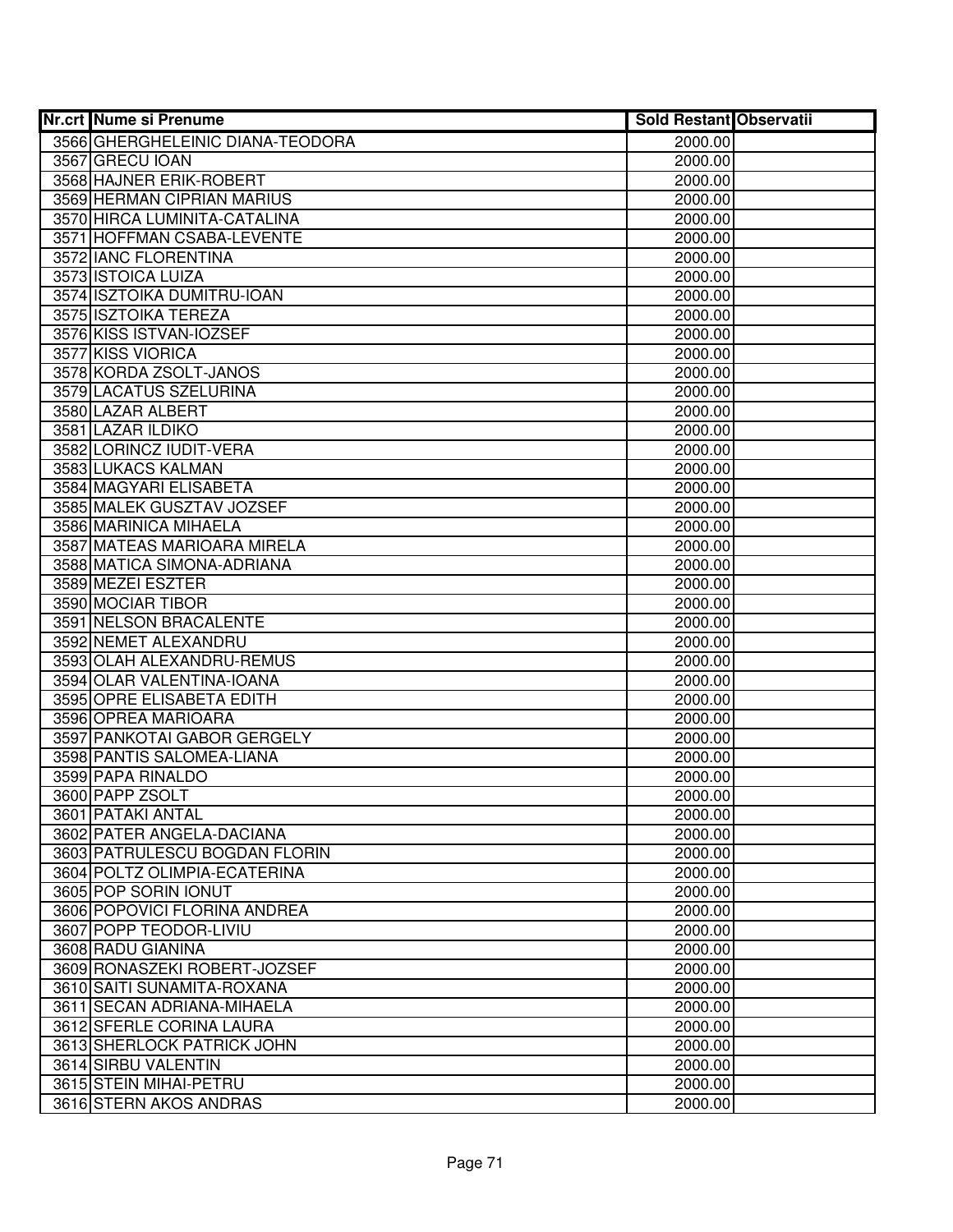| Nr.crt | Nume si Prenume | Sold Restant | Observatii |
|---|---|---|---|
| 3566 | GHERGHELEINIC DIANA-TEODORA | 2000.00 | |
| 3567 | GRECU IOAN | 2000.00 | |
| 3568 | HAJNER ERIK-ROBERT | 2000.00 | |
| 3569 | HERMAN CIPRIAN MARIUS | 2000.00 | |
| 3570 | HIRCA LUMINITA-CATALINA | 2000.00 | |
| 3571 | HOFFMAN CSABA-LEVENTE | 2000.00 | |
| 3572 | IANC FLORENTINA | 2000.00 | |
| 3573 | ISTOICA LUIZA | 2000.00 | |
| 3574 | ISZTOIKA DUMITRU-IOAN | 2000.00 | |
| 3575 | ISZTOIKA TEREZA | 2000.00 | |
| 3576 | KISS ISTVAN-IOZSEF | 2000.00 | |
| 3577 | KISS VIORICA | 2000.00 | |
| 3578 | KORDA ZSOLT-JANOS | 2000.00 | |
| 3579 | LACATUS SZELURINA | 2000.00 | |
| 3580 | LAZAR ALBERT | 2000.00 | |
| 3581 | LAZAR ILDIKO | 2000.00 | |
| 3582 | LORINCZ IUDIT-VERA | 2000.00 | |
| 3583 | LUKACS KALMAN | 2000.00 | |
| 3584 | MAGYARI ELISABETA | 2000.00 | |
| 3585 | MALEK GUSZTAV JOZSEF | 2000.00 | |
| 3586 | MARINICA MIHAELA | 2000.00 | |
| 3587 | MATEAS MARIOARA MIRELA | 2000.00 | |
| 3588 | MATICA SIMONA-ADRIANA | 2000.00 | |
| 3589 | MEZEI ESZTER | 2000.00 | |
| 3590 | MOCIAR TIBOR | 2000.00 | |
| 3591 | NELSON BRACALENTE | 2000.00 | |
| 3592 | NEMET ALEXANDRU | 2000.00 | |
| 3593 | OLAH ALEXANDRU-REMUS | 2000.00 | |
| 3594 | OLAR VALENTINA-IOANA | 2000.00 | |
| 3595 | OPRE ELISABETA EDITH | 2000.00 | |
| 3596 | OPREA MARIOARA | 2000.00 | |
| 3597 | PANKOTAI GABOR GERGELY | 2000.00 | |
| 3598 | PANTIS SALOMEA-LIANA | 2000.00 | |
| 3599 | PAPA RINALDO | 2000.00 | |
| 3600 | PAPP ZSOLT | 2000.00 | |
| 3601 | PATAKI ANTAL | 2000.00 | |
| 3602 | PATER ANGELA-DACIANA | 2000.00 | |
| 3603 | PATRULESCU BOGDAN FLORIN | 2000.00 | |
| 3604 | POLTZ OLIMPIA-ECATERINA | 2000.00 | |
| 3605 | POP SORIN IONUT | 2000.00 | |
| 3606 | POPOVICI FLORINA ANDREA | 2000.00 | |
| 3607 | POPP TEODOR-LIVIU | 2000.00 | |
| 3608 | RADU GIANINA | 2000.00 | |
| 3609 | RONASZEKI ROBERT-JOZSEF | 2000.00 | |
| 3610 | SAITI SUNAMITA-ROXANA | 2000.00 | |
| 3611 | SECAN ADRIANA-MIHAELA | 2000.00 | |
| 3612 | SFERLE CORINA LAURA | 2000.00 | |
| 3613 | SHERLOCK PATRICK JOHN | 2000.00 | |
| 3614 | SIRBU VALENTIN | 2000.00 | |
| 3615 | STEIN MIHAI-PETRU | 2000.00 | |
| 3616 | STERN AKOS ANDRAS | 2000.00 | |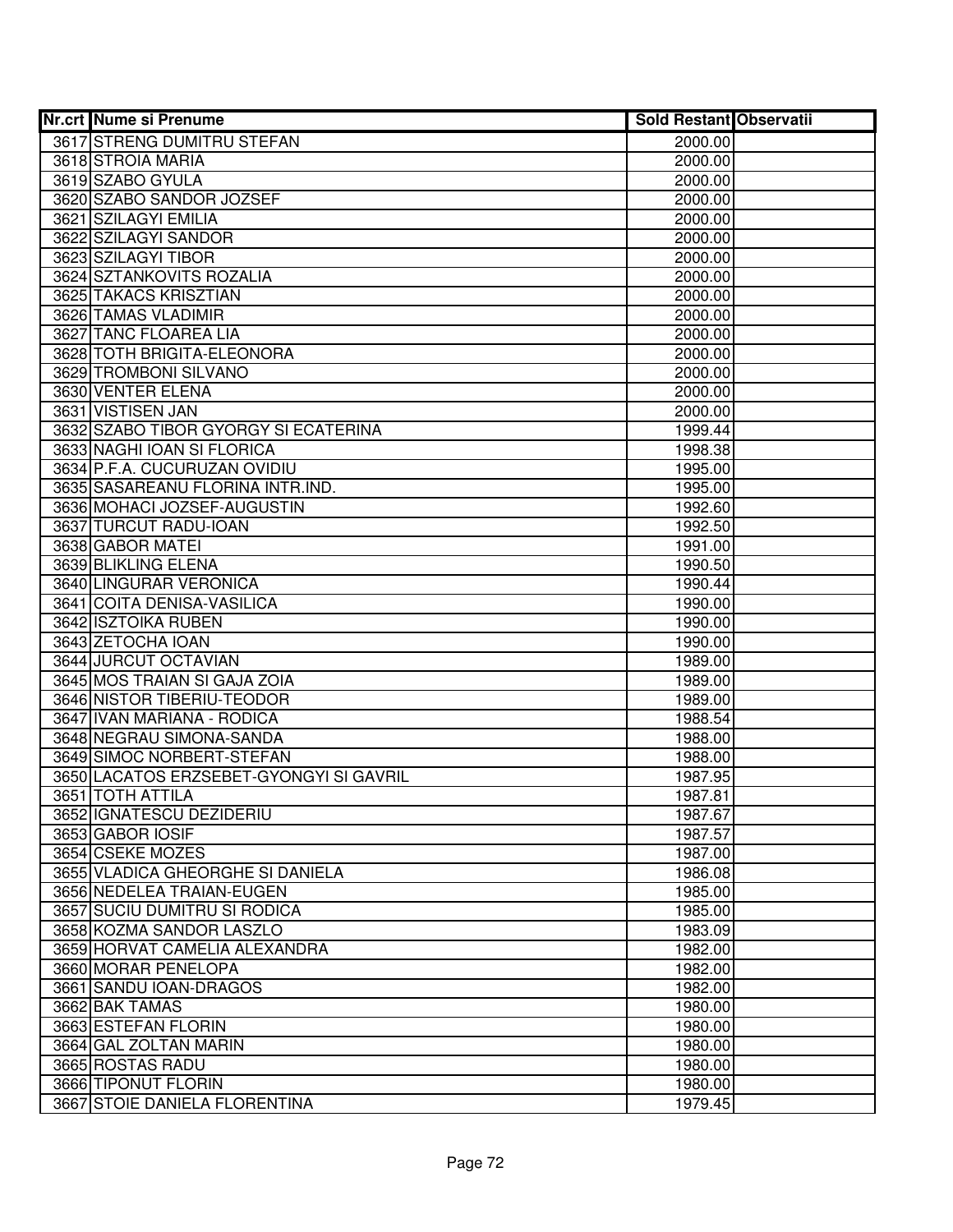| Nr.crt | Nume si Prenume | Sold Restant | Observatii |
|---|---|---|---|
| 3617 | STRENG DUMITRU STEFAN | 2000.00 | |
| 3618 | STROIA MARIA | 2000.00 | |
| 3619 | SZABO GYULA | 2000.00 | |
| 3620 | SZABO SANDOR JOZSEF | 2000.00 | |
| 3621 | SZILAGYI EMILIA | 2000.00 | |
| 3622 | SZILAGYI SANDOR | 2000.00 | |
| 3623 | SZILAGYI TIBOR | 2000.00 | |
| 3624 | SZTANKOVITS ROZALIA | 2000.00 | |
| 3625 | TAKACS KRISZTIAN | 2000.00 | |
| 3626 | TAMAS VLADIMIR | 2000.00 | |
| 3627 | TANC FLOAREA LIA | 2000.00 | |
| 3628 | TOTH BRIGITA-ELEONORA | 2000.00 | |
| 3629 | TROMBONI SILVANO | 2000.00 | |
| 3630 | VENTER ELENA | 2000.00 | |
| 3631 | VISTISEN JAN | 2000.00 | |
| 3632 | SZABO TIBOR GYORGY SI ECATERINA | 1999.44 | |
| 3633 | NAGHI IOAN SI FLORICA | 1998.38 | |
| 3634 | P.F.A. CUCURUZAN OVIDIU | 1995.00 | |
| 3635 | SASAREANU FLORINA INTR.IND. | 1995.00 | |
| 3636 | MOHACI JOZSEF-AUGUSTIN | 1992.60 | |
| 3637 | TURCUT RADU-IOAN | 1992.50 | |
| 3638 | GABOR MATEI | 1991.00 | |
| 3639 | BLIKLING ELENA | 1990.50 | |
| 3640 | LINGURAR VERONICA | 1990.44 | |
| 3641 | COITA DENISA-VASILICA | 1990.00 | |
| 3642 | ISZTOIKA RUBEN | 1990.00 | |
| 3643 | ZETOCHA IOAN | 1990.00 | |
| 3644 | JURCUT OCTAVIAN | 1989.00 | |
| 3645 | MOS TRAIAN SI GAJA ZOIA | 1989.00 | |
| 3646 | NISTOR TIBERIU-TEODOR | 1989.00 | |
| 3647 | IVAN MARIANA - RODICA | 1988.54 | |
| 3648 | NEGRAU SIMONA-SANDA | 1988.00 | |
| 3649 | SIMOC NORBERT-STEFAN | 1988.00 | |
| 3650 | LACATOS ERZSEBET-GYONGYI SI GAVRIL | 1987.95 | |
| 3651 | TOTH ATTILA | 1987.81 | |
| 3652 | IGNATESCU DEZIDERIU | 1987.67 | |
| 3653 | GABOR IOSIF | 1987.57 | |
| 3654 | CSEKE MOZES | 1987.00 | |
| 3655 | VLADICA GHEORGHE SI DANIELA | 1986.08 | |
| 3656 | NEDELEA TRAIAN-EUGEN | 1985.00 | |
| 3657 | SUCIU DUMITRU SI RODICA | 1985.00 | |
| 3658 | KOZMA SANDOR LASZLO | 1983.09 | |
| 3659 | HORVAT CAMELIA ALEXANDRA | 1982.00 | |
| 3660 | MORAR PENELOPA | 1982.00 | |
| 3661 | SANDU IOAN-DRAGOS | 1982.00 | |
| 3662 | BAK TAMAS | 1980.00 | |
| 3663 | ESTEFAN FLORIN | 1980.00 | |
| 3664 | GAL ZOLTAN MARIN | 1980.00 | |
| 3665 | ROSTAS RADU | 1980.00 | |
| 3666 | TIPONUT FLORIN | 1980.00 | |
| 3667 | STOIE DANIELA FLORENTINA | 1979.45 | |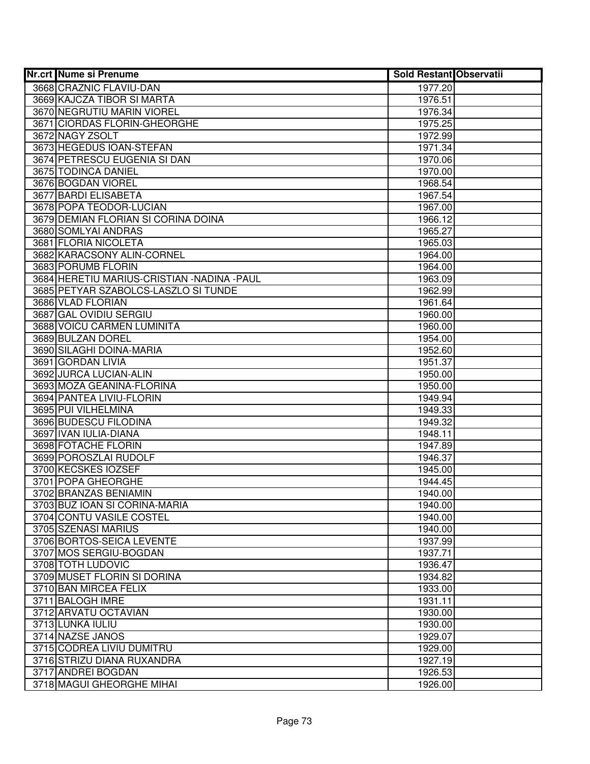| Nr.crt | Nume si Prenume | Sold Restant | Observatii |
|---|---|---|---|
| 3668 | CRAZNIC FLAVIU-DAN | 1977.20 | |
| 3669 | KAJCZA TIBOR SI MARTA | 1976.51 | |
| 3670 | NEGRUTIU MARIN VIOREL | 1976.34 | |
| 3671 | CIORDAS FLORIN-GHEORGHE | 1975.25 | |
| 3672 | NAGY ZSOLT | 1972.99 | |
| 3673 | HEGEDUS IOAN-STEFAN | 1971.34 | |
| 3674 | PETRESCU EUGENIA SI DAN | 1970.06 | |
| 3675 | TODINCA DANIEL | 1970.00 | |
| 3676 | BOGDAN VIOREL | 1968.54 | |
| 3677 | BARDI ELISABETA | 1967.54 | |
| 3678 | POPA TEODOR-LUCIAN | 1967.00 | |
| 3679 | DEMIAN FLORIAN SI CORINA DOINA | 1966.12 | |
| 3680 | SOMLYAI ANDRAS | 1965.27 | |
| 3681 | FLORIA NICOLETA | 1965.03 | |
| 3682 | KARACSONY ALIN-CORNEL | 1964.00 | |
| 3683 | PORUMB FLORIN | 1964.00 | |
| 3684 | HERETIU MARIUS-CRISTIAN -NADINA -PAUL | 1963.09 | |
| 3685 | PETYAR SZABOLCS-LASZLO SI TUNDE | 1962.99 | |
| 3686 | VLAD FLORIAN | 1961.64 | |
| 3687 | GAL OVIDIU SERGIU | 1960.00 | |
| 3688 | VOICU CARMEN LUMINITA | 1960.00 | |
| 3689 | BULZAN DOREL | 1954.00 | |
| 3690 | SILAGHI DOINA-MARIA | 1952.60 | |
| 3691 | GORDAN LIVIA | 1951.37 | |
| 3692 | JURCA LUCIAN-ALIN | 1950.00 | |
| 3693 | MOZA GEANINA-FLORINA | 1950.00 | |
| 3694 | PANTEA LIVIU-FLORIN | 1949.94 | |
| 3695 | PUI VILHELMINA | 1949.33 | |
| 3696 | BUDESCU FILODINA | 1949.32 | |
| 3697 | IVAN IULIA-DIANA | 1948.11 | |
| 3698 | FOTACHE FLORIN | 1947.89 | |
| 3699 | POROSZLAI RUDOLF | 1946.37 | |
| 3700 | KECSKES IOZSEF | 1945.00 | |
| 3701 | POPA GHEORGHE | 1944.45 | |
| 3702 | BRANZAS BENIAMIN | 1940.00 | |
| 3703 | BUZ IOAN SI CORINA-MARIA | 1940.00 | |
| 3704 | CONTU VASILE COSTEL | 1940.00 | |
| 3705 | SZENASI MARIUS | 1940.00 | |
| 3706 | BORTOS-SEICA LEVENTE | 1937.99 | |
| 3707 | MOS SERGIU-BOGDAN | 1937.71 | |
| 3708 | TOTH LUDOVIC | 1936.47 | |
| 3709 | MUSET FLORIN SI DORINA | 1934.82 | |
| 3710 | BAN MIRCEA FELIX | 1933.00 | |
| 3711 | BALOGH IMRE | 1931.11 | |
| 3712 | ARVATU OCTAVIAN | 1930.00 | |
| 3713 | LUNKA IULIU | 1930.00 | |
| 3714 | NAZSE JANOS | 1929.07 | |
| 3715 | CODREA LIVIU DUMITRU | 1929.00 | |
| 3716 | STRIZU DIANA RUXANDRA | 1927.19 | |
| 3717 | ANDREI BOGDAN | 1926.53 | |
| 3718 | MAGUI GHEORGHE MIHAI | 1926.00 | |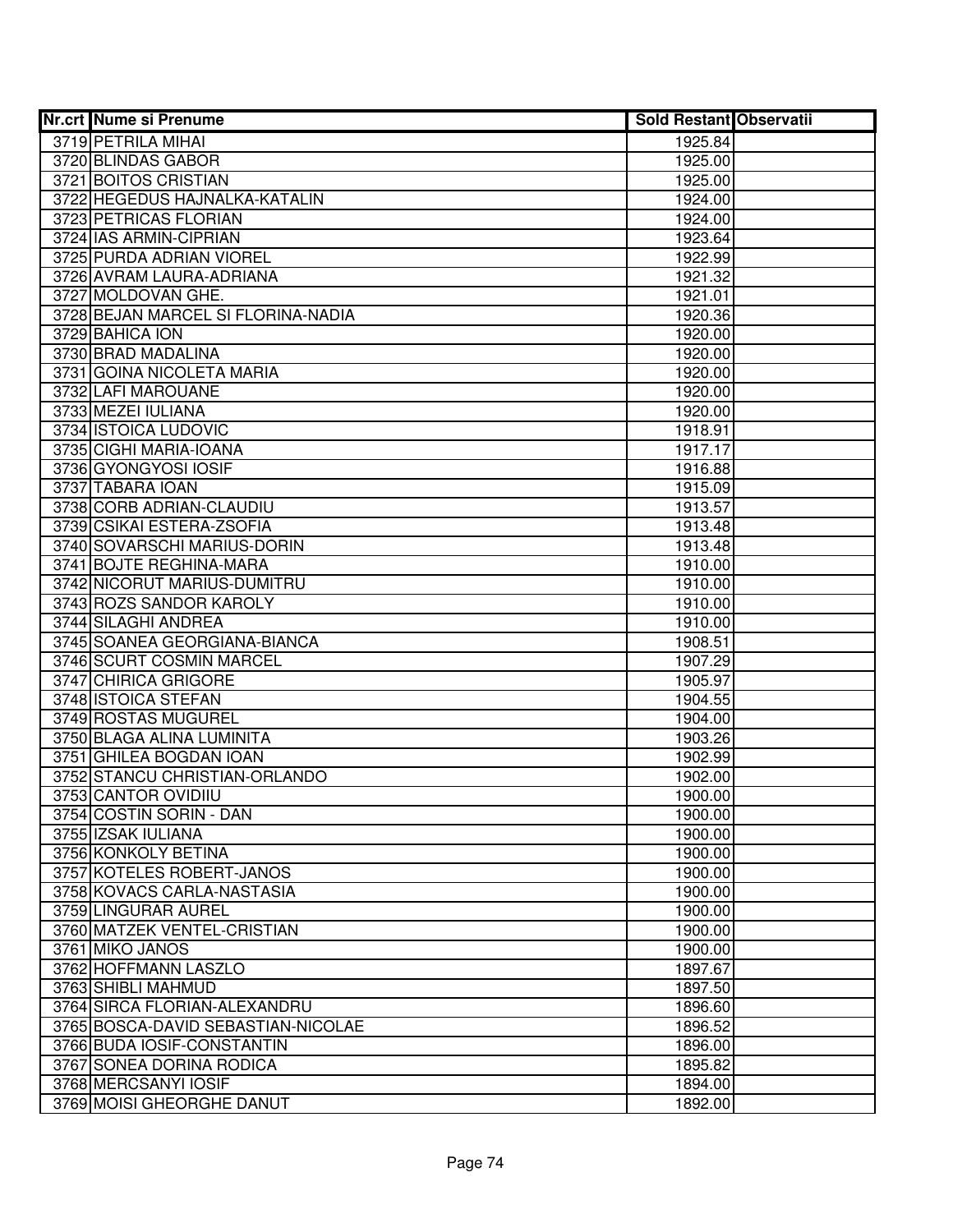| Nr.crt | Nume si Prenume | Sold Restant | Observatii |
|---|---|---|---|
| 3719 | PETRILA MIHAI | 1925.84 | |
| 3720 | BLINDAS GABOR | 1925.00 | |
| 3721 | BOITOS CRISTIAN | 1925.00 | |
| 3722 | HEGEDUS HAJNALKA-KATALIN | 1924.00 | |
| 3723 | PETRICAS FLORIAN | 1924.00 | |
| 3724 | IAS ARMIN-CIPRIAN | 1923.64 | |
| 3725 | PURDA ADRIAN VIOREL | 1922.99 | |
| 3726 | AVRAM LAURA-ADRIANA | 1921.32 | |
| 3727 | MOLDOVAN GHE. | 1921.01 | |
| 3728 | BEJAN MARCEL SI FLORINA-NADIA | 1920.36 | |
| 3729 | BAHICA ION | 1920.00 | |
| 3730 | BRAD MADALINA | 1920.00 | |
| 3731 | GOINA NICOLETA MARIA | 1920.00 | |
| 3732 | LAFI MAROUANE | 1920.00 | |
| 3733 | MEZEI IULIANA | 1920.00 | |
| 3734 | ISTOICA LUDOVIC | 1918.91 | |
| 3735 | CIGHI MARIA-IOANA | 1917.17 | |
| 3736 | GYONGYOSI IOSIF | 1916.88 | |
| 3737 | TABARA IOAN | 1915.09 | |
| 3738 | CORB ADRIAN-CLAUDIU | 1913.57 | |
| 3739 | CSIKAI ESTERA-ZSOFIA | 1913.48 | |
| 3740 | SOVARSCHI MARIUS-DORIN | 1913.48 | |
| 3741 | BOJTE REGHINA-MARA | 1910.00 | |
| 3742 | NICORUT MARIUS-DUMITRU | 1910.00 | |
| 3743 | ROZS SANDOR KAROLY | 1910.00 | |
| 3744 | SILAGHI ANDREA | 1910.00 | |
| 3745 | SOANEA GEORGIANA-BIANCA | 1908.51 | |
| 3746 | SCURT COSMIN MARCEL | 1907.29 | |
| 3747 | CHIRICA GRIGORE | 1905.97 | |
| 3748 | ISTOICA STEFAN | 1904.55 | |
| 3749 | ROSTAS MUGUREL | 1904.00 | |
| 3750 | BLAGA ALINA LUMINITA | 1903.26 | |
| 3751 | GHILEA BOGDAN IOAN | 1902.99 | |
| 3752 | STANCU CHRISTIAN-ORLANDO | 1902.00 | |
| 3753 | CANTOR OVIDIIU | 1900.00 | |
| 3754 | COSTIN SORIN - DAN | 1900.00 | |
| 3755 | IZSAK IULIANA | 1900.00 | |
| 3756 | KONKOLY BETINA | 1900.00 | |
| 3757 | KOTELES ROBERT-JANOS | 1900.00 | |
| 3758 | KOVACS CARLA-NASTASIA | 1900.00 | |
| 3759 | LINGURAR AUREL | 1900.00 | |
| 3760 | MATZEK VENTEL-CRISTIAN | 1900.00 | |
| 3761 | MIKO JANOS | 1900.00 | |
| 3762 | HOFFMANN LASZLO | 1897.67 | |
| 3763 | SHIBLI MAHMUD | 1897.50 | |
| 3764 | SIRCA FLORIAN-ALEXANDRU | 1896.60 | |
| 3765 | BOSCA-DAVID SEBASTIAN-NICOLAE | 1896.52 | |
| 3766 | BUDA IOSIF-CONSTANTIN | 1896.00 | |
| 3767 | SONEA DORINA RODICA | 1895.82 | |
| 3768 | MERCSANYI IOSIF | 1894.00 | |
| 3769 | MOISI GHEORGHE DANUT | 1892.00 | |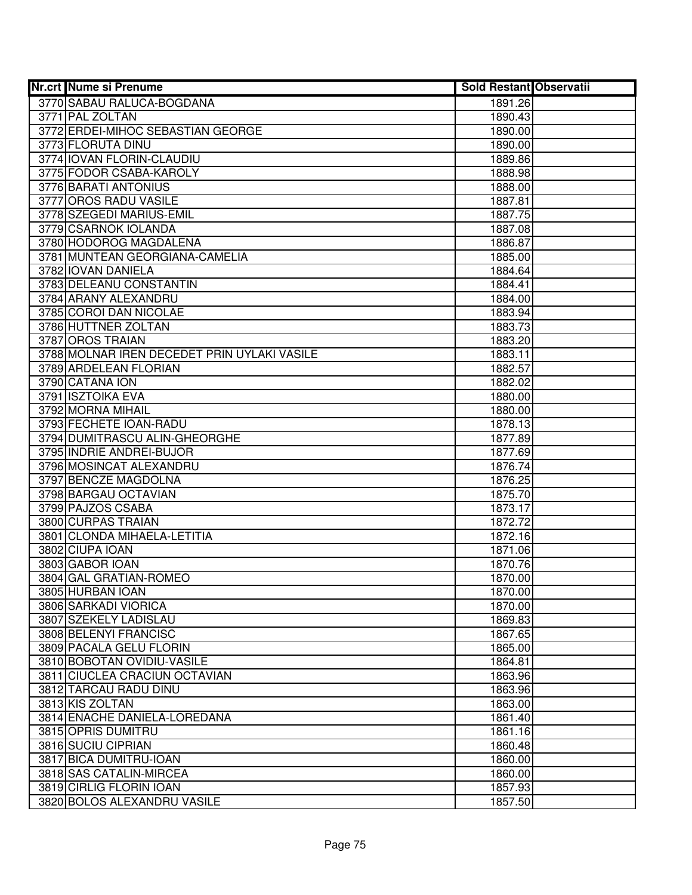| Nr.crt | Nume si Prenume | Sold Restant | Observatii |
|---|---|---|---|
| 3770 | SABAU RALUCA-BOGDANA | 1891.26 | |
| 3771 | PAL ZOLTAN | 1890.43 | |
| 3772 | ERDEI-MIHOC SEBASTIAN GEORGE | 1890.00 | |
| 3773 | FLORUTA DINU | 1890.00 | |
| 3774 | IOVAN FLORIN-CLAUDIU | 1889.86 | |
| 3775 | FODOR CSABA-KAROLY | 1888.98 | |
| 3776 | BARATI ANTONIUS | 1888.00 | |
| 3777 | OROS RADU VASILE | 1887.81 | |
| 3778 | SZEGEDI MARIUS-EMIL | 1887.75 | |
| 3779 | CSARNOK IOLANDA | 1887.08 | |
| 3780 | HODOROG MAGDALENA | 1886.87 | |
| 3781 | MUNTEAN GEORGIANA-CAMELIA | 1885.00 | |
| 3782 | IOVAN DANIELA | 1884.64 | |
| 3783 | DELEANU CONSTANTIN | 1884.41 | |
| 3784 | ARANY ALEXANDRU | 1884.00 | |
| 3785 | COROI DAN NICOLAE | 1883.94 | |
| 3786 | HUTTNER ZOLTAN | 1883.73 | |
| 3787 | OROS TRAIAN | 1883.20 | |
| 3788 | MOLNAR IREN DECEDET PRIN UYLAKI VASILE | 1883.11 | |
| 3789 | ARDELEAN FLORIAN | 1882.57 | |
| 3790 | CATANA ION | 1882.02 | |
| 3791 | ISZTOIKA EVA | 1880.00 | |
| 3792 | MORNA MIHAIL | 1880.00 | |
| 3793 | FECHETE IOAN-RADU | 1878.13 | |
| 3794 | DUMITRASCU ALIN-GHEORGHE | 1877.89 | |
| 3795 | INDRIE ANDREI-BUJOR | 1877.69 | |
| 3796 | MOSINCAT ALEXANDRU | 1876.74 | |
| 3797 | BENCZE MAGDOLNA | 1876.25 | |
| 3798 | BARGAU OCTAVIAN | 1875.70 | |
| 3799 | PAJZOS CSABA | 1873.17 | |
| 3800 | CURPAS TRAIAN | 1872.72 | |
| 3801 | CLONDA MIHAELA-LETITIA | 1872.16 | |
| 3802 | CIUPA IOAN | 1871.06 | |
| 3803 | GABOR IOAN | 1870.76 | |
| 3804 | GAL GRATIAN-ROMEO | 1870.00 | |
| 3805 | HURBAN IOAN | 1870.00 | |
| 3806 | SARKADI VIORICA | 1870.00 | |
| 3807 | SZEKELY LADISLAU | 1869.83 | |
| 3808 | BELENYI FRANCISC | 1867.65 | |
| 3809 | PACALA GELU FLORIN | 1865.00 | |
| 3810 | BOBOTAN OVIDIU-VASILE | 1864.81 | |
| 3811 | CIUCLEA CRACIUN OCTAVIAN | 1863.96 | |
| 3812 | TARCAU RADU DINU | 1863.96 | |
| 3813 | KIS ZOLTAN | 1863.00 | |
| 3814 | ENACHE DANIELA-LOREDANA | 1861.40 | |
| 3815 | OPRIS DUMITRU | 1861.16 | |
| 3816 | SUCIU CIPRIAN | 1860.48 | |
| 3817 | BICA DUMITRU-IOAN | 1860.00 | |
| 3818 | SAS CATALIN-MIRCEA | 1860.00 | |
| 3819 | CIRLIG FLORIN IOAN | 1857.93 | |
| 3820 | BOLOS ALEXANDRU VASILE | 1857.50 | |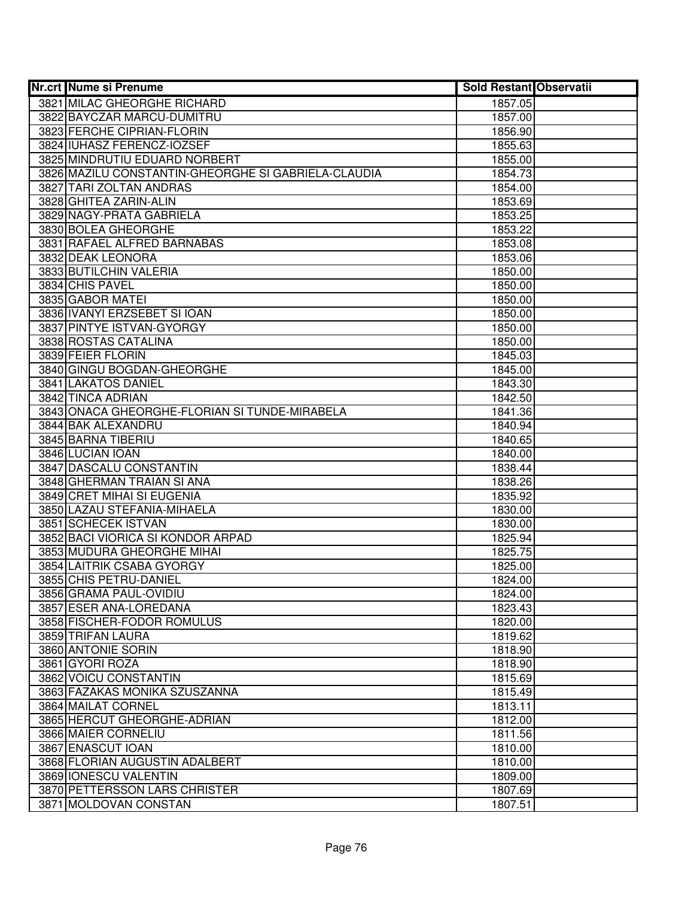| Nr.crt | Nume si Prenume | Sold Restant | Observatii |
|---|---|---|---|
| 3821 | MILAC GHEORGHE RICHARD | 1857.05 | |
| 3822 | BAYCZAR MARCU-DUMITRU | 1857.00 | |
| 3823 | FERCHE CIPRIAN-FLORIN | 1856.90 | |
| 3824 | IUHASZ FERENCZ-IOZSEF | 1855.63 | |
| 3825 | MINDRUTIU EDUARD NORBERT | 1855.00 | |
| 3826 | MAZILU CONSTANTIN-GHEORGHE SI GABRIELA-CLAUDIA | 1854.73 | |
| 3827 | TARI ZOLTAN ANDRAS | 1854.00 | |
| 3828 | GHITEA ZARIN-ALIN | 1853.69 | |
| 3829 | NAGY-PRATA GABRIELA | 1853.25 | |
| 3830 | BOLEA GHEORGHE | 1853.22 | |
| 3831 | RAFAEL ALFRED BARNABAS | 1853.08 | |
| 3832 | DEAK LEONORA | 1853.06 | |
| 3833 | BUTILCHIN VALERIA | 1850.00 | |
| 3834 | CHIS PAVEL | 1850.00 | |
| 3835 | GABOR MATEI | 1850.00 | |
| 3836 | IVANYI ERZSEBET SI IOAN | 1850.00 | |
| 3837 | PINTYE ISTVAN-GYORGY | 1850.00 | |
| 3838 | ROSTAS CATALINA | 1850.00 | |
| 3839 | FEIER FLORIN | 1845.03 | |
| 3840 | GINGU BOGDAN-GHEORGHE | 1845.00 | |
| 3841 | LAKATOS DANIEL | 1843.30 | |
| 3842 | TINCA ADRIAN | 1842.50 | |
| 3843 | ONACA GHEORGHE-FLORIAN SI TUNDE-MIRABELA | 1841.36 | |
| 3844 | BAK ALEXANDRU | 1840.94 | |
| 3845 | BARNA TIBERIU | 1840.65 | |
| 3846 | LUCIAN IOAN | 1840.00 | |
| 3847 | DASCALU CONSTANTIN | 1838.44 | |
| 3848 | GHERMAN TRAIAN SI ANA | 1838.26 | |
| 3849 | CRET MIHAI SI EUGENIA | 1835.92 | |
| 3850 | LAZAU STEFANIA-MIHAELA | 1830.00 | |
| 3851 | SCHECEK ISTVAN | 1830.00 | |
| 3852 | BACI VIORICA SI KONDOR ARPAD | 1825.94 | |
| 3853 | MUDURA GHEORGHE MIHAI | 1825.75 | |
| 3854 | LAITRIK CSABA GYORGY | 1825.00 | |
| 3855 | CHIS PETRU-DANIEL | 1824.00 | |
| 3856 | GRAMA PAUL-OVIDIU | 1824.00 | |
| 3857 | ESER ANA-LOREDANA | 1823.43 | |
| 3858 | FISCHER-FODOR ROMULUS | 1820.00 | |
| 3859 | TRIFAN LAURA | 1819.62 | |
| 3860 | ANTONIE SORIN | 1818.90 | |
| 3861 | GYORI ROZA | 1818.90 | |
| 3862 | VOICU CONSTANTIN | 1815.69 | |
| 3863 | FAZAKAS MONIKA SZUSZANNA | 1815.49 | |
| 3864 | MAILAT CORNEL | 1813.11 | |
| 3865 | HERCUT GHEORGHE-ADRIAN | 1812.00 | |
| 3866 | MAIER CORNELIU | 1811.56 | |
| 3867 | ENASCUT IOAN | 1810.00 | |
| 3868 | FLORIAN AUGUSTIN ADALBERT | 1810.00 | |
| 3869 | IONESCU VALENTIN | 1809.00 | |
| 3870 | PETTERSSON LARS CHRISTER | 1807.69 | |
| 3871 | MOLDOVAN CONSTAN | 1807.51 | |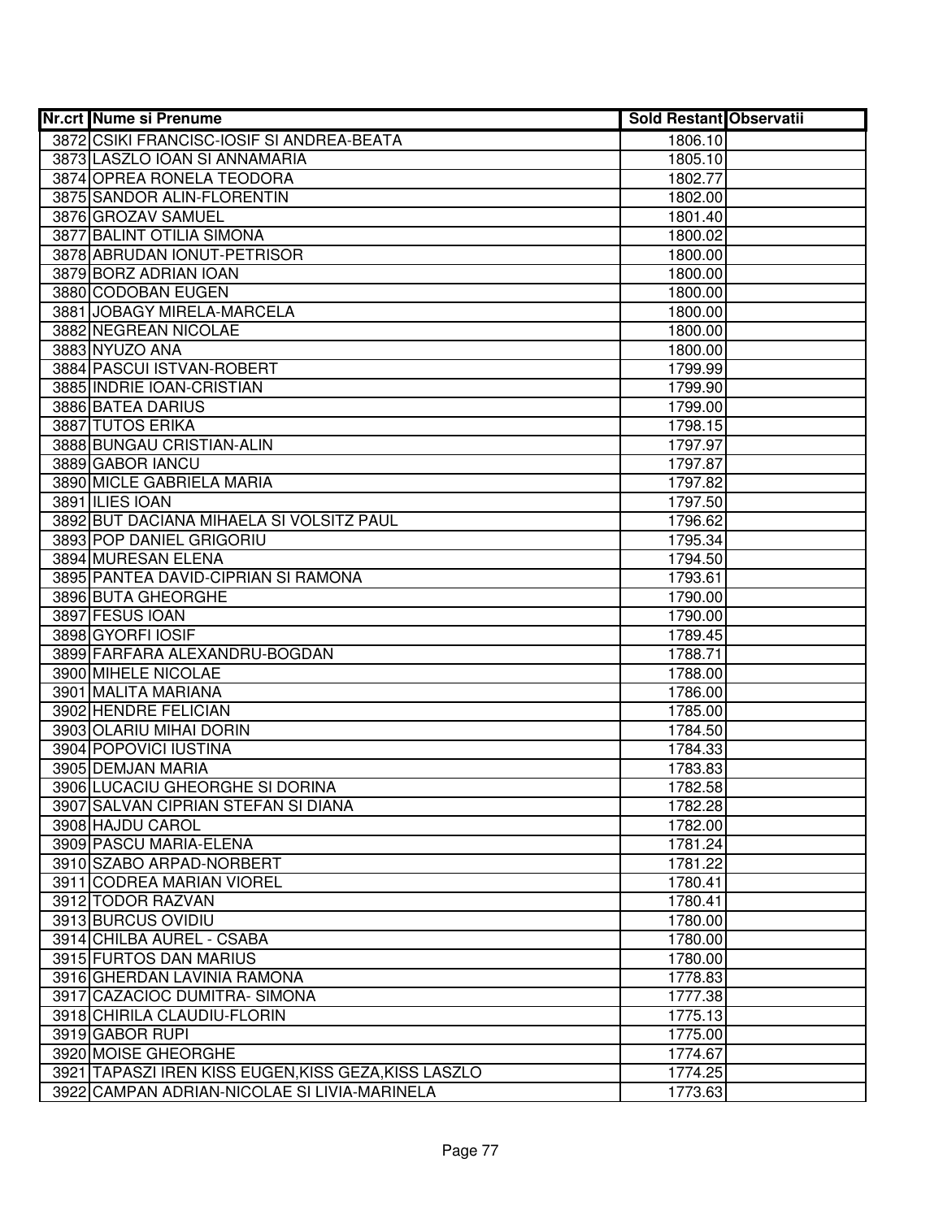| Nr.crt | Nume si Prenume | Sold Restant | Observatii |
|---|---|---|---|
| 3872 | CSIKI FRANCISC-IOSIF SI ANDREA-BEATA | 1806.10 | |
| 3873 | LASZLO IOAN SI ANNAMARIA | 1805.10 | |
| 3874 | OPREA RONELA TEODORA | 1802.77 | |
| 3875 | SANDOR ALIN-FLORENTIN | 1802.00 | |
| 3876 | GROZAV SAMUEL | 1801.40 | |
| 3877 | BALINT OTILIA SIMONA | 1800.02 | |
| 3878 | ABRUDAN IONUT-PETRISOR | 1800.00 | |
| 3879 | BORZ ADRIAN IOAN | 1800.00 | |
| 3880 | CODOBAN EUGEN | 1800.00 | |
| 3881 | JOBAGY MIRELA-MARCELA | 1800.00 | |
| 3882 | NEGREAN NICOLAE | 1800.00 | |
| 3883 | NYUZO ANA | 1800.00 | |
| 3884 | PASCUI ISTVAN-ROBERT | 1799.99 | |
| 3885 | INDRIE IOAN-CRISTIAN | 1799.90 | |
| 3886 | BATEA DARIUS | 1799.00 | |
| 3887 | TUTOS ERIKA | 1798.15 | |
| 3888 | BUNGAU CRISTIAN-ALIN | 1797.97 | |
| 3889 | GABOR IANCU | 1797.87 | |
| 3890 | MICLE GABRIELA MARIA | 1797.82 | |
| 3891 | ILIES IOAN | 1797.50 | |
| 3892 | BUT DACIANA MIHAELA SI VOLSITZ PAUL | 1796.62 | |
| 3893 | POP DANIEL GRIGORIU | 1795.34 | |
| 3894 | MURESAN ELENA | 1794.50 | |
| 3895 | PANTEA DAVID-CIPRIAN SI RAMONA | 1793.61 | |
| 3896 | BUTA GHEORGHE | 1790.00 | |
| 3897 | FESUS IOAN | 1790.00 | |
| 3898 | GYORFI IOSIF | 1789.45 | |
| 3899 | FARFARA ALEXANDRU-BOGDAN | 1788.71 | |
| 3900 | MIHELE NICOLAE | 1788.00 | |
| 3901 | MALITA MARIANA | 1786.00 | |
| 3902 | HENDRE FELICIAN | 1785.00 | |
| 3903 | OLARIU MIHAI DORIN | 1784.50 | |
| 3904 | POPOVICI IUSTINA | 1784.33 | |
| 3905 | DEMJAN MARIA | 1783.83 | |
| 3906 | LUCACIU GHEORGHE SI DORINA | 1782.58 | |
| 3907 | SALVAN CIPRIAN STEFAN SI DIANA | 1782.28 | |
| 3908 | HAJDU CAROL | 1782.00 | |
| 3909 | PASCU MARIA-ELENA | 1781.24 | |
| 3910 | SZABO ARPAD-NORBERT | 1781.22 | |
| 3911 | CODREA MARIAN VIOREL | 1780.41 | |
| 3912 | TODOR RAZVAN | 1780.41 | |
| 3913 | BURCUS OVIDIU | 1780.00 | |
| 3914 | CHILBA AUREL - CSABA | 1780.00 | |
| 3915 | FURTOS DAN MARIUS | 1780.00 | |
| 3916 | GHERDAN LAVINIA RAMONA | 1778.83 | |
| 3917 | CAZACIOC DUMITRA- SIMONA | 1777.38 | |
| 3918 | CHIRILA CLAUDIU-FLORIN | 1775.13 | |
| 3919 | GABOR RUPI | 1775.00 | |
| 3920 | MOISE GHEORGHE | 1774.67 | |
| 3921 | TAPASZI IREN KISS EUGEN,KISS GEZA,KISS LASZLO | 1774.25 | |
| 3922 | CAMPAN ADRIAN-NICOLAE SI LIVIA-MARINELA | 1773.63 | |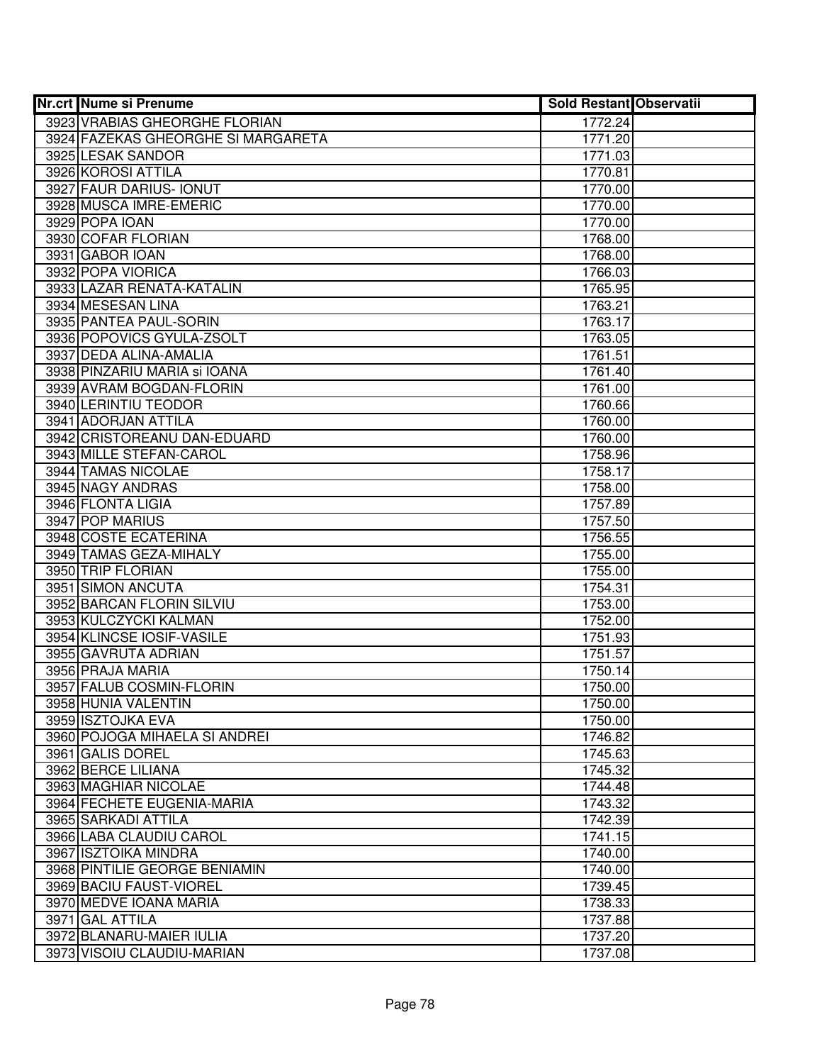| Nr.crt | Nume si Prenume | Sold Restant | Observatii |
|---|---|---|---|
| 3923 | VRABIAS GHEORGHE FLORIAN | 1772.24 | |
| 3924 | FAZEKAS GHEORGHE SI MARGARETA | 1771.20 | |
| 3925 | LESAK SANDOR | 1771.03 | |
| 3926 | KOROSI ATTILA | 1770.81 | |
| 3927 | FAUR DARIUS- IONUT | 1770.00 | |
| 3928 | MUSCA IMRE-EMERIC | 1770.00 | |
| 3929 | POPA IOAN | 1770.00 | |
| 3930 | COFAR FLORIAN | 1768.00 | |
| 3931 | GABOR IOAN | 1768.00 | |
| 3932 | POPA VIORICA | 1766.03 | |
| 3933 | LAZAR RENATA-KATALIN | 1765.95 | |
| 3934 | MESESAN LINA | 1763.21 | |
| 3935 | PANTEA PAUL-SORIN | 1763.17 | |
| 3936 | POPOVICS GYULA-ZSOLT | 1763.05 | |
| 3937 | DEDA ALINA-AMALIA | 1761.51 | |
| 3938 | PINZARIU MARIA si IOANA | 1761.40 | |
| 3939 | AVRAM BOGDAN-FLORIN | 1761.00 | |
| 3940 | LERINTIU TEODOR | 1760.66 | |
| 3941 | ADORJAN ATTILA | 1760.00 | |
| 3942 | CRISTOREANU DAN-EDUARD | 1760.00 | |
| 3943 | MILLE STEFAN-CAROL | 1758.96 | |
| 3944 | TAMAS NICOLAE | 1758.17 | |
| 3945 | NAGY ANDRAS | 1758.00 | |
| 3946 | FLONTA LIGIA | 1757.89 | |
| 3947 | POP MARIUS | 1757.50 | |
| 3948 | COSTE ECATERINA | 1756.55 | |
| 3949 | TAMAS GEZA-MIHALY | 1755.00 | |
| 3950 | TRIP FLORIAN | 1755.00 | |
| 3951 | SIMON ANCUTA | 1754.31 | |
| 3952 | BARCAN FLORIN SILVIU | 1753.00 | |
| 3953 | KULCZYCKI KALMAN | 1752.00 | |
| 3954 | KLINCSE IOSIF-VASILE | 1751.93 | |
| 3955 | GAVRUTA ADRIAN | 1751.57 | |
| 3956 | PRAJA MARIA | 1750.14 | |
| 3957 | FALUB COSMIN-FLORIN | 1750.00 | |
| 3958 | HUNIA VALENTIN | 1750.00 | |
| 3959 | ISZTOJKA EVA | 1750.00 | |
| 3960 | POJOGA MIHAELA SI ANDREI | 1746.82 | |
| 3961 | GALIS DOREL | 1745.63 | |
| 3962 | BERCE LILIANA | 1745.32 | |
| 3963 | MAGHIAR NICOLAE | 1744.48 | |
| 3964 | FECHETE EUGENIA-MARIA | 1743.32 | |
| 3965 | SARKADI ATTILA | 1742.39 | |
| 3966 | LABA CLAUDIU CAROL | 1741.15 | |
| 3967 | ISZTOIKA MINDRA | 1740.00 | |
| 3968 | PINTILIE GEORGE BENIAMIN | 1740.00 | |
| 3969 | BACIU FAUST-VIOREL | 1739.45 | |
| 3970 | MEDVE IOANA MARIA | 1738.33 | |
| 3971 | GAL ATTILA | 1737.88 | |
| 3972 | BLANARU-MAIER IULIA | 1737.20 | |
| 3973 | VISOIU CLAUDIU-MARIAN | 1737.08 | |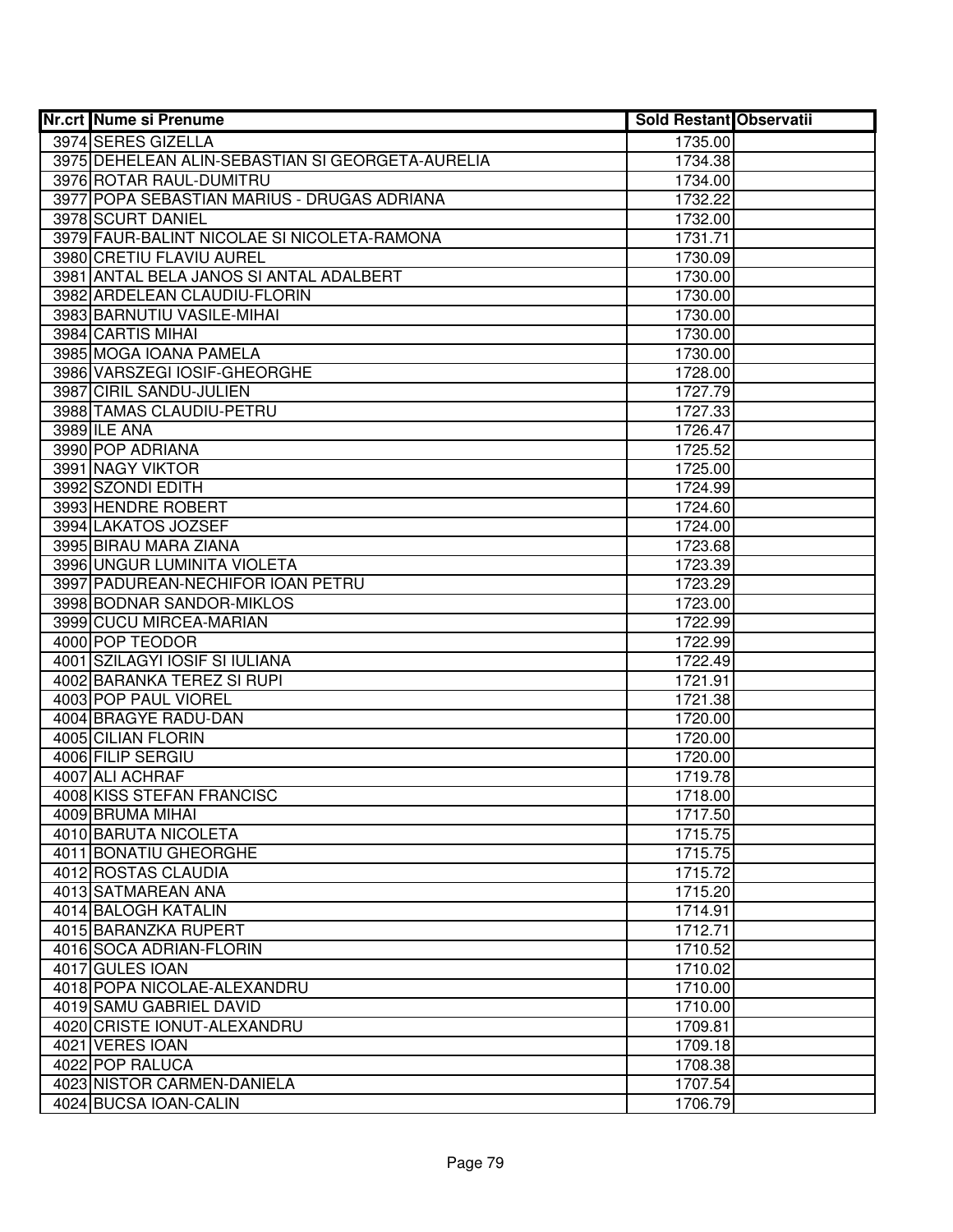| Nr.crt | Nume si Prenume | Sold Restant | Observatii |
|---|---|---|---|
| 3974 | SERES GIZELLA | 1735.00 | |
| 3975 | DEHELEAN ALIN-SEBASTIAN SI GEORGETA-AURELIA | 1734.38 | |
| 3976 | ROTAR RAUL-DUMITRU | 1734.00 | |
| 3977 | POPA SEBASTIAN MARIUS - DRUGAS ADRIANA | 1732.22 | |
| 3978 | SCURT DANIEL | 1732.00 | |
| 3979 | FAUR-BALINT NICOLAE SI NICOLETA-RAMONA | 1731.71 | |
| 3980 | CRETIU FLAVIU AUREL | 1730.09 | |
| 3981 | ANTAL BELA JANOS SI ANTAL ADALBERT | 1730.00 | |
| 3982 | ARDELEAN CLAUDIU-FLORIN | 1730.00 | |
| 3983 | BARNUTIU VASILE-MIHAI | 1730.00 | |
| 3984 | CARTIS MIHAI | 1730.00 | |
| 3985 | MOGA IOANA PAMELA | 1730.00 | |
| 3986 | VARSZEGI IOSIF-GHEORGHE | 1728.00 | |
| 3987 | CIRIL SANDU-JULIEN | 1727.79 | |
| 3988 | TAMAS CLAUDIU-PETRU | 1727.33 | |
| 3989 | ILE ANA | 1726.47 | |
| 3990 | POP ADRIANA | 1725.52 | |
| 3991 | NAGY VIKTOR | 1725.00 | |
| 3992 | SZONDI EDITH | 1724.99 | |
| 3993 | HENDRE ROBERT | 1724.60 | |
| 3994 | LAKATOS JOZSEF | 1724.00 | |
| 3995 | BIRAU MARA ZIANA | 1723.68 | |
| 3996 | UNGUR LUMINITA VIOLETA | 1723.39 | |
| 3997 | PADUREAN-NECHIFOR IOAN PETRU | 1723.29 | |
| 3998 | BODNAR SANDOR-MIKLOS | 1723.00 | |
| 3999 | CUCU MIRCEA-MARIAN | 1722.99 | |
| 4000 | POP TEODOR | 1722.99 | |
| 4001 | SZILAGYI IOSIF SI IULIANA | 1722.49 | |
| 4002 | BARANKA TEREZ SI RUPI | 1721.91 | |
| 4003 | POP PAUL VIOREL | 1721.38 | |
| 4004 | BRAGYE RADU-DAN | 1720.00 | |
| 4005 | CILIAN FLORIN | 1720.00 | |
| 4006 | FILIP SERGIU | 1720.00 | |
| 4007 | ALI ACHRAF | 1719.78 | |
| 4008 | KISS STEFAN FRANCISC | 1718.00 | |
| 4009 | BRUMA MIHAI | 1717.50 | |
| 4010 | BARUTA NICOLETA | 1715.75 | |
| 4011 | BONATIU GHEORGHE | 1715.75 | |
| 4012 | ROSTAS CLAUDIA | 1715.72 | |
| 4013 | SATMAREAN ANA | 1715.20 | |
| 4014 | BALOGH KATALIN | 1714.91 | |
| 4015 | BARANZKA RUPERT | 1712.71 | |
| 4016 | SOCA ADRIAN-FLORIN | 1710.52 | |
| 4017 | GULES IOAN | 1710.02 | |
| 4018 | POPA NICOLAE-ALEXANDRU | 1710.00 | |
| 4019 | SAMU GABRIEL DAVID | 1710.00 | |
| 4020 | CRISTE IONUT-ALEXANDRU | 1709.81 | |
| 4021 | VERES IOAN | 1709.18 | |
| 4022 | POP RALUCA | 1708.38 | |
| 4023 | NISTOR CARMEN-DANIELA | 1707.54 | |
| 4024 | BUCSA IOAN-CALIN | 1706.79 | |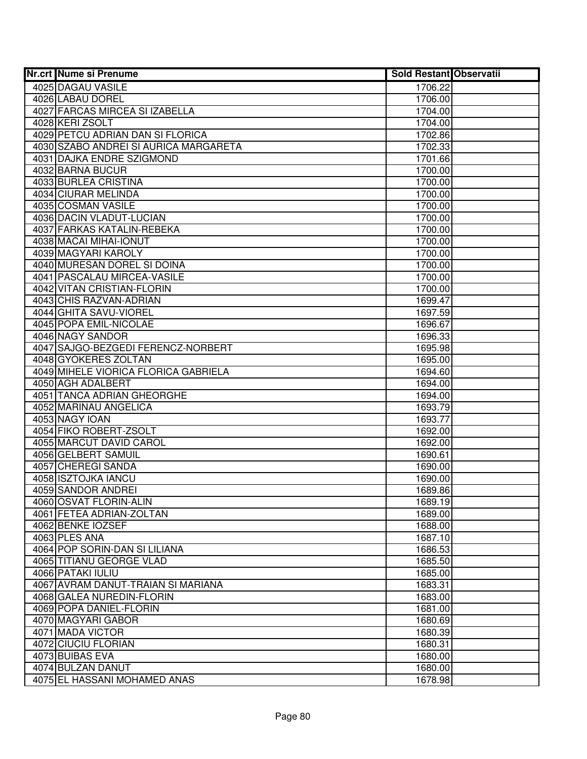| Nr.crt | Nume si Prenume | Sold Restant | Observatii |
|---|---|---|---|
| 4025 | DAGAU VASILE | 1706.22 | |
| 4026 | LABAU DOREL | 1706.00 | |
| 4027 | FARCAS MIRCEA SI IZABELLA | 1704.00 | |
| 4028 | KERI ZSOLT | 1704.00 | |
| 4029 | PETCU ADRIAN DAN SI FLORICA | 1702.86 | |
| 4030 | SZABO ANDREI SI AURICA MARGARETA | 1702.33 | |
| 4031 | DAJKA ENDRE SZIGMOND | 1701.66 | |
| 4032 | BARNA BUCUR | 1700.00 | |
| 4033 | BURLEA CRISTINA | 1700.00 | |
| 4034 | CIURAR MELINDA | 1700.00 | |
| 4035 | COSMAN VASILE | 1700.00 | |
| 4036 | DACIN VLADUT-LUCIAN | 1700.00 | |
| 4037 | FARKAS KATALIN-REBEKA | 1700.00 | |
| 4038 | MACAI MIHAI-IONUT | 1700.00 | |
| 4039 | MAGYARI KAROLY | 1700.00 | |
| 4040 | MURESAN DOREL SI DOINA | 1700.00 | |
| 4041 | PASCALAU MIRCEA-VASILE | 1700.00 | |
| 4042 | VITAN CRISTIAN-FLORIN | 1700.00 | |
| 4043 | CHIS RAZVAN-ADRIAN | 1699.47 | |
| 4044 | GHITA SAVU-VIOREL | 1697.59 | |
| 4045 | POPA EMIL-NICOLAE | 1696.67 | |
| 4046 | NAGY SANDOR | 1696.33 | |
| 4047 | SAJGO-BEZGEDI FERENCZ-NORBERT | 1695.98 | |
| 4048 | GYOKERES ZOLTAN | 1695.00 | |
| 4049 | MIHELE VIORICA FLORICA GABRIELA | 1694.60 | |
| 4050 | AGH ADALBERT | 1694.00 | |
| 4051 | TANCA ADRIAN GHEORGHE | 1694.00 | |
| 4052 | MARINAU ANGELICA | 1693.79 | |
| 4053 | NAGY IOAN | 1693.77 | |
| 4054 | FIKO ROBERT-ZSOLT | 1692.00 | |
| 4055 | MARCUT DAVID CAROL | 1692.00 | |
| 4056 | GELBERT SAMUIL | 1690.61 | |
| 4057 | CHEREGI SANDA | 1690.00 | |
| 4058 | ISZTOJKA IANCU | 1690.00 | |
| 4059 | SANDOR ANDREI | 1689.86 | |
| 4060 | OSVAT FLORIN-ALIN | 1689.19 | |
| 4061 | FETEA ADRIAN-ZOLTAN | 1689.00 | |
| 4062 | BENKE IOZSEF | 1688.00 | |
| 4063 | PLES ANA | 1687.10 | |
| 4064 | POP SORIN-DAN SI LILIANA | 1686.53 | |
| 4065 | TITIANU GEORGE VLAD | 1685.50 | |
| 4066 | PATAKI IULIU | 1685.00 | |
| 4067 | AVRAM DANUT-TRAIAN SI MARIANA | 1683.31 | |
| 4068 | GALEA NUREDIN-FLORIN | 1683.00 | |
| 4069 | POPA DANIEL-FLORIN | 1681.00 | |
| 4070 | MAGYARI GABOR | 1680.69 | |
| 4071 | MADA VICTOR | 1680.39 | |
| 4072 | CIUCIU FLORIAN | 1680.31 | |
| 4073 | BUIBAS EVA | 1680.00 | |
| 4074 | BULZAN DANUT | 1680.00 | |
| 4075 | EL HASSANI MOHAMED ANAS | 1678.98 | |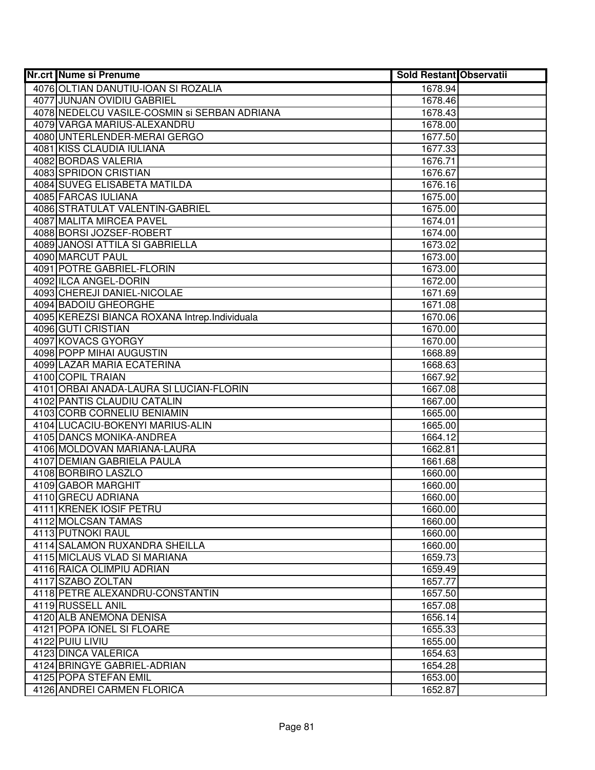| Nr.crt | Nume si Prenume | Sold Restant | Observatii |
|---|---|---|---|
| 4076 | OLTIAN DANUTIU-IOAN SI ROZALIA | 1678.94 | |
| 4077 | JUNJAN OVIDIU GABRIEL | 1678.46 | |
| 4078 | NEDELCU VASILE-COSMIN si SERBAN ADRIANA | 1678.43 | |
| 4079 | VARGA MARIUS-ALEXANDRU | 1678.00 | |
| 4080 | UNTERLENDER-MERAI GERGO | 1677.50 | |
| 4081 | KISS CLAUDIA IULIANA | 1677.33 | |
| 4082 | BORDAS VALERIA | 1676.71 | |
| 4083 | SPRIDON CRISTIAN | 1676.67 | |
| 4084 | SUVEG ELISABETA MATILDA | 1676.16 | |
| 4085 | FARCAS IULIANA | 1675.00 | |
| 4086 | STRATULAT VALENTIN-GABRIEL | 1675.00 | |
| 4087 | MALITA MIRCEA PAVEL | 1674.01 | |
| 4088 | BORSI JOZSEF-ROBERT | 1674.00 | |
| 4089 | JANOSI ATTILA SI GABRIELLA | 1673.02 | |
| 4090 | MARCUT PAUL | 1673.00 | |
| 4091 | POTRE GABRIEL-FLORIN | 1673.00 | |
| 4092 | ILCA ANGEL-DORIN | 1672.00 | |
| 4093 | CHEREJI DANIEL-NICOLAE | 1671.69 | |
| 4094 | BADOIU GHEORGHE | 1671.08 | |
| 4095 | KEREZSI BIANCA ROXANA Intrep.Individuala | 1670.06 | |
| 4096 | GUTI CRISTIAN | 1670.00 | |
| 4097 | KOVACS GYORGY | 1670.00 | |
| 4098 | POPP MIHAI AUGUSTIN | 1668.89 | |
| 4099 | LAZAR MARIA ECATERINA | 1668.63 | |
| 4100 | COPIL TRAIAN | 1667.92 | |
| 4101 | ORBAI ANADA-LAURA SI LUCIAN-FLORIN | 1667.08 | |
| 4102 | PANTIS CLAUDIU CATALIN | 1667.00 | |
| 4103 | CORB CORNELIU BENIAMIN | 1665.00 | |
| 4104 | LUCACIU-BOKENYI MARIUS-ALIN | 1665.00 | |
| 4105 | DANCS MONIKA-ANDREA | 1664.12 | |
| 4106 | MOLDOVAN MARIANA-LAURA | 1662.81 | |
| 4107 | DEMIAN GABRIELA PAULA | 1661.68 | |
| 4108 | BORBIRO LASZLO | 1660.00 | |
| 4109 | GABOR MARGHIT | 1660.00 | |
| 4110 | GRECU ADRIANA | 1660.00 | |
| 4111 | KRENEK IOSIF PETRU | 1660.00 | |
| 4112 | MOLCSAN TAMAS | 1660.00 | |
| 4113 | PUTNOKI RAUL | 1660.00 | |
| 4114 | SALAMON RUXANDRA SHEILLA | 1660.00 | |
| 4115 | MICLAUS VLAD SI MARIANA | 1659.73 | |
| 4116 | RAICA OLIMPIU ADRIAN | 1659.49 | |
| 4117 | SZABO ZOLTAN | 1657.77 | |
| 4118 | PETRE ALEXANDRU-CONSTANTIN | 1657.50 | |
| 4119 | RUSSELL ANIL | 1657.08 | |
| 4120 | ALB ANEMONA DENISA | 1656.14 | |
| 4121 | POPA IONEL SI FLOARE | 1655.33 | |
| 4122 | PUIU LIVIU | 1655.00 | |
| 4123 | DINCA VALERICA | 1654.63 | |
| 4124 | BRINGYE GABRIEL-ADRIAN | 1654.28 | |
| 4125 | POPA STEFAN EMIL | 1653.00 | |
| 4126 | ANDREI CARMEN FLORICA | 1652.87 | |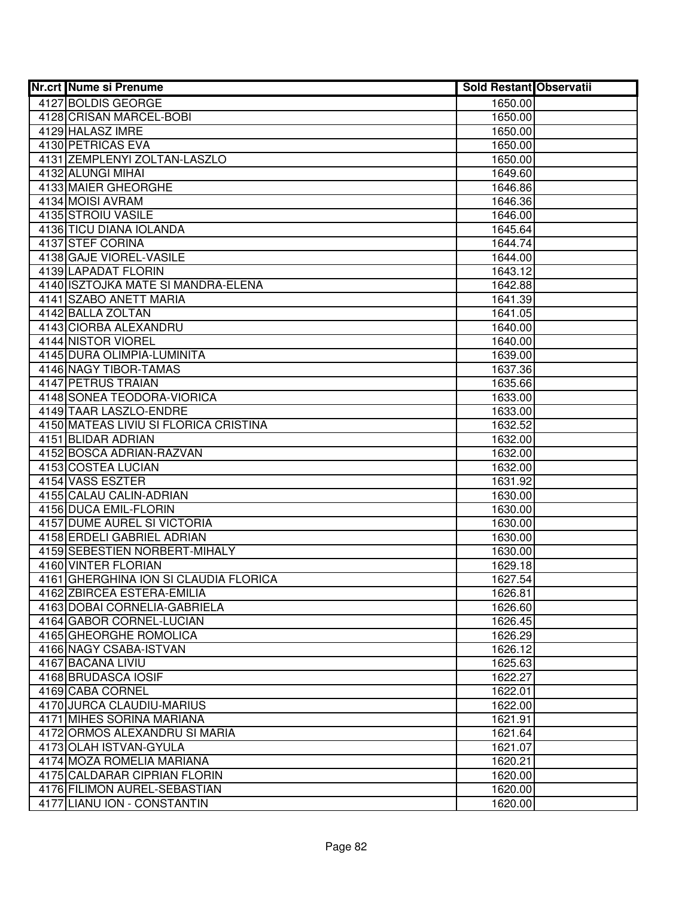| Nr.crt | Nume si Prenume | Sold Restant | Observatii |
|---|---|---|---|
| 4127 | BOLDIS GEORGE | 1650.00 | |
| 4128 | CRISAN MARCEL-BOBI | 1650.00 | |
| 4129 | HALASZ IMRE | 1650.00 | |
| 4130 | PETRICAS EVA | 1650.00 | |
| 4131 | ZEMPLENYI ZOLTAN-LASZLO | 1650.00 | |
| 4132 | ALUNGI MIHAI | 1649.60 | |
| 4133 | MAIER GHEORGHE | 1646.86 | |
| 4134 | MOISI AVRAM | 1646.36 | |
| 4135 | STROIU VASILE | 1646.00 | |
| 4136 | TICU DIANA IOLANDA | 1645.64 | |
| 4137 | STEF CORINA | 1644.74 | |
| 4138 | GAJE VIOREL-VASILE | 1644.00 | |
| 4139 | LAPADAT FLORIN | 1643.12 | |
| 4140 | ISZTOJKA MATE SI MANDRA-ELENA | 1642.88 | |
| 4141 | SZABO ANETT MARIA | 1641.39 | |
| 4142 | BALLA ZOLTAN | 1641.05 | |
| 4143 | CIORBA ALEXANDRU | 1640.00 | |
| 4144 | NISTOR VIOREL | 1640.00 | |
| 4145 | DURA OLIMPIA-LUMINITA | 1639.00 | |
| 4146 | NAGY TIBOR-TAMAS | 1637.36 | |
| 4147 | PETRUS TRAIAN | 1635.66 | |
| 4148 | SONEA TEODORA-VIORICA | 1633.00 | |
| 4149 | TAAR LASZLO-ENDRE | 1633.00 | |
| 4150 | MATEAS LIVIU SI FLORICA CRISTINA | 1632.52 | |
| 4151 | BLIDAR ADRIAN | 1632.00 | |
| 4152 | BOSCA ADRIAN-RAZVAN | 1632.00 | |
| 4153 | COSTEA LUCIAN | 1632.00 | |
| 4154 | VASS ESZTER | 1631.92 | |
| 4155 | CALAU CALIN-ADRIAN | 1630.00 | |
| 4156 | DUCA EMIL-FLORIN | 1630.00 | |
| 4157 | DUME AUREL SI VICTORIA | 1630.00 | |
| 4158 | ERDELI GABRIEL ADRIAN | 1630.00 | |
| 4159 | SEBESTIEN NORBERT-MIHALY | 1630.00 | |
| 4160 | VINTER FLORIAN | 1629.18 | |
| 4161 | GHERGHINA ION SI CLAUDIA FLORICA | 1627.54 | |
| 4162 | ZBIRCEA ESTERA-EMILIA | 1626.81 | |
| 4163 | DOBAI CORNELIA-GABRIELA | 1626.60 | |
| 4164 | GABOR CORNEL-LUCIAN | 1626.45 | |
| 4165 | GHEORGHE ROMOLICA | 1626.29 | |
| 4166 | NAGY CSABA-ISTVAN | 1626.12 | |
| 4167 | BACANA LIVIU | 1625.63 | |
| 4168 | BRUDASCA IOSIF | 1622.27 | |
| 4169 | CABA CORNEL | 1622.01 | |
| 4170 | JURCA CLAUDIU-MARIUS | 1622.00 | |
| 4171 | MIHES SORINA MARIANA | 1621.91 | |
| 4172 | ORMOS ALEXANDRU SI MARIA | 1621.64 | |
| 4173 | OLAH ISTVAN-GYULA | 1621.07 | |
| 4174 | MOZA ROMELIA MARIANA | 1620.21 | |
| 4175 | CALDARAR CIPRIAN FLORIN | 1620.00 | |
| 4176 | FILIMON AUREL-SEBASTIAN | 1620.00 | |
| 4177 | LIANU ION - CONSTANTIN | 1620.00 | |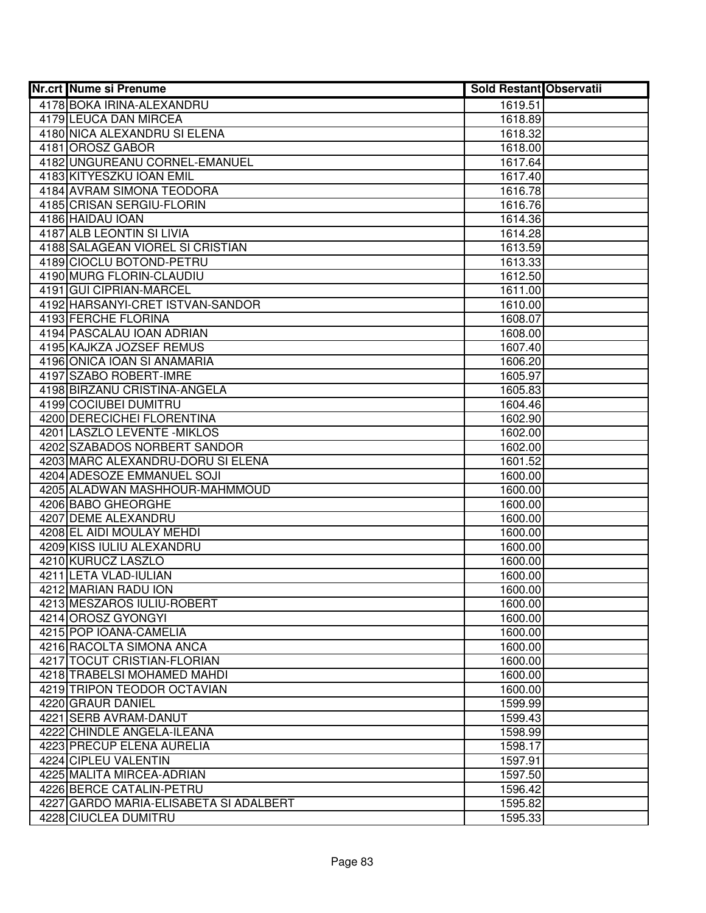| Nr.crt | Nume si Prenume | Sold Restant | Observatii |
|---|---|---|---|
| 4178 | BOKA IRINA-ALEXANDRU | 1619.51 | |
| 4179 | LEUCA DAN MIRCEA | 1618.89 | |
| 4180 | NICA ALEXANDRU SI ELENA | 1618.32 | |
| 4181 | OROSZ GABOR | 1618.00 | |
| 4182 | UNGUREANU CORNEL-EMANUEL | 1617.64 | |
| 4183 | KITYESZKU IOAN EMIL | 1617.40 | |
| 4184 | AVRAM SIMONA TEODORA | 1616.78 | |
| 4185 | CRISAN SERGIU-FLORIN | 1616.76 | |
| 4186 | HAIDAU IOAN | 1614.36 | |
| 4187 | ALB LEONTIN SI LIVIA | 1614.28 | |
| 4188 | SALAGEAN VIOREL SI CRISTIAN | 1613.59 | |
| 4189 | CIOCLU BOTOND-PETRU | 1613.33 | |
| 4190 | MURG FLORIN-CLAUDIU | 1612.50 | |
| 4191 | GUI CIPRIAN-MARCEL | 1611.00 | |
| 4192 | HARSANYI-CRET ISTVAN-SANDOR | 1610.00 | |
| 4193 | FERCHE FLORINA | 1608.07 | |
| 4194 | PASCALAU IOAN ADRIAN | 1608.00 | |
| 4195 | KAJKZA JOZSEF REMUS | 1607.40 | |
| 4196 | ONICA IOAN SI ANAMARIA | 1606.20 | |
| 4197 | SZABO ROBERT-IMRE | 1605.97 | |
| 4198 | BIRZANU CRISTINA-ANGELA | 1605.83 | |
| 4199 | COCIUBEI DUMITRU | 1604.46 | |
| 4200 | DERECICHEI FLORENTINA | 1602.90 | |
| 4201 | LASZLO LEVENTE -MIKLOS | 1602.00 | |
| 4202 | SZABADOS NORBERT SANDOR | 1602.00 | |
| 4203 | MARC ALEXANDRU-DORU SI ELENA | 1601.52 | |
| 4204 | ADESOZE EMMANUEL SOJI | 1600.00 | |
| 4205 | ALADWAN MASHHOUR-MAHMMOUD | 1600.00 | |
| 4206 | BABO GHEORGHE | 1600.00 | |
| 4207 | DEME ALEXANDRU | 1600.00 | |
| 4208 | EL AIDI MOULAY MEHDI | 1600.00 | |
| 4209 | KISS IULIU ALEXANDRU | 1600.00 | |
| 4210 | KURUCZ LASZLO | 1600.00 | |
| 4211 | LETA VLAD-IULIAN | 1600.00 | |
| 4212 | MARIAN RADU ION | 1600.00 | |
| 4213 | MESZAROS IULIU-ROBERT | 1600.00 | |
| 4214 | OROSZ GYONGYI | 1600.00 | |
| 4215 | POP IOANA-CAMELIA | 1600.00 | |
| 4216 | RACOLTA SIMONA ANCA | 1600.00 | |
| 4217 | TOCUT CRISTIAN-FLORIAN | 1600.00 | |
| 4218 | TRABELSI MOHAMED MAHDI | 1600.00 | |
| 4219 | TRIPON TEODOR OCTAVIAN | 1600.00 | |
| 4220 | GRAUR DANIEL | 1599.99 | |
| 4221 | SERB AVRAM-DANUT | 1599.43 | |
| 4222 | CHINDLE ANGELA-ILEANA | 1598.99 | |
| 4223 | PRECUP ELENA AURELIA | 1598.17 | |
| 4224 | CIPLEU VALENTIN | 1597.91 | |
| 4225 | MALITA MIRCEA-ADRIAN | 1597.50 | |
| 4226 | BERCE CATALIN-PETRU | 1596.42 | |
| 4227 | GARDO MARIA-ELISABETA SI ADALBERT | 1595.82 | |
| 4228 | CIUCLEA DUMITRU | 1595.33 | |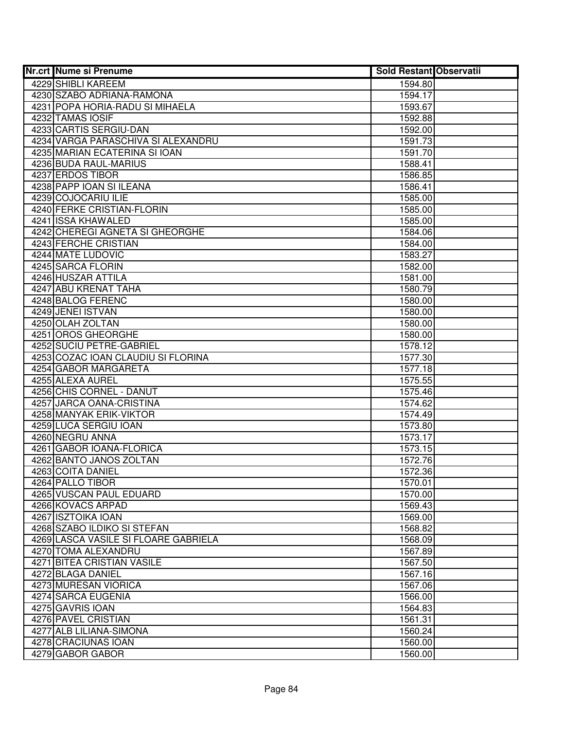| Nr.crt | Nume si Prenume | Sold Restant | Observatii |
|---|---|---|---|
| 4229 | SHIBLI KAREEM | 1594.80 | |
| 4230 | SZABO ADRIANA-RAMONA | 1594.17 | |
| 4231 | POPA HORIA-RADU SI MIHAELA | 1593.67 | |
| 4232 | TAMAS IOSIF | 1592.88 | |
| 4233 | CARTIS SERGIU-DAN | 1592.00 | |
| 4234 | VARGA PARASCHIVA SI ALEXANDRU | 1591.73 | |
| 4235 | MARIAN ECATERINA SI IOAN | 1591.70 | |
| 4236 | BUDA RAUL-MARIUS | 1588.41 | |
| 4237 | ERDOS TIBOR | 1586.85 | |
| 4238 | PAPP IOAN SI ILEANA | 1586.41 | |
| 4239 | COJOCARIU ILIE | 1585.00 | |
| 4240 | FERKE CRISTIAN-FLORIN | 1585.00 | |
| 4241 | ISSA KHAWALED | 1585.00 | |
| 4242 | CHEREGI AGNETA SI GHEORGHE | 1584.06 | |
| 4243 | FERCHE CRISTIAN | 1584.00 | |
| 4244 | MATE LUDOVIC | 1583.27 | |
| 4245 | SARCA FLORIN | 1582.00 | |
| 4246 | HUSZAR ATTILA | 1581.00 | |
| 4247 | ABU KRENAT TAHA | 1580.79 | |
| 4248 | BALOG FERENC | 1580.00 | |
| 4249 | JENEI ISTVAN | 1580.00 | |
| 4250 | OLAH ZOLTAN | 1580.00 | |
| 4251 | OROS GHEORGHE | 1580.00 | |
| 4252 | SUCIU PETRE-GABRIEL | 1578.12 | |
| 4253 | COZAC IOAN CLAUDIU SI FLORINA | 1577.30 | |
| 4254 | GABOR MARGARETA | 1577.18 | |
| 4255 | ALEXA AUREL | 1575.55 | |
| 4256 | CHIS CORNEL - DANUT | 1575.46 | |
| 4257 | JARCA OANA-CRISTINA | 1574.62 | |
| 4258 | MANYAK ERIK-VIKTOR | 1574.49 | |
| 4259 | LUCA SERGIU IOAN | 1573.80 | |
| 4260 | NEGRU ANNA | 1573.17 | |
| 4261 | GABOR IOANA-FLORICA | 1573.15 | |
| 4262 | BANTO JANOS ZOLTAN | 1572.76 | |
| 4263 | COITA DANIEL | 1572.36 | |
| 4264 | PALLO TIBOR | 1570.01 | |
| 4265 | VUSCAN PAUL EDUARD | 1570.00 | |
| 4266 | KOVACS ARPAD | 1569.43 | |
| 4267 | ISZTOIKA IOAN | 1569.00 | |
| 4268 | SZABO ILDIKO SI STEFAN | 1568.82 | |
| 4269 | LASCA VASILE SI FLOARE GABRIELA | 1568.09 | |
| 4270 | TOMA ALEXANDRU | 1567.89 | |
| 4271 | BITEA CRISTIAN VASILE | 1567.50 | |
| 4272 | BLAGA DANIEL | 1567.16 | |
| 4273 | MURESAN VIORICA | 1567.06 | |
| 4274 | SARCA EUGENIA | 1566.00 | |
| 4275 | GAVRIS IOAN | 1564.83 | |
| 4276 | PAVEL CRISTIAN | 1561.31 | |
| 4277 | ALB LILIANA-SIMONA | 1560.24 | |
| 4278 | CRACIUNAS IOAN | 1560.00 | |
| 4279 | GABOR GABOR | 1560.00 | |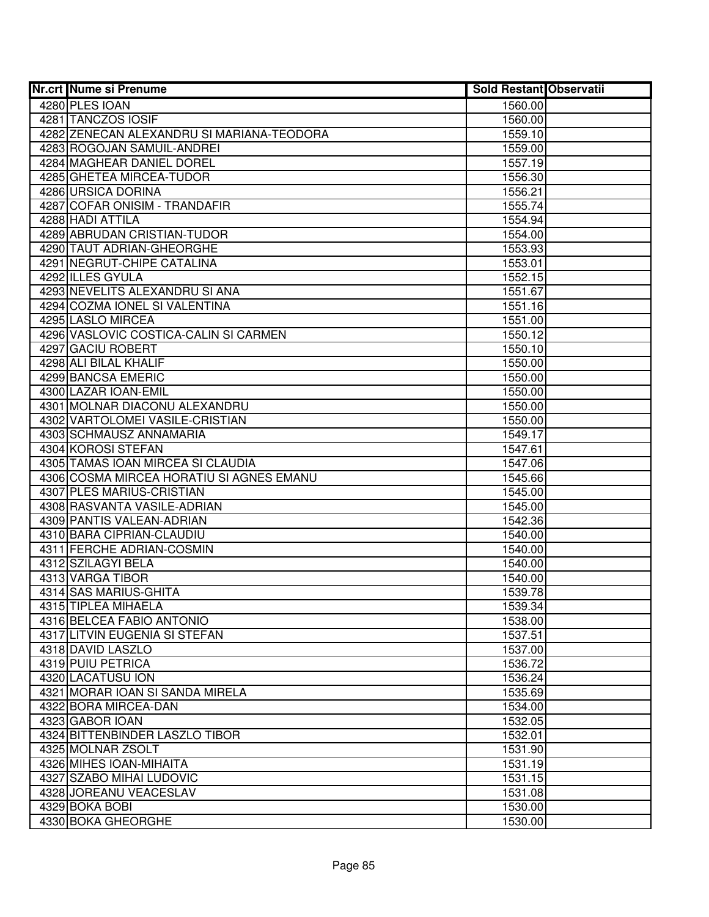| Nr.crt | Nume si Prenume | Sold Restant | Observatii |
|---|---|---|---|
| 4280 | PLES IOAN | 1560.00 | |
| 4281 | TANCZOS IOSIF | 1560.00 | |
| 4282 | ZENECAN ALEXANDRU SI MARIANA-TEODORA | 1559.10 | |
| 4283 | ROGOJAN SAMUIL-ANDREI | 1559.00 | |
| 4284 | MAGHEAR DANIEL DOREL | 1557.19 | |
| 4285 | GHETEA MIRCEA-TUDOR | 1556.30 | |
| 4286 | URSICA DORINA | 1556.21 | |
| 4287 | COFAR ONISIM - TRANDAFIR | 1555.74 | |
| 4288 | HADI ATTILA | 1554.94 | |
| 4289 | ABRUDAN CRISTIAN-TUDOR | 1554.00 | |
| 4290 | TAUT ADRIAN-GHEORGHE | 1553.93 | |
| 4291 | NEGRUT-CHIPE CATALINA | 1553.01 | |
| 4292 | ILLES GYULA | 1552.15 | |
| 4293 | NEVELITS ALEXANDRU SI ANA | 1551.67 | |
| 4294 | COZMA IONEL SI VALENTINA | 1551.16 | |
| 4295 | LASLO MIRCEA | 1551.00 | |
| 4296 | VASLOVIC COSTICA-CALIN SI CARMEN | 1550.12 | |
| 4297 | GACIU ROBERT | 1550.10 | |
| 4298 | ALI BILAL KHALIF | 1550.00 | |
| 4299 | BANCSA EMERIC | 1550.00 | |
| 4300 | LAZAR IOAN-EMIL | 1550.00 | |
| 4301 | MOLNAR DIACONU ALEXANDRU | 1550.00 | |
| 4302 | VARTOLOMEI VASILE-CRISTIAN | 1550.00 | |
| 4303 | SCHMAUSZ ANNAMARIA | 1549.17 | |
| 4304 | KOROSI STEFAN | 1547.61 | |
| 4305 | TAMAS IOAN MIRCEA SI CLAUDIA | 1547.06 | |
| 4306 | COSMA MIRCEA HORATIU SI AGNES EMANU | 1545.66 | |
| 4307 | PLES MARIUS-CRISTIAN | 1545.00 | |
| 4308 | RASVANTA VASILE-ADRIAN | 1545.00 | |
| 4309 | PANTIS VALEAN-ADRIAN | 1542.36 | |
| 4310 | BARA CIPRIAN-CLAUDIU | 1540.00 | |
| 4311 | FERCHE ADRIAN-COSMIN | 1540.00 | |
| 4312 | SZILAGYI BELA | 1540.00 | |
| 4313 | VARGA TIBOR | 1540.00 | |
| 4314 | SAS MARIUS-GHITA | 1539.78 | |
| 4315 | TIPLEA MIHAELA | 1539.34 | |
| 4316 | BELCEA FABIO ANTONIO | 1538.00 | |
| 4317 | LITVIN EUGENIA SI STEFAN | 1537.51 | |
| 4318 | DAVID LASZLO | 1537.00 | |
| 4319 | PUIU PETRICA | 1536.72 | |
| 4320 | LACATUSU ION | 1536.24 | |
| 4321 | MORAR IOAN SI SANDA MIRELA | 1535.69 | |
| 4322 | BORA MIRCEA-DAN | 1534.00 | |
| 4323 | GABOR IOAN | 1532.05 | |
| 4324 | BITTENBINDER LASZLO TIBOR | 1532.01 | |
| 4325 | MOLNAR ZSOLT | 1531.90 | |
| 4326 | MIHES IOAN-MIHAITA | 1531.19 | |
| 4327 | SZABO MIHAI LUDOVIC | 1531.15 | |
| 4328 | JOREANU VEACESLAV | 1531.08 | |
| 4329 | BOKA BOBI | 1530.00 | |
| 4330 | BOKA GHEORGHE | 1530.00 | |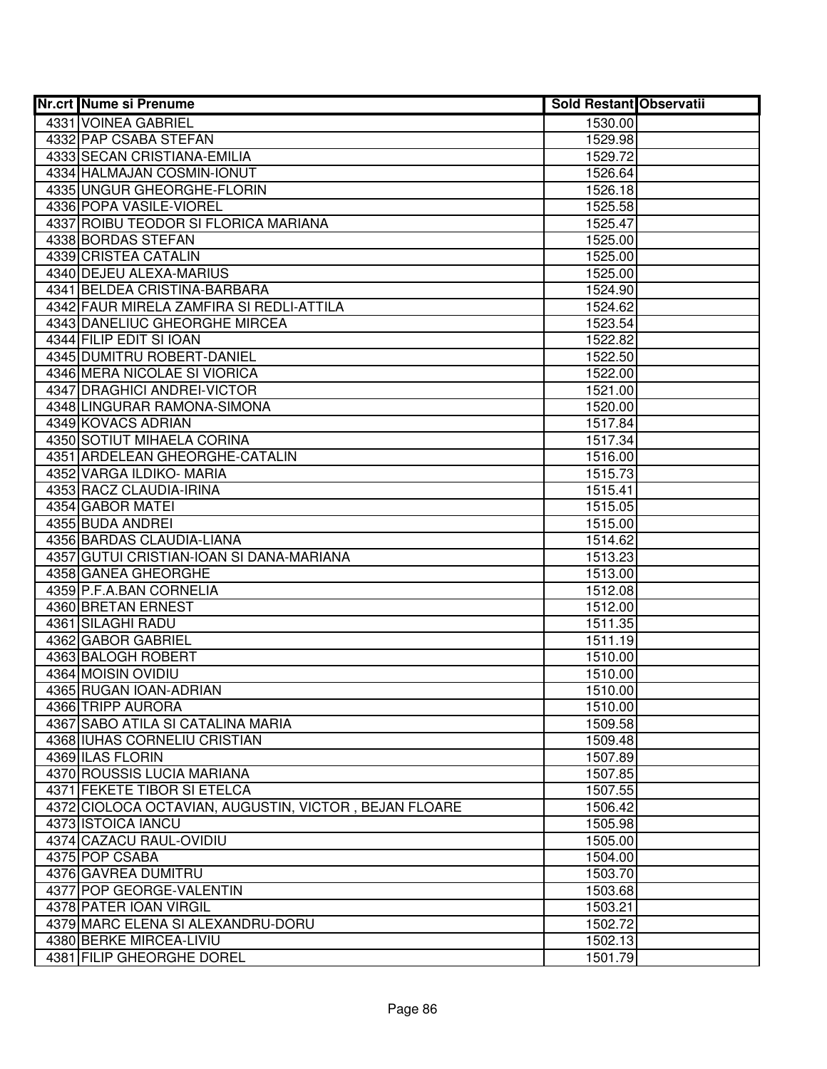| Nr.crt | Nume si Prenume | Sold Restant | Observatii |
|---|---|---|---|
| 4331 | VOINEA GABRIEL | 1530.00 | |
| 4332 | PAP CSABA STEFAN | 1529.98 | |
| 4333 | SECAN CRISTIANA-EMILIA | 1529.72 | |
| 4334 | HALMAJAN COSMIN-IONUT | 1526.64 | |
| 4335 | UNGUR GHEORGHE-FLORIN | 1526.18 | |
| 4336 | POPA VASILE-VIOREL | 1525.58 | |
| 4337 | ROIBU TEODOR SI FLORICA MARIANA | 1525.47 | |
| 4338 | BORDAS STEFAN | 1525.00 | |
| 4339 | CRISTEA CATALIN | 1525.00 | |
| 4340 | DEJEU ALEXA-MARIUS | 1525.00 | |
| 4341 | BELDEA CRISTINA-BARBARA | 1524.90 | |
| 4342 | FAUR MIRELA ZAMFIRA SI REDLI-ATTILA | 1524.62 | |
| 4343 | DANELIUC GHEORGHE MIRCEA | 1523.54 | |
| 4344 | FILIP EDIT SI IOAN | 1522.82 | |
| 4345 | DUMITRU ROBERT-DANIEL | 1522.50 | |
| 4346 | MERA NICOLAE SI VIORICA | 1522.00 | |
| 4347 | DRAGHICI ANDREI-VICTOR | 1521.00 | |
| 4348 | LINGURAR RAMONA-SIMONA | 1520.00 | |
| 4349 | KOVACS ADRIAN | 1517.84 | |
| 4350 | SOTIUT MIHAELA CORINA | 1517.34 | |
| 4351 | ARDELEAN GHEORGHE-CATALIN | 1516.00 | |
| 4352 | VARGA ILDIKO- MARIA | 1515.73 | |
| 4353 | RACZ CLAUDIA-IRINA | 1515.41 | |
| 4354 | GABOR MATEI | 1515.05 | |
| 4355 | BUDA ANDREI | 1515.00 | |
| 4356 | BARDAS CLAUDIA-LIANA | 1514.62 | |
| 4357 | GUTUI CRISTIAN-IOAN SI DANA-MARIANA | 1513.23 | |
| 4358 | GANEA GHEORGHE | 1513.00 | |
| 4359 | P.F.A.BAN CORNELIA | 1512.08 | |
| 4360 | BRETAN ERNEST | 1512.00 | |
| 4361 | SILAGHI RADU | 1511.35 | |
| 4362 | GABOR GABRIEL | 1511.19 | |
| 4363 | BALOGH ROBERT | 1510.00 | |
| 4364 | MOISIN OVIDIU | 1510.00 | |
| 4365 | RUGAN IOAN-ADRIAN | 1510.00 | |
| 4366 | TRIPP AURORA | 1510.00 | |
| 4367 | SABO ATILA SI CATALINA MARIA | 1509.58 | |
| 4368 | IUHAS CORNELIU CRISTIAN | 1509.48 | |
| 4369 | ILAS FLORIN | 1507.89 | |
| 4370 | ROUSSIS LUCIA MARIANA | 1507.85 | |
| 4371 | FEKETE TIBOR SI ETELCA | 1507.55 | |
| 4372 | CIOLOCA OCTAVIAN, AUGUSTIN, VICTOR , BEJAN FLOARE | 1506.42 | |
| 4373 | ISTOICA IANCU | 1505.98 | |
| 4374 | CAZACU RAUL-OVIDIU | 1505.00 | |
| 4375 | POP CSABA | 1504.00 | |
| 4376 | GAVREA DUMITRU | 1503.70 | |
| 4377 | POP GEORGE-VALENTIN | 1503.68 | |
| 4378 | PATER IOAN VIRGIL | 1503.21 | |
| 4379 | MARC ELENA SI ALEXANDRU-DORU | 1502.72 | |
| 4380 | BERKE MIRCEA-LIVIU | 1502.13 | |
| 4381 | FILIP GHEORGHE DOREL | 1501.79 | |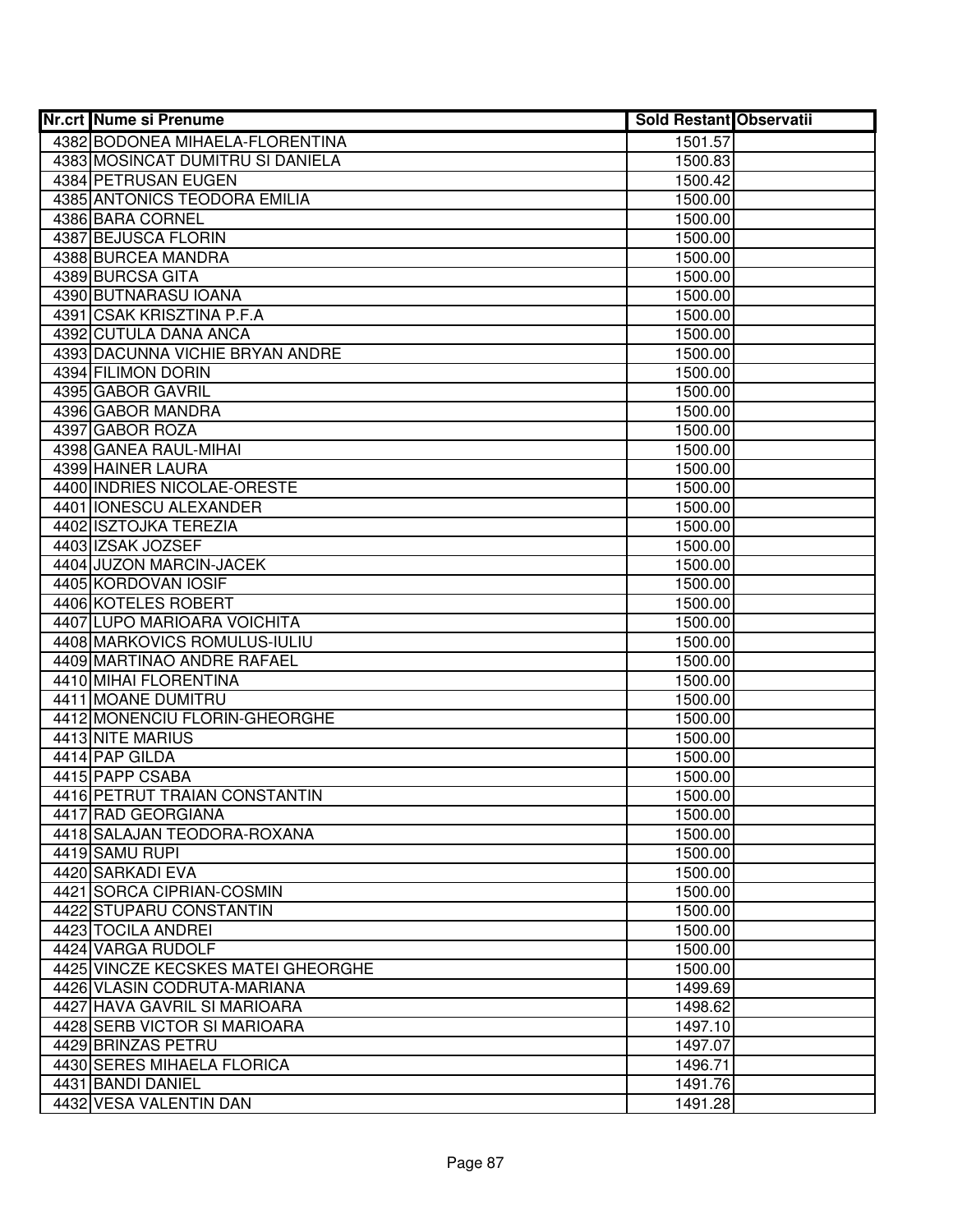| Nr.crt | Nume si Prenume | Sold Restant | Observatii |
|---|---|---|---|
| 4382 | BODONEA MIHAELA-FLORENTINA | 1501.57 | |
| 4383 | MOSINCAT DUMITRU SI DANIELA | 1500.83 | |
| 4384 | PETRUSAN EUGEN | 1500.42 | |
| 4385 | ANTONICS TEODORA EMILIA | 1500.00 | |
| 4386 | BARA CORNEL | 1500.00 | |
| 4387 | BEJUSCA FLORIN | 1500.00 | |
| 4388 | BURCEA MANDRA | 1500.00 | |
| 4389 | BURCSA GITA | 1500.00 | |
| 4390 | BUTNARASU IOANA | 1500.00 | |
| 4391 | CSAK KRISZTINA P.F.A | 1500.00 | |
| 4392 | CUTULA DANA ANCA | 1500.00 | |
| 4393 | DACUNNA VICHIE BRYAN ANDRE | 1500.00 | |
| 4394 | FILIMON DORIN | 1500.00 | |
| 4395 | GABOR GAVRIL | 1500.00 | |
| 4396 | GABOR MANDRA | 1500.00 | |
| 4397 | GABOR ROZA | 1500.00 | |
| 4398 | GANEA RAUL-MIHAI | 1500.00 | |
| 4399 | HAINER LAURA | 1500.00 | |
| 4400 | INDRIES NICOLAE-ORESTE | 1500.00 | |
| 4401 | IONESCU ALEXANDER | 1500.00 | |
| 4402 | ISZTOJKA TEREZIA | 1500.00 | |
| 4403 | IZSAK JOZSEF | 1500.00 | |
| 4404 | JUZON MARCIN-JACEK | 1500.00 | |
| 4405 | KORDOVAN IOSIF | 1500.00 | |
| 4406 | KOTELES ROBERT | 1500.00 | |
| 4407 | LUPO MARIOARA VOICHITA | 1500.00 | |
| 4408 | MARKOVICS ROMULUS-IULIU | 1500.00 | |
| 4409 | MARTINAO ANDRE RAFAEL | 1500.00 | |
| 4410 | MIHAI FLORENTINA | 1500.00 | |
| 4411 | MOANE DUMITRU | 1500.00 | |
| 4412 | MONENCIU FLORIN-GHEORGHE | 1500.00 | |
| 4413 | NITE MARIUS | 1500.00 | |
| 4414 | PAP GILDA | 1500.00 | |
| 4415 | PAPP CSABA | 1500.00 | |
| 4416 | PETRUT TRAIAN CONSTANTIN | 1500.00 | |
| 4417 | RAD GEORGIANA | 1500.00 | |
| 4418 | SALAJAN TEODORA-ROXANA | 1500.00 | |
| 4419 | SAMU RUPI | 1500.00 | |
| 4420 | SARKADI EVA | 1500.00 | |
| 4421 | SORCA CIPRIAN-COSMIN | 1500.00 | |
| 4422 | STUPARU CONSTANTIN | 1500.00 | |
| 4423 | TOCILA ANDREI | 1500.00 | |
| 4424 | VARGA RUDOLF | 1500.00 | |
| 4425 | VINCZE KECSKES MATEI GHEORGHE | 1500.00 | |
| 4426 | VLASIN CODRUTA-MARIANA | 1499.69 | |
| 4427 | HAVA GAVRIL SI MARIOARA | 1498.62 | |
| 4428 | SERB VICTOR SI MARIOARA | 1497.10 | |
| 4429 | BRINZAS PETRU | 1497.07 | |
| 4430 | SERES MIHAELA FLORICA | 1496.71 | |
| 4431 | BANDI DANIEL | 1491.76 | |
| 4432 | VESA VALENTIN DAN | 1491.28 | |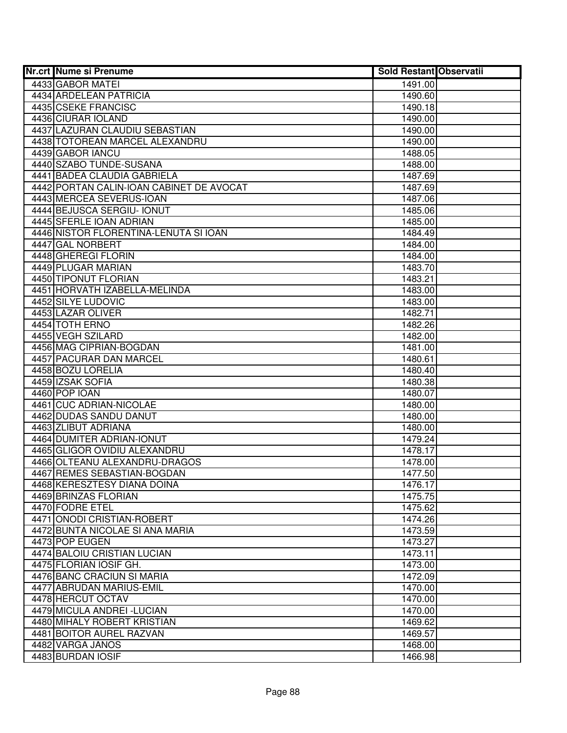| Nr.crt | Nume si Prenume | Sold Restant | Observatii |
|---|---|---|---|
| 4433 | GABOR MATEI | 1491.00 | |
| 4434 | ARDELEAN PATRICIA | 1490.60 | |
| 4435 | CSEKE FRANCISC | 1490.18 | |
| 4436 | CIURAR IOLAND | 1490.00 | |
| 4437 | LAZURAN CLAUDIU SEBASTIAN | 1490.00 | |
| 4438 | TOTOREAN MARCEL ALEXANDRU | 1490.00 | |
| 4439 | GABOR IANCU | 1488.05 | |
| 4440 | SZABO TUNDE-SUSANA | 1488.00 | |
| 4441 | BADEA CLAUDIA GABRIELA | 1487.69 | |
| 4442 | PORTAN CALIN-IOAN CABINET DE AVOCAT | 1487.69 | |
| 4443 | MERCEA SEVERUS-IOAN | 1487.06 | |
| 4444 | BEJUSCA SERGIU- IONUT | 1485.06 | |
| 4445 | SFERLE IOAN ADRIAN | 1485.00 | |
| 4446 | NISTOR FLORENTINA-LENUTA SI IOAN | 1484.49 | |
| 4447 | GAL NORBERT | 1484.00 | |
| 4448 | GHEREGI FLORIN | 1484.00 | |
| 4449 | PLUGAR MARIAN | 1483.70 | |
| 4450 | TIPONUT FLORIAN | 1483.21 | |
| 4451 | HORVATH IZABELLA-MELINDA | 1483.00 | |
| 4452 | SILYE LUDOVIC | 1483.00 | |
| 4453 | LAZAR OLIVER | 1482.71 | |
| 4454 | TOTH ERNO | 1482.26 | |
| 4455 | VEGH SZILARD | 1482.00 | |
| 4456 | MAG CIPRIAN-BOGDAN | 1481.00 | |
| 4457 | PACURAR DAN MARCEL | 1480.61 | |
| 4458 | BOZU LORELIA | 1480.40 | |
| 4459 | IZSAK SOFIA | 1480.38 | |
| 4460 | POP IOAN | 1480.07 | |
| 4461 | CUC ADRIAN-NICOLAE | 1480.00 | |
| 4462 | DUDAS SANDU DANUT | 1480.00 | |
| 4463 | ZLIBUT ADRIANA | 1480.00 | |
| 4464 | DUMITER ADRIAN-IONUT | 1479.24 | |
| 4465 | GLIGOR OVIDIU ALEXANDRU | 1478.17 | |
| 4466 | OLTEANU ALEXANDRU-DRAGOS | 1478.00 | |
| 4467 | REMES SEBASTIAN-BOGDAN | 1477.50 | |
| 4468 | KERESZTESY DIANA DOINA | 1476.17 | |
| 4469 | BRINZAS FLORIAN | 1475.75 | |
| 4470 | FODRE ETEL | 1475.62 | |
| 4471 | ONODI CRISTIAN-ROBERT | 1474.26 | |
| 4472 | BUNTA NICOLAE SI ANA MARIA | 1473.59 | |
| 4473 | POP EUGEN | 1473.27 | |
| 4474 | BALOIU CRISTIAN LUCIAN | 1473.11 | |
| 4475 | FLORIAN IOSIF GH. | 1473.00 | |
| 4476 | BANC CRACIUN SI MARIA | 1472.09 | |
| 4477 | ABRUDAN MARIUS-EMIL | 1470.00 | |
| 4478 | HERCUT OCTAV | 1470.00 | |
| 4479 | MICULA ANDREI -LUCIAN | 1470.00 | |
| 4480 | MIHALY ROBERT KRISTIAN | 1469.62 | |
| 4481 | BOITOR AUREL RAZVAN | 1469.57 | |
| 4482 | VARGA JANOS | 1468.00 | |
| 4483 | BURDAN IOSIF | 1466.98 | |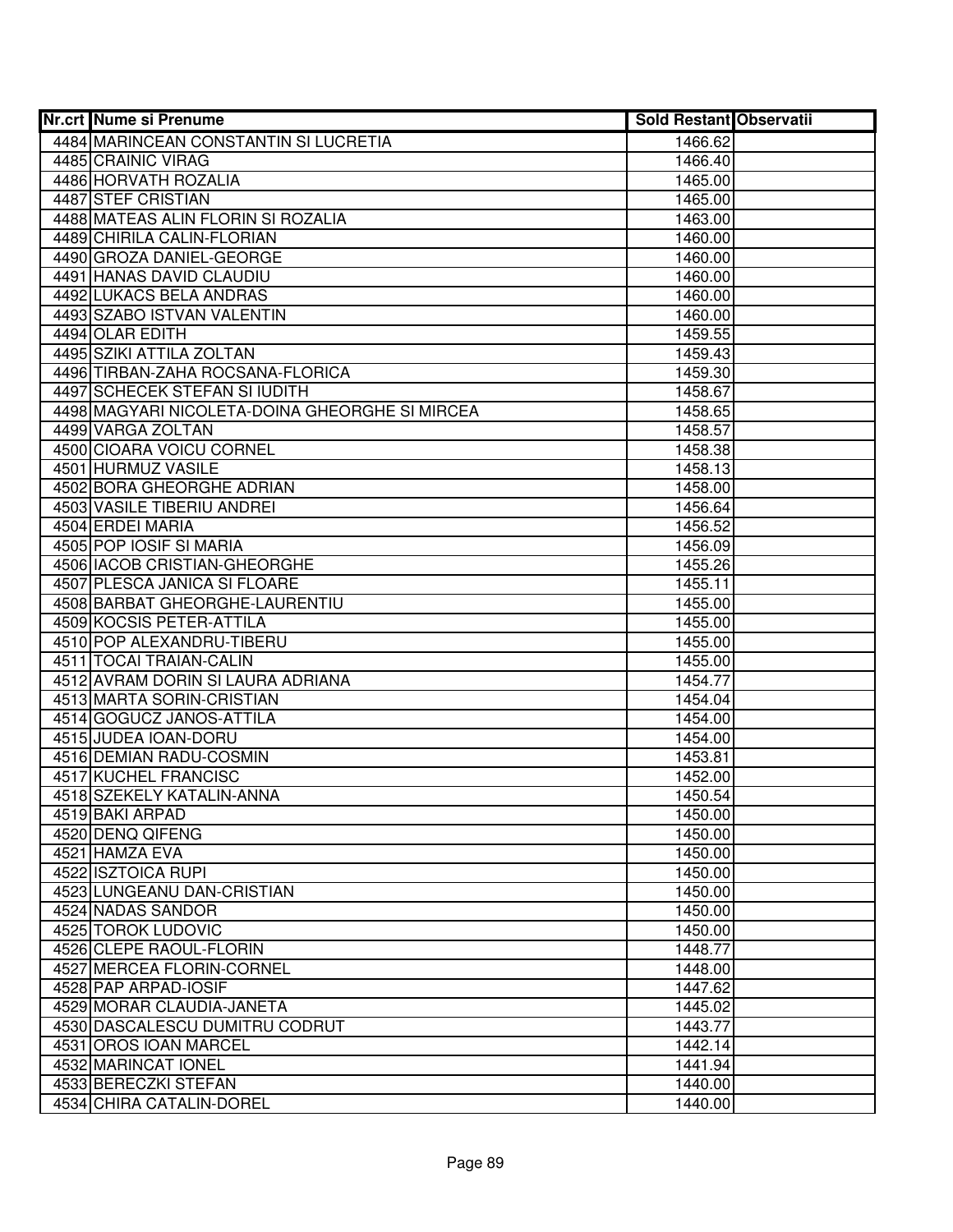| Nr.crt | Nume si Prenume | Sold Restant | Observatii |
|---|---|---|---|
| 4484 | MARINCEAN CONSTANTIN SI LUCRETIA | 1466.62 | |
| 4485 | CRAINIC VIRAG | 1466.40 | |
| 4486 | HORVATH ROZALIA | 1465.00 | |
| 4487 | STEF CRISTIAN | 1465.00 | |
| 4488 | MATEAS ALIN FLORIN SI ROZALIA | 1463.00 | |
| 4489 | CHIRILA CALIN-FLORIAN | 1460.00 | |
| 4490 | GROZA DANIEL-GEORGE | 1460.00 | |
| 4491 | HANAS DAVID CLAUDIU | 1460.00 | |
| 4492 | LUKACS BELA ANDRAS | 1460.00 | |
| 4493 | SZABO ISTVAN VALENTIN | 1460.00 | |
| 4494 | OLAR EDITH | 1459.55 | |
| 4495 | SZIKI ATTILA ZOLTAN | 1459.43 | |
| 4496 | TIRBAN-ZAHA ROCSANA-FLORICA | 1459.30 | |
| 4497 | SCHECEK STEFAN SI IUDITH | 1458.67 | |
| 4498 | MAGYARI NICOLETA-DOINA GHEORGHE SI MIRCEA | 1458.65 | |
| 4499 | VARGA ZOLTAN | 1458.57 | |
| 4500 | CIOARA VOICU CORNEL | 1458.38 | |
| 4501 | HURMUZ VASILE | 1458.13 | |
| 4502 | BORA GHEORGHE ADRIAN | 1458.00 | |
| 4503 | VASILE TIBERIU ANDREI | 1456.64 | |
| 4504 | ERDEI MARIA | 1456.52 | |
| 4505 | POP IOSIF SI MARIA | 1456.09 | |
| 4506 | IACOB CRISTIAN-GHEORGHE | 1455.26 | |
| 4507 | PLESCA JANICA SI FLOARE | 1455.11 | |
| 4508 | BARBAT GHEORGHE-LAURENTIU | 1455.00 | |
| 4509 | KOCSIS PETER-ATTILA | 1455.00 | |
| 4510 | POP ALEXANDRU-TIBERU | 1455.00 | |
| 4511 | TOCAI TRAIAN-CALIN | 1455.00 | |
| 4512 | AVRAM DORIN SI LAURA ADRIANA | 1454.77 | |
| 4513 | MARTA SORIN-CRISTIAN | 1454.04 | |
| 4514 | GOGUCZ JANOS-ATTILA | 1454.00 | |
| 4515 | JUDEA IOAN-DORU | 1454.00 | |
| 4516 | DEMIAN RADU-COSMIN | 1453.81 | |
| 4517 | KUCHEL FRANCISC | 1452.00 | |
| 4518 | SZEKELY KATALIN-ANNA | 1450.54 | |
| 4519 | BAKI ARPAD | 1450.00 | |
| 4520 | DENQ QIFENG | 1450.00 | |
| 4521 | HAMZA EVA | 1450.00 | |
| 4522 | ISZTOICA RUPI | 1450.00 | |
| 4523 | LUNGEANU DAN-CRISTIAN | 1450.00 | |
| 4524 | NADAS SANDOR | 1450.00 | |
| 4525 | TOROK LUDOVIC | 1450.00 | |
| 4526 | CLEPE RAOUL-FLORIN | 1448.77 | |
| 4527 | MERCEA FLORIN-CORNEL | 1448.00 | |
| 4528 | PAP ARPAD-IOSIF | 1447.62 | |
| 4529 | MORAR CLAUDIA-JANETA | 1445.02 | |
| 4530 | DASCALESCU DUMITRU CODRUT | 1443.77 | |
| 4531 | OROS IOAN MARCEL | 1442.14 | |
| 4532 | MARINCAT IONEL | 1441.94 | |
| 4533 | BERECZKI STEFAN | 1440.00 | |
| 4534 | CHIRA CATALIN-DOREL | 1440.00 | |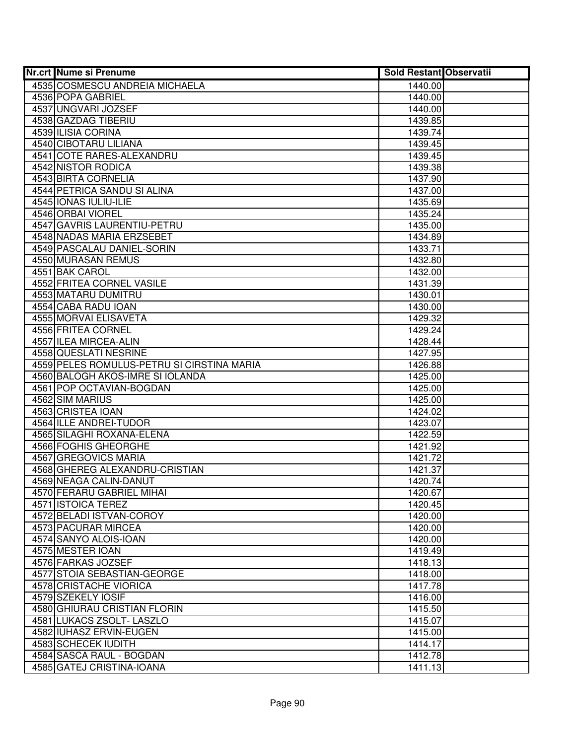| Nr.crt | Nume si Prenume | Sold Restant | Observatii |
|---|---|---|---|
| 4535 | COSMESCU ANDREIA MICHAELA | 1440.00 | |
| 4536 | POPA GABRIEL | 1440.00 | |
| 4537 | UNGVARI JOZSEF | 1440.00 | |
| 4538 | GAZDAG TIBERIU | 1439.85 | |
| 4539 | ILISIA CORINA | 1439.74 | |
| 4540 | CIBOTARU LILIANA | 1439.45 | |
| 4541 | COTE RARES-ALEXANDRU | 1439.45 | |
| 4542 | NISTOR RODICA | 1439.38 | |
| 4543 | BIRTA CORNELIA | 1437.90 | |
| 4544 | PETRICA SANDU SI ALINA | 1437.00 | |
| 4545 | IONAS IULIU-ILIE | 1435.69 | |
| 4546 | ORBAI VIOREL | 1435.24 | |
| 4547 | GAVRIS LAURENTIU-PETRU | 1435.00 | |
| 4548 | NADAS MARIA ERZSEBET | 1434.89 | |
| 4549 | PASCALAU DANIEL-SORIN | 1433.71 | |
| 4550 | MURASAN REMUS | 1432.80 | |
| 4551 | BAK CAROL | 1432.00 | |
| 4552 | FRITEA CORNEL VASILE | 1431.39 | |
| 4553 | MATARU DUMITRU | 1430.01 | |
| 4554 | CABA RADU IOAN | 1430.00 | |
| 4555 | MORVAI ELISAVETA | 1429.32 | |
| 4556 | FRITEA CORNEL | 1429.24 | |
| 4557 | ILEA MIRCEA-ALIN | 1428.44 | |
| 4558 | QUESLATI NESRINE | 1427.95 | |
| 4559 | PELES ROMULUS-PETRU SI CIRSTINA MARIA | 1426.88 | |
| 4560 | BALOGH AKOS-IMRE SI IOLANDA | 1425.00 | |
| 4561 | POP OCTAVIAN-BOGDAN | 1425.00 | |
| 4562 | SIM MARIUS | 1425.00 | |
| 4563 | CRISTEA IOAN | 1424.02 | |
| 4564 | ILLE ANDREI-TUDOR | 1423.07 | |
| 4565 | SILAGHI ROXANA-ELENA | 1422.59 | |
| 4566 | FOGHIS GHEORGHE | 1421.92 | |
| 4567 | GREGOVICS MARIA | 1421.72 | |
| 4568 | GHEREG ALEXANDRU-CRISTIAN | 1421.37 | |
| 4569 | NEAGA CALIN-DANUT | 1420.74 | |
| 4570 | FERARU GABRIEL MIHAI | 1420.67 | |
| 4571 | ISTOICA TEREZ | 1420.45 | |
| 4572 | BELADI ISTVAN-COROY | 1420.00 | |
| 4573 | PACURAR MIRCEA | 1420.00 | |
| 4574 | SANYO ALOIS-IOAN | 1420.00 | |
| 4575 | MESTER IOAN | 1419.49 | |
| 4576 | FARKAS JOZSEF | 1418.13 | |
| 4577 | STOIA SEBASTIAN-GEORGE | 1418.00 | |
| 4578 | CRISTACHE VIORICA | 1417.78 | |
| 4579 | SZEKELY IOSIF | 1416.00 | |
| 4580 | GHIURAU CRISTIAN FLORIN | 1415.50 | |
| 4581 | LUKACS ZSOLT- LASZLO | 1415.07 | |
| 4582 | IUHASZ ERVIN-EUGEN | 1415.00 | |
| 4583 | SCHECEK IUDITH | 1414.17 | |
| 4584 | SASCA RAUL - BOGDAN | 1412.78 | |
| 4585 | GATEJ CRISTINA-IOANA | 1411.13 | |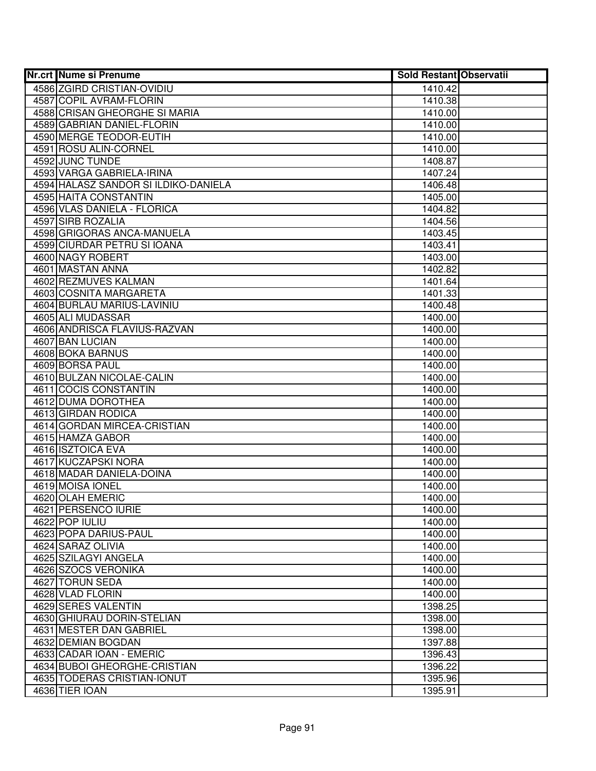| Nr.crt | Nume si Prenume | Sold Restant | Observatii |
|---|---|---|---|
| 4586 | ZGIRD CRISTIAN-OVIDIU | 1410.42 | |
| 4587 | COPIL AVRAM-FLORIN | 1410.38 | |
| 4588 | CRISAN GHEORGHE SI MARIA | 1410.00 | |
| 4589 | GABRIAN DANIEL-FLORIN | 1410.00 | |
| 4590 | MERGE TEODOR-EUTIH | 1410.00 | |
| 4591 | ROSU ALIN-CORNEL | 1410.00 | |
| 4592 | JUNC TUNDE | 1408.87 | |
| 4593 | VARGA GABRIELA-IRINA | 1407.24 | |
| 4594 | HALASZ SANDOR SI ILDIKO-DANIELA | 1406.48 | |
| 4595 | HAITA CONSTANTIN | 1405.00 | |
| 4596 | VLAS DANIELA - FLORICA | 1404.82 | |
| 4597 | SIRB ROZALIA | 1404.56 | |
| 4598 | GRIGORAS ANCA-MANUELA | 1403.45 | |
| 4599 | CIURDAR PETRU SI IOANA | 1403.41 | |
| 4600 | NAGY ROBERT | 1403.00 | |
| 4601 | MASTAN ANNA | 1402.82 | |
| 4602 | REZMUVES KALMAN | 1401.64 | |
| 4603 | COSNITA MARGARETA | 1401.33 | |
| 4604 | BURLAU MARIUS-LAVINIU | 1400.48 | |
| 4605 | ALI MUDASSAR | 1400.00 | |
| 4606 | ANDRISCA FLAVIUS-RAZVAN | 1400.00 | |
| 4607 | BAN LUCIAN | 1400.00 | |
| 4608 | BOKA BARNUS | 1400.00 | |
| 4609 | BORSA PAUL | 1400.00 | |
| 4610 | BULZAN NICOLAE-CALIN | 1400.00 | |
| 4611 | COCIS CONSTANTIN | 1400.00 | |
| 4612 | DUMA DOROTHEA | 1400.00 | |
| 4613 | GIRDAN RODICA | 1400.00 | |
| 4614 | GORDAN MIRCEA-CRISTIAN | 1400.00 | |
| 4615 | HAMZA GABOR | 1400.00 | |
| 4616 | ISZTOICA EVA | 1400.00 | |
| 4617 | KUCZAPSKI NORA | 1400.00 | |
| 4618 | MADAR DANIELA-DOINA | 1400.00 | |
| 4619 | MOISA IONEL | 1400.00 | |
| 4620 | OLAH EMERIC | 1400.00 | |
| 4621 | PERSENCO IURIE | 1400.00 | |
| 4622 | POP IULIU | 1400.00 | |
| 4623 | POPA DARIUS-PAUL | 1400.00 | |
| 4624 | SARAZ OLIVIA | 1400.00 | |
| 4625 | SZILAGYI ANGELA | 1400.00 | |
| 4626 | SZOCS VERONIKA | 1400.00 | |
| 4627 | TORUN SEDA | 1400.00 | |
| 4628 | VLAD FLORIN | 1400.00 | |
| 4629 | SERES VALENTIN | 1398.25 | |
| 4630 | GHIURAU DORIN-STELIAN | 1398.00 | |
| 4631 | MESTER DAN GABRIEL | 1398.00 | |
| 4632 | DEMIAN BOGDAN | 1397.88 | |
| 4633 | CADAR IOAN - EMERIC | 1396.43 | |
| 4634 | BUBOI GHEORGHE-CRISTIAN | 1396.22 | |
| 4635 | TODERAS CRISTIAN-IONUT | 1395.96 | |
| 4636 | TIER IOAN | 1395.91 | |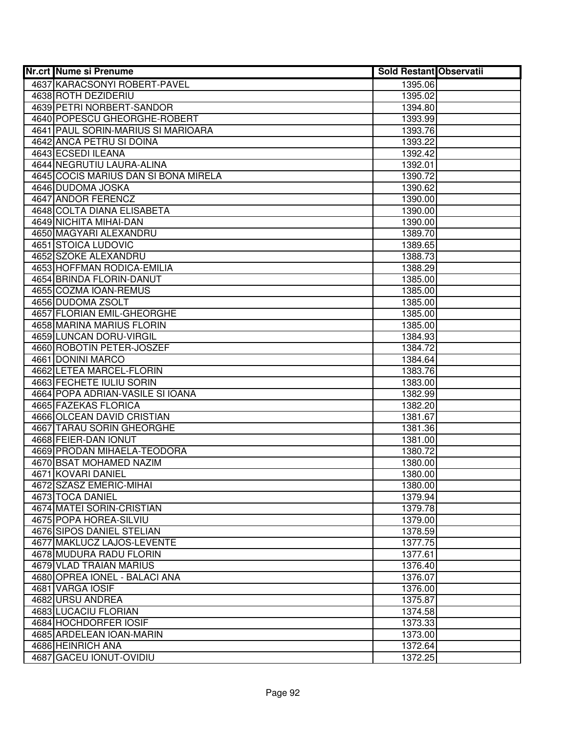| Nr.crt | Nume si Prenume | Sold Restant | Observatii |
|---|---|---|---|
| 4637 | KARACSONYI ROBERT-PAVEL | 1395.06 | |
| 4638 | ROTH DEZIDERIU | 1395.02 | |
| 4639 | PETRI NORBERT-SANDOR | 1394.80 | |
| 4640 | POPESCU GHEORGHE-ROBERT | 1393.99 | |
| 4641 | PAUL SORIN-MARIUS SI MARIOARA | 1393.76 | |
| 4642 | ANCA PETRU SI DOINA | 1393.22 | |
| 4643 | ECSEDI ILEANA | 1392.42 | |
| 4644 | NEGRUTIU LAURA-ALINA | 1392.01 | |
| 4645 | COCIS MARIUS DAN SI BONA MIRELA | 1390.72 | |
| 4646 | DUDOMA JOSKA | 1390.62 | |
| 4647 | ANDOR FERENCZ | 1390.00 | |
| 4648 | COLTA DIANA ELISABETA | 1390.00 | |
| 4649 | NICHITA MIHAI-DAN | 1390.00 | |
| 4650 | MAGYARI ALEXANDRU | 1389.70 | |
| 4651 | STOICA LUDOVIC | 1389.65 | |
| 4652 | SZOKE ALEXANDRU | 1388.73 | |
| 4653 | HOFFMAN RODICA-EMILIA | 1388.29 | |
| 4654 | BRINDA FLORIN-DANUT | 1385.00 | |
| 4655 | COZMA IOAN-REMUS | 1385.00 | |
| 4656 | DUDOMA ZSOLT | 1385.00 | |
| 4657 | FLORIAN EMIL-GHEORGHE | 1385.00 | |
| 4658 | MARINA MARIUS FLORIN | 1385.00 | |
| 4659 | LUNCAN DORU-VIRGIL | 1384.93 | |
| 4660 | ROBOTIN PETER-JOSZEF | 1384.72 | |
| 4661 | DONINI MARCO | 1384.64 | |
| 4662 | LETEA MARCEL-FLORIN | 1383.76 | |
| 4663 | FECHETE IULIU SORIN | 1383.00 | |
| 4664 | POPA ADRIAN-VASILE SI IOANA | 1382.99 | |
| 4665 | FAZEKAS FLORICA | 1382.20 | |
| 4666 | OLCEAN DAVID CRISTIAN | 1381.67 | |
| 4667 | TARAU SORIN GHEORGHE | 1381.36 | |
| 4668 | FEIER-DAN IONUT | 1381.00 | |
| 4669 | PRODAN MIHAELA-TEODORA | 1380.72 | |
| 4670 | BSAT MOHAMED NAZIM | 1380.00 | |
| 4671 | KOVARI DANIEL | 1380.00 | |
| 4672 | SZASZ EMERIC-MIHAI | 1380.00 | |
| 4673 | TOCA DANIEL | 1379.94 | |
| 4674 | MATEI SORIN-CRISTIAN | 1379.78 | |
| 4675 | POPA HOREA-SILVIU | 1379.00 | |
| 4676 | SIPOS DANIEL STELIAN | 1378.59 | |
| 4677 | MAKLUCZ LAJOS-LEVENTE | 1377.75 | |
| 4678 | MUDURA RADU FLORIN | 1377.61 | |
| 4679 | VLAD TRAIAN MARIUS | 1376.40 | |
| 4680 | OPREA IONEL - BALACI ANA | 1376.07 | |
| 4681 | VARGA IOSIF | 1376.00 | |
| 4682 | URSU ANDREA | 1375.87 | |
| 4683 | LUCACIU FLORIAN | 1374.58 | |
| 4684 | HOCHDORFER IOSIF | 1373.33 | |
| 4685 | ARDELEAN IOAN-MARIN | 1373.00 | |
| 4686 | HEINRICH ANA | 1372.64 | |
| 4687 | GACEU IONUT-OVIDIU | 1372.25 | |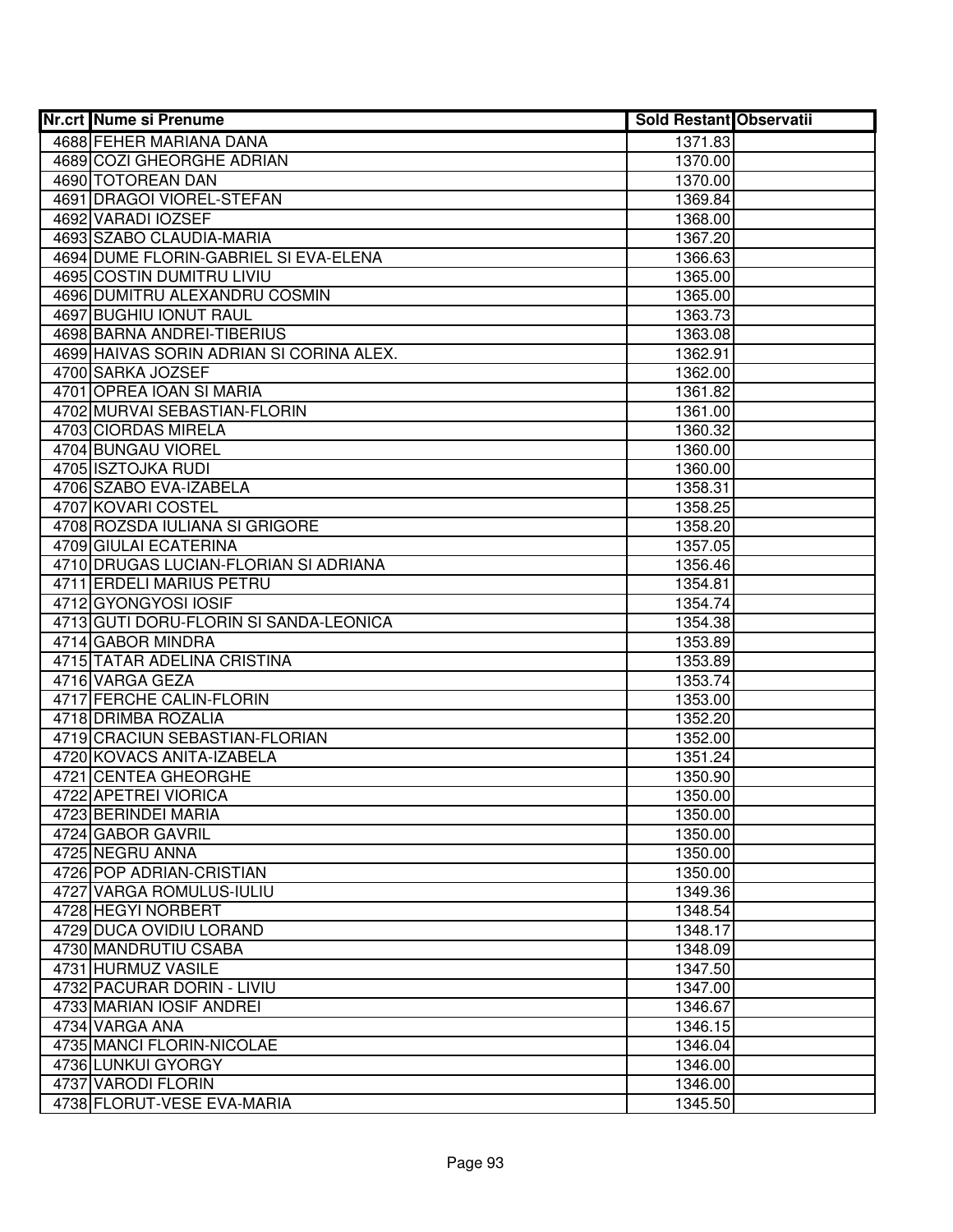| Nr.crt | Nume si Prenume | Sold Restant | Observatii |
| --- | --- | --- | --- |
| 4688 | FEHER MARIANA DANA | 1371.83 | |
| 4689 | COZI GHEORGHE ADRIAN | 1370.00 | |
| 4690 | TOTOREAN DAN | 1370.00 | |
| 4691 | DRAGOI VIOREL-STEFAN | 1369.84 | |
| 4692 | VARADI IOZSEF | 1368.00 | |
| 4693 | SZABO CLAUDIA-MARIA | 1367.20 | |
| 4694 | DUME FLORIN-GABRIEL SI EVA-ELENA | 1366.63 | |
| 4695 | COSTIN DUMITRU LIVIU | 1365.00 | |
| 4696 | DUMITRU ALEXANDRU COSMIN | 1365.00 | |
| 4697 | BUGHIU IONUT RAUL | 1363.73 | |
| 4698 | BARNA ANDREI-TIBERIUS | 1363.08 | |
| 4699 | HAIVAS SORIN ADRIAN SI CORINA ALEX. | 1362.91 | |
| 4700 | SARKA JOZSEF | 1362.00 | |
| 4701 | OPREA IOAN SI MARIA | 1361.82 | |
| 4702 | MURVAI SEBASTIAN-FLORIN | 1361.00 | |
| 4703 | CIORDAS MIRELA | 1360.32 | |
| 4704 | BUNGAU VIOREL | 1360.00 | |
| 4705 | ISZTOJKA RUDI | 1360.00 | |
| 4706 | SZABO EVA-IZABELA | 1358.31 | |
| 4707 | KOVARI COSTEL | 1358.25 | |
| 4708 | ROZSDA IULIANA SI GRIGORE | 1358.20 | |
| 4709 | GIULAI ECATERINA | 1357.05 | |
| 4710 | DRUGAS LUCIAN-FLORIAN SI ADRIANA | 1356.46 | |
| 4711 | ERDELI MARIUS PETRU | 1354.81 | |
| 4712 | GYONGYOSI IOSIF | 1354.74 | |
| 4713 | GUTI DORU-FLORIN SI SANDA-LEONICA | 1354.38 | |
| 4714 | GABOR MINDRA | 1353.89 | |
| 4715 | TATAR ADELINA CRISTINA | 1353.89 | |
| 4716 | VARGA GEZA | 1353.74 | |
| 4717 | FERCHE CALIN-FLORIN | 1353.00 | |
| 4718 | DRIMBA ROZALIA | 1352.20 | |
| 4719 | CRACIUN SEBASTIAN-FLORIAN | 1352.00 | |
| 4720 | KOVACS ANITA-IZABELA | 1351.24 | |
| 4721 | CENTEA GHEORGHE | 1350.90 | |
| 4722 | APETREI VIORICA | 1350.00 | |
| 4723 | BERINDEI MARIA | 1350.00 | |
| 4724 | GABOR GAVRIL | 1350.00 | |
| 4725 | NEGRU ANNA | 1350.00 | |
| 4726 | POP ADRIAN-CRISTIAN | 1350.00 | |
| 4727 | VARGA ROMULUS-IULIU | 1349.36 | |
| 4728 | HEGYI NORBERT | 1348.54 | |
| 4729 | DUCA OVIDIU LORAND | 1348.17 | |
| 4730 | MANDRUTIU CSABA | 1348.09 | |
| 4731 | HURMUZ VASILE | 1347.50 | |
| 4732 | PACURAR DORIN - LIVIU | 1347.00 | |
| 4733 | MARIAN IOSIF ANDREI | 1346.67 | |
| 4734 | VARGA ANA | 1346.15 | |
| 4735 | MANCI FLORIN-NICOLAE | 1346.04 | |
| 4736 | LUNKUI GYORGY | 1346.00 | |
| 4737 | VARODI FLORIN | 1346.00 | |
| 4738 | FLORUT-VESE EVA-MARIA | 1345.50 | |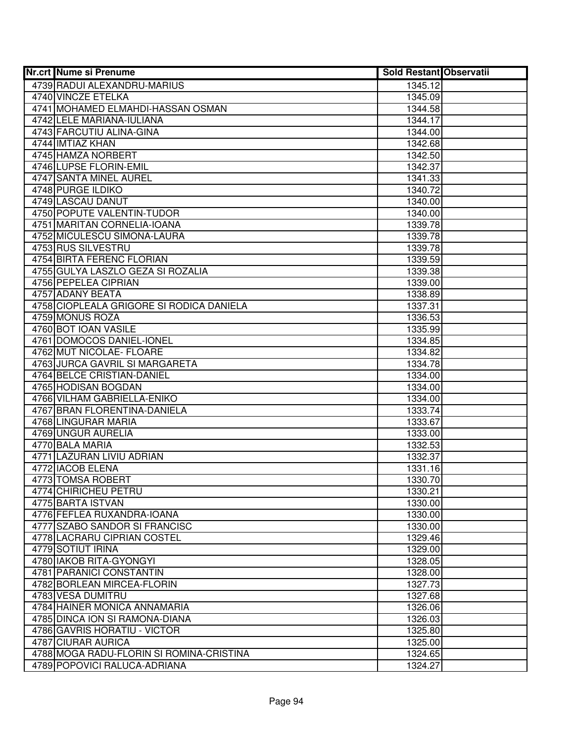| Nr.crt | Nume si Prenume | Sold Restant | Observatii |
|---|---|---|---|
| 4739 | RADUI ALEXANDRU-MARIUS | 1345.12 | |
| 4740 | VINCZE ETELKA | 1345.09 | |
| 4741 | MOHAMED ELMAHDI-HASSAN OSMAN | 1344.58 | |
| 4742 | LELE MARIANA-IULIANA | 1344.17 | |
| 4743 | FARCUTIU ALINA-GINA | 1344.00 | |
| 4744 | IMTIAZ KHAN | 1342.68 | |
| 4745 | HAMZA NORBERT | 1342.50 | |
| 4746 | LUPSE FLORIN-EMIL | 1342.37 | |
| 4747 | SANTA MINEL AUREL | 1341.33 | |
| 4748 | PURGE ILDIKO | 1340.72 | |
| 4749 | LASCAU DANUT | 1340.00 | |
| 4750 | POPUTE VALENTIN-TUDOR | 1340.00 | |
| 4751 | MARITAN CORNELIA-IOANA | 1339.78 | |
| 4752 | MICULESCU SIMONA-LAURA | 1339.78 | |
| 4753 | RUS SILVESTRU | 1339.78 | |
| 4754 | BIRTA FERENC FLORIAN | 1339.59 | |
| 4755 | GULYA LASZLO GEZA SI ROZALIA | 1339.38 | |
| 4756 | PEPELEA CIPRIAN | 1339.00 | |
| 4757 | ADANY BEATA | 1338.89 | |
| 4758 | CIOPLEALA GRIGORE SI RODICA DANIELA | 1337.31 | |
| 4759 | MONUS ROZA | 1336.53 | |
| 4760 | BOT IOAN VASILE | 1335.99 | |
| 4761 | DOMOCOS DANIEL-IONEL | 1334.85 | |
| 4762 | MUT NICOLAE- FLOARE | 1334.82 | |
| 4763 | JURCA GAVRIL SI MARGARETA | 1334.78 | |
| 4764 | BELCE CRISTIAN-DANIEL | 1334.00 | |
| 4765 | HODISAN BOGDAN | 1334.00 | |
| 4766 | VILHAM GABRIELLA-ENIKO | 1334.00 | |
| 4767 | BRAN FLORENTINA-DANIELA | 1333.74 | |
| 4768 | LINGURAR MARIA | 1333.67 | |
| 4769 | UNGUR AURELIA | 1333.00 | |
| 4770 | BALA MARIA | 1332.53 | |
| 4771 | LAZURAN LIVIU ADRIAN | 1332.37 | |
| 4772 | IACOB ELENA | 1331.16 | |
| 4773 | TOMSA ROBERT | 1330.70 | |
| 4774 | CHIRICHEU PETRU | 1330.21 | |
| 4775 | BARTA ISTVAN | 1330.00 | |
| 4776 | FEFLEA RUXANDRA-IOANA | 1330.00 | |
| 4777 | SZABO SANDOR SI FRANCISC | 1330.00 | |
| 4778 | LACRARU CIPRIAN COSTEL | 1329.46 | |
| 4779 | SOTIUT IRINA | 1329.00 | |
| 4780 | IAKOB RITA-GYONGYI | 1328.05 | |
| 4781 | PARANICI CONSTANTIN | 1328.00 | |
| 4782 | BORLEAN MIRCEA-FLORIN | 1327.73 | |
| 4783 | VESA DUMITRU | 1327.68 | |
| 4784 | HAINER MONICA ANNAMARIA | 1326.06 | |
| 4785 | DINCA ION SI RAMONA-DIANA | 1326.03 | |
| 4786 | GAVRIS HORATIU - VICTOR | 1325.80 | |
| 4787 | CIURAR AURICA | 1325.00 | |
| 4788 | MOGA RADU-FLORIN SI ROMINA-CRISTINA | 1324.65 | |
| 4789 | POPOVICI RALUCA-ADRIANA | 1324.27 | |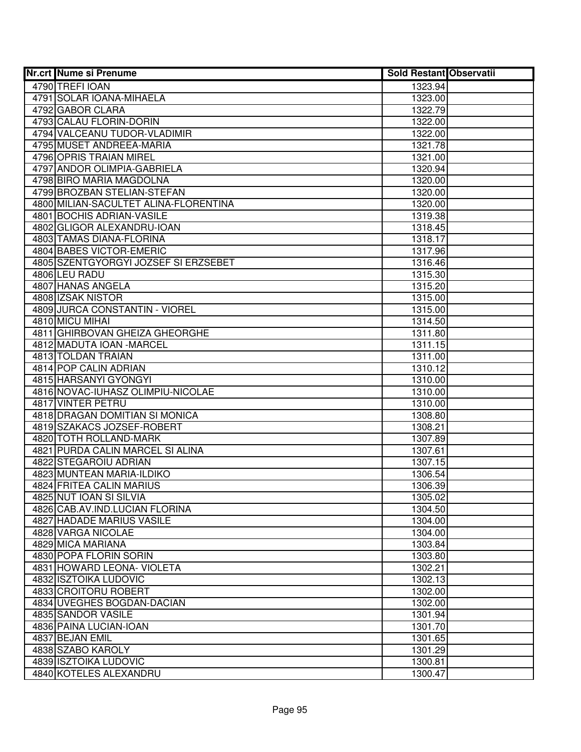| Nr.crt | Nume si Prenume | Sold Restant | Observatii |
|---|---|---|---|
| 4790 | TREFI IOAN | 1323.94 | |
| 4791 | SOLAR IOANA-MIHAELA | 1323.00 | |
| 4792 | GABOR CLARA | 1322.79 | |
| 4793 | CALAU FLORIN-DORIN | 1322.00 | |
| 4794 | VALCEANU TUDOR-VLADIMIR | 1322.00 | |
| 4795 | MUSET ANDREEA-MARIA | 1321.78 | |
| 4796 | OPRIS TRAIAN MIREL | 1321.00 | |
| 4797 | ANDOR OLIMPIA-GABRIELA | 1320.94 | |
| 4798 | BIRO MARIA MAGDOLNA | 1320.00 | |
| 4799 | BROZBAN STELIAN-STEFAN | 1320.00 | |
| 4800 | MILIAN-SACULTET ALINA-FLORENTINA | 1320.00 | |
| 4801 | BOCHIS ADRIAN-VASILE | 1319.38 | |
| 4802 | GLIGOR ALEXANDRU-IOAN | 1318.45 | |
| 4803 | TAMAS DIANA-FLORINA | 1318.17 | |
| 4804 | BABES VICTOR-EMERIC | 1317.96 | |
| 4805 | SZENTGYORGYI JOZSEF SI ERZSEBET | 1316.46 | |
| 4806 | LEU RADU | 1315.30 | |
| 4807 | HANAS ANGELA | 1315.20 | |
| 4808 | IZSAK NISTOR | 1315.00 | |
| 4809 | JURCA CONSTANTIN - VIOREL | 1315.00 | |
| 4810 | MICU MIHAI | 1314.50 | |
| 4811 | GHIRBOVAN GHEIZA GHEORGHE | 1311.80 | |
| 4812 | MADUTA IOAN -MARCEL | 1311.15 | |
| 4813 | TOLDAN TRAIAN | 1311.00 | |
| 4814 | POP CALIN ADRIAN | 1310.12 | |
| 4815 | HARSANYI GYONGYI | 1310.00 | |
| 4816 | NOVAC-IUHASZ OLIMPIU-NICOLAE | 1310.00 | |
| 4817 | VINTER PETRU | 1310.00 | |
| 4818 | DRAGAN DOMITIAN SI MONICA | 1308.80 | |
| 4819 | SZAKACS JOZSEF-ROBERT | 1308.21 | |
| 4820 | TOTH ROLLAND-MARK | 1307.89 | |
| 4821 | PURDA CALIN MARCEL SI ALINA | 1307.61 | |
| 4822 | STEGAROIU ADRIAN | 1307.15 | |
| 4823 | MUNTEAN MARIA-ILDIKO | 1306.54 | |
| 4824 | FRITEA CALIN MARIUS | 1306.39 | |
| 4825 | NUT IOAN SI SILVIA | 1305.02 | |
| 4826 | CAB.AV.IND.LUCIAN FLORINA | 1304.50 | |
| 4827 | HADADE MARIUS VASILE | 1304.00 | |
| 4828 | VARGA NICOLAE | 1304.00 | |
| 4829 | MICA MARIANA | 1303.84 | |
| 4830 | POPA FLORIN SORIN | 1303.80 | |
| 4831 | HOWARD LEONA- VIOLETA | 1302.21 | |
| 4832 | ISZTOIKA LUDOVIC | 1302.13 | |
| 4833 | CROITORU ROBERT | 1302.00 | |
| 4834 | UVEGHES BOGDAN-DACIAN | 1302.00 | |
| 4835 | SANDOR VASILE | 1301.94 | |
| 4836 | PAINA LUCIAN-IOAN | 1301.70 | |
| 4837 | BEJAN EMIL | 1301.65 | |
| 4838 | SZABO KAROLY | 1301.29 | |
| 4839 | ISZTOIKA LUDOVIC | 1300.81 | |
| 4840 | KOTELES ALEXANDRU | 1300.47 | |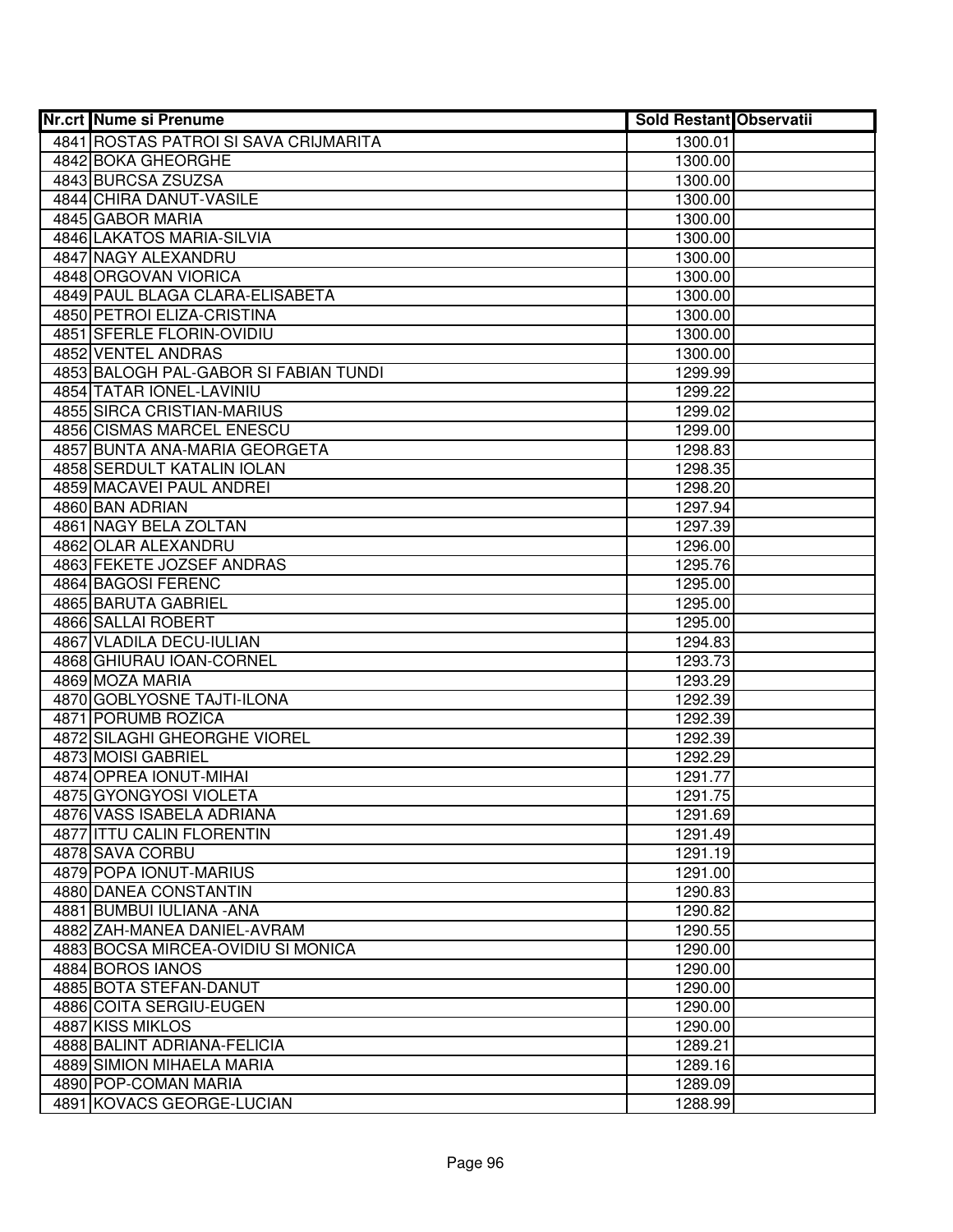| Nr.crt | Nume si Prenume | Sold Restant | Observatii |
|---|---|---|---|
| 4841 | ROSTAS PATROI SI SAVA CRIJMARITA | 1300.01 | |
| 4842 | BOKA GHEORGHE | 1300.00 | |
| 4843 | BURCSA ZSUZSA | 1300.00 | |
| 4844 | CHIRA DANUT-VASILE | 1300.00 | |
| 4845 | GABOR MARIA | 1300.00 | |
| 4846 | LAKATOS MARIA-SILVIA | 1300.00 | |
| 4847 | NAGY ALEXANDRU | 1300.00 | |
| 4848 | ORGOVAN VIORICA | 1300.00 | |
| 4849 | PAUL BLAGA CLARA-ELISABETA | 1300.00 | |
| 4850 | PETROI ELIZA-CRISTINA | 1300.00 | |
| 4851 | SFERLE FLORIN-OVIDIU | 1300.00 | |
| 4852 | VENTEL ANDRAS | 1300.00 | |
| 4853 | BALOGH PAL-GABOR SI FABIAN TUNDI | 1299.99 | |
| 4854 | TATAR IONEL-LAVINIU | 1299.22 | |
| 4855 | SIRCA CRISTIAN-MARIUS | 1299.02 | |
| 4856 | CISMAS MARCEL ENESCU | 1299.00 | |
| 4857 | BUNTA ANA-MARIA GEORGETA | 1298.83 | |
| 4858 | SERDULT KATALIN IOLAN | 1298.35 | |
| 4859 | MACAVEI PAUL ANDREI | 1298.20 | |
| 4860 | BAN ADRIAN | 1297.94 | |
| 4861 | NAGY BELA ZOLTAN | 1297.39 | |
| 4862 | OLAR ALEXANDRU | 1296.00 | |
| 4863 | FEKETE JOZSEF ANDRAS | 1295.76 | |
| 4864 | BAGOSI FERENC | 1295.00 | |
| 4865 | BARUTA GABRIEL | 1295.00 | |
| 4866 | SALLAI ROBERT | 1295.00 | |
| 4867 | VLADILA DECU-IULIAN | 1294.83 | |
| 4868 | GHIURAU IOAN-CORNEL | 1293.73 | |
| 4869 | MOZA MARIA | 1293.29 | |
| 4870 | GOBLYOSNE TAJTI-ILONA | 1292.39 | |
| 4871 | PORUMB ROZICA | 1292.39 | |
| 4872 | SILAGHI GHEORGHE VIOREL | 1292.39 | |
| 4873 | MOISI GABRIEL | 1292.29 | |
| 4874 | OPREA IONUT-MIHAI | 1291.77 | |
| 4875 | GYONGYOSI VIOLETA | 1291.75 | |
| 4876 | VASS ISABELA ADRIANA | 1291.69 | |
| 4877 | ITTU CALIN FLORENTIN | 1291.49 | |
| 4878 | SAVA CORBU | 1291.19 | |
| 4879 | POPA IONUT-MARIUS | 1291.00 | |
| 4880 | DANEA CONSTANTIN | 1290.83 | |
| 4881 | BUMBUI IULIANA -ANA | 1290.82 | |
| 4882 | ZAH-MANEA DANIEL-AVRAM | 1290.55 | |
| 4883 | BOCSA MIRCEA-OVIDIU SI MONICA | 1290.00 | |
| 4884 | BOROS IANOS | 1290.00 | |
| 4885 | BOTA STEFAN-DANUT | 1290.00 | |
| 4886 | COITA SERGIU-EUGEN | 1290.00 | |
| 4887 | KISS MIKLOS | 1290.00 | |
| 4888 | BALINT ADRIANA-FELICIA | 1289.21 | |
| 4889 | SIMION MIHAELA MARIA | 1289.16 | |
| 4890 | POP-COMAN MARIA | 1289.09 | |
| 4891 | KOVACS GEORGE-LUCIAN | 1288.99 | |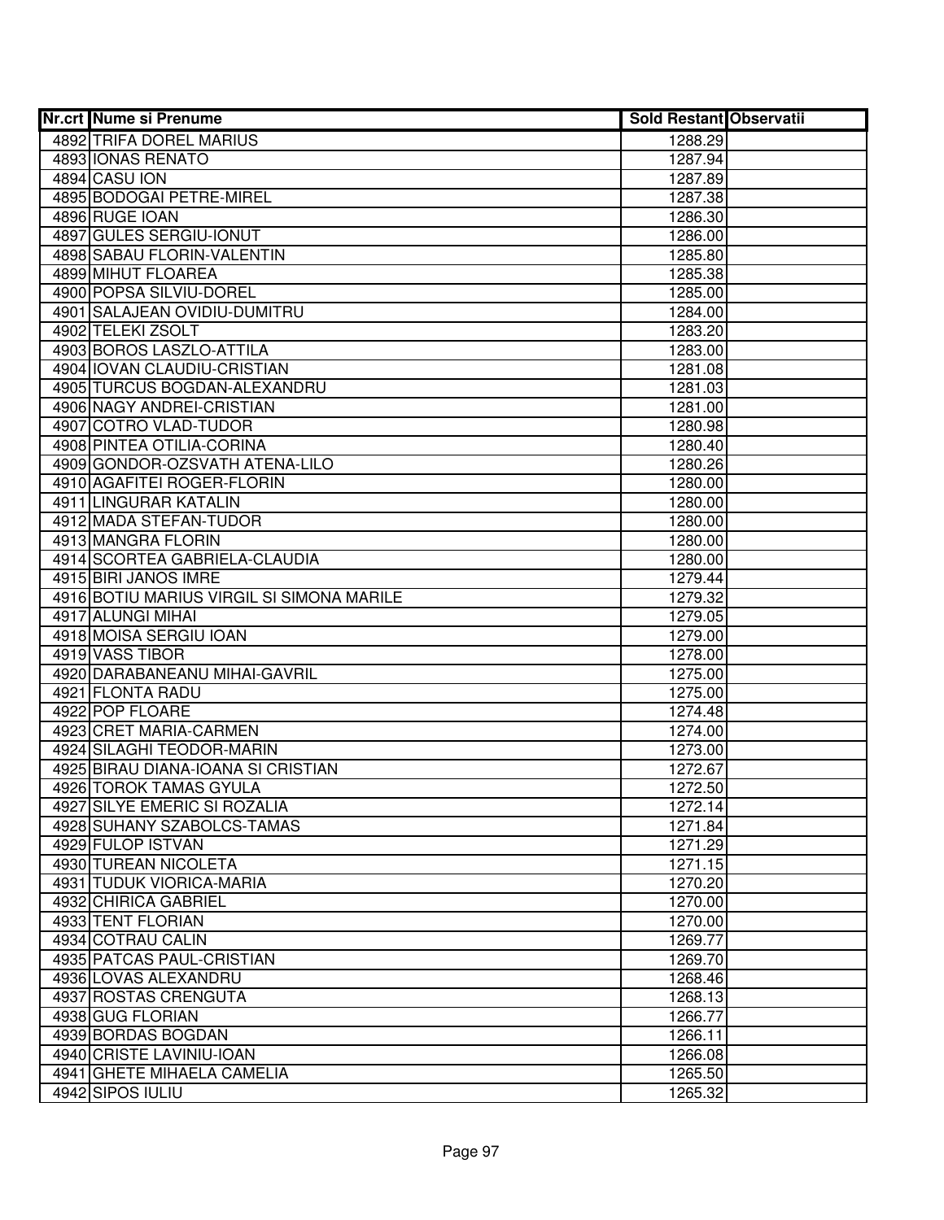| Nr.crt | Nume si Prenume | Sold Restant | Observatii |
|---|---|---|---|
| 4892 | TRIFA DOREL MARIUS | 1288.29 | |
| 4893 | IONAS RENATO | 1287.94 | |
| 4894 | CASU ION | 1287.89 | |
| 4895 | BODOGAI PETRE-MIREL | 1287.38 | |
| 4896 | RUGE IOAN | 1286.30 | |
| 4897 | GULES SERGIU-IONUT | 1286.00 | |
| 4898 | SABAU FLORIN-VALENTIN | 1285.80 | |
| 4899 | MIHUT FLOAREA | 1285.38 | |
| 4900 | POPSA SILVIU-DOREL | 1285.00 | |
| 4901 | SALAJEAN OVIDIU-DUMITRU | 1284.00 | |
| 4902 | TELEKI ZSOLT | 1283.20 | |
| 4903 | BOROS LASZLO-ATTILA | 1283.00 | |
| 4904 | IOVAN CLAUDIU-CRISTIAN | 1281.08 | |
| 4905 | TURCUS BOGDAN-ALEXANDRU | 1281.03 | |
| 4906 | NAGY ANDREI-CRISTIAN | 1281.00 | |
| 4907 | COTRO VLAD-TUDOR | 1280.98 | |
| 4908 | PINTEA OTILIA-CORINA | 1280.40 | |
| 4909 | GONDOR-OZSVATH ATENA-LILO | 1280.26 | |
| 4910 | AGAFITEI ROGER-FLORIN | 1280.00 | |
| 4911 | LINGURAR KATALIN | 1280.00 | |
| 4912 | MADA STEFAN-TUDOR | 1280.00 | |
| 4913 | MANGRA FLORIN | 1280.00 | |
| 4914 | SCORTEA GABRIELA-CLAUDIA | 1280.00 | |
| 4915 | BIRI JANOS IMRE | 1279.44 | |
| 4916 | BOTIU MARIUS VIRGIL SI SIMONA MARILE | 1279.32 | |
| 4917 | ALUNGI MIHAI | 1279.05 | |
| 4918 | MOISA SERGIU IOAN | 1279.00 | |
| 4919 | VASS TIBOR | 1278.00 | |
| 4920 | DARABANEANU MIHAI-GAVRIL | 1275.00 | |
| 4921 | FLONTA RADU | 1275.00 | |
| 4922 | POP FLOARE | 1274.48 | |
| 4923 | CRET MARIA-CARMEN | 1274.00 | |
| 4924 | SILAGHI TEODOR-MARIN | 1273.00 | |
| 4925 | BIRAU DIANA-IOANA SI CRISTIAN | 1272.67 | |
| 4926 | TOROK TAMAS GYULA | 1272.50 | |
| 4927 | SILYE EMERIC SI ROZALIA | 1272.14 | |
| 4928 | SUHANY SZABOLCS-TAMAS | 1271.84 | |
| 4929 | FULOP ISTVAN | 1271.29 | |
| 4930 | TUREAN NICOLETA | 1271.15 | |
| 4931 | TUDUK VIORICA-MARIA | 1270.20 | |
| 4932 | CHIRICA GABRIEL | 1270.00 | |
| 4933 | TENT FLORIAN | 1270.00 | |
| 4934 | COTRAU CALIN | 1269.77 | |
| 4935 | PATCAS PAUL-CRISTIAN | 1269.70 | |
| 4936 | LOVAS ALEXANDRU | 1268.46 | |
| 4937 | ROSTAS CRENGUTA | 1268.13 | |
| 4938 | GUG FLORIAN | 1266.77 | |
| 4939 | BORDAS BOGDAN | 1266.11 | |
| 4940 | CRISTE LAVINIU-IOAN | 1266.08 | |
| 4941 | GHETE MIHAELA CAMELIA | 1265.50 | |
| 4942 | SIPOS IULIU | 1265.32 | |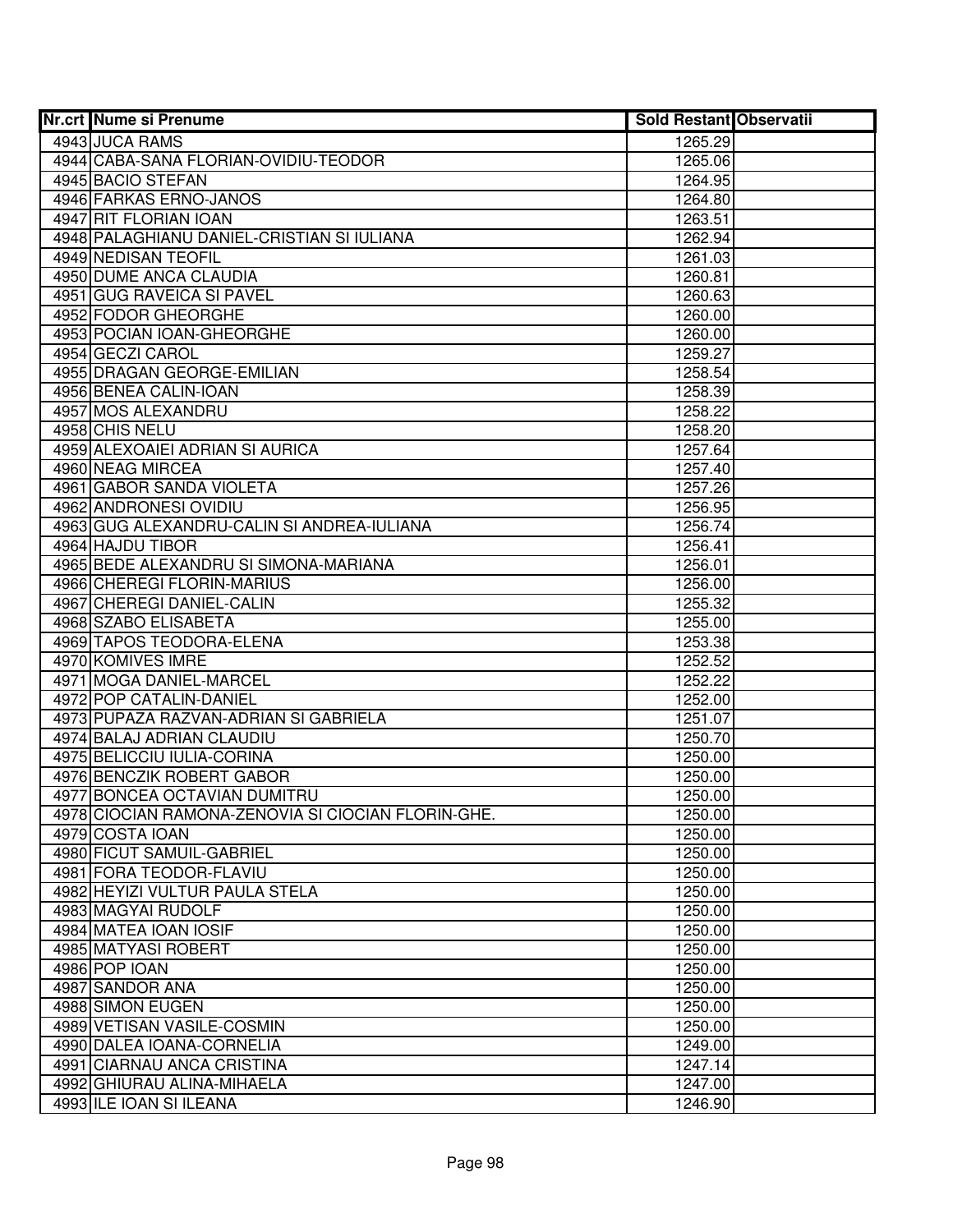| Nr.crt | Nume si Prenume | Sold Restant | Observatii |
|---|---|---|---|
| 4943 | JUCA RAMS | 1265.29 | |
| 4944 | CABA-SANA FLORIAN-OVIDIU-TEODOR | 1265.06 | |
| 4945 | BACIO STEFAN | 1264.95 | |
| 4946 | FARKAS ERNO-JANOS | 1264.80 | |
| 4947 | RIT FLORIAN IOAN | 1263.51 | |
| 4948 | PALAGHIANU DANIEL-CRISTIAN SI IULIANA | 1262.94 | |
| 4949 | NEDISAN TEOFIL | 1261.03 | |
| 4950 | DUME ANCA CLAUDIA | 1260.81 | |
| 4951 | GUG RAVEICA SI PAVEL | 1260.63 | |
| 4952 | FODOR GHEORGHE | 1260.00 | |
| 4953 | POCIAN IOAN-GHEORGHE | 1260.00 | |
| 4954 | GECZI CAROL | 1259.27 | |
| 4955 | DRAGAN GEORGE-EMILIAN | 1258.54 | |
| 4956 | BENEA CALIN-IOAN | 1258.39 | |
| 4957 | MOS ALEXANDRU | 1258.22 | |
| 4958 | CHIS NELU | 1258.20 | |
| 4959 | ALEXOAIEI ADRIAN SI AURICA | 1257.64 | |
| 4960 | NEAG MIRCEA | 1257.40 | |
| 4961 | GABOR SANDA VIOLETA | 1257.26 | |
| 4962 | ANDRONESI OVIDIU | 1256.95 | |
| 4963 | GUG ALEXANDRU-CALIN SI ANDREA-IULIANA | 1256.74 | |
| 4964 | HAJDU TIBOR | 1256.41 | |
| 4965 | BEDE ALEXANDRU SI SIMONA-MARIANA | 1256.01 | |
| 4966 | CHEREGI FLORIN-MARIUS | 1256.00 | |
| 4967 | CHEREGI DANIEL-CALIN | 1255.32 | |
| 4968 | SZABO ELISABETA | 1255.00 | |
| 4969 | TAPOS TEODORA-ELENA | 1253.38 | |
| 4970 | KOMIVES IMRE | 1252.52 | |
| 4971 | MOGA DANIEL-MARCEL | 1252.22 | |
| 4972 | POP CATALIN-DANIEL | 1252.00 | |
| 4973 | PUPAZA RAZVAN-ADRIAN SI GABRIELA | 1251.07 | |
| 4974 | BALAJ ADRIAN CLAUDIU | 1250.70 | |
| 4975 | BELICCIU IULIA-CORINA | 1250.00 | |
| 4976 | BENCZIK ROBERT GABOR | 1250.00 | |
| 4977 | BONCEA OCTAVIAN DUMITRU | 1250.00 | |
| 4978 | CIOCIAN RAMONA-ZENOVIA SI CIOCIAN FLORIN-GHE. | 1250.00 | |
| 4979 | COSTA IOAN | 1250.00 | |
| 4980 | FICUT SAMUIL-GABRIEL | 1250.00 | |
| 4981 | FORA TEODOR-FLAVIU | 1250.00 | |
| 4982 | HEYIZI VULTUR PAULA STELA | 1250.00 | |
| 4983 | MAGYAI RUDOLF | 1250.00 | |
| 4984 | MATEA IOAN IOSIF | 1250.00 | |
| 4985 | MATYASI ROBERT | 1250.00 | |
| 4986 | POP IOAN | 1250.00 | |
| 4987 | SANDOR ANA | 1250.00 | |
| 4988 | SIMON EUGEN | 1250.00 | |
| 4989 | VETISAN VASILE-COSMIN | 1250.00 | |
| 4990 | DALEA IOANA-CORNELIA | 1249.00 | |
| 4991 | CIARNAU ANCA CRISTINA | 1247.14 | |
| 4992 | GHIURAU ALINA-MIHAELA | 1247.00 | |
| 4993 | ILE IOAN SI ILEANA | 1246.90 | |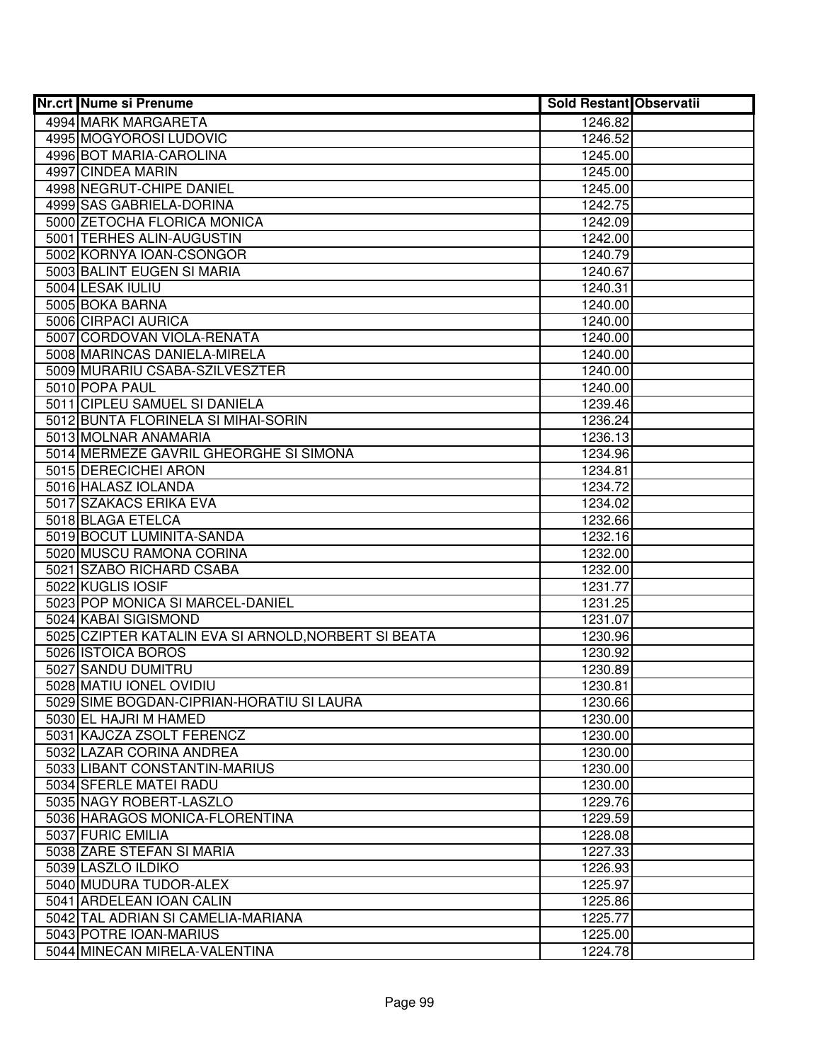| Nr.crt | Nume si Prenume | Sold Restant | Observatii |
|---|---|---|---|
| 4994 | MARK MARGARETA | 1246.82 | |
| 4995 | MOGYOROSI LUDOVIC | 1246.52 | |
| 4996 | BOT MARIA-CAROLINA | 1245.00 | |
| 4997 | CINDEA MARIN | 1245.00 | |
| 4998 | NEGRUT-CHIPE DANIEL | 1245.00 | |
| 4999 | SAS GABRIELA-DORINA | 1242.75 | |
| 5000 | ZETOCHA FLORICA MONICA | 1242.09 | |
| 5001 | TERHES ALIN-AUGUSTIN | 1242.00 | |
| 5002 | KORNYA IOAN-CSONGOR | 1240.79 | |
| 5003 | BALINT EUGEN SI MARIA | 1240.67 | |
| 5004 | LESAK IULIU | 1240.31 | |
| 5005 | BOKA BARNA | 1240.00 | |
| 5006 | CIRPACI AURICA | 1240.00 | |
| 5007 | CORDOVAN VIOLA-RENATA | 1240.00 | |
| 5008 | MARINCAS DANIELA-MIRELA | 1240.00 | |
| 5009 | MURARIU CSABA-SZILVESZTER | 1240.00 | |
| 5010 | POPA PAUL | 1240.00 | |
| 5011 | CIPLEU SAMUEL SI DANIELA | 1239.46 | |
| 5012 | BUNTA FLORINELA SI MIHAI-SORIN | 1236.24 | |
| 5013 | MOLNAR ANAMARIA | 1236.13 | |
| 5014 | MERMEZE GAVRIL GHEORGHE SI SIMONA | 1234.96 | |
| 5015 | DERECICHEI ARON | 1234.81 | |
| 5016 | HALASZ IOLANDA | 1234.72 | |
| 5017 | SZAKACS ERIKA EVA | 1234.02 | |
| 5018 | BLAGA ETELCA | 1232.66 | |
| 5019 | BOCUT LUMINITA-SANDA | 1232.16 | |
| 5020 | MUSCU RAMONA CORINA | 1232.00 | |
| 5021 | SZABO RICHARD CSABA | 1232.00 | |
| 5022 | KUGLIS IOSIF | 1231.77 | |
| 5023 | POP MONICA SI MARCEL-DANIEL | 1231.25 | |
| 5024 | KABAI SIGISMOND | 1231.07 | |
| 5025 | CZIPTER KATALIN EVA SI ARNOLD,NORBERT SI BEATA | 1230.96 | |
| 5026 | ISTOICA BOROS | 1230.92 | |
| 5027 | SANDU DUMITRU | 1230.89 | |
| 5028 | MATIU IONEL OVIDIU | 1230.81 | |
| 5029 | SIME BOGDAN-CIPRIAN-HORATIU SI LAURA | 1230.66 | |
| 5030 | EL HAJRI M HAMED | 1230.00 | |
| 5031 | KAJCZA ZSOLT FERENCZ | 1230.00 | |
| 5032 | LAZAR CORINA ANDREA | 1230.00 | |
| 5033 | LIBANT CONSTANTIN-MARIUS | 1230.00 | |
| 5034 | SFERLE MATEI RADU | 1230.00 | |
| 5035 | NAGY ROBERT-LASZLO | 1229.76 | |
| 5036 | HARAGOS MONICA-FLORENTINA | 1229.59 | |
| 5037 | FURIC EMILIA | 1228.08 | |
| 5038 | ZARE STEFAN SI MARIA | 1227.33 | |
| 5039 | LASZLO ILDIKO | 1226.93 | |
| 5040 | MUDURA TUDOR-ALEX | 1225.97 | |
| 5041 | ARDELEAN IOAN CALIN | 1225.86 | |
| 5042 | TAL ADRIAN SI CAMELIA-MARIANA | 1225.77 | |
| 5043 | POTRE IOAN-MARIUS | 1225.00 | |
| 5044 | MINECAN MIRELA-VALENTINA | 1224.78 | |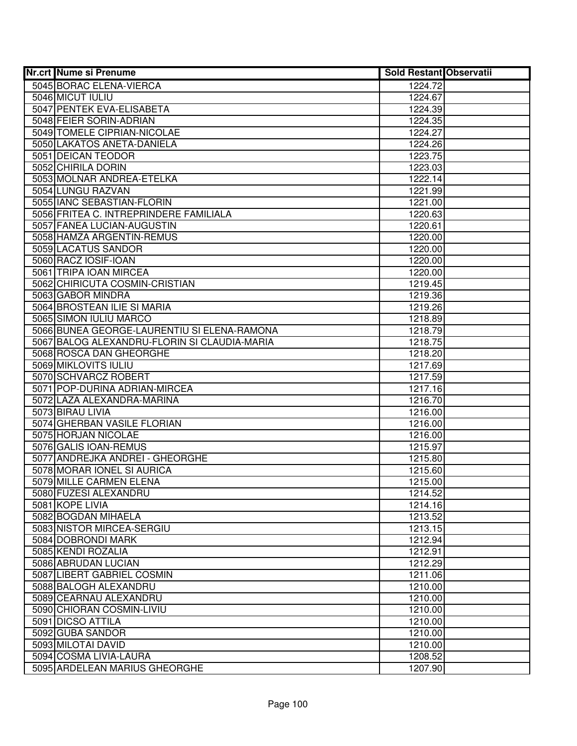| Nr.crt | Nume si Prenume | Sold Restant | Observatii |
|---|---|---|---|
| 5045 | BORAC ELENA-VIERCA | 1224.72 | |
| 5046 | MICUT IULIU | 1224.67 | |
| 5047 | PENTEK EVA-ELISABETA | 1224.39 | |
| 5048 | FEIER SORIN-ADRIAN | 1224.35 | |
| 5049 | TOMELE CIPRIAN-NICOLAE | 1224.27 | |
| 5050 | LAKATOS ANETA-DANIELA | 1224.26 | |
| 5051 | DEICAN TEODOR | 1223.75 | |
| 5052 | CHIRILA DORIN | 1223.03 | |
| 5053 | MOLNAR ANDREA-ETELKA | 1222.14 | |
| 5054 | LUNGU RAZVAN | 1221.99 | |
| 5055 | IANC SEBASTIAN-FLORIN | 1221.00 | |
| 5056 | FRITEA C. INTREPRINDERE FAMILIALA | 1220.63 | |
| 5057 | FANEA LUCIAN-AUGUSTIN | 1220.61 | |
| 5058 | HAMZA ARGENTIN-REMUS | 1220.00 | |
| 5059 | LACATUS SANDOR | 1220.00 | |
| 5060 | RACZ IOSIF-IOAN | 1220.00 | |
| 5061 | TRIPA IOAN MIRCEA | 1220.00 | |
| 5062 | CHIRICUTA COSMIN-CRISTIAN | 1219.45 | |
| 5063 | GABOR MINDRA | 1219.36 | |
| 5064 | BROSTEAN ILIE SI MARIA | 1219.26 | |
| 5065 | SIMON IULIU MARCO | 1218.89 | |
| 5066 | BUNEA GEORGE-LAURENTIU SI ELENA-RAMONA | 1218.79 | |
| 5067 | BALOG ALEXANDRU-FLORIN SI CLAUDIA-MARIA | 1218.75 | |
| 5068 | ROSCA DAN GHEORGHE | 1218.20 | |
| 5069 | MIKLOVITS IULIU | 1217.69 | |
| 5070 | SCHVARCZ ROBERT | 1217.59 | |
| 5071 | POP-DURINA ADRIAN-MIRCEA | 1217.16 | |
| 5072 | LAZA ALEXANDRA-MARINA | 1216.70 | |
| 5073 | BIRAU LIVIA | 1216.00 | |
| 5074 | GHERBAN VASILE FLORIAN | 1216.00 | |
| 5075 | HORJAN NICOLAE | 1216.00 | |
| 5076 | GALIS IOAN-REMUS | 1215.97 | |
| 5077 | ANDREJKA ANDREI - GHEORGHE | 1215.80 | |
| 5078 | MORAR IONEL SI AURICA | 1215.60 | |
| 5079 | MILLE CARMEN ELENA | 1215.00 | |
| 5080 | FUZESI ALEXANDRU | 1214.52 | |
| 5081 | KOPE LIVIA | 1214.16 | |
| 5082 | BOGDAN MIHAELA | 1213.52 | |
| 5083 | NISTOR MIRCEA-SERGIU | 1213.15 | |
| 5084 | DOBRONDI MARK | 1212.94 | |
| 5085 | KENDI ROZALIA | 1212.91 | |
| 5086 | ABRUDAN LUCIAN | 1212.29 | |
| 5087 | LIBERT GABRIEL COSMIN | 1211.06 | |
| 5088 | BALOGH ALEXANDRU | 1210.00 | |
| 5089 | CEARNAU ALEXANDRU | 1210.00 | |
| 5090 | CHIORAN COSMIN-LIVIU | 1210.00 | |
| 5091 | DICSO ATTILA | 1210.00 | |
| 5092 | GUBA SANDOR | 1210.00 | |
| 5093 | MILOTAI DAVID | 1210.00 | |
| 5094 | COSMA LIVIA-LAURA | 1208.52 | |
| 5095 | ARDELEAN MARIUS GHEORGHE | 1207.90 | |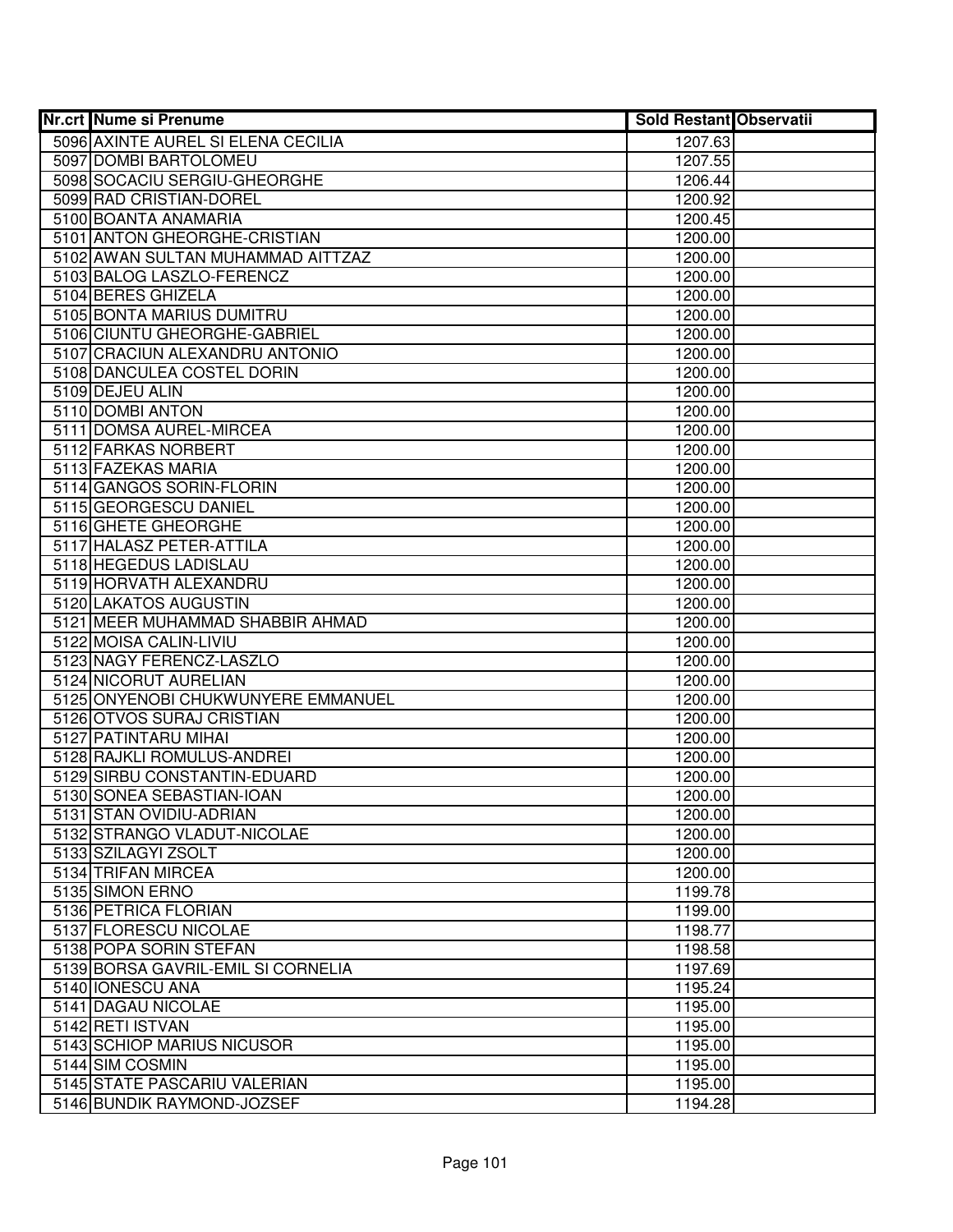| Nr.crt | Nume si Prenume | Sold Restant | Observatii |
|---|---|---|---|
| 5096 | AXINTE AUREL SI ELENA CECILIA | 1207.63 | |
| 5097 | DOMBI BARTOLOMEU | 1207.55 | |
| 5098 | SOCACIU SERGIU-GHEORGHE | 1206.44 | |
| 5099 | RAD CRISTIAN-DOREL | 1200.92 | |
| 5100 | BOANTA ANAMARIA | 1200.45 | |
| 5101 | ANTON GHEORGHE-CRISTIAN | 1200.00 | |
| 5102 | AWAN SULTAN MUHAMMAD AITTZAZ | 1200.00 | |
| 5103 | BALOG LASZLO-FERENCZ | 1200.00 | |
| 5104 | BERES GHIZELA | 1200.00 | |
| 5105 | BONTA MARIUS DUMITRU | 1200.00 | |
| 5106 | CIUNTU GHEORGHE-GABRIEL | 1200.00 | |
| 5107 | CRACIUN ALEXANDRU ANTONIO | 1200.00 | |
| 5108 | DANCULEA COSTEL DORIN | 1200.00 | |
| 5109 | DEJEU ALIN | 1200.00 | |
| 5110 | DOMBI ANTON | 1200.00 | |
| 5111 | DOMSA AUREL-MIRCEA | 1200.00 | |
| 5112 | FARKAS NORBERT | 1200.00 | |
| 5113 | FAZEKAS MARIA | 1200.00 | |
| 5114 | GANGOS SORIN-FLORIN | 1200.00 | |
| 5115 | GEORGESCU DANIEL | 1200.00 | |
| 5116 | GHETE GHEORGHE | 1200.00 | |
| 5117 | HALASZ PETER-ATTILA | 1200.00 | |
| 5118 | HEGEDUS LADISLAU | 1200.00 | |
| 5119 | HORVATH ALEXANDRU | 1200.00 | |
| 5120 | LAKATOS AUGUSTIN | 1200.00 | |
| 5121 | MEER MUHAMMAD SHABBIR AHMAD | 1200.00 | |
| 5122 | MOISA CALIN-LIVIU | 1200.00 | |
| 5123 | NAGY FERENCZ-LASZLO | 1200.00 | |
| 5124 | NICORUT AURELIAN | 1200.00 | |
| 5125 | ONYENOBI CHUKWUNYERE EMMANUEL | 1200.00 | |
| 5126 | OTVOS SURAJ CRISTIAN | 1200.00 | |
| 5127 | PATINTARU MIHAI | 1200.00 | |
| 5128 | RAJKLI ROMULUS-ANDREI | 1200.00 | |
| 5129 | SIRBU CONSTANTIN-EDUARD | 1200.00 | |
| 5130 | SONEA SEBASTIAN-IOAN | 1200.00 | |
| 5131 | STAN OVIDIU-ADRIAN | 1200.00 | |
| 5132 | STRANGO VLADUT-NICOLAE | 1200.00 | |
| 5133 | SZILAGYI ZSOLT | 1200.00 | |
| 5134 | TRIFAN MIRCEA | 1200.00 | |
| 5135 | SIMON ERNO | 1199.78 | |
| 5136 | PETRICA FLORIAN | 1199.00 | |
| 5137 | FLORESCU NICOLAE | 1198.77 | |
| 5138 | POPA SORIN STEFAN | 1198.58 | |
| 5139 | BORSA GAVRIL-EMIL SI CORNELIA | 1197.69 | |
| 5140 | IONESCU ANA | 1195.24 | |
| 5141 | DAGAU NICOLAE | 1195.00 | |
| 5142 | RETI ISTVAN | 1195.00 | |
| 5143 | SCHIOP MARIUS NICUSOR | 1195.00 | |
| 5144 | SIM COSMIN | 1195.00 | |
| 5145 | STATE PASCARIU VALERIAN | 1195.00 | |
| 5146 | BUNDIK RAYMOND-JOZSEF | 1194.28 | |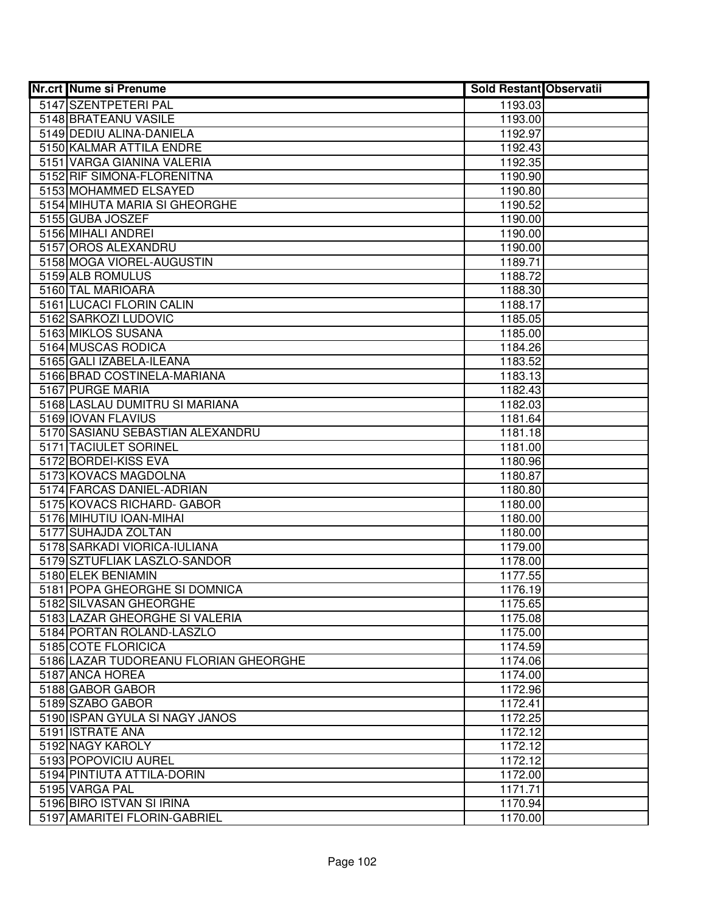| Nr.crt | Nume si Prenume | Sold Restant | Observatii |
|---|---|---|---|
| 5147 | SZENTPETERI PAL | 1193.03 | |
| 5148 | BRATEANU VASILE | 1193.00 | |
| 5149 | DEDIU ALINA-DANIELA | 1192.97 | |
| 5150 | KALMAR ATTILA ENDRE | 1192.43 | |
| 5151 | VARGA GIANINA VALERIA | 1192.35 | |
| 5152 | RIF SIMONA-FLORENITNA | 1190.90 | |
| 5153 | MOHAMMED ELSAYED | 1190.80 | |
| 5154 | MIHUTA MARIA SI GHEORGHE | 1190.52 | |
| 5155 | GUBA JOSZEF | 1190.00 | |
| 5156 | MIHALI ANDREI | 1190.00 | |
| 5157 | OROS ALEXANDRU | 1190.00 | |
| 5158 | MOGA VIOREL-AUGUSTIN | 1189.71 | |
| 5159 | ALB ROMULUS | 1188.72 | |
| 5160 | TAL MARIOARA | 1188.30 | |
| 5161 | LUCACI FLORIN CALIN | 1188.17 | |
| 5162 | SARKOZI LUDOVIC | 1185.05 | |
| 5163 | MIKLOS SUSANA | 1185.00 | |
| 5164 | MUSCAS RODICA | 1184.26 | |
| 5165 | GALI IZABELA-ILEANA | 1183.52 | |
| 5166 | BRAD COSTINELA-MARIANA | 1183.13 | |
| 5167 | PURGE MARIA | 1182.43 | |
| 5168 | LASLAU DUMITRU SI MARIANA | 1182.03 | |
| 5169 | IOVAN FLAVIUS | 1181.64 | |
| 5170 | SASIANU SEBASTIAN ALEXANDRU | 1181.18 | |
| 5171 | TACIULET SORINEL | 1181.00 | |
| 5172 | BORDEI-KISS EVA | 1180.96 | |
| 5173 | KOVACS MAGDOLNA | 1180.87 | |
| 5174 | FARCAS DANIEL-ADRIAN | 1180.80 | |
| 5175 | KOVACS RICHARD- GABOR | 1180.00 | |
| 5176 | MIHUTIU IOAN-MIHAI | 1180.00 | |
| 5177 | SUHAJDA ZOLTAN | 1180.00 | |
| 5178 | SARKADI VIORICA-IULIANA | 1179.00 | |
| 5179 | SZTUFLIAK LASZLO-SANDOR | 1178.00 | |
| 5180 | ELEK BENIAMIN | 1177.55 | |
| 5181 | POPA GHEORGHE SI DOMNICA | 1176.19 | |
| 5182 | SILVASAN GHEORGHE | 1175.65 | |
| 5183 | LAZAR GHEORGHE SI VALERIA | 1175.08 | |
| 5184 | PORTAN ROLAND-LASZLO | 1175.00 | |
| 5185 | COTE FLORICICA | 1174.59 | |
| 5186 | LAZAR TUDOREANU FLORIAN GHEORGHE | 1174.06 | |
| 5187 | ANCA HOREA | 1174.00 | |
| 5188 | GABOR GABOR | 1172.96 | |
| 5189 | SZABO GABOR | 1172.41 | |
| 5190 | ISPAN GYULA SI NAGY JANOS | 1172.25 | |
| 5191 | ISTRATE ANA | 1172.12 | |
| 5192 | NAGY KAROLY | 1172.12 | |
| 5193 | POPOVICIU AUREL | 1172.12 | |
| 5194 | PINTIUTA ATTILA-DORIN | 1172.00 | |
| 5195 | VARGA PAL | 1171.71 | |
| 5196 | BIRO ISTVAN SI IRINA | 1170.94 | |
| 5197 | AMARITEI FLORIN-GABRIEL | 1170.00 | |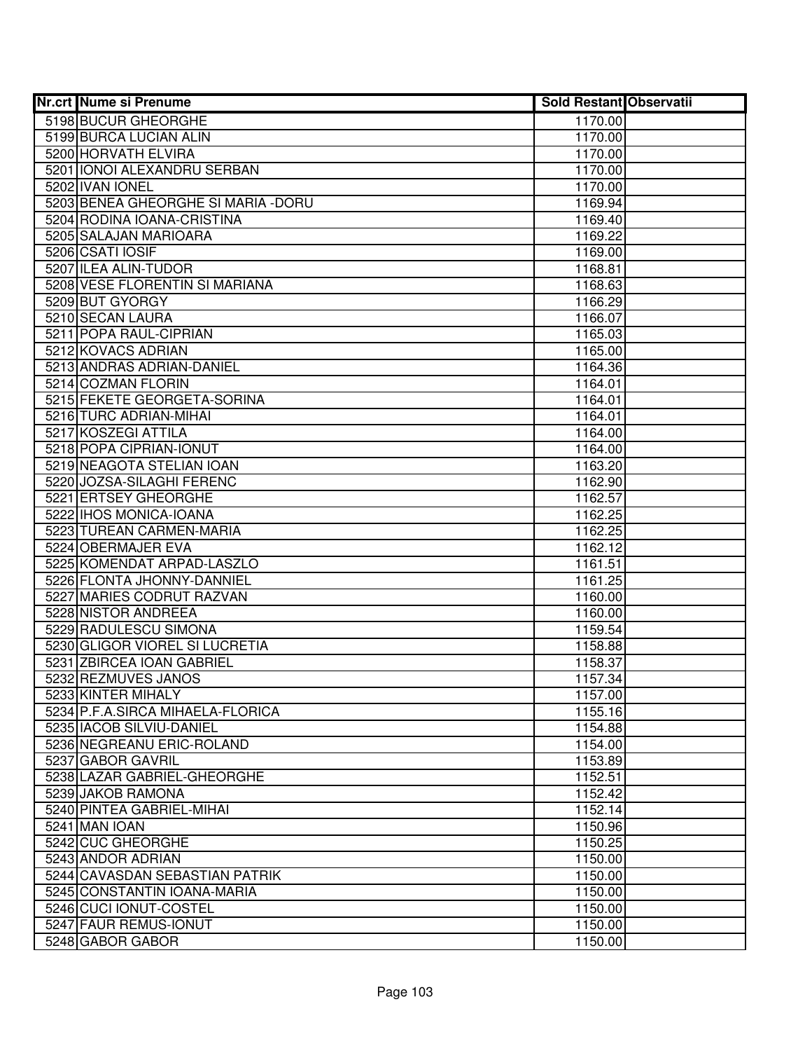| Nr.crt | Nume si Prenume | Sold Restant | Observatii |
| --- | --- | --- | --- |
| 5198 | BUCUR GHEORGHE | 1170.00 | |
| 5199 | BURCA LUCIAN ALIN | 1170.00 | |
| 5200 | HORVATH ELVIRA | 1170.00 | |
| 5201 | IONOI ALEXANDRU SERBAN | 1170.00 | |
| 5202 | IVAN IONEL | 1170.00 | |
| 5203 | BENEA GHEORGHE SI MARIA -DORU | 1169.94 | |
| 5204 | RODINA IOANA-CRISTINA | 1169.40 | |
| 5205 | SALAJAN MARIOARA | 1169.22 | |
| 5206 | CSATI IOSIF | 1169.00 | |
| 5207 | ILEA ALIN-TUDOR | 1168.81 | |
| 5208 | VESE FLORENTIN SI MARIANA | 1168.63 | |
| 5209 | BUT GYORGY | 1166.29 | |
| 5210 | SECAN LAURA | 1166.07 | |
| 5211 | POPA RAUL-CIPRIAN | 1165.03 | |
| 5212 | KOVACS ADRIAN | 1165.00 | |
| 5213 | ANDRAS ADRIAN-DANIEL | 1164.36 | |
| 5214 | COZMAN FLORIN | 1164.01 | |
| 5215 | FEKETE GEORGETA-SORINA | 1164.01 | |
| 5216 | TURC ADRIAN-MIHAI | 1164.01 | |
| 5217 | KOSZEGI ATTILA | 1164.00 | |
| 5218 | POPA CIPRIAN-IONUT | 1164.00 | |
| 5219 | NEAGOTA STELIAN IOAN | 1163.20 | |
| 5220 | JOZSA-SILAGHI FERENC | 1162.90 | |
| 5221 | ERTSEY GHEORGHE | 1162.57 | |
| 5222 | IHOS MONICA-IOANA | 1162.25 | |
| 5223 | TUREAN CARMEN-MARIA | 1162.25 | |
| 5224 | OBERMAJER EVA | 1162.12 | |
| 5225 | KOMENDAT ARPAD-LASZLO | 1161.51 | |
| 5226 | FLONTA JHONNY-DANNIEL | 1161.25 | |
| 5227 | MARIES CODRUT RAZVAN | 1160.00 | |
| 5228 | NISTOR ANDREEA | 1160.00 | |
| 5229 | RADULESCU SIMONA | 1159.54 | |
| 5230 | GLIGOR VIOREL SI LUCRETIA | 1158.88 | |
| 5231 | ZBIRCEA IOAN GABRIEL | 1158.37 | |
| 5232 | REZMUVES JANOS | 1157.34 | |
| 5233 | KINTER MIHALY | 1157.00 | |
| 5234 | P.F.A.SIRCA MIHAELA-FLORICA | 1155.16 | |
| 5235 | IACOB SILVIU-DANIEL | 1154.88 | |
| 5236 | NEGREANU ERIC-ROLAND | 1154.00 | |
| 5237 | GABOR GAVRIL | 1153.89 | |
| 5238 | LAZAR GABRIEL-GHEORGHE | 1152.51 | |
| 5239 | JAKOB RAMONA | 1152.42 | |
| 5240 | PINTEA GABRIEL-MIHAI | 1152.14 | |
| 5241 | MAN IOAN | 1150.96 | |
| 5242 | CUC GHEORGHE | 1150.25 | |
| 5243 | ANDOR ADRIAN | 1150.00 | |
| 5244 | CAVASDAN SEBASTIAN PATRIK | 1150.00 | |
| 5245 | CONSTANTIN IOANA-MARIA | 1150.00 | |
| 5246 | CUCI IONUT-COSTEL | 1150.00 | |
| 5247 | FAUR REMUS-IONUT | 1150.00 | |
| 5248 | GABOR GABOR | 1150.00 | |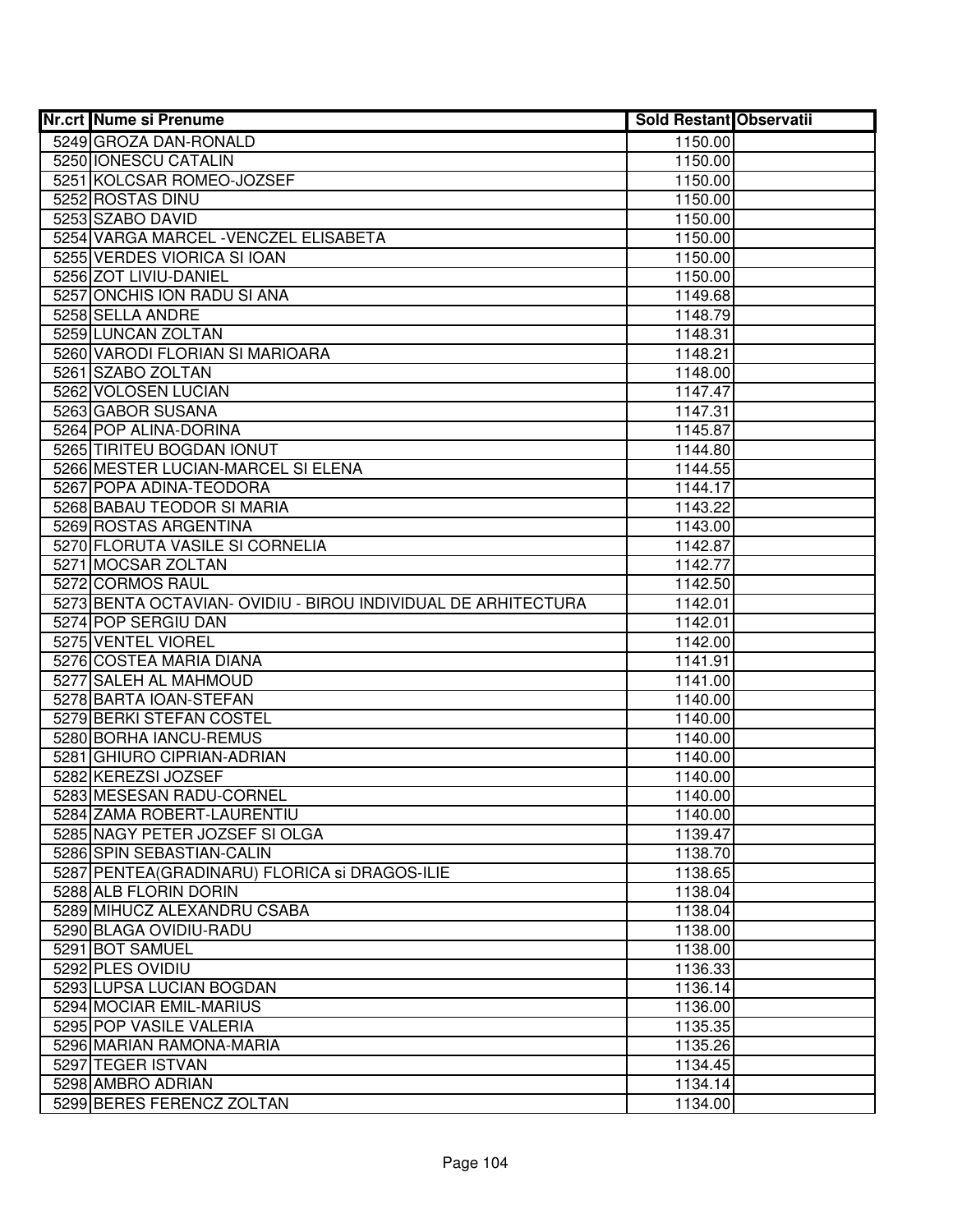| Nr.crt | Nume si Prenume | Sold Restant | Observatii |
|---|---|---|---|
| 5249 | GROZA DAN-RONALD | 1150.00 | |
| 5250 | IONESCU CATALIN | 1150.00 | |
| 5251 | KOLCSAR ROMEO-JOZSEF | 1150.00 | |
| 5252 | ROSTAS DINU | 1150.00 | |
| 5253 | SZABO DAVID | 1150.00 | |
| 5254 | VARGA MARCEL -VENCZEL ELISABETA | 1150.00 | |
| 5255 | VERDES VIORICA SI IOAN | 1150.00 | |
| 5256 | ZOT LIVIU-DANIEL | 1150.00 | |
| 5257 | ONCHIS ION RADU SI ANA | 1149.68 | |
| 5258 | SELLA ANDRE | 1148.79 | |
| 5259 | LUNCAN ZOLTAN | 1148.31 | |
| 5260 | VARODI FLORIAN SI MARIOARA | 1148.21 | |
| 5261 | SZABO ZOLTAN | 1148.00 | |
| 5262 | VOLOSEN LUCIAN | 1147.47 | |
| 5263 | GABOR SUSANA | 1147.31 | |
| 5264 | POP ALINA-DORINA | 1145.87 | |
| 5265 | TIRITEU BOGDAN IONUT | 1144.80 | |
| 5266 | MESTER LUCIAN-MARCEL SI ELENA | 1144.55 | |
| 5267 | POPA ADINA-TEODORA | 1144.17 | |
| 5268 | BABAU TEODOR SI MARIA | 1143.22 | |
| 5269 | ROSTAS ARGENTINA | 1143.00 | |
| 5270 | FLORUTA VASILE SI CORNELIA | 1142.87 | |
| 5271 | MOCSAR ZOLTAN | 1142.77 | |
| 5272 | CORMOS RAUL | 1142.50 | |
| 5273 | BENTA OCTAVIAN- OVIDIU - BIROU INDIVIDUAL DE ARHITECTURA | 1142.01 | |
| 5274 | POP SERGIU DAN | 1142.01 | |
| 5275 | VENTEL VIOREL | 1142.00 | |
| 5276 | COSTEA MARIA DIANA | 1141.91 | |
| 5277 | SALEH AL MAHMOUD | 1141.00 | |
| 5278 | BARTA IOAN-STEFAN | 1140.00 | |
| 5279 | BERKI STEFAN COSTEL | 1140.00 | |
| 5280 | BORHA IANCU-REMUS | 1140.00 | |
| 5281 | GHIURO CIPRIAN-ADRIAN | 1140.00 | |
| 5282 | KEREZSI JOZSEF | 1140.00 | |
| 5283 | MESESAN RADU-CORNEL | 1140.00 | |
| 5284 | ZAMA ROBERT-LAURENTIU | 1140.00 | |
| 5285 | NAGY PETER JOZSEF SI OLGA | 1139.47 | |
| 5286 | SPIN SEBASTIAN-CALIN | 1138.70 | |
| 5287 | PENTEA(GRADINARU) FLORICA si DRAGOS-ILIE | 1138.65 | |
| 5288 | ALB FLORIN DORIN | 1138.04 | |
| 5289 | MIHUCZ ALEXANDRU CSABA | 1138.04 | |
| 5290 | BLAGA OVIDIU-RADU | 1138.00 | |
| 5291 | BOT SAMUEL | 1138.00 | |
| 5292 | PLES OVIDIU | 1136.33 | |
| 5293 | LUPSA LUCIAN BOGDAN | 1136.14 | |
| 5294 | MOCIAR EMIL-MARIUS | 1136.00 | |
| 5295 | POP VASILE VALERIA | 1135.35 | |
| 5296 | MARIAN RAMONA-MARIA | 1135.26 | |
| 5297 | TEGER ISTVAN | 1134.45 | |
| 5298 | AMBRO ADRIAN | 1134.14 | |
| 5299 | BERES FERENCZ ZOLTAN | 1134.00 | |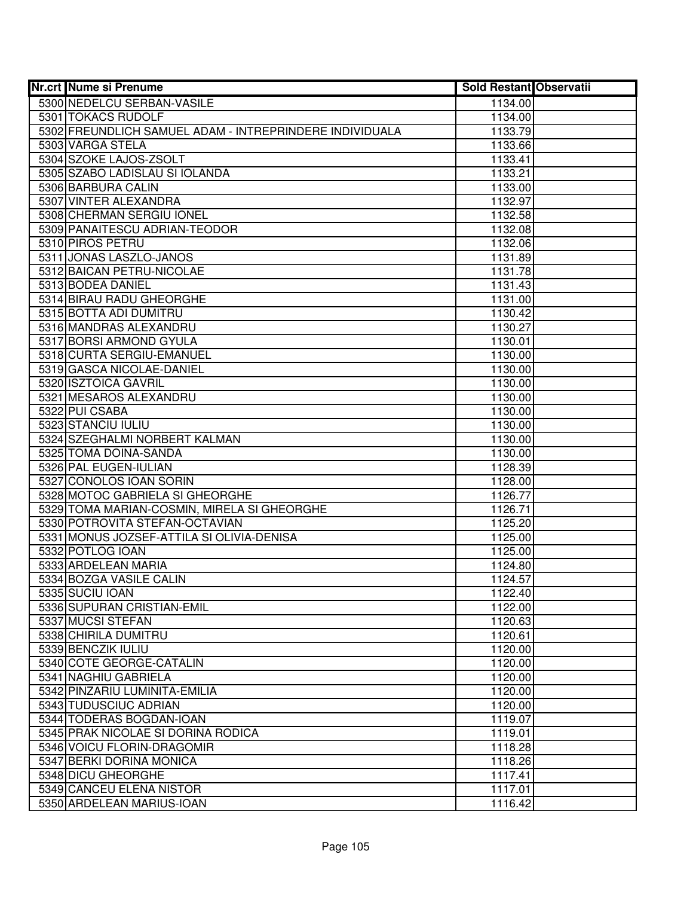| Nr.crt | Nume si Prenume | Sold Restant | Observatii |
|---|---|---|---|
| 5300 | NEDELCU SERBAN-VASILE | 1134.00 | |
| 5301 | TOKACS RUDOLF | 1134.00 | |
| 5302 | FREUNDLICH SAMUEL ADAM - INTREPRINDERE INDIVIDUALA | 1133.79 | |
| 5303 | VARGA STELA | 1133.66 | |
| 5304 | SZOKE LAJOS-ZSOLT | 1133.41 | |
| 5305 | SZABO LADISLAU SI IOLANDA | 1133.21 | |
| 5306 | BARBURA CALIN | 1133.00 | |
| 5307 | VINTER ALEXANDRA | 1132.97 | |
| 5308 | CHERMAN SERGIU IONEL | 1132.58 | |
| 5309 | PANAITESCU ADRIAN-TEODOR | 1132.08 | |
| 5310 | PIROS PETRU | 1132.06 | |
| 5311 | JONAS LASZLO-JANOS | 1131.89 | |
| 5312 | BAICAN PETRU-NICOLAE | 1131.78 | |
| 5313 | BODEA DANIEL | 1131.43 | |
| 5314 | BIRAU RADU GHEORGHE | 1131.00 | |
| 5315 | BOTTA ADI DUMITRU | 1130.42 | |
| 5316 | MANDRAS ALEXANDRU | 1130.27 | |
| 5317 | BORSI ARMOND GYULA | 1130.01 | |
| 5318 | CURTA SERGIU-EMANUEL | 1130.00 | |
| 5319 | GASCA NICOLAE-DANIEL | 1130.00 | |
| 5320 | ISZTOICA GAVRIL | 1130.00 | |
| 5321 | MESAROS ALEXANDRU | 1130.00 | |
| 5322 | PUI CSABA | 1130.00 | |
| 5323 | STANCIU IULIU | 1130.00 | |
| 5324 | SZEGHALMI NORBERT KALMAN | 1130.00 | |
| 5325 | TOMA DOINA-SANDA | 1130.00 | |
| 5326 | PAL EUGEN-IULIAN | 1128.39 | |
| 5327 | CONOLOS IOAN SORIN | 1128.00 | |
| 5328 | MOTOC GABRIELA SI GHEORGHE | 1126.77 | |
| 5329 | TOMA MARIAN-COSMIN, MIRELA SI GHEORGHE | 1126.71 | |
| 5330 | POTROVITA STEFAN-OCTAVIAN | 1125.20 | |
| 5331 | MONUS JOZSEF-ATTILA SI OLIVIA-DENISA | 1125.00 | |
| 5332 | POTLOG IOAN | 1125.00 | |
| 5333 | ARDELEAN MARIA | 1124.80 | |
| 5334 | BOZGA VASILE CALIN | 1124.57 | |
| 5335 | SUCIU IOAN | 1122.40 | |
| 5336 | SUPURAN CRISTIAN-EMIL | 1122.00 | |
| 5337 | MUCSI STEFAN | 1120.63 | |
| 5338 | CHIRILA DUMITRU | 1120.61 | |
| 5339 | BENCZIK IULIU | 1120.00 | |
| 5340 | COTE GEORGE-CATALIN | 1120.00 | |
| 5341 | NAGHIU GABRIELA | 1120.00 | |
| 5342 | PINZARIU LUMINITA-EMILIA | 1120.00 | |
| 5343 | TUDUSCIUC ADRIAN | 1120.00 | |
| 5344 | TODERAS BOGDAN-IOAN | 1119.07 | |
| 5345 | PRAK NICOLAE SI DORINA RODICA | 1119.01 | |
| 5346 | VOICU FLORIN-DRAGOMIR | 1118.28 | |
| 5347 | BERKI DORINA MONICA | 1118.26 | |
| 5348 | DICU GHEORGHE | 1117.41 | |
| 5349 | CANCEU ELENA NISTOR | 1117.01 | |
| 5350 | ARDELEAN MARIUS-IOAN | 1116.42 | |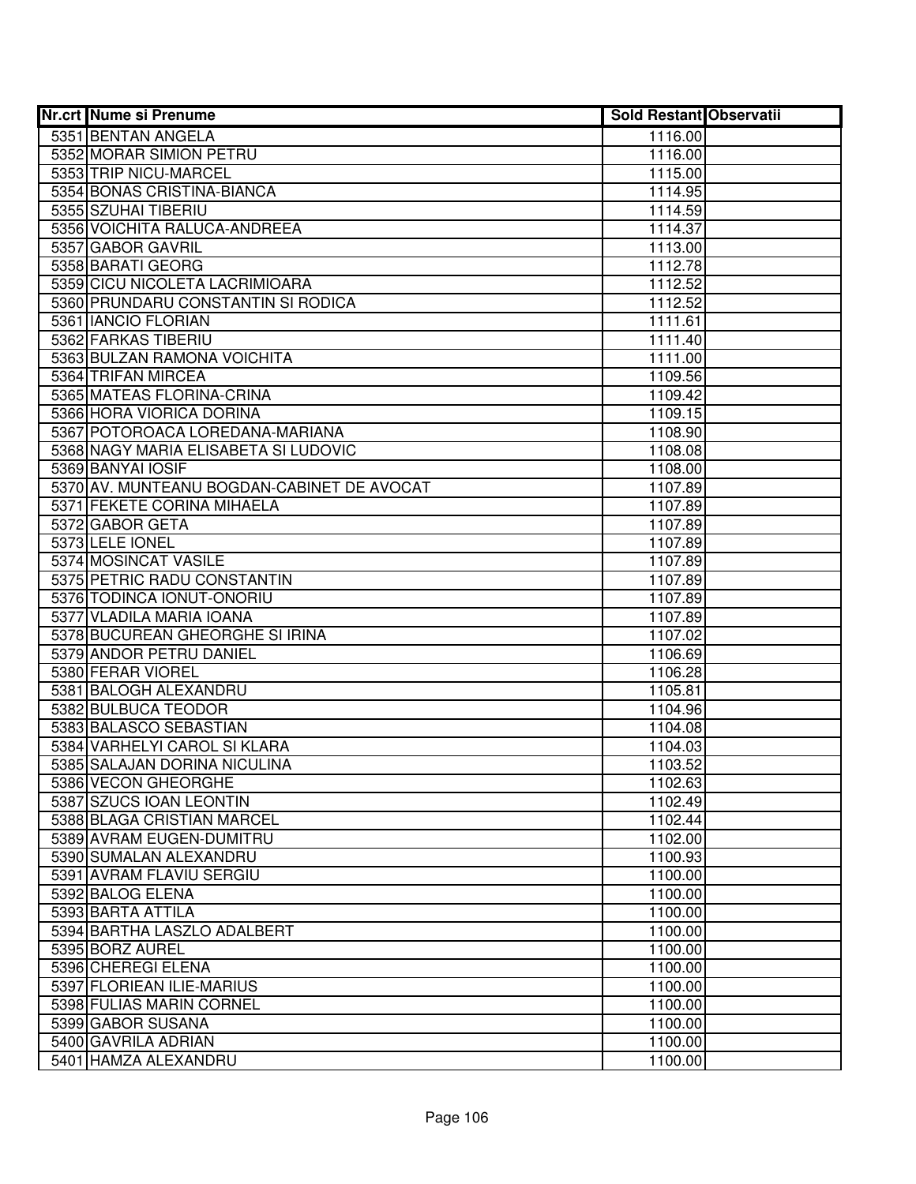| Nr.crt | Nume si Prenume | Sold Restant | Observatii |
|---|---|---|---|
| 5351 | BENTAN ANGELA | 1116.00 | |
| 5352 | MORAR SIMION PETRU | 1116.00 | |
| 5353 | TRIP NICU-MARCEL | 1115.00 | |
| 5354 | BONAS CRISTINA-BIANCA | 1114.95 | |
| 5355 | SZUHAI TIBERIU | 1114.59 | |
| 5356 | VOICHITA RALUCA-ANDREEA | 1114.37 | |
| 5357 | GABOR GAVRIL | 1113.00 | |
| 5358 | BARATI GEORG | 1112.78 | |
| 5359 | CICU NICOLETA LACRIMIOARA | 1112.52 | |
| 5360 | PRUNDARU CONSTANTIN SI RODICA | 1112.52 | |
| 5361 | IANCIO FLORIAN | 1111.61 | |
| 5362 | FARKAS TIBERIU | 1111.40 | |
| 5363 | BULZAN RAMONA VOICHITA | 1111.00 | |
| 5364 | TRIFAN MIRCEA | 1109.56 | |
| 5365 | MATEAS FLORINA-CRINA | 1109.42 | |
| 5366 | HORA VIORICA DORINA | 1109.15 | |
| 5367 | POTOROACA LOREDANA-MARIANA | 1108.90 | |
| 5368 | NAGY MARIA ELISABETA SI LUDOVIC | 1108.08 | |
| 5369 | BANYAI IOSIF | 1108.00 | |
| 5370 | AV. MUNTEANU BOGDAN-CABINET DE AVOCAT | 1107.89 | |
| 5371 | FEKETE CORINA MIHAELA | 1107.89 | |
| 5372 | GABOR GETA | 1107.89 | |
| 5373 | LELE IONEL | 1107.89 | |
| 5374 | MOSINCAT VASILE | 1107.89 | |
| 5375 | PETRIC RADU CONSTANTIN | 1107.89 | |
| 5376 | TODINCA IONUT-ONORIU | 1107.89 | |
| 5377 | VLADILA MARIA IOANA | 1107.89 | |
| 5378 | BUCUREAN GHEORGHE SI IRINA | 1107.02 | |
| 5379 | ANDOR PETRU DANIEL | 1106.69 | |
| 5380 | FERAR VIOREL | 1106.28 | |
| 5381 | BALOGH ALEXANDRU | 1105.81 | |
| 5382 | BULBUCA TEODOR | 1104.96 | |
| 5383 | BALASCO SEBASTIAN | 1104.08 | |
| 5384 | VARHELYI CAROL SI KLARA | 1104.03 | |
| 5385 | SALAJAN DORINA NICULINA | 1103.52 | |
| 5386 | VECON GHEORGHE | 1102.63 | |
| 5387 | SZUCS IOAN LEONTIN | 1102.49 | |
| 5388 | BLAGA CRISTIAN MARCEL | 1102.44 | |
| 5389 | AVRAM EUGEN-DUMITRU | 1102.00 | |
| 5390 | SUMALAN ALEXANDRU | 1100.93 | |
| 5391 | AVRAM FLAVIU SERGIU | 1100.00 | |
| 5392 | BALOG ELENA | 1100.00 | |
| 5393 | BARTA ATTILA | 1100.00 | |
| 5394 | BARTHA LASZLO ADALBERT | 1100.00 | |
| 5395 | BORZ AUREL | 1100.00 | |
| 5396 | CHEREGI ELENA | 1100.00 | |
| 5397 | FLORIEAN ILIE-MARIUS | 1100.00 | |
| 5398 | FULIAS MARIN CORNEL | 1100.00 | |
| 5399 | GABOR SUSANA | 1100.00 | |
| 5400 | GAVRILA ADRIAN | 1100.00 | |
| 5401 | HAMZA ALEXANDRU | 1100.00 | |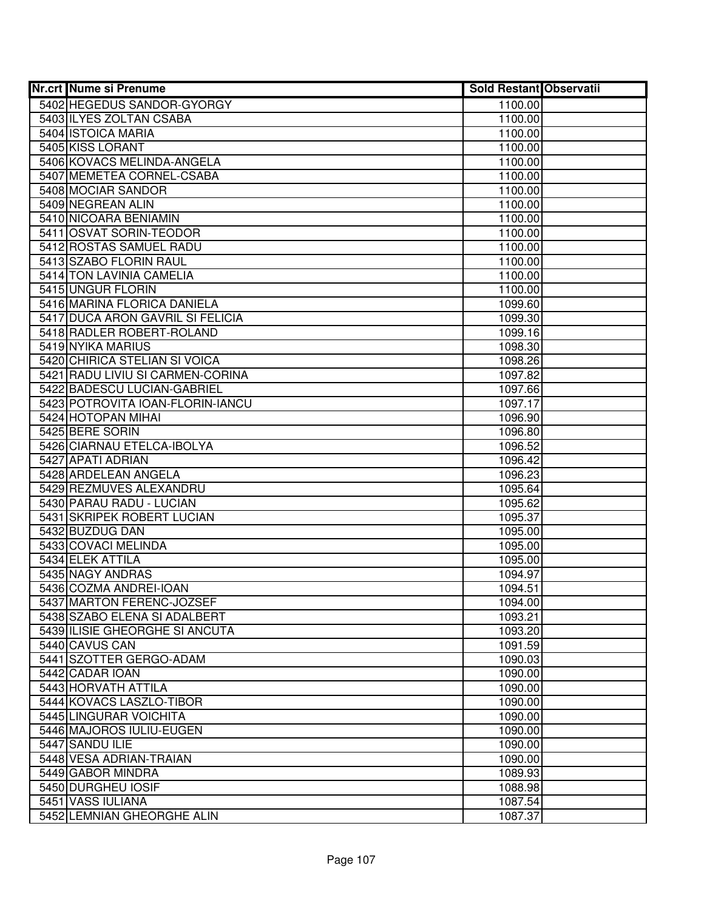| Nr.crt | Nume si Prenume | Sold Restant | Observatii |
|---|---|---|---|
| 5402 | HEGEDUS SANDOR-GYORGY | 1100.00 | |
| 5403 | ILYES ZOLTAN CSABA | 1100.00 | |
| 5404 | ISTOICA MARIA | 1100.00 | |
| 5405 | KISS LORANT | 1100.00 | |
| 5406 | KOVACS MELINDA-ANGELA | 1100.00 | |
| 5407 | MEMETEA CORNEL-CSABA | 1100.00 | |
| 5408 | MOCIAR SANDOR | 1100.00 | |
| 5409 | NEGREAN ALIN | 1100.00 | |
| 5410 | NICOARA BENIAMIN | 1100.00 | |
| 5411 | OSVAT SORIN-TEODOR | 1100.00 | |
| 5412 | ROSTAS SAMUEL RADU | 1100.00 | |
| 5413 | SZABO FLORIN RAUL | 1100.00 | |
| 5414 | TON LAVINIA CAMELIA | 1100.00 | |
| 5415 | UNGUR FLORIN | 1100.00 | |
| 5416 | MARINA FLORICA DANIELA | 1099.60 | |
| 5417 | DUCA ARON GAVRIL SI FELICIA | 1099.30 | |
| 5418 | RADLER ROBERT-ROLAND | 1099.16 | |
| 5419 | NYIKA MARIUS | 1098.30 | |
| 5420 | CHIRICA STELIAN SI VOICA | 1098.26 | |
| 5421 | RADU LIVIU SI CARMEN-CORINA | 1097.82 | |
| 5422 | BADESCU LUCIAN-GABRIEL | 1097.66 | |
| 5423 | POTROVITA IOAN-FLORIN-IANCU | 1097.17 | |
| 5424 | HOTOPAN MIHAI | 1096.90 | |
| 5425 | BERE SORIN | 1096.80 | |
| 5426 | CIARNAU ETELCA-IBOLYA | 1096.52 | |
| 5427 | APATI ADRIAN | 1096.42 | |
| 5428 | ARDELEAN ANGELA | 1096.23 | |
| 5429 | REZMUVES ALEXANDRU | 1095.64 | |
| 5430 | PARAU RADU - LUCIAN | 1095.62 | |
| 5431 | SKRIPEK ROBERT LUCIAN | 1095.37 | |
| 5432 | BUZDUG DAN | 1095.00 | |
| 5433 | COVACI MELINDA | 1095.00 | |
| 5434 | ELEK ATTILA | 1095.00 | |
| 5435 | NAGY ANDRAS | 1094.97 | |
| 5436 | COZMA ANDREI-IOAN | 1094.51 | |
| 5437 | MARTON FERENC-JOZSEF | 1094.00 | |
| 5438 | SZABO ELENA SI ADALBERT | 1093.21 | |
| 5439 | ILISIE GHEORGHE SI ANCUTA | 1093.20 | |
| 5440 | CAVUS CAN | 1091.59 | |
| 5441 | SZOTTER GERGO-ADAM | 1090.03 | |
| 5442 | CADAR IOAN | 1090.00 | |
| 5443 | HORVATH ATTILA | 1090.00 | |
| 5444 | KOVACS LASZLO-TIBOR | 1090.00 | |
| 5445 | LINGURAR VOICHITA | 1090.00 | |
| 5446 | MAJOROS IULIU-EUGEN | 1090.00 | |
| 5447 | SANDU ILIE | 1090.00 | |
| 5448 | VESA ADRIAN-TRAIAN | 1090.00 | |
| 5449 | GABOR MINDRA | 1089.93 | |
| 5450 | DURGHEU IOSIF | 1088.98 | |
| 5451 | VASS IULIANA | 1087.54 | |
| 5452 | LEMNIAN GHEORGHE ALIN | 1087.37 | |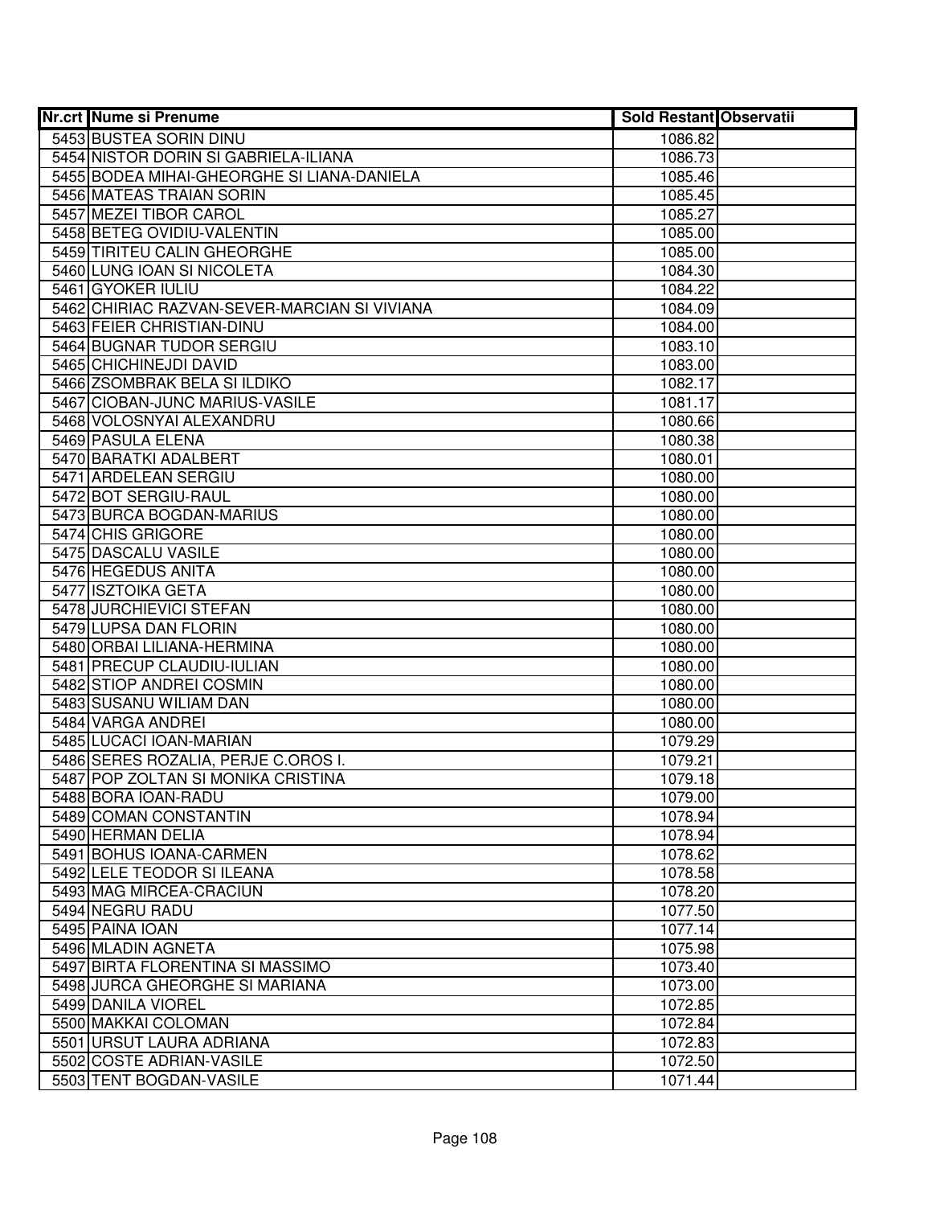| Nr.crt | Nume si Prenume | Sold Restant | Observatii |
|---|---|---|---|
| 5453 | BUSTEA SORIN DINU | 1086.82 | |
| 5454 | NISTOR DORIN SI GABRIELA-ILIANA | 1086.73 | |
| 5455 | BODEA MIHAI-GHEORGHE SI LIANA-DANIELA | 1085.46 | |
| 5456 | MATEAS TRAIAN SORIN | 1085.45 | |
| 5457 | MEZEI TIBOR CAROL | 1085.27 | |
| 5458 | BETEG OVIDIU-VALENTIN | 1085.00 | |
| 5459 | TIRITEU CALIN GHEORGHE | 1085.00 | |
| 5460 | LUNG IOAN SI NICOLETA | 1084.30 | |
| 5461 | GYOKER IULIU | 1084.22 | |
| 5462 | CHIRIAC RAZVAN-SEVER-MARCIAN SI VIVIANA | 1084.09 | |
| 5463 | FEIER CHRISTIAN-DINU | 1084.00 | |
| 5464 | BUGNAR TUDOR SERGIU | 1083.10 | |
| 5465 | CHICHINEJDI DAVID | 1083.00 | |
| 5466 | ZSOMBRAK BELA SI ILDIKO | 1082.17 | |
| 5467 | CIOBAN-JUNC MARIUS-VASILE | 1081.17 | |
| 5468 | VOLOSNYAI ALEXANDRU | 1080.66 | |
| 5469 | PASULA ELENA | 1080.38 | |
| 5470 | BARATKI ADALBERT | 1080.01 | |
| 5471 | ARDELEAN SERGIU | 1080.00 | |
| 5472 | BOT SERGIU-RAUL | 1080.00 | |
| 5473 | BURCA BOGDAN-MARIUS | 1080.00 | |
| 5474 | CHIS GRIGORE | 1080.00 | |
| 5475 | DASCALU VASILE | 1080.00 | |
| 5476 | HEGEDUS ANITA | 1080.00 | |
| 5477 | ISZTOIKA GETA | 1080.00 | |
| 5478 | JURCHIEVICI STEFAN | 1080.00 | |
| 5479 | LUPSA DAN FLORIN | 1080.00 | |
| 5480 | ORBAI LILIANA-HERMINA | 1080.00 | |
| 5481 | PRECUP CLAUDIU-IULIAN | 1080.00 | |
| 5482 | STIOP ANDREI COSMIN | 1080.00 | |
| 5483 | SUSANU WILIAM DAN | 1080.00 | |
| 5484 | VARGA ANDREI | 1080.00 | |
| 5485 | LUCACI IOAN-MARIAN | 1079.29 | |
| 5486 | SERES ROZALIA, PERJE C.OROS I. | 1079.21 | |
| 5487 | POP ZOLTAN SI MONIKA CRISTINA | 1079.18 | |
| 5488 | BORA IOAN-RADU | 1079.00 | |
| 5489 | COMAN CONSTANTIN | 1078.94 | |
| 5490 | HERMAN DELIA | 1078.94 | |
| 5491 | BOHUS IOANA-CARMEN | 1078.62 | |
| 5492 | LELE TEODOR SI ILEANA | 1078.58 | |
| 5493 | MAG MIRCEA-CRACIUN | 1078.20 | |
| 5494 | NEGRU RADU | 1077.50 | |
| 5495 | PAINA IOAN | 1077.14 | |
| 5496 | MLADIN AGNETA | 1075.98 | |
| 5497 | BIRTA FLORENTINA SI MASSIMO | 1073.40 | |
| 5498 | JURCA GHEORGHE SI MARIANA | 1073.00 | |
| 5499 | DANILA VIOREL | 1072.85 | |
| 5500 | MAKKAI COLOMAN | 1072.84 | |
| 5501 | URSUT LAURA ADRIANA | 1072.83 | |
| 5502 | COSTE ADRIAN-VASILE | 1072.50 | |
| 5503 | TENT BOGDAN-VASILE | 1071.44 | |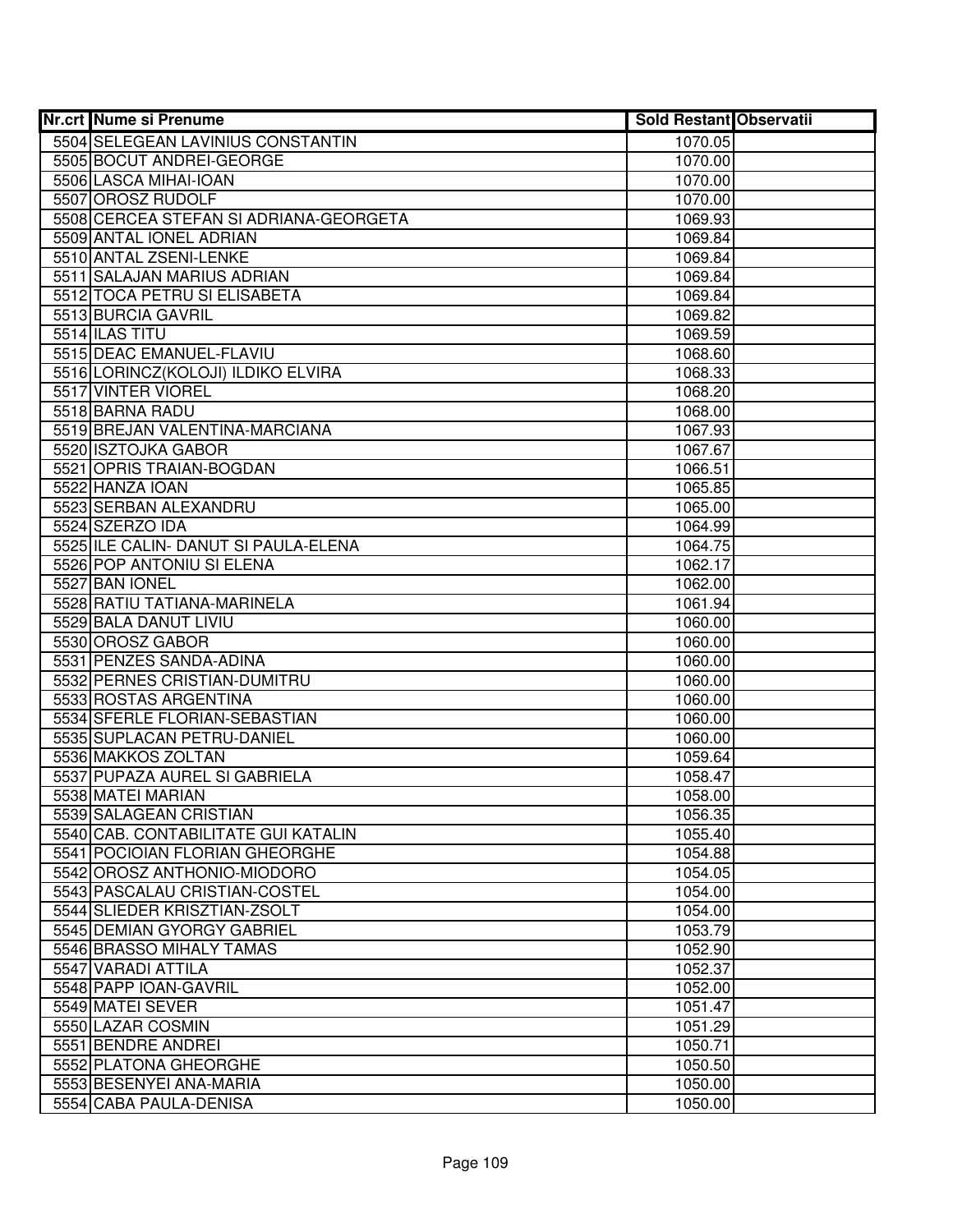| Nr.crt | Nume si Prenume | Sold Restant | Observatii |
|---|---|---|---|
| 5504 | SELEGEAN LAVINIUS CONSTANTIN | 1070.05 | |
| 5505 | BOCUT ANDREI-GEORGE | 1070.00 | |
| 5506 | LASCA MIHAI-IOAN | 1070.00 | |
| 5507 | OROSZ RUDOLF | 1070.00 | |
| 5508 | CERCEA STEFAN SI ADRIANA-GEORGETA | 1069.93 | |
| 5509 | ANTAL IONEL ADRIAN | 1069.84 | |
| 5510 | ANTAL ZSENI-LENKE | 1069.84 | |
| 5511 | SALAJAN MARIUS ADRIAN | 1069.84 | |
| 5512 | TOCA PETRU SI ELISABETA | 1069.84 | |
| 5513 | BURCIA GAVRIL | 1069.82 | |
| 5514 | ILAS TITU | 1069.59 | |
| 5515 | DEAC EMANUEL-FLAVIU | 1068.60 | |
| 5516 | LORINCZ(KOLOJI) ILDIKO ELVIRA | 1068.33 | |
| 5517 | VINTER VIOREL | 1068.20 | |
| 5518 | BARNA RADU | 1068.00 | |
| 5519 | BREJAN VALENTINA-MARCIANA | 1067.93 | |
| 5520 | ISZTOJKA GABOR | 1067.67 | |
| 5521 | OPRIS TRAIAN-BOGDAN | 1066.51 | |
| 5522 | HANZA IOAN | 1065.85 | |
| 5523 | SERBAN ALEXANDRU | 1065.00 | |
| 5524 | SZERZO IDA | 1064.99 | |
| 5525 | ILE CALIN- DANUT SI PAULA-ELENA | 1064.75 | |
| 5526 | POP ANTONIU SI ELENA | 1062.17 | |
| 5527 | BAN IONEL | 1062.00 | |
| 5528 | RATIU TATIANA-MARINELA | 1061.94 | |
| 5529 | BALA DANUT LIVIU | 1060.00 | |
| 5530 | OROSZ GABOR | 1060.00 | |
| 5531 | PENZES SANDA-ADINA | 1060.00 | |
| 5532 | PERNES CRISTIAN-DUMITRU | 1060.00 | |
| 5533 | ROSTAS ARGENTINA | 1060.00 | |
| 5534 | SFERLE FLORIAN-SEBASTIAN | 1060.00 | |
| 5535 | SUPLACAN PETRU-DANIEL | 1060.00 | |
| 5536 | MAKKOS ZOLTAN | 1059.64 | |
| 5537 | PUPAZA AUREL SI GABRIELA | 1058.47 | |
| 5538 | MATEI MARIAN | 1058.00 | |
| 5539 | SALAGEAN CRISTIAN | 1056.35 | |
| 5540 | CAB. CONTABILITATE GUI KATALIN | 1055.40 | |
| 5541 | POCIOIAN FLORIAN GHEORGHE | 1054.88 | |
| 5542 | OROSZ ANTHONIO-MIODORO | 1054.05 | |
| 5543 | PASCALAU CRISTIAN-COSTEL | 1054.00 | |
| 5544 | SLIEDER KRISZTIAN-ZSOLT | 1054.00 | |
| 5545 | DEMIAN GYORGY GABRIEL | 1053.79 | |
| 5546 | BRASSO MIHALY TAMAS | 1052.90 | |
| 5547 | VARADI ATTILA | 1052.37 | |
| 5548 | PAPP IOAN-GAVRIL | 1052.00 | |
| 5549 | MATEI SEVER | 1051.47 | |
| 5550 | LAZAR COSMIN | 1051.29 | |
| 5551 | BENDRE ANDREI | 1050.71 | |
| 5552 | PLATONA GHEORGHE | 1050.50 | |
| 5553 | BESENYEI ANA-MARIA | 1050.00 | |
| 5554 | CABA PAULA-DENISA | 1050.00 | |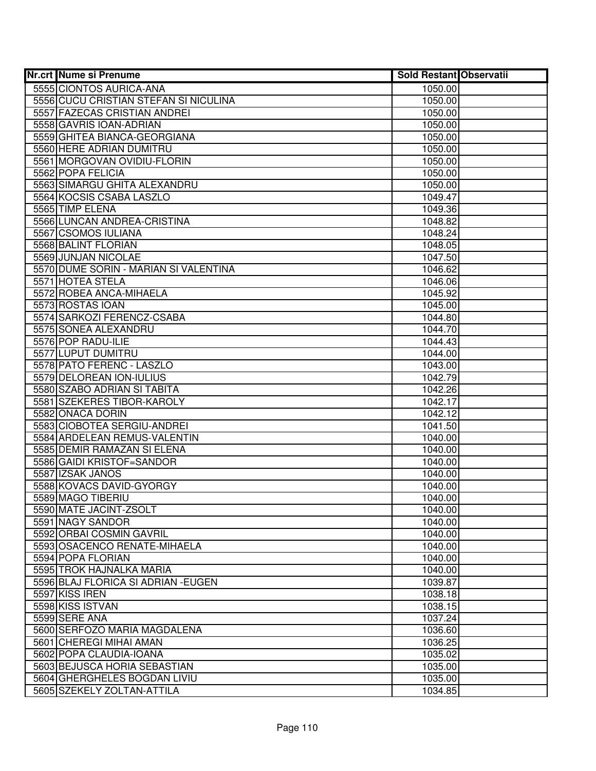| Nr.crt | Nume si Prenume | Sold Restant | Observatii |
|---|---|---|---|
| 5555 | CIONTOS AURICA-ANA | 1050.00 | |
| 5556 | CUCU CRISTIAN STEFAN SI NICULINA | 1050.00 | |
| 5557 | FAZECAS CRISTIAN ANDREI | 1050.00 | |
| 5558 | GAVRIS IOAN-ADRIAN | 1050.00 | |
| 5559 | GHITEA BIANCA-GEORGIANA | 1050.00 | |
| 5560 | HERE ADRIAN DUMITRU | 1050.00 | |
| 5561 | MORGOVAN OVIDIU-FLORIN | 1050.00 | |
| 5562 | POPA FELICIA | 1050.00 | |
| 5563 | SIMARGU GHITA ALEXANDRU | 1050.00 | |
| 5564 | KOCSIS CSABA LASZLO | 1049.47 | |
| 5565 | TIMP ELENA | 1049.36 | |
| 5566 | LUNCAN ANDREA-CRISTINA | 1048.82 | |
| 5567 | CSOMOS IULIANA | 1048.24 | |
| 5568 | BALINT FLORIAN | 1048.05 | |
| 5569 | JUNJAN NICOLAE | 1047.50 | |
| 5570 | DUME SORIN - MARIAN SI VALENTINA | 1046.62 | |
| 5571 | HOTEA STELA | 1046.06 | |
| 5572 | ROBEA ANCA-MIHAELA | 1045.92 | |
| 5573 | ROSTAS IOAN | 1045.00 | |
| 5574 | SARKOZI FERENCZ-CSABA | 1044.80 | |
| 5575 | SONEA ALEXANDRU | 1044.70 | |
| 5576 | POP RADU-ILIE | 1044.43 | |
| 5577 | LUPUT DUMITRU | 1044.00 | |
| 5578 | PATO FERENC - LASZLO | 1043.00 | |
| 5579 | DELOREAN ION-IULIUS | 1042.79 | |
| 5580 | SZABO ADRIAN SI TABITA | 1042.26 | |
| 5581 | SZEKERES TIBOR-KAROLY | 1042.17 | |
| 5582 | ONACA DORIN | 1042.12 | |
| 5583 | CIOBOTEA SERGIU-ANDREI | 1041.50 | |
| 5584 | ARDELEAN REMUS-VALENTIN | 1040.00 | |
| 5585 | DEMIR RAMAZAN SI ELENA | 1040.00 | |
| 5586 | GAIDI KRISTOF=SANDOR | 1040.00 | |
| 5587 | IZSAK JANOS | 1040.00 | |
| 5588 | KOVACS DAVID-GYORGY | 1040.00 | |
| 5589 | MAGO TIBERIU | 1040.00 | |
| 5590 | MATE JACINT-ZSOLT | 1040.00 | |
| 5591 | NAGY SANDOR | 1040.00 | |
| 5592 | ORBAI COSMIN GAVRIL | 1040.00 | |
| 5593 | OSACENCO RENATE-MIHAELA | 1040.00 | |
| 5594 | POPA FLORIAN | 1040.00 | |
| 5595 | TROK HAJNALKA MARIA | 1040.00 | |
| 5596 | BLAJ FLORICA SI ADRIAN -EUGEN | 1039.87 | |
| 5597 | KISS IREN | 1038.18 | |
| 5598 | KISS ISTVAN | 1038.15 | |
| 5599 | SERE ANA | 1037.24 | |
| 5600 | SERFOZO MARIA MAGDALENA | 1036.60 | |
| 5601 | CHEREGI MIHAI AMAN | 1036.25 | |
| 5602 | POPA CLAUDIA-IOANA | 1035.02 | |
| 5603 | BEJUSCA HORIA SEBASTIAN | 1035.00 | |
| 5604 | GHERGHELES BOGDAN LIVIU | 1035.00 | |
| 5605 | SZEKELY ZOLTAN-ATTILA | 1034.85 | |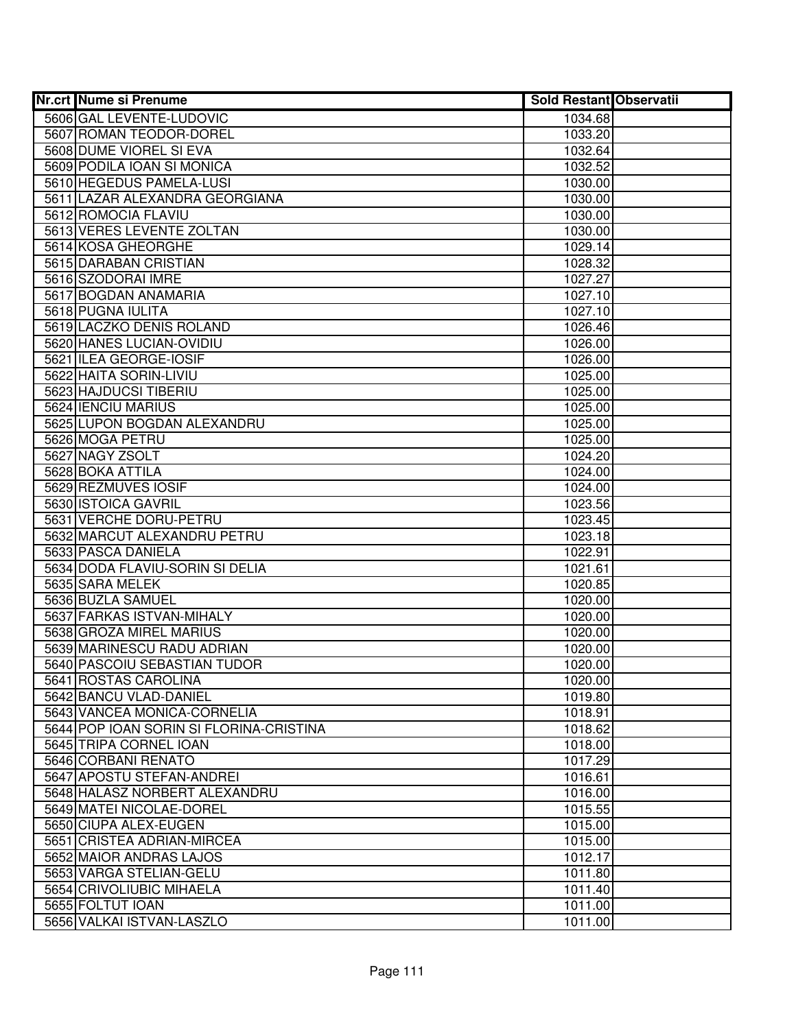| Nr.crt | Nume si Prenume | Sold Restant | Observatii |
|---|---|---|---|
| 5606 | GAL LEVENTE-LUDOVIC | 1034.68 | |
| 5607 | ROMAN TEODOR-DOREL | 1033.20 | |
| 5608 | DUME VIOREL SI EVA | 1032.64 | |
| 5609 | PODILA IOAN SI MONICA | 1032.52 | |
| 5610 | HEGEDUS PAMELA-LUSI | 1030.00 | |
| 5611 | LAZAR ALEXANDRA GEORGIANA | 1030.00 | |
| 5612 | ROMOCIA FLAVIU | 1030.00 | |
| 5613 | VERES LEVENTE ZOLTAN | 1030.00 | |
| 5614 | KOSA GHEORGHE | 1029.14 | |
| 5615 | DARABAN CRISTIAN | 1028.32 | |
| 5616 | SZODORAI IMRE | 1027.27 | |
| 5617 | BOGDAN ANAMARIA | 1027.10 | |
| 5618 | PUGNA IULITA | 1027.10 | |
| 5619 | LACZKO DENIS ROLAND | 1026.46 | |
| 5620 | HANES LUCIAN-OVIDIU | 1026.00 | |
| 5621 | ILEA GEORGE-IOSIF | 1026.00 | |
| 5622 | HAITA SORIN-LIVIU | 1025.00 | |
| 5623 | HAJDUCSI TIBERIU | 1025.00 | |
| 5624 | IENCIU MARIUS | 1025.00 | |
| 5625 | LUPON BOGDAN ALEXANDRU | 1025.00 | |
| 5626 | MOGA PETRU | 1025.00 | |
| 5627 | NAGY ZSOLT | 1024.20 | |
| 5628 | BOKA ATTILA | 1024.00 | |
| 5629 | REZMUVES IOSIF | 1024.00 | |
| 5630 | ISTOICA GAVRIL | 1023.56 | |
| 5631 | VERCHE DORU-PETRU | 1023.45 | |
| 5632 | MARCUT ALEXANDRU PETRU | 1023.18 | |
| 5633 | PASCA DANIELA | 1022.91 | |
| 5634 | DODA FLAVIU-SORIN SI DELIA | 1021.61 | |
| 5635 | SARA MELEK | 1020.85 | |
| 5636 | BUZLA SAMUEL | 1020.00 | |
| 5637 | FARKAS ISTVAN-MIHALY | 1020.00 | |
| 5638 | GROZA MIREL MARIUS | 1020.00 | |
| 5639 | MARINESCU RADU ADRIAN | 1020.00 | |
| 5640 | PASCOIU SEBASTIAN TUDOR | 1020.00 | |
| 5641 | ROSTAS CAROLINA | 1020.00 | |
| 5642 | BANCU VLAD-DANIEL | 1019.80 | |
| 5643 | VANCEA MONICA-CORNELIA | 1018.91 | |
| 5644 | POP IOAN SORIN SI FLORINA-CRISTINA | 1018.62 | |
| 5645 | TRIPA CORNEL IOAN | 1018.00 | |
| 5646 | CORBANI RENATO | 1017.29 | |
| 5647 | APOSTU STEFAN-ANDREI | 1016.61 | |
| 5648 | HALASZ NORBERT ALEXANDRU | 1016.00 | |
| 5649 | MATEI NICOLAE-DOREL | 1015.55 | |
| 5650 | CIUPA ALEX-EUGEN | 1015.00 | |
| 5651 | CRISTEA ADRIAN-MIRCEA | 1015.00 | |
| 5652 | MAIOR ANDRAS LAJOS | 1012.17 | |
| 5653 | VARGA STELIAN-GELU | 1011.80 | |
| 5654 | CRIVOLIUBIC MIHAELA | 1011.40 | |
| 5655 | FOLTUT IOAN | 1011.00 | |
| 5656 | VALKAI ISTVAN-LASZLO | 1011.00 | |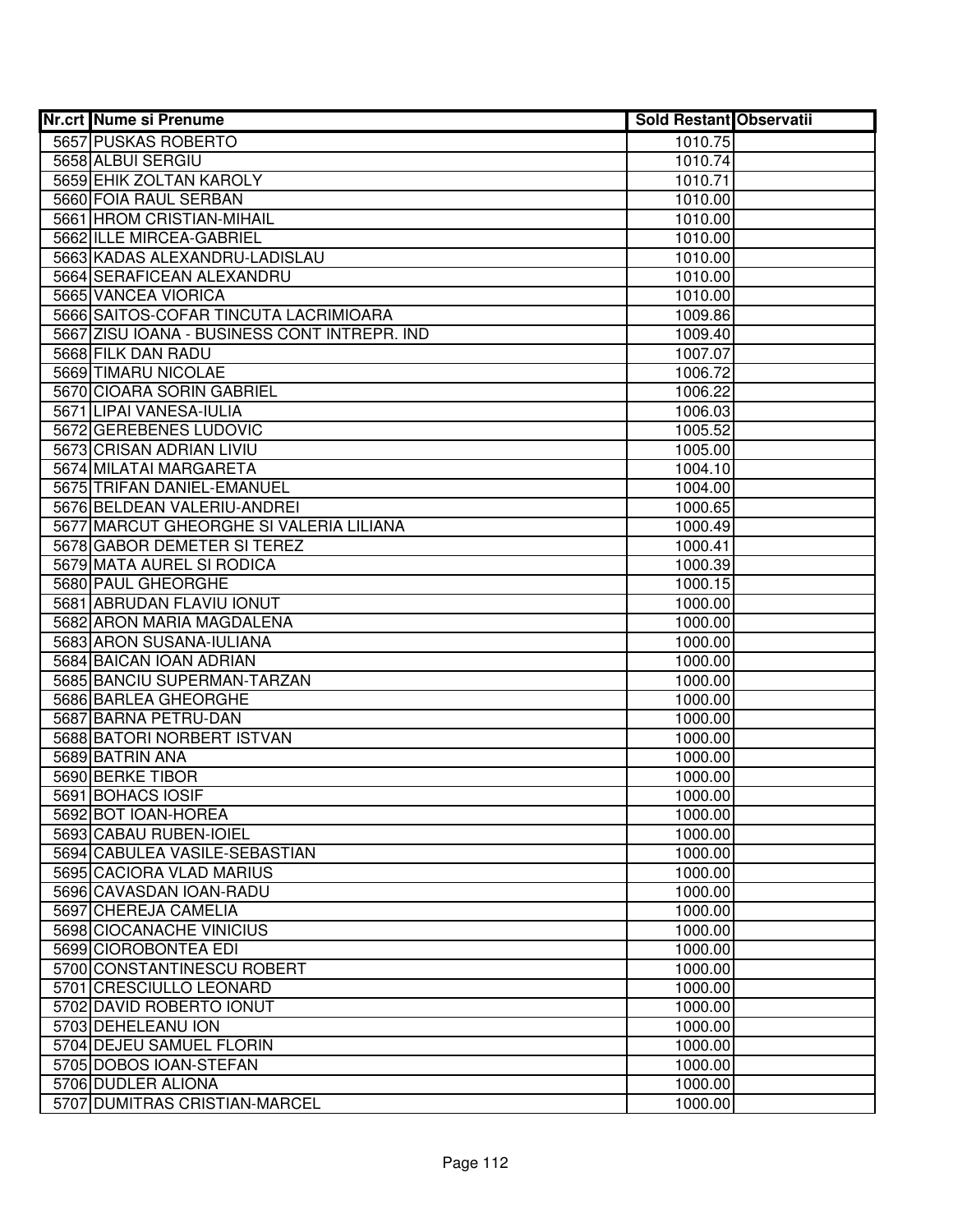| Nr.crt | Nume si Prenume | Sold Restant | Observatii |
|---|---|---|---|
| 5657 | PUSKAS ROBERTO | 1010.75 | |
| 5658 | ALBUI SERGIU | 1010.74 | |
| 5659 | EHIK ZOLTAN KAROLY | 1010.71 | |
| 5660 | FOIA RAUL SERBAN | 1010.00 | |
| 5661 | HROM CRISTIAN-MIHAIL | 1010.00 | |
| 5662 | ILLE MIRCEA-GABRIEL | 1010.00 | |
| 5663 | KADAS ALEXANDRU-LADISLAU | 1010.00 | |
| 5664 | SERAFICEAN ALEXANDRU | 1010.00 | |
| 5665 | VANCEA VIORICA | 1010.00 | |
| 5666 | SAITOS-COFAR TINCUTA LACRIMIOARA | 1009.86 | |
| 5667 | ZISU IOANA - BUSINESS CONT INTREPR. IND | 1009.40 | |
| 5668 | FILK DAN RADU | 1007.07 | |
| 5669 | TIMARU NICOLAE | 1006.72 | |
| 5670 | CIOARA SORIN GABRIEL | 1006.22 | |
| 5671 | LIPAI VANESA-IULIA | 1006.03 | |
| 5672 | GEREBENES LUDOVIC | 1005.52 | |
| 5673 | CRISAN ADRIAN LIVIU | 1005.00 | |
| 5674 | MILATAI MARGARETA | 1004.10 | |
| 5675 | TRIFAN DANIEL-EMANUEL | 1004.00 | |
| 5676 | BELDEAN VALERIU-ANDREI | 1000.65 | |
| 5677 | MARCUT GHEORGHE SI VALERIA LILIANA | 1000.49 | |
| 5678 | GABOR DEMETER SI TEREZ | 1000.41 | |
| 5679 | MATA AUREL SI RODICA | 1000.39 | |
| 5680 | PAUL GHEORGHE | 1000.15 | |
| 5681 | ABRUDAN FLAVIU IONUT | 1000.00 | |
| 5682 | ARON MARIA MAGDALENA | 1000.00 | |
| 5683 | ARON SUSANA-IULIANA | 1000.00 | |
| 5684 | BAICAN IOAN ADRIAN | 1000.00 | |
| 5685 | BANCIU SUPERMAN-TARZAN | 1000.00 | |
| 5686 | BARLEA GHEORGHE | 1000.00 | |
| 5687 | BARNA PETRU-DAN | 1000.00 | |
| 5688 | BATORI NORBERT ISTVAN | 1000.00 | |
| 5689 | BATRIN ANA | 1000.00 | |
| 5690 | BERKE TIBOR | 1000.00 | |
| 5691 | BOHACS IOSIF | 1000.00 | |
| 5692 | BOT IOAN-HOREA | 1000.00 | |
| 5693 | CABAU RUBEN-IOIEL | 1000.00 | |
| 5694 | CABULEA VASILE-SEBASTIAN | 1000.00 | |
| 5695 | CACIORA VLAD MARIUS | 1000.00 | |
| 5696 | CAVASDAN IOAN-RADU | 1000.00 | |
| 5697 | CHEREJA CAMELIA | 1000.00 | |
| 5698 | CIOCANACHE VINICIUS | 1000.00 | |
| 5699 | CIOROBONTEA EDI | 1000.00 | |
| 5700 | CONSTANTINESCU ROBERT | 1000.00 | |
| 5701 | CRESCIULLO LEONARD | 1000.00 | |
| 5702 | DAVID ROBERTO IONUT | 1000.00 | |
| 5703 | DEHELEANU ION | 1000.00 | |
| 5704 | DEJEU SAMUEL FLORIN | 1000.00 | |
| 5705 | DOBOS IOAN-STEFAN | 1000.00 | |
| 5706 | DUDLER ALIONA | 1000.00 | |
| 5707 | DUMITRAS CRISTIAN-MARCEL | 1000.00 | |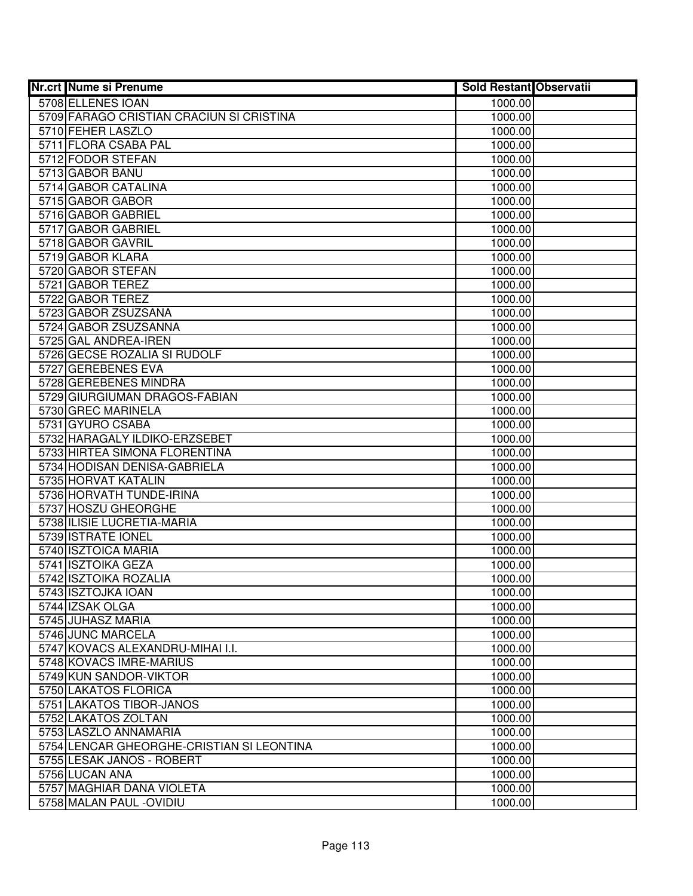| Nr.crt | Nume si Prenume | Sold Restant | Observatii |
|---|---|---|---|
| 5708 | ELLENES IOAN | 1000.00 | |
| 5709 | FARAGO CRISTIAN CRACIUN SI CRISTINA | 1000.00 | |
| 5710 | FEHER LASZLO | 1000.00 | |
| 5711 | FLORA CSABA PAL | 1000.00 | |
| 5712 | FODOR STEFAN | 1000.00 | |
| 5713 | GABOR BANU | 1000.00 | |
| 5714 | GABOR CATALINA | 1000.00 | |
| 5715 | GABOR GABOR | 1000.00 | |
| 5716 | GABOR GABRIEL | 1000.00 | |
| 5717 | GABOR GABRIEL | 1000.00 | |
| 5718 | GABOR GAVRIL | 1000.00 | |
| 5719 | GABOR KLARA | 1000.00 | |
| 5720 | GABOR STEFAN | 1000.00 | |
| 5721 | GABOR TEREZ | 1000.00 | |
| 5722 | GABOR TEREZ | 1000.00 | |
| 5723 | GABOR ZSUZSANA | 1000.00 | |
| 5724 | GABOR ZSUZSANNA | 1000.00 | |
| 5725 | GAL ANDREA-IREN | 1000.00 | |
| 5726 | GECSE ROZALIA SI RUDOLF | 1000.00 | |
| 5727 | GEREBENES EVA | 1000.00 | |
| 5728 | GEREBENES MINDRA | 1000.00 | |
| 5729 | GIURGIUMAN DRAGOS-FABIAN | 1000.00 | |
| 5730 | GREC MARINELA | 1000.00 | |
| 5731 | GYURO CSABA | 1000.00 | |
| 5732 | HARAGALY ILDIKO-ERZSEBET | 1000.00 | |
| 5733 | HIRTEA SIMONA FLORENTINA | 1000.00 | |
| 5734 | HODISAN DENISA-GABRIELA | 1000.00 | |
| 5735 | HORVAT KATALIN | 1000.00 | |
| 5736 | HORVATH TUNDE-IRINA | 1000.00 | |
| 5737 | HOSZU GHEORGHE | 1000.00 | |
| 5738 | ILISIE LUCRETIA-MARIA | 1000.00 | |
| 5739 | ISTRATE IONEL | 1000.00 | |
| 5740 | ISZTOICA MARIA | 1000.00 | |
| 5741 | ISZTOIKA GEZA | 1000.00 | |
| 5742 | ISZTOIKA ROZALIA | 1000.00 | |
| 5743 | ISZTOJKA IOAN | 1000.00 | |
| 5744 | IZSAK OLGA | 1000.00 | |
| 5745 | JUHASZ MARIA | 1000.00 | |
| 5746 | JUNC MARCELA | 1000.00 | |
| 5747 | KOVACS ALEXANDRU-MIHAI I.I. | 1000.00 | |
| 5748 | KOVACS IMRE-MARIUS | 1000.00 | |
| 5749 | KUN SANDOR-VIKTOR | 1000.00 | |
| 5750 | LAKATOS FLORICA | 1000.00 | |
| 5751 | LAKATOS TIBOR-JANOS | 1000.00 | |
| 5752 | LAKATOS ZOLTAN | 1000.00 | |
| 5753 | LASZLO ANNAMARIA | 1000.00 | |
| 5754 | LENCAR GHEORGHE-CRISTIAN SI LEONTINA | 1000.00 | |
| 5755 | LESAK JANOS - ROBERT | 1000.00 | |
| 5756 | LUCAN ANA | 1000.00 | |
| 5757 | MAGHIAR DANA VIOLETA | 1000.00 | |
| 5758 | MALAN PAUL -OVIDIU | 1000.00 | |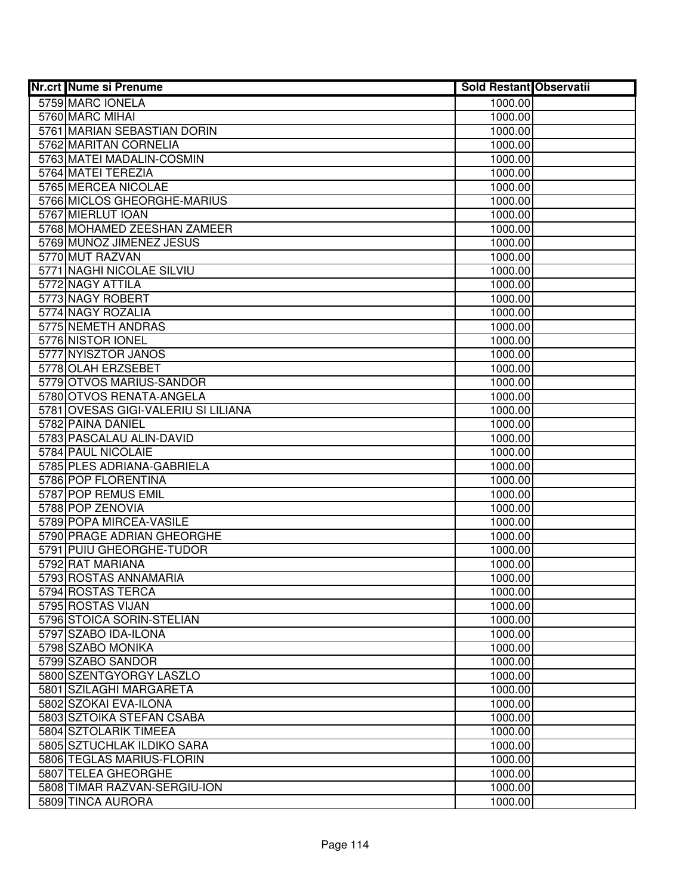| Nr.crt | Nume si Prenume | Sold Restant | Observatii |
|---|---|---|---|
| 5759 | MARC IONELA | 1000.00 | |
| 5760 | MARC MIHAI | 1000.00 | |
| 5761 | MARIAN SEBASTIAN DORIN | 1000.00 | |
| 5762 | MARITAN CORNELIA | 1000.00 | |
| 5763 | MATEI MADALIN-COSMIN | 1000.00 | |
| 5764 | MATEI TEREZIA | 1000.00 | |
| 5765 | MERCEA NICOLAE | 1000.00 | |
| 5766 | MICLOS GHEORGHE-MARIUS | 1000.00 | |
| 5767 | MIERLUT IOAN | 1000.00 | |
| 5768 | MOHAMED ZEESHAN ZAMEER | 1000.00 | |
| 5769 | MUNOZ JIMENEZ JESUS | 1000.00 | |
| 5770 | MUT RAZVAN | 1000.00 | |
| 5771 | NAGHI NICOLAE SILVIU | 1000.00 | |
| 5772 | NAGY ATTILA | 1000.00 | |
| 5773 | NAGY ROBERT | 1000.00 | |
| 5774 | NAGY ROZALIA | 1000.00 | |
| 5775 | NEMETH ANDRAS | 1000.00 | |
| 5776 | NISTOR IONEL | 1000.00 | |
| 5777 | NYISZTOR JANOS | 1000.00 | |
| 5778 | OLAH ERZSEBET | 1000.00 | |
| 5779 | OTVOS MARIUS-SANDOR | 1000.00 | |
| 5780 | OTVOS RENATA-ANGELA | 1000.00 | |
| 5781 | OVESAS GIGI-VALERIU SI LILIANA | 1000.00 | |
| 5782 | PAINA DANIEL | 1000.00 | |
| 5783 | PASCALAU ALIN-DAVID | 1000.00 | |
| 5784 | PAUL NICOLAIE | 1000.00 | |
| 5785 | PLES ADRIANA-GABRIELA | 1000.00 | |
| 5786 | POP FLORENTINA | 1000.00 | |
| 5787 | POP REMUS EMIL | 1000.00 | |
| 5788 | POP ZENOVIA | 1000.00 | |
| 5789 | POPA MIRCEA-VASILE | 1000.00 | |
| 5790 | PRAGE ADRIAN GHEORGHE | 1000.00 | |
| 5791 | PUIU GHEORGHE-TUDOR | 1000.00 | |
| 5792 | RAT MARIANA | 1000.00 | |
| 5793 | ROSTAS ANNAMARIA | 1000.00 | |
| 5794 | ROSTAS TERCA | 1000.00 | |
| 5795 | ROSTAS VIJAN | 1000.00 | |
| 5796 | STOICA SORIN-STELIAN | 1000.00 | |
| 5797 | SZABO IDA-ILONA | 1000.00 | |
| 5798 | SZABO MONIKA | 1000.00 | |
| 5799 | SZABO SANDOR | 1000.00 | |
| 5800 | SZENTGYORGY LASZLO | 1000.00 | |
| 5801 | SZILAGHI MARGARETA | 1000.00 | |
| 5802 | SZOKAI EVA-ILONA | 1000.00 | |
| 5803 | SZTOIKA STEFAN CSABA | 1000.00 | |
| 5804 | SZTOLARIK TIMEEA | 1000.00 | |
| 5805 | SZTUCHLAK ILDIKO SARA | 1000.00 | |
| 5806 | TEGLAS MARIUS-FLORIN | 1000.00 | |
| 5807 | TELEA GHEORGHE | 1000.00 | |
| 5808 | TIMAR RAZVAN-SERGIU-ION | 1000.00 | |
| 5809 | TINCA AURORA | 1000.00 | |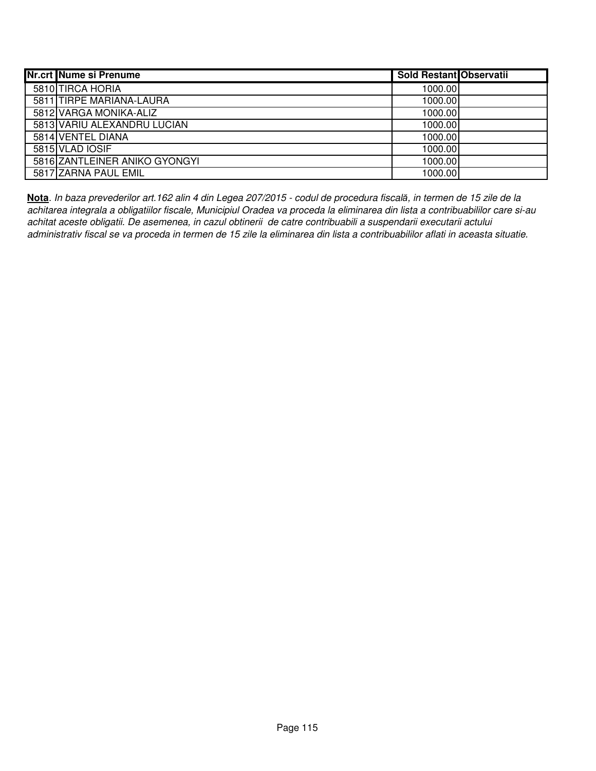| Nr.crt | Nume si Prenume | Sold Restant | Observatii |
|---|---|---|---|
| 5810 | TIRCA HORIA | 1000.00 | |
| 5811 | TIRPE MARIANA-LAURA | 1000.00 | |
| 5812 | VARGA MONIKA-ALIZ | 1000.00 | |
| 5813 | VARIU ALEXANDRU LUCIAN | 1000.00 | |
| 5814 | VENTEL DIANA | 1000.00 | |
| 5815 | VLAD IOSIF | 1000.00 | |
| 5816 | ZANTLEINER ANIKO GYONGYI | 1000.00 | |
| 5817 | ZARNA PAUL EMIL | 1000.00 | |

**Nota**. *In baza prevederilor art.162 alin 4 din Legea 207/2015 - codul de procedura fiscală, in termen de 15 zile de la achitarea integrala a obligatiilor fiscale, Municipiul Oradea va proceda la eliminarea din lista a contribuabililor care si-au achitat aceste obligatii. De asemenea, in cazul obtinerii de catre contribuabili a suspendarii executarii actului administrativ fiscal se va proceda in termen de 15 zile la eliminarea din lista a contribuabililor aflati in aceasta situatie.*